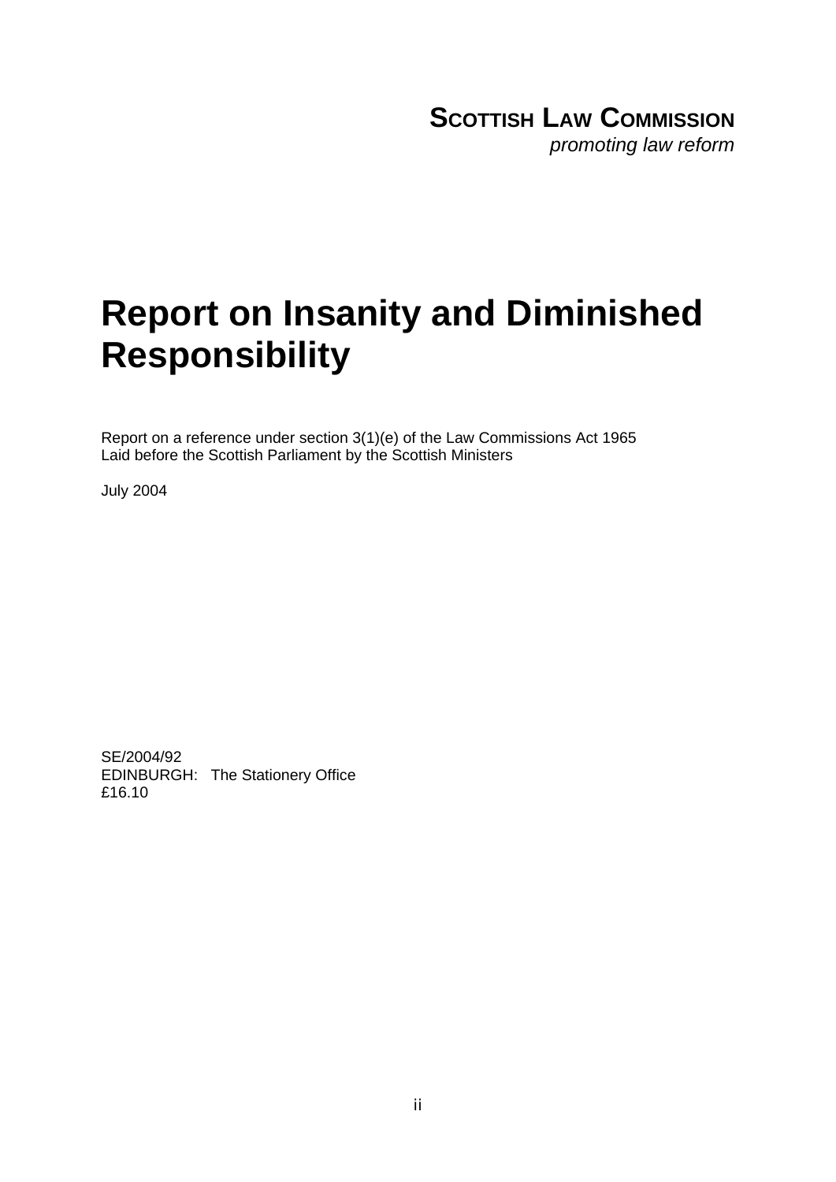**SCOTTISH LAW COMMISSION**
*promoting law reform*

# Report on Insanity and Diminished Responsibility

Report on a reference under section 3(1)(e) of the Law Commissions Act 1965
Laid before the Scottish Parliament by the Scottish Ministers

July 2004

SE/2004/92
EDINBURGH: The Stationery Office
£16.10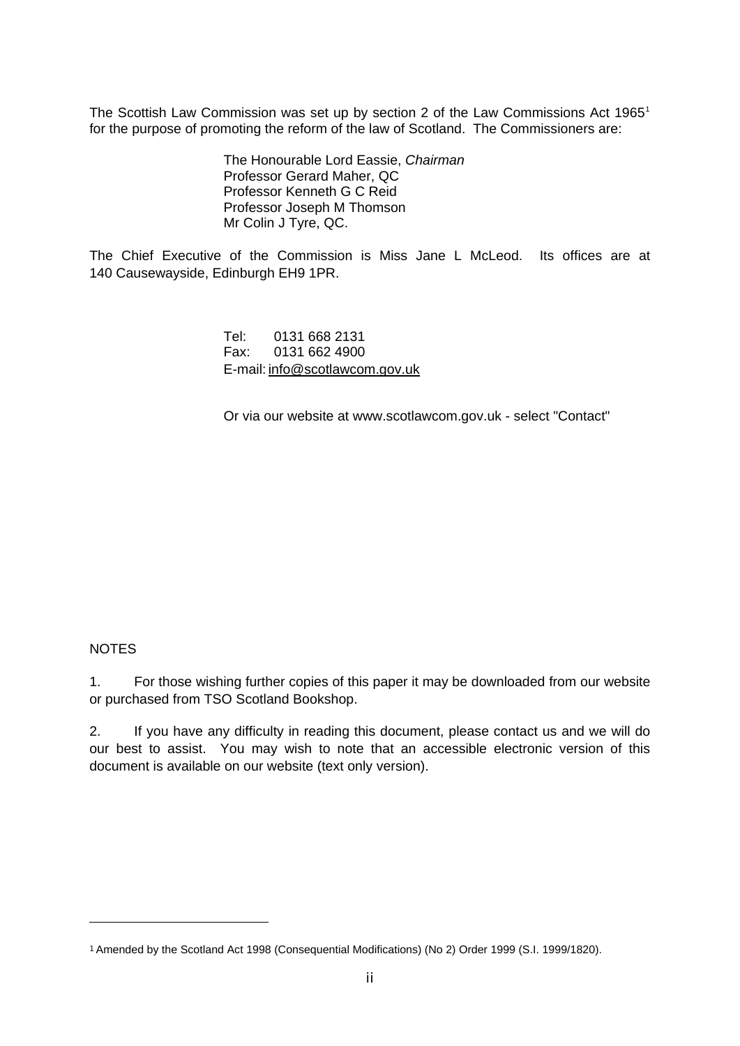The Scottish Law Commission was set up by section 2 of the Law Commissions Act 1965[1] for the purpose of promoting the reform of the law of Scotland. The Commissioners are:

The Honourable Lord Eassie, *Chairman*
Professor Gerard Maher, QC
Professor Kenneth G C Reid
Professor Joseph M Thomson
Mr Colin J Tyre, QC.

The Chief Executive of the Commission is Miss Jane L McLeod. Its offices are at 140 Causewayside, Edinburgh EH9 1PR.

Tel: 0131 668 2131
Fax: 0131 662 4900
E-mail: info@scotlawcom.gov.uk

Or via our website at www.scotlawcom.gov.uk - select "Contact"

NOTES

1. For those wishing further copies of this paper it may be downloaded from our website or purchased from TSO Scotland Bookshop.

2. If you have any difficulty in reading this document, please contact us and we will do our best to assist. You may wish to note that an accessible electronic version of this document is available on our website (text only version).

---

[1] Amended by the Scotland Act 1998 (Consequential Modifications) (No 2) Order 1999 (S.I. 1999/1820).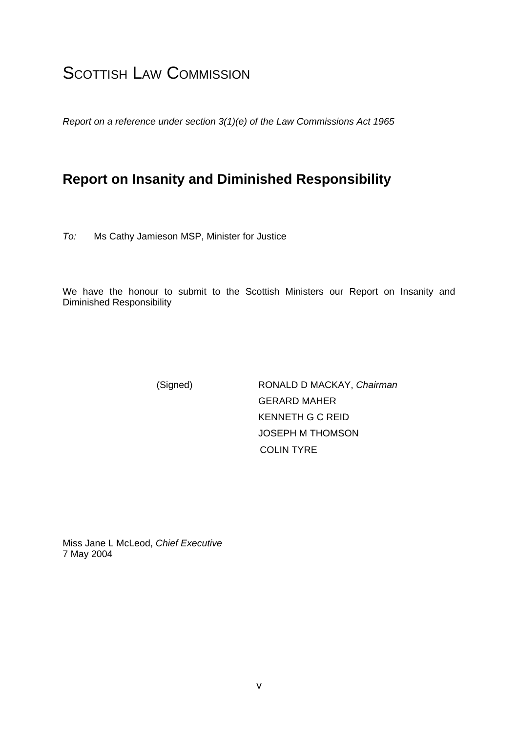# SCOTTISH LAW COMMISSION

*Report on a reference under section 3(1)(e) of the Law Commissions Act 1965*

## Report on Insanity and Diminished Responsibility

*To:* Ms Cathy Jamieson MSP, Minister for Justice

We have the honour to submit to the Scottish Ministers our Report on Insanity and Diminished Responsibility

(Signed) RONALD D MACKAY, *Chairman*
GERARD MAHER
KENNETH G C REID
JOSEPH M THOMSON
COLIN TYRE

Miss Jane L McLeod, *Chief Executive*
7 May 2004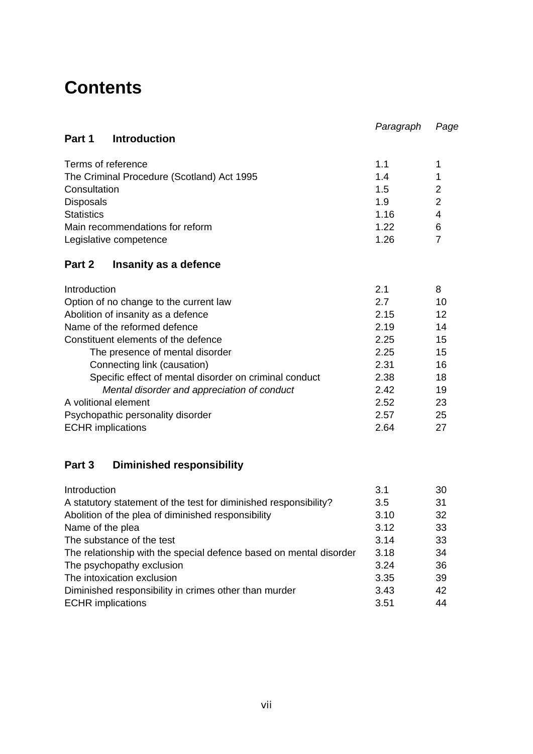# Contents

| | Paragraph | Page |
|---|---|---|
| **Part 1 Introduction** | | |
| Terms of reference | 1.1 | 1 |
| The Criminal Procedure (Scotland) Act 1995 | 1.4 | 1 |
| Consultation | 1.5 | 2 |
| Disposals | 1.9 | 2 |
| Statistics | 1.16 | 4 |
| Main recommendations for reform | 1.22 | 6 |
| Legislative competence | 1.26 | 7 |
| **Part 2 Insanity as a defence** | | |
| Introduction | 2.1 | 8 |
| Option of no change to the current law | 2.7 | 10 |
| Abolition of insanity as a defence | 2.15 | 12 |
| Name of the reformed defence | 2.19 | 14 |
| Constituent elements of the defence | 2.25 | 15 |
| The presence of mental disorder | 2.25 | 15 |
| Connecting link (causation) | 2.31 | 16 |
| Specific effect of mental disorder on criminal conduct | 2.38 | 18 |
| *Mental disorder and appreciation of conduct* | 2.42 | 19 |
| A volitional element | 2.52 | 23 |
| Psychopathic personality disorder | 2.57 | 25 |
| ECHR implications | 2.64 | 27 |
| **Part 3 Diminished responsibility** | | |
| Introduction | 3.1 | 30 |
| A statutory statement of the test for diminished responsibility? | 3.5 | 31 |
| Abolition of the plea of diminished responsibility | 3.10 | 32 |
| Name of the plea | 3.12 | 33 |
| The substance of the test | 3.14 | 33 |
| The relationship with the special defence based on mental disorder | 3.18 | 34 |
| The psychopathy exclusion | 3.24 | 36 |
| The intoxication exclusion | 3.35 | 39 |
| Diminished responsibility in crimes other than murder | 3.43 | 42 |
| ECHR implications | 3.51 | 44 |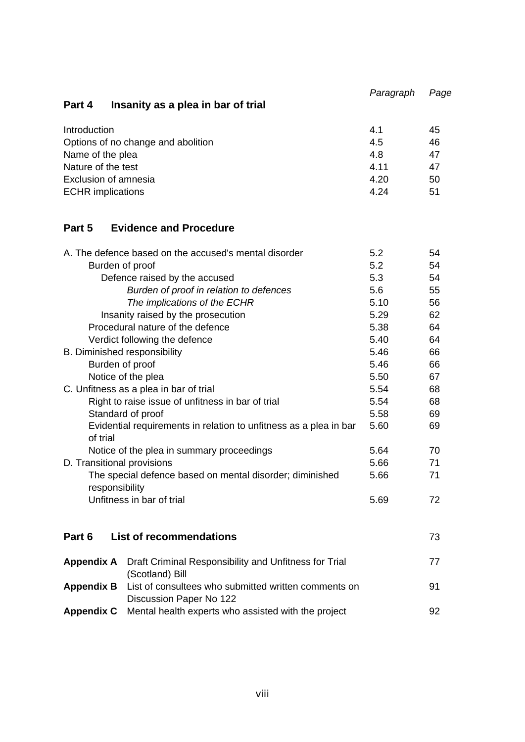| | Paragraph | Page |
|---|---|---|
| **Part 4 Insanity as a plea in bar of trial** | | |
| Introduction | 4.1 | 45 |
| Options of no change and abolition | 4.5 | 46 |
| Name of the plea | 4.8 | 47 |
| Nature of the test | 4.11 | 47 |
| Exclusion of amnesia | 4.20 | 50 |
| ECHR implications | 4.24 | 51 |
| **Part 5 Evidence and Procedure** | | |
| A. The defence based on the accused's mental disorder | 5.2 | 54 |
| Burden of proof | 5.2 | 54 |
| Defence raised by the accused | 5.3 | 54 |
| *Burden of proof in relation to defences* | 5.6 | 55 |
| *The implications of the ECHR* | 5.10 | 56 |
| Insanity raised by the prosecution | 5.29 | 62 |
| Procedural nature of the defence | 5.38 | 64 |
| Verdict following the defence | 5.40 | 64 |
| B. Diminished responsibility | 5.46 | 66 |
| Burden of proof | 5.46 | 66 |
| Notice of the plea | 5.50 | 67 |
| C. Unfitness as a plea in bar of trial | 5.54 | 68 |
| Right to raise issue of unfitness in bar of trial | 5.54 | 68 |
| Standard of proof | 5.58 | 69 |
| Evidential requirements in relation to unfitness as a plea in bar of trial | 5.60 | 69 |
| Notice of the plea in summary proceedings | 5.64 | 70 |
| D. Transitional provisions | 5.66 | 71 |
| The special defence based on mental disorder; diminished responsibility | 5.66 | 71 |
| Unfitness in bar of trial | 5.69 | 72 |
| **Part 6 List of recommendations** | | 73 |
| **Appendix A** Draft Criminal Responsibility and Unfitness for Trial (Scotland) Bill | | 77 |
| **Appendix B** List of consultees who submitted written comments on Discussion Paper No 122 | | 91 |
| **Appendix C** Mental health experts who assisted with the project | | 92 |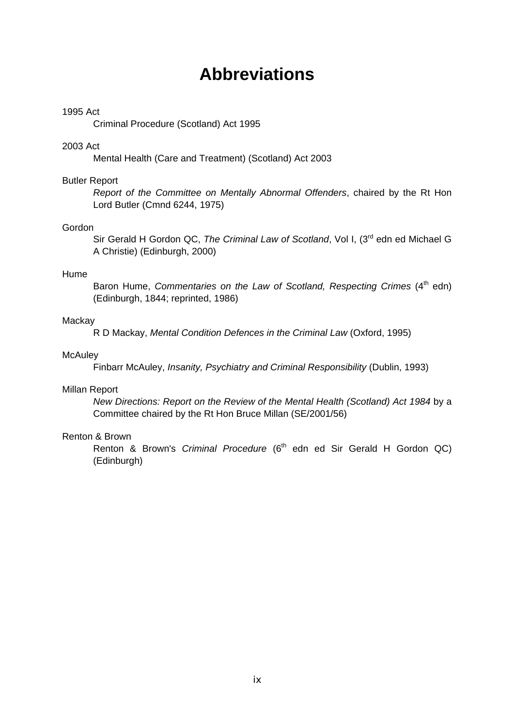# Abbreviations

1995 Act

Criminal Procedure (Scotland) Act 1995

2003 Act

Mental Health (Care and Treatment) (Scotland) Act 2003

Butler Report

*Report of the Committee on Mentally Abnormal Offenders*, chaired by the Rt Hon Lord Butler (Cmnd 6244, 1975)

Gordon

Sir Gerald H Gordon QC, *The Criminal Law of Scotland*, Vol I, (3rd edn ed Michael G A Christie) (Edinburgh, 2000)

Hume

Baron Hume, *Commentaries on the Law of Scotland, Respecting Crimes* (4th edn) (Edinburgh, 1844; reprinted, 1986)

Mackay

R D Mackay, *Mental Condition Defences in the Criminal Law* (Oxford, 1995)

McAuley

Finbarr McAuley, *Insanity, Psychiatry and Criminal Responsibility* (Dublin, 1993)

Millan Report

*New Directions: Report on the Review of the Mental Health (Scotland) Act 1984* by a Committee chaired by the Rt Hon Bruce Millan (SE/2001/56)

Renton & Brown

Renton & Brown's *Criminal Procedure* (6th edn ed Sir Gerald H Gordon QC) (Edinburgh)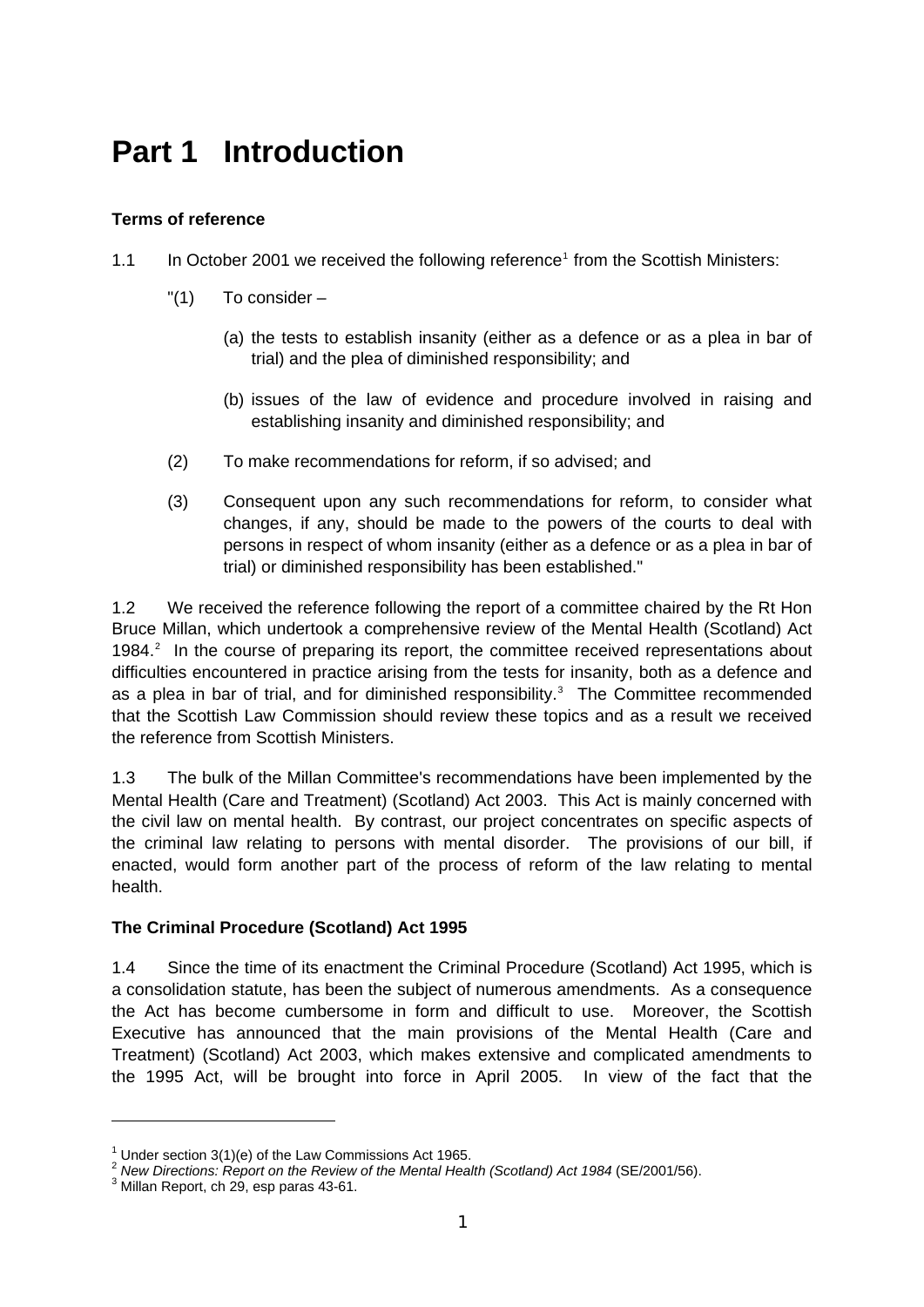# Part 1 Introduction

**Terms of reference**

1.1 In October 2001 we received the following reference[1] from the Scottish Ministers:

"(1) To consider –

(a) the tests to establish insanity (either as a defence or as a plea in bar of trial) and the plea of diminished responsibility; and

(b) issues of the law of evidence and procedure involved in raising and establishing insanity and diminished responsibility; and

(2) To make recommendations for reform, if so advised; and

(3) Consequent upon any such recommendations for reform, to consider what changes, if any, should be made to the powers of the courts to deal with persons in respect of whom insanity (either as a defence or as a plea in bar of trial) or diminished responsibility has been established."

1.2 We received the reference following the report of a committee chaired by the Rt Hon Bruce Millan, which undertook a comprehensive review of the Mental Health (Scotland) Act 1984.[2] In the course of preparing its report, the committee received representations about difficulties encountered in practice arising from the tests for insanity, both as a defence and as a plea in bar of trial, and for diminished responsibility.[3] The Committee recommended that the Scottish Law Commission should review these topics and as a result we received the reference from Scottish Ministers.

1.3 The bulk of the Millan Committee's recommendations have been implemented by the Mental Health (Care and Treatment) (Scotland) Act 2003. This Act is mainly concerned with the civil law on mental health. By contrast, our project concentrates on specific aspects of the criminal law relating to persons with mental disorder. The provisions of our bill, if enacted, would form another part of the process of reform of the law relating to mental health.

**The Criminal Procedure (Scotland) Act 1995**

1.4 Since the time of its enactment the Criminal Procedure (Scotland) Act 1995, which is a consolidation statute, has been the subject of numerous amendments. As a consequence the Act has become cumbersome in form and difficult to use. Moreover, the Scottish Executive has announced that the main provisions of the Mental Health (Care and Treatment) (Scotland) Act 2003, which makes extensive and complicated amendments to the 1995 Act, will be brought into force in April 2005. In view of the fact that the

---

[1] Under section 3(1)(e) of the Law Commissions Act 1965.

[2] *New Directions: Report on the Review of the Mental Health (Scotland) Act 1984* (SE/2001/56).

[3] Millan Report, ch 29, esp paras 43-61.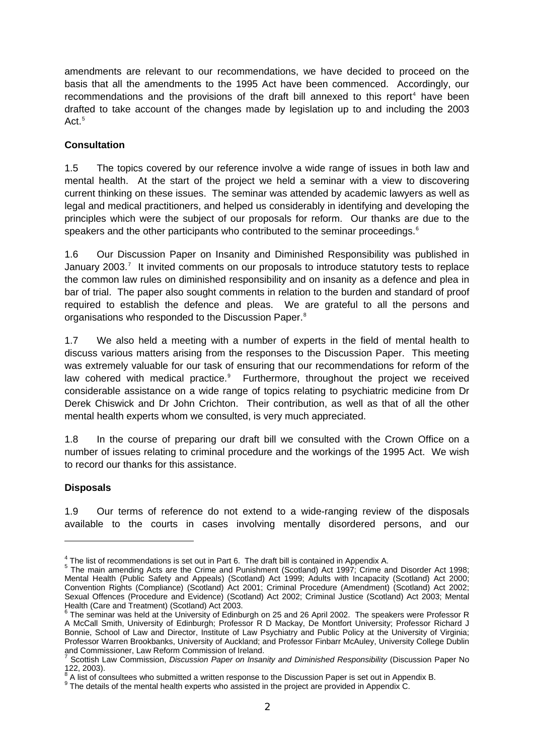amendments are relevant to our recommendations, we have decided to proceed on the basis that all the amendments to the 1995 Act have been commenced. Accordingly, our recommendations and the provisions of the draft bill annexed to this report[4] have been drafted to take account of the changes made by legislation up to and including the 2003 Act.[5]

**Consultation**

1.5 The topics covered by our reference involve a wide range of issues in both law and mental health. At the start of the project we held a seminar with a view to discovering current thinking on these issues. The seminar was attended by academic lawyers as well as legal and medical practitioners, and helped us considerably in identifying and developing the principles which were the subject of our proposals for reform. Our thanks are due to the speakers and the other participants who contributed to the seminar proceedings.[6]

1.6 Our Discussion Paper on Insanity and Diminished Responsibility was published in January 2003.[7] It invited comments on our proposals to introduce statutory tests to replace the common law rules on diminished responsibility and on insanity as a defence and plea in bar of trial. The paper also sought comments in relation to the burden and standard of proof required to establish the defence and pleas. We are grateful to all the persons and organisations who responded to the Discussion Paper.[8]

1.7 We also held a meeting with a number of experts in the field of mental health to discuss various matters arising from the responses to the Discussion Paper. This meeting was extremely valuable for our task of ensuring that our recommendations for reform of the law cohered with medical practice.[9] Furthermore, throughout the project we received considerable assistance on a wide range of topics relating to psychiatric medicine from Dr Derek Chiswick and Dr John Crichton. Their contribution, as well as that of all the other mental health experts whom we consulted, is very much appreciated.

1.8 In the course of preparing our draft bill we consulted with the Crown Office on a number of issues relating to criminal procedure and the workings of the 1995 Act. We wish to record our thanks for this assistance.

**Disposals**

1.9 Our terms of reference do not extend to a wide-ranging review of the disposals available to the courts in cases involving mentally disordered persons, and our

---

[4] The list of recommendations is set out in Part 6. The draft bill is contained in Appendix A.

[5] The main amending Acts are the Crime and Punishment (Scotland) Act 1997; Crime and Disorder Act 1998; Mental Health (Public Safety and Appeals) (Scotland) Act 1999; Adults with Incapacity (Scotland) Act 2000; Convention Rights (Compliance) (Scotland) Act 2001; Criminal Procedure (Amendment) (Scotland) Act 2002; Sexual Offences (Procedure and Evidence) (Scotland) Act 2002; Criminal Justice (Scotland) Act 2003; Mental Health (Care and Treatment) (Scotland) Act 2003.

[6] The seminar was held at the University of Edinburgh on 25 and 26 April 2002. The speakers were Professor R A McCall Smith, University of Edinburgh; Professor R D Mackay, De Montfort University; Professor Richard J Bonnie, School of Law and Director, Institute of Law Psychiatry and Public Policy at the University of Virginia; Professor Warren Brookbanks, University of Auckland; and Professor Finbarr McAuley, University College Dublin and Commissioner, Law Reform Commission of Ireland.

[7] Scottish Law Commission, *Discussion Paper on Insanity and Diminished Responsibility* (Discussion Paper No 122, 2003).

[8] A list of consultees who submitted a written response to the Discussion Paper is set out in Appendix B.

[9] The details of the mental health experts who assisted in the project are provided in Appendix C.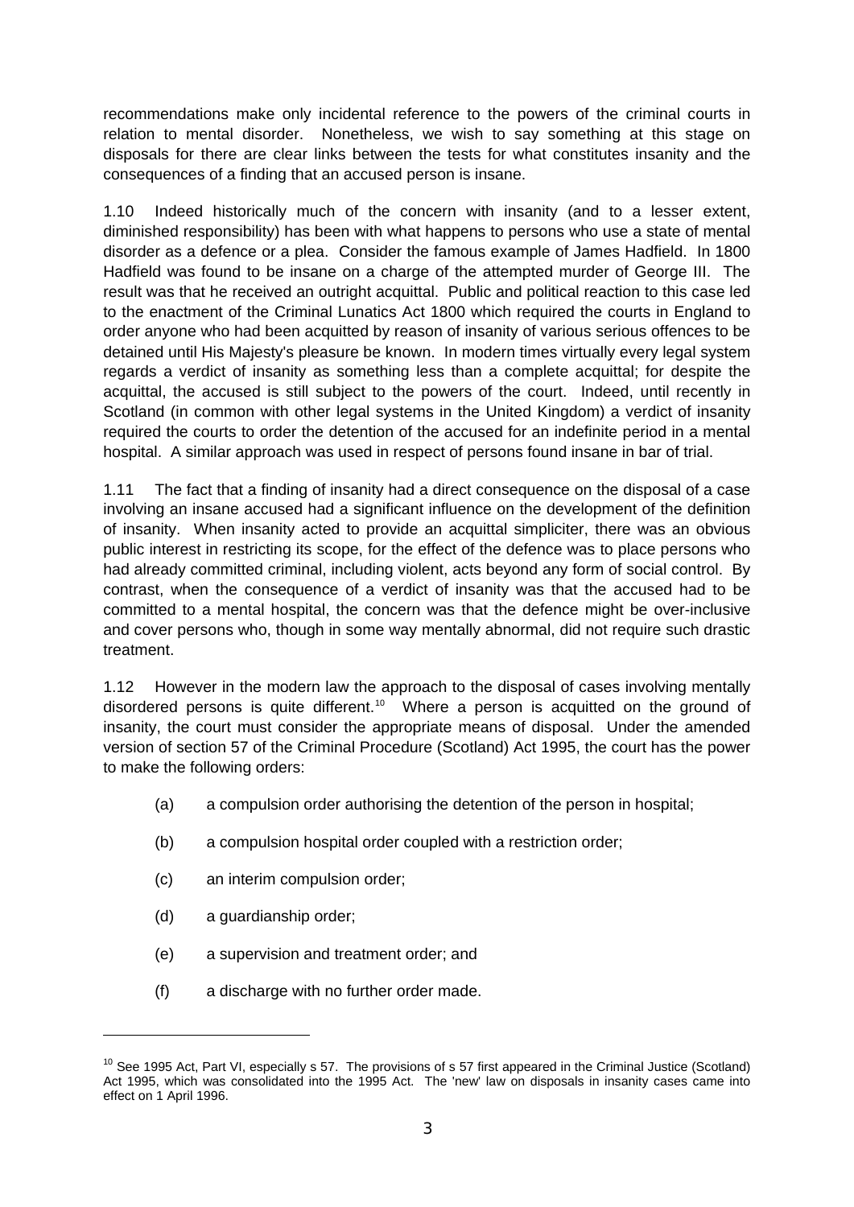recommendations make only incidental reference to the powers of the criminal courts in relation to mental disorder. Nonetheless, we wish to say something at this stage on disposals for there are clear links between the tests for what constitutes insanity and the consequences of a finding that an accused person is insane.

1.10 Indeed historically much of the concern with insanity (and to a lesser extent, diminished responsibility) has been with what happens to persons who use a state of mental disorder as a defence or a plea. Consider the famous example of James Hadfield. In 1800 Hadfield was found to be insane on a charge of the attempted murder of George III. The result was that he received an outright acquittal. Public and political reaction to this case led to the enactment of the Criminal Lunatics Act 1800 which required the courts in England to order anyone who had been acquitted by reason of insanity of various serious offences to be detained until His Majesty's pleasure be known. In modern times virtually every legal system regards a verdict of insanity as something less than a complete acquittal; for despite the acquittal, the accused is still subject to the powers of the court. Indeed, until recently in Scotland (in common with other legal systems in the United Kingdom) a verdict of insanity required the courts to order the detention of the accused for an indefinite period in a mental hospital. A similar approach was used in respect of persons found insane in bar of trial.

1.11 The fact that a finding of insanity had a direct consequence on the disposal of a case involving an insane accused had a significant influence on the development of the definition of insanity. When insanity acted to provide an acquittal simpliciter, there was an obvious public interest in restricting its scope, for the effect of the defence was to place persons who had already committed criminal, including violent, acts beyond any form of social control. By contrast, when the consequence of a verdict of insanity was that the accused had to be committed to a mental hospital, the concern was that the defence might be over-inclusive and cover persons who, though in some way mentally abnormal, did not require such drastic treatment.

1.12 However in the modern law the approach to the disposal of cases involving mentally disordered persons is quite different.[10] Where a person is acquitted on the ground of insanity, the court must consider the appropriate means of disposal. Under the amended version of section 57 of the Criminal Procedure (Scotland) Act 1995, the court has the power to make the following orders:

(a) a compulsion order authorising the detention of the person in hospital;

(b) a compulsion hospital order coupled with a restriction order;

(c) an interim compulsion order;

(d) a guardianship order;

(e) a supervision and treatment order; and

(f) a discharge with no further order made.

---

[10] See 1995 Act, Part VI, especially s 57. The provisions of s 57 first appeared in the Criminal Justice (Scotland) Act 1995, which was consolidated into the 1995 Act. The 'new' law on disposals in insanity cases came into effect on 1 April 1996.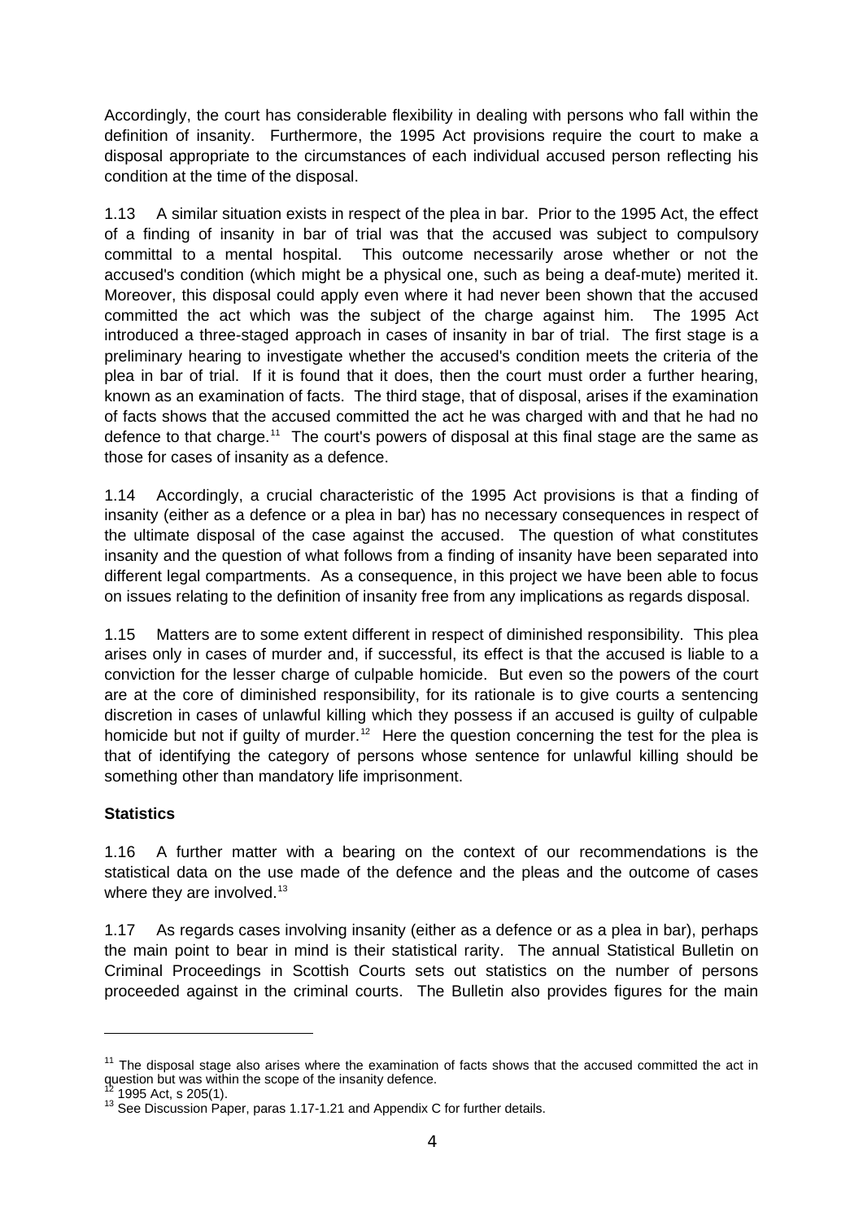Accordingly, the court has considerable flexibility in dealing with persons who fall within the definition of insanity. Furthermore, the 1995 Act provisions require the court to make a disposal appropriate to the circumstances of each individual accused person reflecting his condition at the time of the disposal.

1.13 A similar situation exists in respect of the plea in bar. Prior to the 1995 Act, the effect of a finding of insanity in bar of trial was that the accused was subject to compulsory committal to a mental hospital. This outcome necessarily arose whether or not the accused's condition (which might be a physical one, such as being a deaf-mute) merited it. Moreover, this disposal could apply even where it had never been shown that the accused committed the act which was the subject of the charge against him. The 1995 Act introduced a three-staged approach in cases of insanity in bar of trial. The first stage is a preliminary hearing to investigate whether the accused's condition meets the criteria of the plea in bar of trial. If it is found that it does, then the court must order a further hearing, known as an examination of facts. The third stage, that of disposal, arises if the examination of facts shows that the accused committed the act he was charged with and that he had no defence to that charge.[11] The court's powers of disposal at this final stage are the same as those for cases of insanity as a defence.

1.14 Accordingly, a crucial characteristic of the 1995 Act provisions is that a finding of insanity (either as a defence or a plea in bar) has no necessary consequences in respect of the ultimate disposal of the case against the accused. The question of what constitutes insanity and the question of what follows from a finding of insanity have been separated into different legal compartments. As a consequence, in this project we have been able to focus on issues relating to the definition of insanity free from any implications as regards disposal.

1.15 Matters are to some extent different in respect of diminished responsibility. This plea arises only in cases of murder and, if successful, its effect is that the accused is liable to a conviction for the lesser charge of culpable homicide. But even so the powers of the court are at the core of diminished responsibility, for its rationale is to give courts a sentencing discretion in cases of unlawful killing which they possess if an accused is guilty of culpable homicide but not if guilty of murder.[12] Here the question concerning the test for the plea is that of identifying the category of persons whose sentence for unlawful killing should be something other than mandatory life imprisonment.

**Statistics**

1.16 A further matter with a bearing on the context of our recommendations is the statistical data on the use made of the defence and the pleas and the outcome of cases where they are involved.[13]

1.17 As regards cases involving insanity (either as a defence or as a plea in bar), perhaps the main point to bear in mind is their statistical rarity. The annual Statistical Bulletin on Criminal Proceedings in Scottish Courts sets out statistics on the number of persons proceeded against in the criminal courts. The Bulletin also provides figures for the main

---

[11] The disposal stage also arises where the examination of facts shows that the accused committed the act in question but was within the scope of the insanity defence.

[12] 1995 Act, s 205(1).

[13] See Discussion Paper, paras 1.17-1.21 and Appendix C for further details.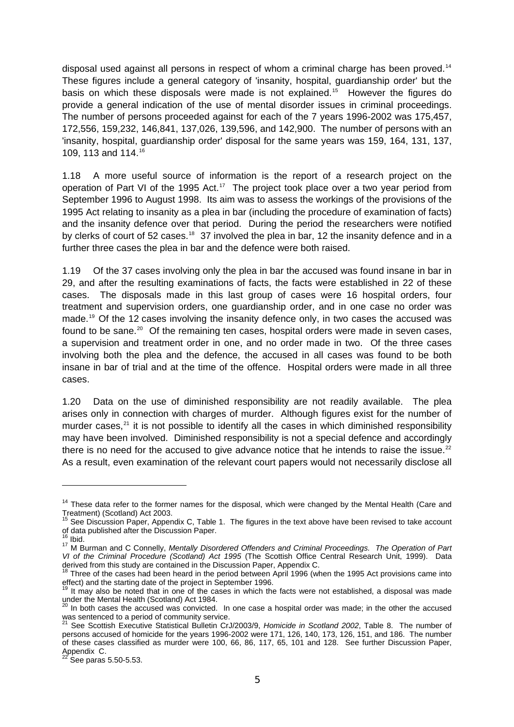disposal used against all persons in respect of whom a criminal charge has been proved.[14] These figures include a general category of 'insanity, hospital, guardianship order' but the basis on which these disposals were made is not explained.[15] However the figures do provide a general indication of the use of mental disorder issues in criminal proceedings. The number of persons proceeded against for each of the 7 years 1996-2002 was 175,457, 172,556, 159,232, 146,841, 137,026, 139,596, and 142,900. The number of persons with an 'insanity, hospital, guardianship order' disposal for the same years was 159, 164, 131, 137, 109, 113 and 114.[16]

1.18 A more useful source of information is the report of a research project on the operation of Part VI of the 1995 Act.[17] The project took place over a two year period from September 1996 to August 1998. Its aim was to assess the workings of the provisions of the 1995 Act relating to insanity as a plea in bar (including the procedure of examination of facts) and the insanity defence over that period. During the period the researchers were notified by clerks of court of 52 cases.[18] 37 involved the plea in bar, 12 the insanity defence and in a further three cases the plea in bar and the defence were both raised.

1.19 Of the 37 cases involving only the plea in bar the accused was found insane in bar in 29, and after the resulting examinations of facts, the facts were established in 22 of these cases. The disposals made in this last group of cases were 16 hospital orders, four treatment and supervision orders, one guardianship order, and in one case no order was made.[19] Of the 12 cases involving the insanity defence only, in two cases the accused was found to be sane.[20] Of the remaining ten cases, hospital orders were made in seven cases, a supervision and treatment order in one, and no order made in two. Of the three cases involving both the plea and the defence, the accused in all cases was found to be both insane in bar of trial and at the time of the offence. Hospital orders were made in all three cases.

1.20 Data on the use of diminished responsibility are not readily available. The plea arises only in connection with charges of murder. Although figures exist for the number of murder cases,[21] it is not possible to identify all the cases in which diminished responsibility may have been involved. Diminished responsibility is not a special defence and accordingly there is no need for the accused to give advance notice that he intends to raise the issue.[22] As a result, even examination of the relevant court papers would not necessarily disclose all

---

[14] These data refer to the former names for the disposal, which were changed by the Mental Health (Care and Treatment) (Scotland) Act 2003.

[15] See Discussion Paper, Appendix C, Table 1. The figures in the text above have been revised to take account of data published after the Discussion Paper.

[16] Ibid.

[17] M Burman and C Connelly, *Mentally Disordered Offenders and Criminal Proceedings. The Operation of Part VI of the Criminal Procedure (Scotland) Act 1995* (The Scottish Office Central Research Unit, 1999). Data derived from this study are contained in the Discussion Paper, Appendix C.

[18] Three of the cases had been heard in the period between April 1996 (when the 1995 Act provisions came into effect) and the starting date of the project in September 1996.

[19] It may also be noted that in one of the cases in which the facts were not established, a disposal was made under the Mental Health (Scotland) Act 1984.

[20] In both cases the accused was convicted. In one case a hospital order was made; in the other the accused was sentenced to a period of community service.

[21] See Scottish Executive Statistical Bulletin CrJ/2003/9, *Homicide in Scotland 2002*, Table 8. The number of persons accused of homicide for the years 1996-2002 were 171, 126, 140, 173, 126, 151, and 186. The number of these cases classified as murder were 100, 66, 86, 117, 65, 101 and 128. See further Discussion Paper, Appendix C.

[22] See paras 5.50-5.53.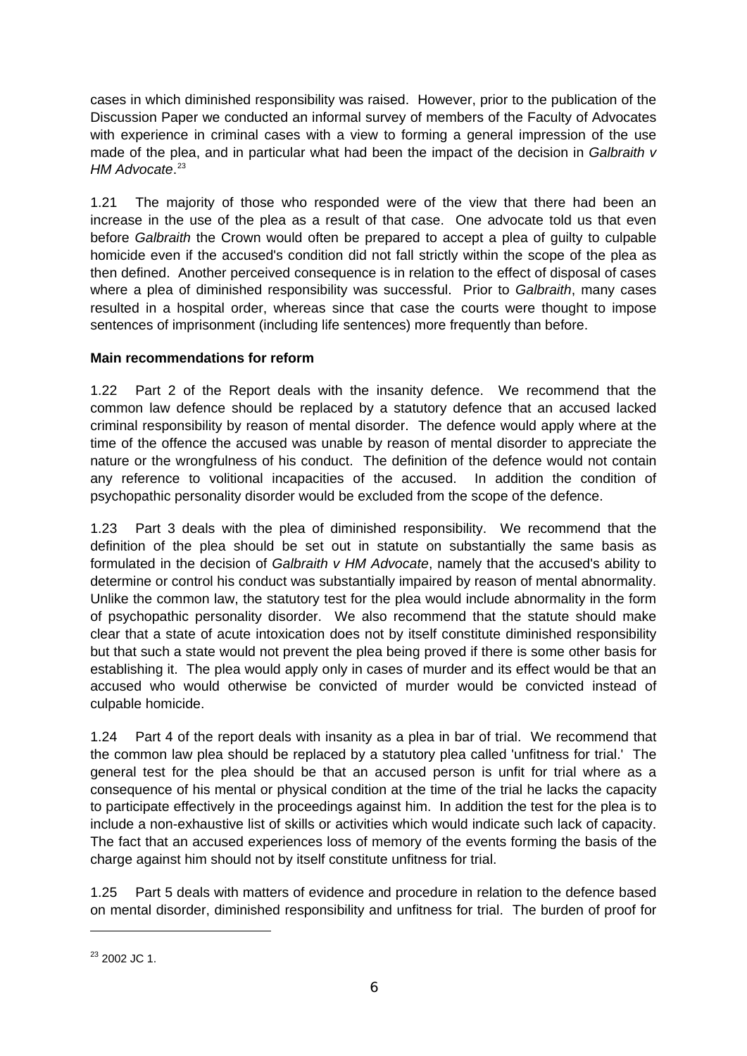cases in which diminished responsibility was raised. However, prior to the publication of the Discussion Paper we conducted an informal survey of members of the Faculty of Advocates with experience in criminal cases with a view to forming a general impression of the use made of the plea, and in particular what had been the impact of the decision in *Galbraith v HM Advocate*.[23]

1.21 The majority of those who responded were of the view that there had been an increase in the use of the plea as a result of that case. One advocate told us that even before *Galbraith* the Crown would often be prepared to accept a plea of guilty to culpable homicide even if the accused's condition did not fall strictly within the scope of the plea as then defined. Another perceived consequence is in relation to the effect of disposal of cases where a plea of diminished responsibility was successful. Prior to *Galbraith*, many cases resulted in a hospital order, whereas since that case the courts were thought to impose sentences of imprisonment (including life sentences) more frequently than before.

**Main recommendations for reform**

1.22 Part 2 of the Report deals with the insanity defence. We recommend that the common law defence should be replaced by a statutory defence that an accused lacked criminal responsibility by reason of mental disorder. The defence would apply where at the time of the offence the accused was unable by reason of mental disorder to appreciate the nature or the wrongfulness of his conduct. The definition of the defence would not contain any reference to volitional incapacities of the accused. In addition the condition of psychopathic personality disorder would be excluded from the scope of the defence.

1.23 Part 3 deals with the plea of diminished responsibility. We recommend that the definition of the plea should be set out in statute on substantially the same basis as formulated in the decision of *Galbraith v HM Advocate*, namely that the accused's ability to determine or control his conduct was substantially impaired by reason of mental abnormality. Unlike the common law, the statutory test for the plea would include abnormality in the form of psychopathic personality disorder. We also recommend that the statute should make clear that a state of acute intoxication does not by itself constitute diminished responsibility but that such a state would not prevent the plea being proved if there is some other basis for establishing it. The plea would apply only in cases of murder and its effect would be that an accused who would otherwise be convicted of murder would be convicted instead of culpable homicide.

1.24 Part 4 of the report deals with insanity as a plea in bar of trial. We recommend that the common law plea should be replaced by a statutory plea called 'unfitness for trial.' The general test for the plea should be that an accused person is unfit for trial where as a consequence of his mental or physical condition at the time of the trial he lacks the capacity to participate effectively in the proceedings against him. In addition the test for the plea is to include a non-exhaustive list of skills or activities which would indicate such lack of capacity. The fact that an accused experiences loss of memory of the events forming the basis of the charge against him should not by itself constitute unfitness for trial.

1.25 Part 5 deals with matters of evidence and procedure in relation to the defence based on mental disorder, diminished responsibility and unfitness for trial. The burden of proof for

[23] 2002 JC 1.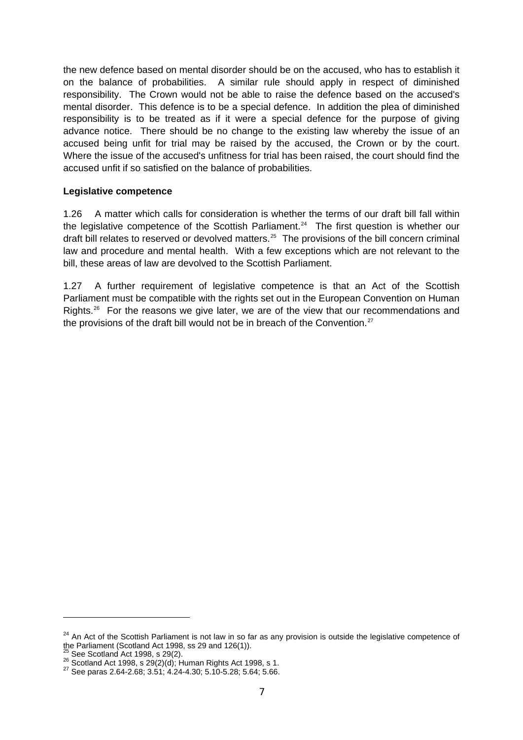the new defence based on mental disorder should be on the accused, who has to establish it on the balance of probabilities. A similar rule should apply in respect of diminished responsibility. The Crown would not be able to raise the defence based on the accused's mental disorder. This defence is to be a special defence. In addition the plea of diminished responsibility is to be treated as if it were a special defence for the purpose of giving advance notice. There should be no change to the existing law whereby the issue of an accused being unfit for trial may be raised by the accused, the Crown or by the court. Where the issue of the accused's unfitness for trial has been raised, the court should find the accused unfit if so satisfied on the balance of probabilities.

**Legislative competence**

1.26 A matter which calls for consideration is whether the terms of our draft bill fall within the legislative competence of the Scottish Parliament.[24] The first question is whether our draft bill relates to reserved or devolved matters.[25] The provisions of the bill concern criminal law and procedure and mental health. With a few exceptions which are not relevant to the bill, these areas of law are devolved to the Scottish Parliament.

1.27 A further requirement of legislative competence is that an Act of the Scottish Parliament must be compatible with the rights set out in the European Convention on Human Rights.[26] For the reasons we give later, we are of the view that our recommendations and the provisions of the draft bill would not be in breach of the Convention.[27]

---

[24] An Act of the Scottish Parliament is not law in so far as any provision is outside the legislative competence of the Parliament (Scotland Act 1998, ss 29 and 126(1)).
[25] See Scotland Act 1998, s 29(2).
[26] Scotland Act 1998, s 29(2)(d); Human Rights Act 1998, s 1.
[27] See paras 2.64-2.68; 3.51; 4.24-4.30; 5.10-5.28; 5.64; 5.66.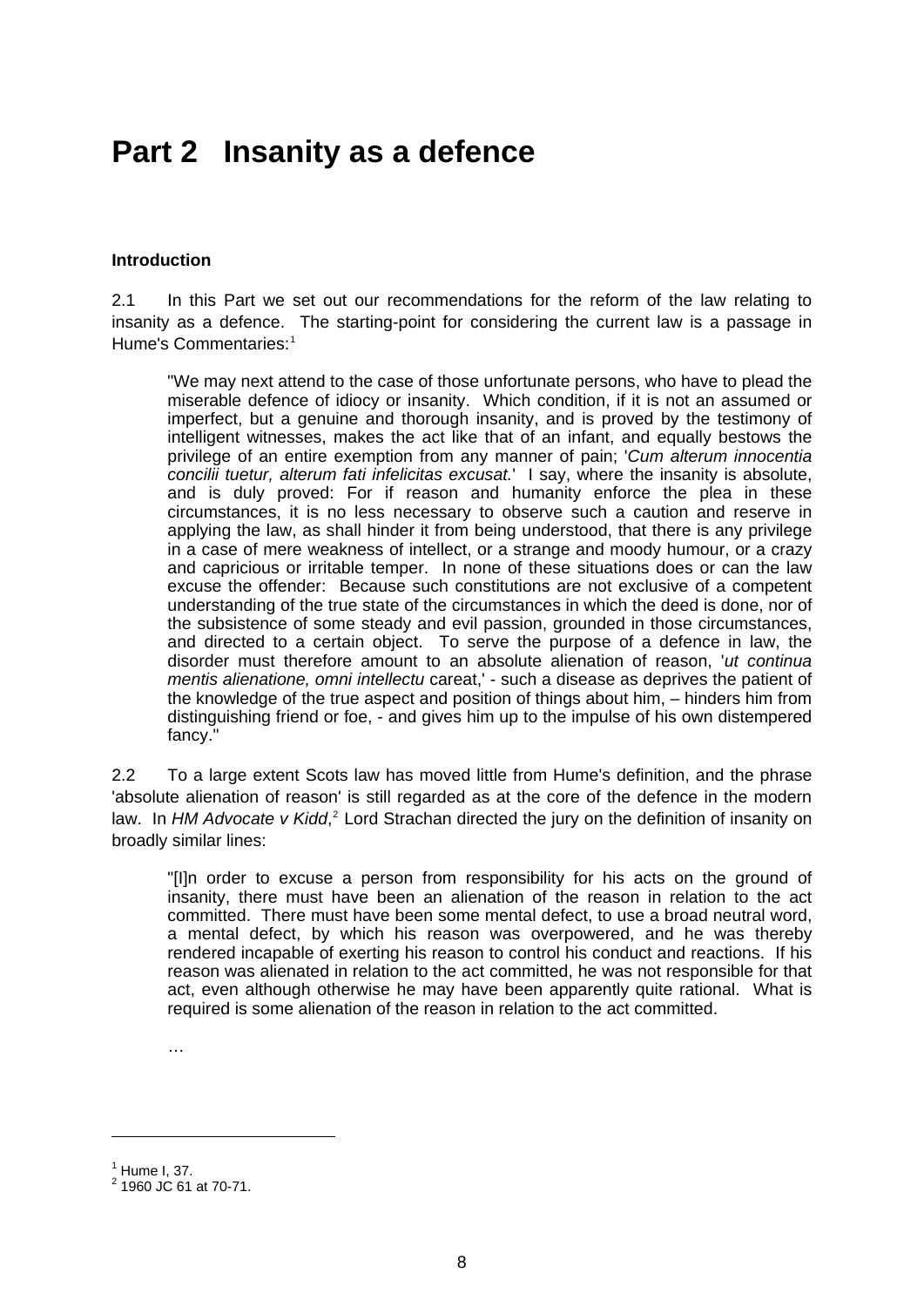# Part 2 Insanity as a defence

**Introduction**

2.1 In this Part we set out our recommendations for the reform of the law relating to insanity as a defence. The starting-point for considering the current law is a passage in Hume's Commentaries:[1]

> "We may next attend to the case of those unfortunate persons, who have to plead the miserable defence of idiocy or insanity. Which condition, if it is not an assumed or imperfect, but a genuine and thorough insanity, and is proved by the testimony of intelligent witnesses, makes the act like that of an infant, and equally bestows the privilege of an entire exemption from any manner of pain; '*Cum alterum innocentia concilii tuetur, alterum fati infelicitas excusat.*' I say, where the insanity is absolute, and is duly proved: For if reason and humanity enforce the plea in these circumstances, it is no less necessary to observe such a caution and reserve in applying the law, as shall hinder it from being understood, that there is any privilege in a case of mere weakness of intellect, or a strange and moody humour, or a crazy and capricious or irritable temper. In none of these situations does or can the law excuse the offender: Because such constitutions are not exclusive of a competent understanding of the true state of the circumstances in which the deed is done, nor of the subsistence of some steady and evil passion, grounded in those circumstances, and directed to a certain object. To serve the purpose of a defence in law, the disorder must therefore amount to an absolute alienation of reason, '*ut continua mentis alienatione, omni intellectu* careat,' - such a disease as deprives the patient of the knowledge of the true aspect and position of things about him, – hinders him from distinguishing friend or foe, - and gives him up to the impulse of his own distempered fancy."

2.2 To a large extent Scots law has moved little from Hume's definition, and the phrase 'absolute alienation of reason' is still regarded as at the core of the defence in the modern law. In *HM Advocate v Kidd*,[2] Lord Strachan directed the jury on the definition of insanity on broadly similar lines:

> "[I]n order to excuse a person from responsibility for his acts on the ground of insanity, there must have been an alienation of the reason in relation to the act committed. There must have been some mental defect, to use a broad neutral word, a mental defect, by which his reason was overpowered, and he was thereby rendered incapable of exerting his reason to control his conduct and reactions. If his reason was alienated in relation to the act committed, he was not responsible for that act, even although otherwise he may have been apparently quite rational. What is required is some alienation of the reason in relation to the act committed.
>
> …

[1] Hume I, 37.
[2] 1960 JC 61 at 70-71.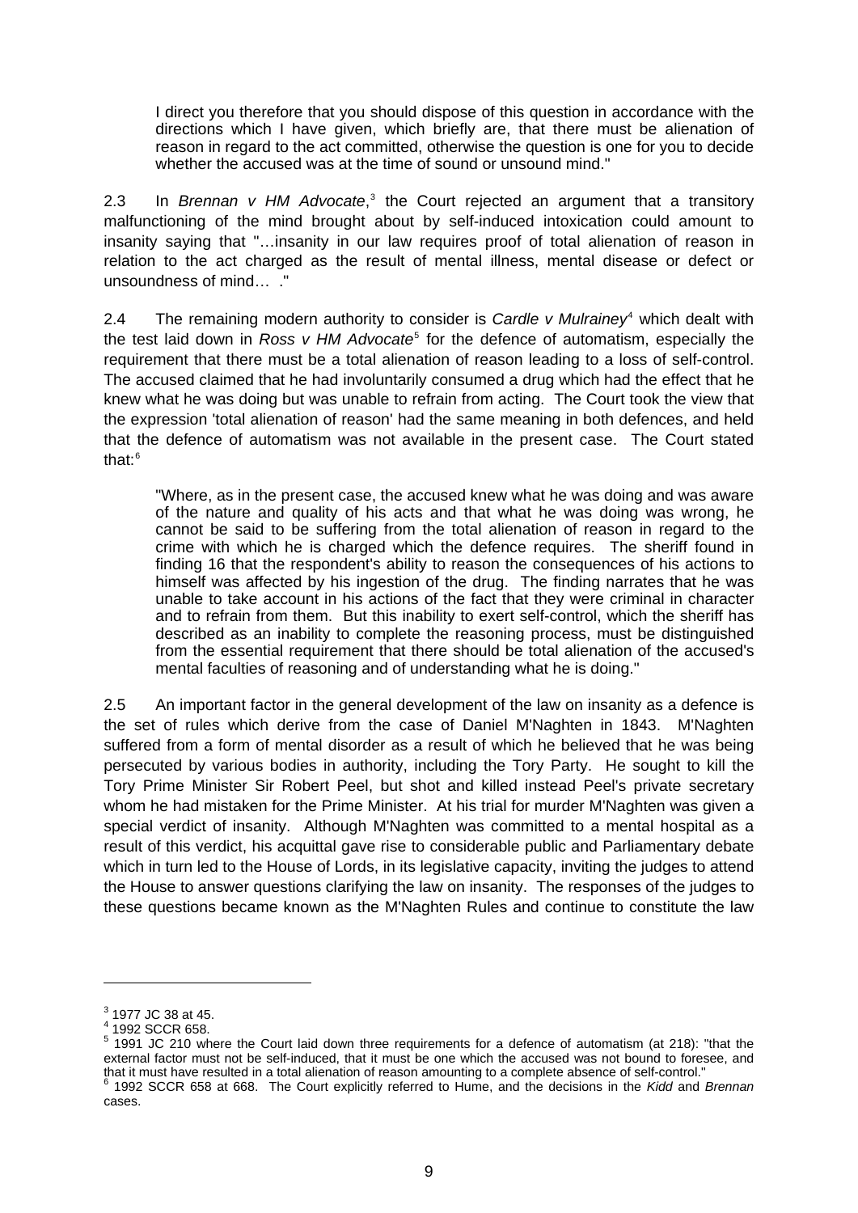> I direct you therefore that you should dispose of this question in accordance with the directions which I have given, which briefly are, that there must be alienation of reason in regard to the act committed, otherwise the question is one for you to decide whether the accused was at the time of sound or unsound mind."

2.3 In *Brennan v HM Advocate*,[3] the Court rejected an argument that a transitory malfunctioning of the mind brought about by self-induced intoxication could amount to insanity saying that "…insanity in our law requires proof of total alienation of reason in relation to the act charged as the result of mental illness, mental disease or defect or unsoundness of mind… ."

2.4 The remaining modern authority to consider is *Cardle v Mulrainey*[4] which dealt with the test laid down in *Ross v HM Advocate*[5] for the defence of automatism, especially the requirement that there must be a total alienation of reason leading to a loss of self-control. The accused claimed that he had involuntarily consumed a drug which had the effect that he knew what he was doing but was unable to refrain from acting. The Court took the view that the expression 'total alienation of reason' had the same meaning in both defences, and held that the defence of automatism was not available in the present case. The Court stated that:[6]

> "Where, as in the present case, the accused knew what he was doing and was aware of the nature and quality of his acts and that what he was doing was wrong, he cannot be said to be suffering from the total alienation of reason in regard to the crime with which he is charged which the defence requires. The sheriff found in finding 16 that the respondent's ability to reason the consequences of his actions to himself was affected by his ingestion of the drug. The finding narrates that he was unable to take account in his actions of the fact that they were criminal in character and to refrain from them. But this inability to exert self-control, which the sheriff has described as an inability to complete the reasoning process, must be distinguished from the essential requirement that there should be total alienation of the accused's mental faculties of reasoning and of understanding what he is doing."

2.5 An important factor in the general development of the law on insanity as a defence is the set of rules which derive from the case of Daniel M'Naghten in 1843. M'Naghten suffered from a form of mental disorder as a result of which he believed that he was being persecuted by various bodies in authority, including the Tory Party. He sought to kill the Tory Prime Minister Sir Robert Peel, but shot and killed instead Peel's private secretary whom he had mistaken for the Prime Minister. At his trial for murder M'Naghten was given a special verdict of insanity. Although M'Naghten was committed to a mental hospital as a result of this verdict, his acquittal gave rise to considerable public and Parliamentary debate which in turn led to the House of Lords, in its legislative capacity, inviting the judges to attend the House to answer questions clarifying the law on insanity. The responses of the judges to these questions became known as the M'Naghten Rules and continue to constitute the law

---

[3] 1977 JC 38 at 45.

[4] 1992 SCCR 658.

[5] 1991 JC 210 where the Court laid down three requirements for a defence of automatism (at 218): "that the external factor must not be self-induced, that it must be one which the accused was not bound to foresee, and that it must have resulted in a total alienation of reason amounting to a complete absence of self-control."

[6] 1992 SCCR 658 at 668. The Court explicitly referred to Hume, and the decisions in the *Kidd* and *Brennan* cases.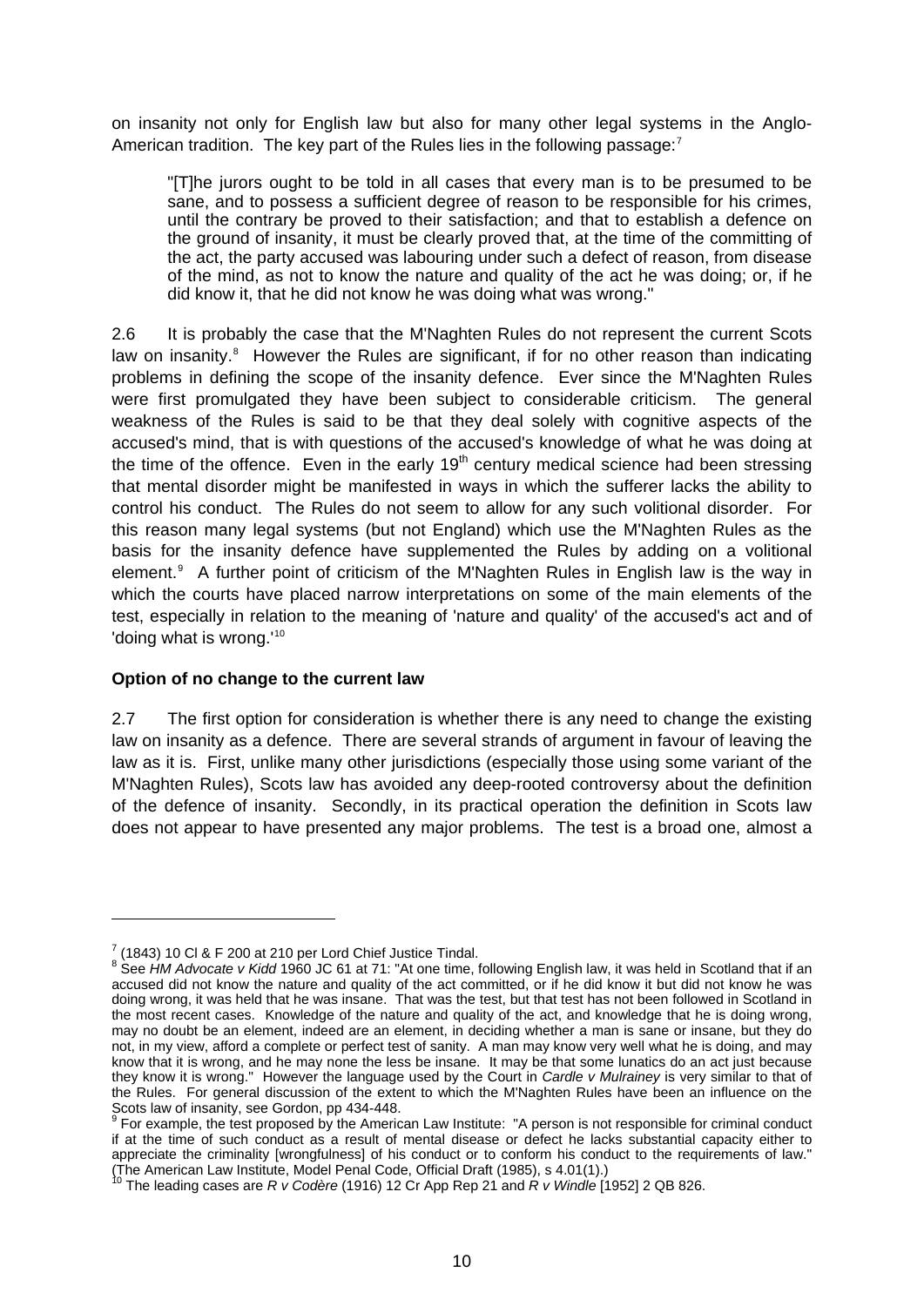on insanity not only for English law but also for many other legal systems in the Anglo-American tradition. The key part of the Rules lies in the following passage:[7]

> "[T]he jurors ought to be told in all cases that every man is to be presumed to be sane, and to possess a sufficient degree of reason to be responsible for his crimes, until the contrary be proved to their satisfaction; and that to establish a defence on the ground of insanity, it must be clearly proved that, at the time of the committing of the act, the party accused was labouring under such a defect of reason, from disease of the mind, as not to know the nature and quality of the act he was doing; or, if he did know it, that he did not know he was doing what was wrong."

2.6 It is probably the case that the M'Naghten Rules do not represent the current Scots law on insanity.[8] However the Rules are significant, if for no other reason than indicating problems in defining the scope of the insanity defence. Ever since the M'Naghten Rules were first promulgated they have been subject to considerable criticism. The general weakness of the Rules is said to be that they deal solely with cognitive aspects of the accused's mind, that is with questions of the accused's knowledge of what he was doing at the time of the offence. Even in the early 19th century medical science had been stressing that mental disorder might be manifested in ways in which the sufferer lacks the ability to control his conduct. The Rules do not seem to allow for any such volitional disorder. For this reason many legal systems (but not England) which use the M'Naghten Rules as the basis for the insanity defence have supplemented the Rules by adding on a volitional element.[9] A further point of criticism of the M'Naghten Rules in English law is the way in which the courts have placed narrow interpretations on some of the main elements of the test, especially in relation to the meaning of 'nature and quality' of the accused's act and of 'doing what is wrong.'[10]

**Option of no change to the current law**

2.7 The first option for consideration is whether there is any need to change the existing law on insanity as a defence. There are several strands of argument in favour of leaving the law as it is. First, unlike many other jurisdictions (especially those using some variant of the M'Naghten Rules), Scots law has avoided any deep-rooted controversy about the definition of the defence of insanity. Secondly, in its practical operation the definition in Scots law does not appear to have presented any major problems. The test is a broad one, almost a

---

[7] (1843) 10 Cl & F 200 at 210 per Lord Chief Justice Tindal.

[8] See *HM Advocate v Kidd* 1960 JC 61 at 71: "At one time, following English law, it was held in Scotland that if an accused did not know the nature and quality of the act committed, or if he did know it but did not know he was doing wrong, it was held that he was insane. That was the test, but that test has not been followed in Scotland in the most recent cases. Knowledge of the nature and quality of the act, and knowledge that he is doing wrong, may no doubt be an element, indeed are an element, in deciding whether a man is sane or insane, but they do not, in my view, afford a complete or perfect test of sanity. A man may know very well what he is doing, and may know that it is wrong, and he may none the less be insane. It may be that some lunatics do an act just because they know it is wrong." However the language used by the Court in *Cardle v Mulrainey* is very similar to that of the Rules. For general discussion of the extent to which the M'Naghten Rules have been an influence on the Scots law of insanity, see Gordon, pp 434-448.

[9] For example, the test proposed by the American Law Institute: "A person is not responsible for criminal conduct if at the time of such conduct as a result of mental disease or defect he lacks substantial capacity either to appreciate the criminality [wrongfulness] of his conduct or to conform his conduct to the requirements of law." (The American Law Institute, Model Penal Code, Official Draft (1985), s 4.01(1).)

[10] The leading cases are *R v Codère* (1916) 12 Cr App Rep 21 and *R v Windle* [1952] 2 QB 826.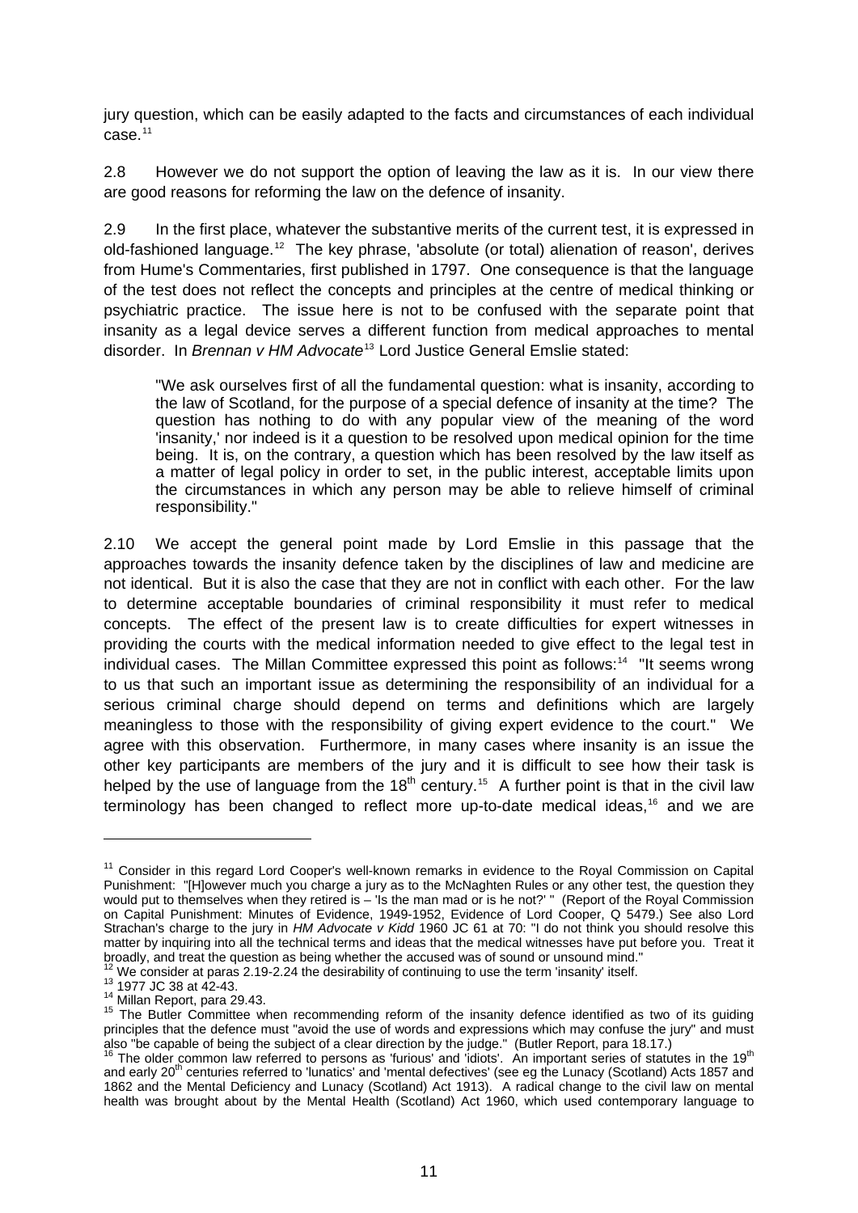jury question, which can be easily adapted to the facts and circumstances of each individual case.[11]

2.8 However we do not support the option of leaving the law as it is. In our view there are good reasons for reforming the law on the defence of insanity.

2.9 In the first place, whatever the substantive merits of the current test, it is expressed in old-fashioned language.[12] The key phrase, 'absolute (or total) alienation of reason', derives from Hume's Commentaries, first published in 1797. One consequence is that the language of the test does not reflect the concepts and principles at the centre of medical thinking or psychiatric practice. The issue here is not to be confused with the separate point that insanity as a legal device serves a different function from medical approaches to mental disorder. In *Brennan v HM Advocate*[13] Lord Justice General Emslie stated:

> "We ask ourselves first of all the fundamental question: what is insanity, according to the law of Scotland, for the purpose of a special defence of insanity at the time? The question has nothing to do with any popular view of the meaning of the word 'insanity,' nor indeed is it a question to be resolved upon medical opinion for the time being. It is, on the contrary, a question which has been resolved by the law itself as a matter of legal policy in order to set, in the public interest, acceptable limits upon the circumstances in which any person may be able to relieve himself of criminal responsibility."

2.10 We accept the general point made by Lord Emslie in this passage that the approaches towards the insanity defence taken by the disciplines of law and medicine are not identical. But it is also the case that they are not in conflict with each other. For the law to determine acceptable boundaries of criminal responsibility it must refer to medical concepts. The effect of the present law is to create difficulties for expert witnesses in providing the courts with the medical information needed to give effect to the legal test in individual cases. The Millan Committee expressed this point as follows:[14] "It seems wrong to us that such an important issue as determining the responsibility of an individual for a serious criminal charge should depend on terms and definitions which are largely meaningless to those with the responsibility of giving expert evidence to the court." We agree with this observation. Furthermore, in many cases where insanity is an issue the other key participants are members of the jury and it is difficult to see how their task is helped by the use of language from the 18th century.[15] A further point is that in the civil law terminology has been changed to reflect more up-to-date medical ideas,[16] and we are

---

[11] Consider in this regard Lord Cooper's well-known remarks in evidence to the Royal Commission on Capital Punishment: "[H]owever much you charge a jury as to the McNaghten Rules or any other test, the question they would put to themselves when they retired is – 'Is the man mad or is he not?' " (Report of the Royal Commission on Capital Punishment: Minutes of Evidence, 1949-1952, Evidence of Lord Cooper, Q 5479.) See also Lord Strachan's charge to the jury in *HM Advocate v Kidd* 1960 JC 61 at 70: "I do not think you should resolve this matter by inquiring into all the technical terms and ideas that the medical witnesses have put before you. Treat it broadly, and treat the question as being whether the accused was of sound or unsound mind."

[12] We consider at paras 2.19-2.24 the desirability of continuing to use the term 'insanity' itself.

[13] 1977 JC 38 at 42-43.

[14] Millan Report, para 29.43.

[15] The Butler Committee when recommending reform of the insanity defence identified as two of its guiding principles that the defence must "avoid the use of words and expressions which may confuse the jury" and must also "be capable of being the subject of a clear direction by the judge." (Butler Report, para 18.17.)

[16] The older common law referred to persons as 'furious' and 'idiots'. An important series of statutes in the 19th and early 20th centuries referred to 'lunatics' and 'mental defectives' (see eg the Lunacy (Scotland) Acts 1857 and 1862 and the Mental Deficiency and Lunacy (Scotland) Act 1913). A radical change to the civil law on mental health was brought about by the Mental Health (Scotland) Act 1960, which used contemporary language to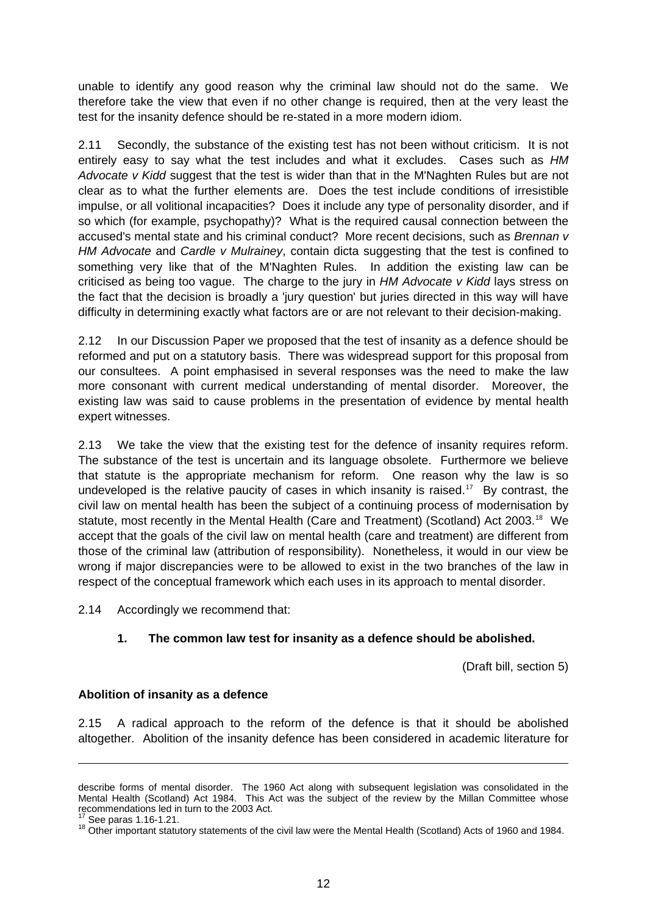unable to identify any good reason why the criminal law should not do the same. We therefore take the view that even if no other change is required, then at the very least the test for the insanity defence should be re-stated in a more modern idiom.

2.11 Secondly, the substance of the existing test has not been without criticism. It is not entirely easy to say what the test includes and what it excludes. Cases such as *HM Advocate v Kidd* suggest that the test is wider than that in the M'Naghten Rules but are not clear as to what the further elements are. Does the test include conditions of irresistible impulse, or all volitional incapacities? Does it include any type of personality disorder, and if so which (for example, psychopathy)? What is the required causal connection between the accused's mental state and his criminal conduct? More recent decisions, such as *Brennan v HM Advocate* and *Cardle v Mulrainey*, contain dicta suggesting that the test is confined to something very like that of the M'Naghten Rules. In addition the existing law can be criticised as being too vague. The charge to the jury in *HM Advocate v Kidd* lays stress on the fact that the decision is broadly a 'jury question' but juries directed in this way will have difficulty in determining exactly what factors are or are not relevant to their decision-making.

2.12 In our Discussion Paper we proposed that the test of insanity as a defence should be reformed and put on a statutory basis. There was widespread support for this proposal from our consultees. A point emphasised in several responses was the need to make the law more consonant with current medical understanding of mental disorder. Moreover, the existing law was said to cause problems in the presentation of evidence by mental health expert witnesses.

2.13 We take the view that the existing test for the defence of insanity requires reform. The substance of the test is uncertain and its language obsolete. Furthermore we believe that statute is the appropriate mechanism for reform. One reason why the law is so undeveloped is the relative paucity of cases in which insanity is raised.[17] By contrast, the civil law on mental health has been the subject of a continuing process of modernisation by statute, most recently in the Mental Health (Care and Treatment) (Scotland) Act 2003.[18] We accept that the goals of the civil law on mental health (care and treatment) are different from those of the criminal law (attribution of responsibility). Nonetheless, it would in our view be wrong if major discrepancies were to be allowed to exist in the two branches of the law in respect of the conceptual framework which each uses in its approach to mental disorder.

2.14 Accordingly we recommend that:

**1. The common law test for insanity as a defence should be abolished.**

(Draft bill, section 5)

**Abolition of insanity as a defence**

2.15 A radical approach to the reform of the defence is that it should be abolished altogether. Abolition of the insanity defence has been considered in academic literature for

---

describe forms of mental disorder. The 1960 Act along with subsequent legislation was consolidated in the Mental Health (Scotland) Act 1984. This Act was the subject of the review by the Millan Committee whose recommendations led in turn to the 2003 Act.

[17] See paras 1.16-1.21.

[18] Other important statutory statements of the civil law were the Mental Health (Scotland) Acts of 1960 and 1984.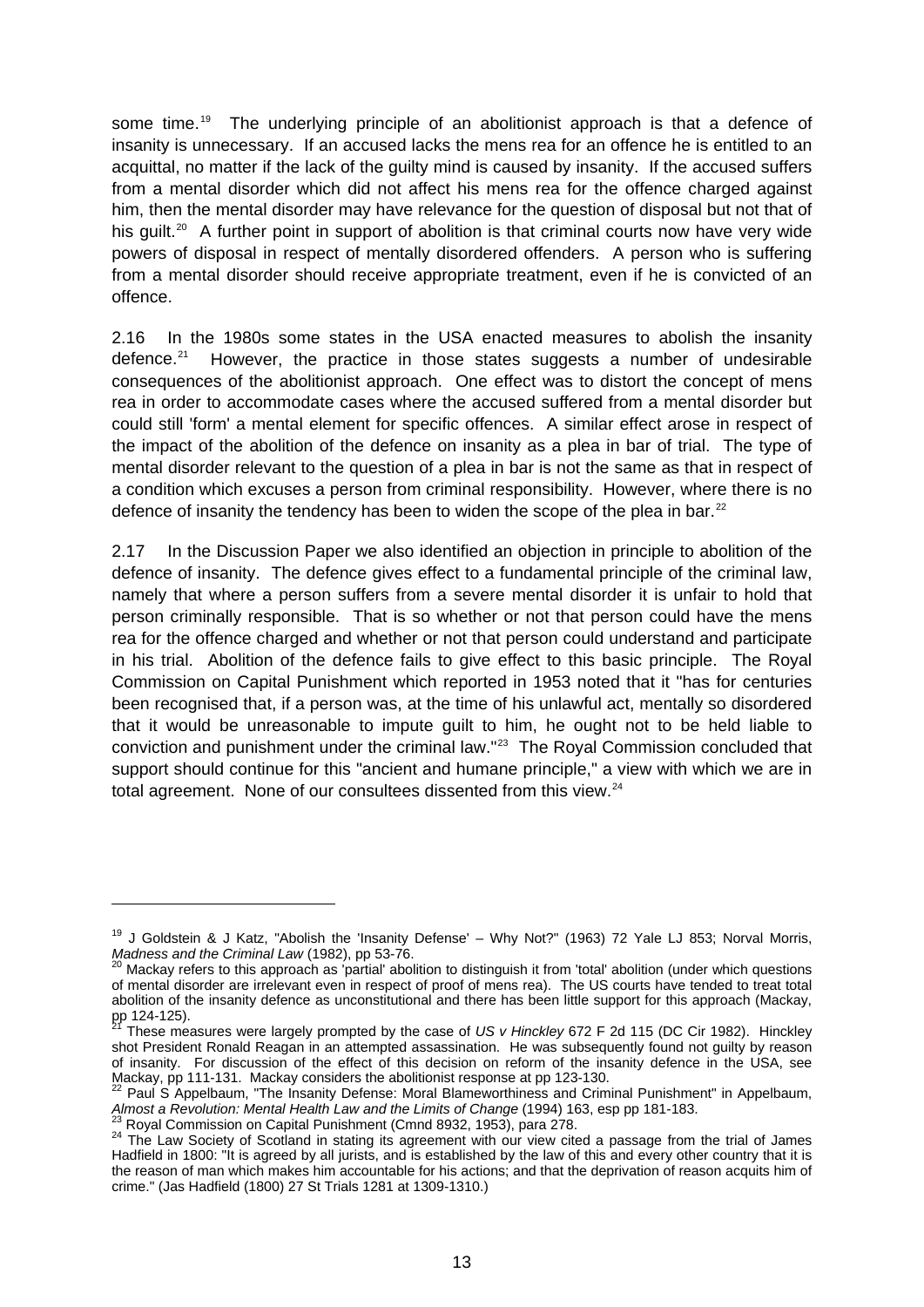some time.[19] The underlying principle of an abolitionist approach is that a defence of insanity is unnecessary. If an accused lacks the mens rea for an offence he is entitled to an acquittal, no matter if the lack of the guilty mind is caused by insanity. If the accused suffers from a mental disorder which did not affect his mens rea for the offence charged against him, then the mental disorder may have relevance for the question of disposal but not that of his guilt.[20] A further point in support of abolition is that criminal courts now have very wide powers of disposal in respect of mentally disordered offenders. A person who is suffering from a mental disorder should receive appropriate treatment, even if he is convicted of an offence.

2.16 In the 1980s some states in the USA enacted measures to abolish the insanity defence.[21] However, the practice in those states suggests a number of undesirable consequences of the abolitionist approach. One effect was to distort the concept of mens rea in order to accommodate cases where the accused suffered from a mental disorder but could still 'form' a mental element for specific offences. A similar effect arose in respect of the impact of the abolition of the defence on insanity as a plea in bar of trial. The type of mental disorder relevant to the question of a plea in bar is not the same as that in respect of a condition which excuses a person from criminal responsibility. However, where there is no defence of insanity the tendency has been to widen the scope of the plea in bar.[22]

2.17 In the Discussion Paper we also identified an objection in principle to abolition of the defence of insanity. The defence gives effect to a fundamental principle of the criminal law, namely that where a person suffers from a severe mental disorder it is unfair to hold that person criminally responsible. That is so whether or not that person could have the mens rea for the offence charged and whether or not that person could understand and participate in his trial. Abolition of the defence fails to give effect to this basic principle. The Royal Commission on Capital Punishment which reported in 1953 noted that it "has for centuries been recognised that, if a person was, at the time of his unlawful act, mentally so disordered that it would be unreasonable to impute guilt to him, he ought not to be held liable to conviction and punishment under the criminal law."[23] The Royal Commission concluded that support should continue for this "ancient and humane principle," a view with which we are in total agreement. None of our consultees dissented from this view.[24]

---

[19] J Goldstein & J Katz, "Abolish the 'Insanity Defense' – Why Not?" (1963) 72 Yale LJ 853; Norval Morris, *Madness and the Criminal Law* (1982), pp 53-76.

[20] Mackay refers to this approach as 'partial' abolition to distinguish it from 'total' abolition (under which questions of mental disorder are irrelevant even in respect of proof of mens rea). The US courts have tended to treat total abolition of the insanity defence as unconstitutional and there has been little support for this approach (Mackay, pp 124-125).

[21] These measures were largely prompted by the case of *US v Hinckley* 672 F 2d 115 (DC Cir 1982). Hinckley shot President Ronald Reagan in an attempted assassination. He was subsequently found not guilty by reason of insanity. For discussion of the effect of this decision on reform of the insanity defence in the USA, see Mackay, pp 111-131. Mackay considers the abolitionist response at pp 123-130.

[22] Paul S Appelbaum, "The Insanity Defense: Moral Blameworthiness and Criminal Punishment" in Appelbaum, *Almost a Revolution: Mental Health Law and the Limits of Change* (1994) 163, esp pp 181-183.

[23] Royal Commission on Capital Punishment (Cmnd 8932, 1953), para 278.

[24] The Law Society of Scotland in stating its agreement with our view cited a passage from the trial of James Hadfield in 1800: "It is agreed by all jurists, and is established by the law of this and every other country that it is the reason of man which makes him accountable for his actions; and that the deprivation of reason acquits him of crime." (Jas Hadfield (1800) 27 St Trials 1281 at 1309-1310.)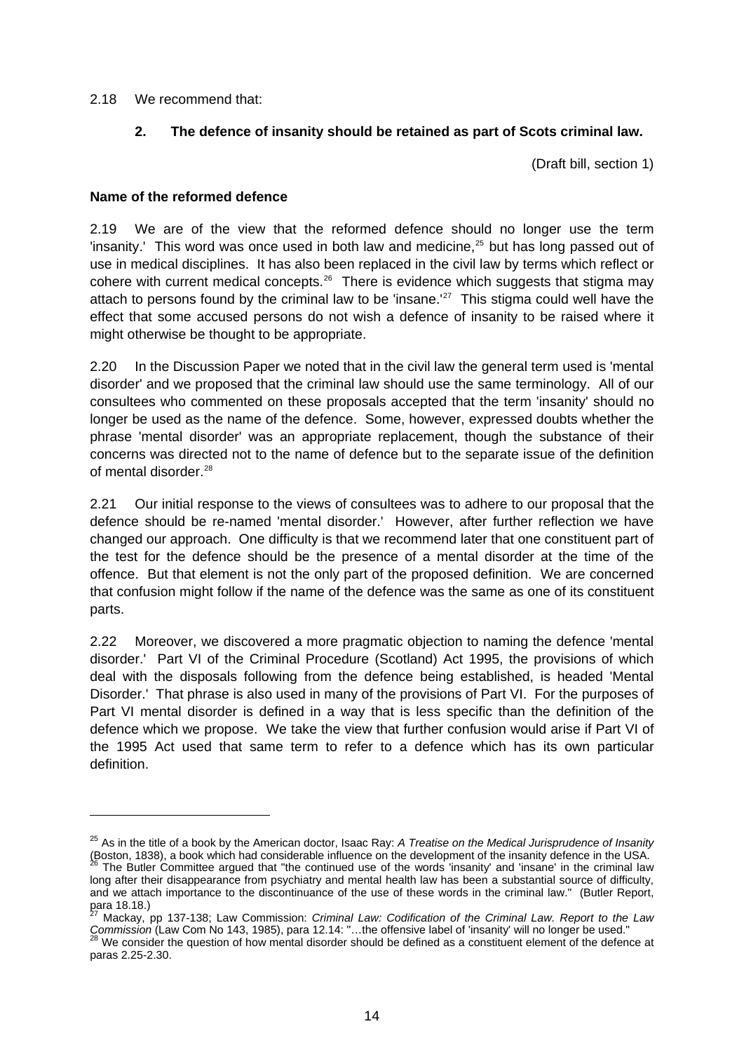2.18 We recommend that:

**2. The defence of insanity should be retained as part of Scots criminal law.**

(Draft bill, section 1)

**Name of the reformed defence**

2.19 We are of the view that the reformed defence should no longer use the term 'insanity.' This word was once used in both law and medicine,[25] but has long passed out of use in medical disciplines. It has also been replaced in the civil law by terms which reflect or cohere with current medical concepts.[26] There is evidence which suggests that stigma may attach to persons found by the criminal law to be 'insane.'[27] This stigma could well have the effect that some accused persons do not wish a defence of insanity to be raised where it might otherwise be thought to be appropriate.

2.20 In the Discussion Paper we noted that in the civil law the general term used is 'mental disorder' and we proposed that the criminal law should use the same terminology. All of our consultees who commented on these proposals accepted that the term 'insanity' should no longer be used as the name of the defence. Some, however, expressed doubts whether the phrase 'mental disorder' was an appropriate replacement, though the substance of their concerns was directed not to the name of defence but to the separate issue of the definition of mental disorder.[28]

2.21 Our initial response to the views of consultees was to adhere to our proposal that the defence should be re-named 'mental disorder.' However, after further reflection we have changed our approach. One difficulty is that we recommend later that one constituent part of the test for the defence should be the presence of a mental disorder at the time of the offence. But that element is not the only part of the proposed definition. We are concerned that confusion might follow if the name of the defence was the same as one of its constituent parts.

2.22 Moreover, we discovered a more pragmatic objection to naming the defence 'mental disorder.' Part VI of the Criminal Procedure (Scotland) Act 1995, the provisions of which deal with the disposals following from the defence being established, is headed 'Mental Disorder.' That phrase is also used in many of the provisions of Part VI. For the purposes of Part VI mental disorder is defined in a way that is less specific than the definition of the defence which we propose. We take the view that further confusion would arise if Part VI of the 1995 Act used that same term to refer to a defence which has its own particular definition.

---

[25] As in the title of a book by the American doctor, Isaac Ray: *A Treatise on the Medical Jurisprudence of Insanity* (Boston, 1838), a book which had considerable influence on the development of the insanity defence in the USA.

[26] The Butler Committee argued that "the continued use of the words 'insanity' and 'insane' in the criminal law long after their disappearance from psychiatry and mental health law has been a substantial source of difficulty, and we attach importance to the discontinuance of the use of these words in the criminal law." (Butler Report, para 18.18.)

[27] Mackay, pp 137-138; Law Commission: *Criminal Law: Codification of the Criminal Law. Report to the Law Commission* (Law Com No 143, 1985), para 12.14: "…the offensive label of 'insanity' will no longer be used."

[28] We consider the question of how mental disorder should be defined as a constituent element of the defence at paras 2.25-2.30.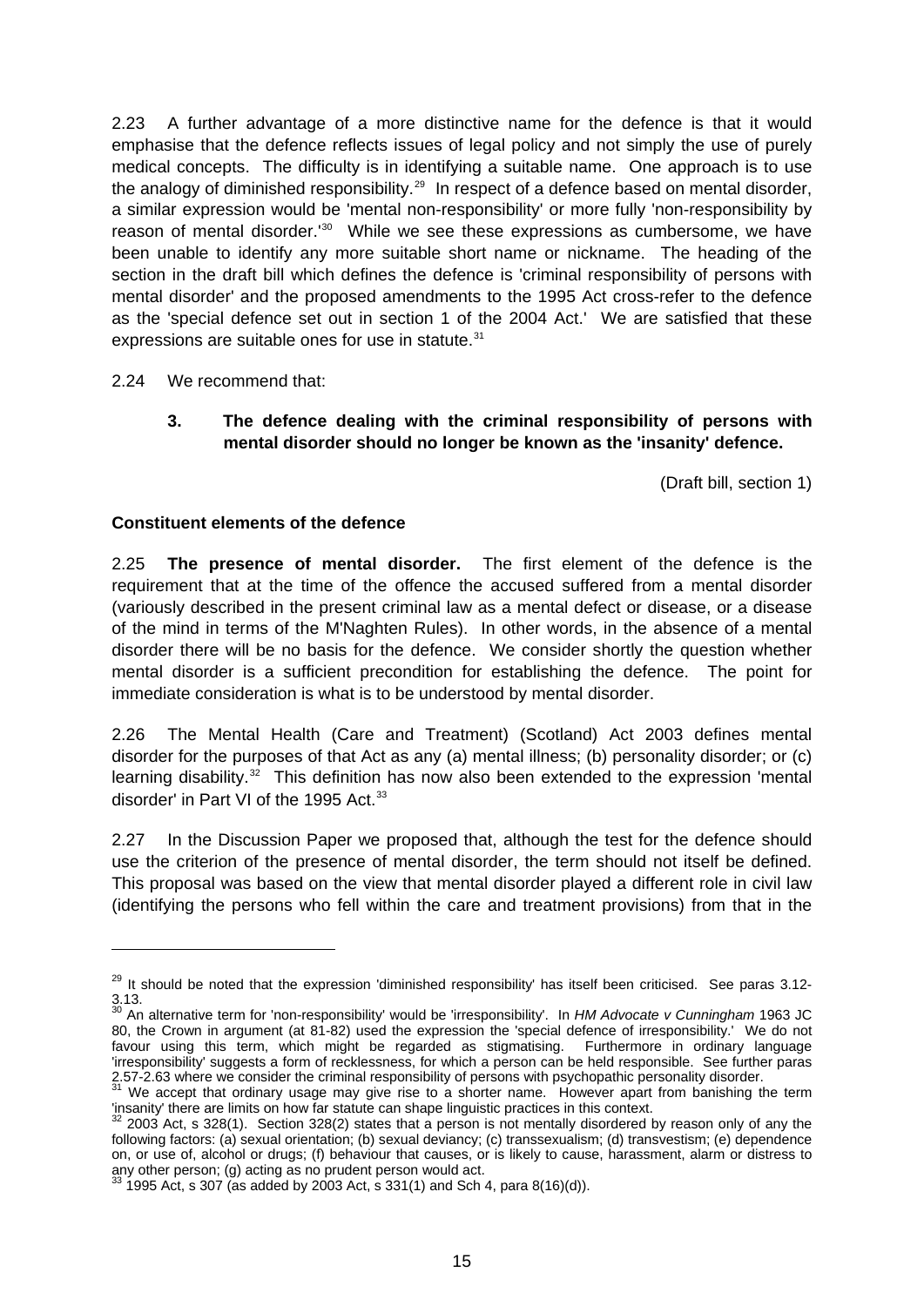2.23 A further advantage of a more distinctive name for the defence is that it would emphasise that the defence reflects issues of legal policy and not simply the use of purely medical concepts. The difficulty is in identifying a suitable name. One approach is to use the analogy of diminished responsibility.[29] In respect of a defence based on mental disorder, a similar expression would be 'mental non-responsibility' or more fully 'non-responsibility by reason of mental disorder.'[30] While we see these expressions as cumbersome, we have been unable to identify any more suitable short name or nickname. The heading of the section in the draft bill which defines the defence is 'criminal responsibility of persons with mental disorder' and the proposed amendments to the 1995 Act cross-refer to the defence as the 'special defence set out in section 1 of the 2004 Act.' We are satisfied that these expressions are suitable ones for use in statute.[31]

2.24 We recommend that:

> **3. The defence dealing with the criminal responsibility of persons with mental disorder should no longer be known as the 'insanity' defence.**
>
> (Draft bill, section 1)

**Constituent elements of the defence**

2.25 **The presence of mental disorder.** The first element of the defence is the requirement that at the time of the offence the accused suffered from a mental disorder (variously described in the present criminal law as a mental defect or disease, or a disease of the mind in terms of the M'Naghten Rules). In other words, in the absence of a mental disorder there will be no basis for the defence. We consider shortly the question whether mental disorder is a sufficient precondition for establishing the defence. The point for immediate consideration is what is to be understood by mental disorder.

2.26 The Mental Health (Care and Treatment) (Scotland) Act 2003 defines mental disorder for the purposes of that Act as any (a) mental illness; (b) personality disorder; or (c) learning disability.[32] This definition has now also been extended to the expression 'mental disorder' in Part VI of the 1995 Act.[33]

2.27 In the Discussion Paper we proposed that, although the test for the defence should use the criterion of the presence of mental disorder, the term should not itself be defined. This proposal was based on the view that mental disorder played a different role in civil law (identifying the persons who fell within the care and treatment provisions) from that in the

---

[29] It should be noted that the expression 'diminished responsibility' has itself been criticised. See paras 3.12-3.13.

[30] An alternative term for 'non-responsibility' would be 'irresponsibility'. In *HM Advocate v Cunningham* 1963 JC 80, the Crown in argument (at 81-82) used the expression the 'special defence of irresponsibility.' We do not favour using this term, which might be regarded as stigmatising. Furthermore in ordinary language 'irresponsibility' suggests a form of recklessness, for which a person can be held responsible. See further paras 2.57-2.63 where we consider the criminal responsibility of persons with psychopathic personality disorder.

[31] We accept that ordinary usage may give rise to a shorter name. However apart from banishing the term 'insanity' there are limits on how far statute can shape linguistic practices in this context.

[32] 2003 Act, s 328(1). Section 328(2) states that a person is not mentally disordered by reason only of any the following factors: (a) sexual orientation; (b) sexual deviancy; (c) transsexualism; (d) transvestism; (e) dependence on, or use of, alcohol or drugs; (f) behaviour that causes, or is likely to cause, harassment, alarm or distress to any other person; (g) acting as no prudent person would act.

[33] 1995 Act, s 307 (as added by 2003 Act, s 331(1) and Sch 4, para 8(16)(d)).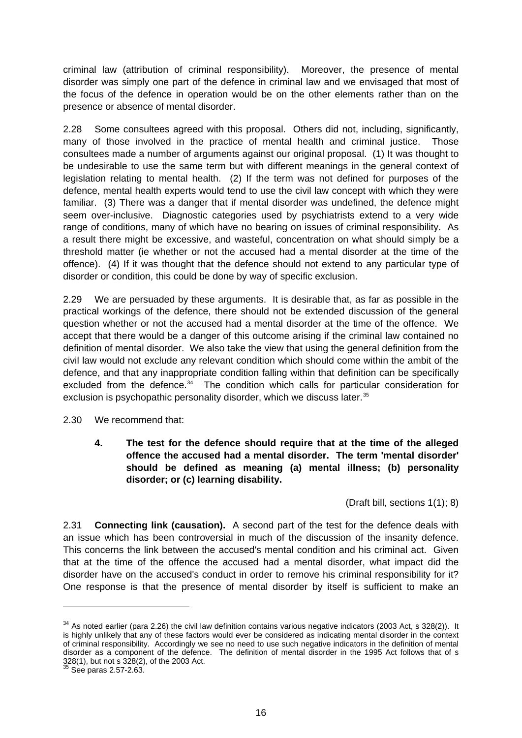criminal law (attribution of criminal responsibility). Moreover, the presence of mental disorder was simply one part of the defence in criminal law and we envisaged that most of the focus of the defence in operation would be on the other elements rather than on the presence or absence of mental disorder.

2.28 Some consultees agreed with this proposal. Others did not, including, significantly, many of those involved in the practice of mental health and criminal justice. Those consultees made a number of arguments against our original proposal. (1) It was thought to be undesirable to use the same term but with different meanings in the general context of legislation relating to mental health. (2) If the term was not defined for purposes of the defence, mental health experts would tend to use the civil law concept with which they were familiar. (3) There was a danger that if mental disorder was undefined, the defence might seem over-inclusive. Diagnostic categories used by psychiatrists extend to a very wide range of conditions, many of which have no bearing on issues of criminal responsibility. As a result there might be excessive, and wasteful, concentration on what should simply be a threshold matter (ie whether or not the accused had a mental disorder at the time of the offence). (4) If it was thought that the defence should not extend to any particular type of disorder or condition, this could be done by way of specific exclusion.

2.29 We are persuaded by these arguments. It is desirable that, as far as possible in the practical workings of the defence, there should not be extended discussion of the general question whether or not the accused had a mental disorder at the time of the offence. We accept that there would be a danger of this outcome arising if the criminal law contained no definition of mental disorder. We also take the view that using the general definition from the civil law would not exclude any relevant condition which should come within the ambit of the defence, and that any inappropriate condition falling within that definition can be specifically excluded from the defence.[34] The condition which calls for particular consideration for exclusion is psychopathic personality disorder, which we discuss later.[35]

2.30 We recommend that:

> **4. The test for the defence should require that at the time of the alleged offence the accused had a mental disorder. The term 'mental disorder' should be defined as meaning (a) mental illness; (b) personality disorder; or (c) learning disability.**
>
> (Draft bill, sections 1(1); 8)

2.31 **Connecting link (causation).** A second part of the test for the defence deals with an issue which has been controversial in much of the discussion of the insanity defence. This concerns the link between the accused's mental condition and his criminal act. Given that at the time of the offence the accused had a mental disorder, what impact did the disorder have on the accused's conduct in order to remove his criminal responsibility for it? One response is that the presence of mental disorder by itself is sufficient to make an

---

[34] As noted earlier (para 2.26) the civil law definition contains various negative indicators (2003 Act, s 328(2)). It is highly unlikely that any of these factors would ever be considered as indicating mental disorder in the context of criminal responsibility. Accordingly we see no need to use such negative indicators in the definition of mental disorder as a component of the defence. The definition of mental disorder in the 1995 Act follows that of s 328(1), but not s 328(2), of the 2003 Act.

[35] See paras 2.57-2.63.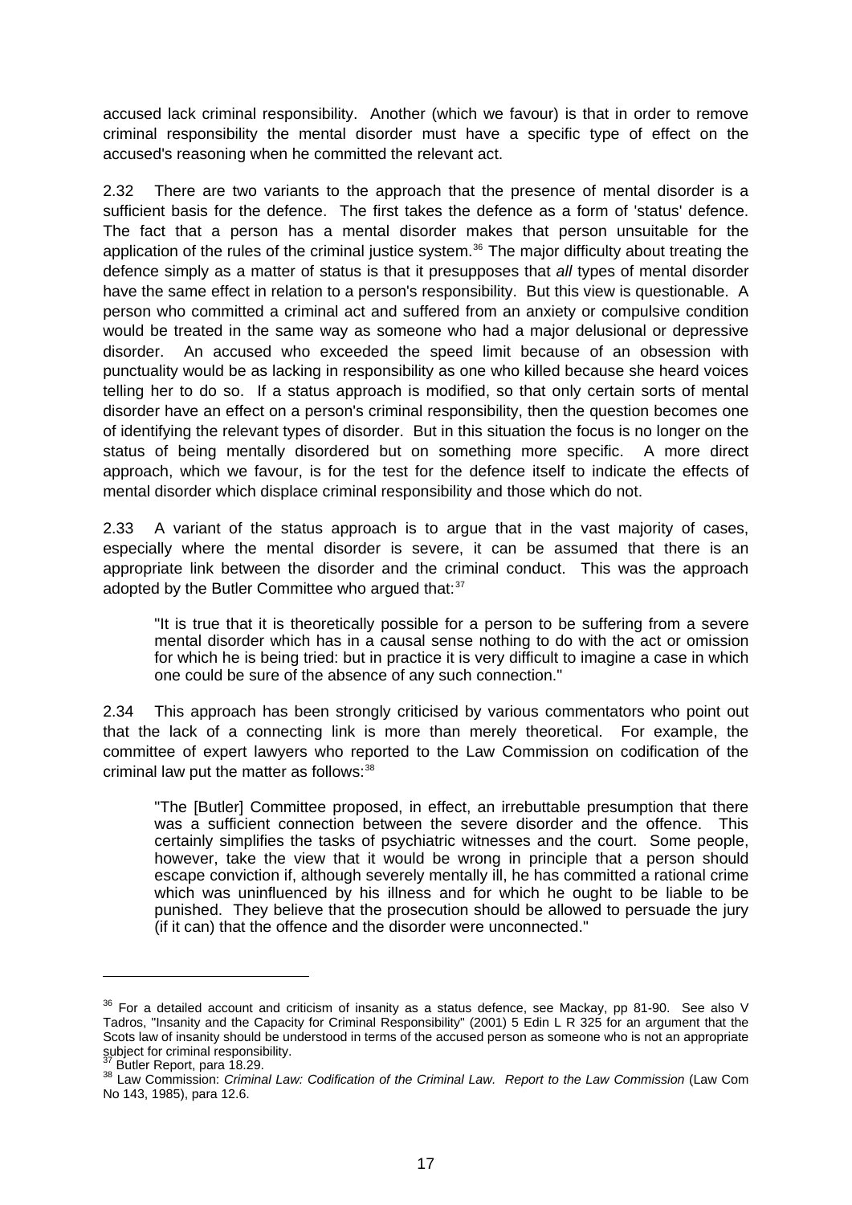accused lack criminal responsibility. Another (which we favour) is that in order to remove criminal responsibility the mental disorder must have a specific type of effect on the accused's reasoning when he committed the relevant act.

2.32 There are two variants to the approach that the presence of mental disorder is a sufficient basis for the defence. The first takes the defence as a form of 'status' defence. The fact that a person has a mental disorder makes that person unsuitable for the application of the rules of the criminal justice system.[36] The major difficulty about treating the defence simply as a matter of status is that it presupposes that *all* types of mental disorder have the same effect in relation to a person's responsibility. But this view is questionable. A person who committed a criminal act and suffered from an anxiety or compulsive condition would be treated in the same way as someone who had a major delusional or depressive disorder. An accused who exceeded the speed limit because of an obsession with punctuality would be as lacking in responsibility as one who killed because she heard voices telling her to do so. If a status approach is modified, so that only certain sorts of mental disorder have an effect on a person's criminal responsibility, then the question becomes one of identifying the relevant types of disorder. But in this situation the focus is no longer on the status of being mentally disordered but on something more specific. A more direct approach, which we favour, is for the test for the defence itself to indicate the effects of mental disorder which displace criminal responsibility and those which do not.

2.33 A variant of the status approach is to argue that in the vast majority of cases, especially where the mental disorder is severe, it can be assumed that there is an appropriate link between the disorder and the criminal conduct. This was the approach adopted by the Butler Committee who argued that:[37]

> "It is true that it is theoretically possible for a person to be suffering from a severe mental disorder which has in a causal sense nothing to do with the act or omission for which he is being tried: but in practice it is very difficult to imagine a case in which one could be sure of the absence of any such connection."

2.34 This approach has been strongly criticised by various commentators who point out that the lack of a connecting link is more than merely theoretical. For example, the committee of expert lawyers who reported to the Law Commission on codification of the criminal law put the matter as follows:[38]

> "The [Butler] Committee proposed, in effect, an irrebuttable presumption that there was a sufficient connection between the severe disorder and the offence. This certainly simplifies the tasks of psychiatric witnesses and the court. Some people, however, take the view that it would be wrong in principle that a person should escape conviction if, although severely mentally ill, he has committed a rational crime which was uninfluenced by his illness and for which he ought to be liable to be punished. They believe that the prosecution should be allowed to persuade the jury (if it can) that the offence and the disorder were unconnected."

---

[36] For a detailed account and criticism of insanity as a status defence, see Mackay, pp 81-90. See also V Tadros, "Insanity and the Capacity for Criminal Responsibility" (2001) 5 Edin L R 325 for an argument that the Scots law of insanity should be understood in terms of the accused person as someone who is not an appropriate subject for criminal responsibility.

[37] Butler Report, para 18.29.

[38] Law Commission: *Criminal Law: Codification of the Criminal Law. Report to the Law Commission* (Law Com No 143, 1985), para 12.6.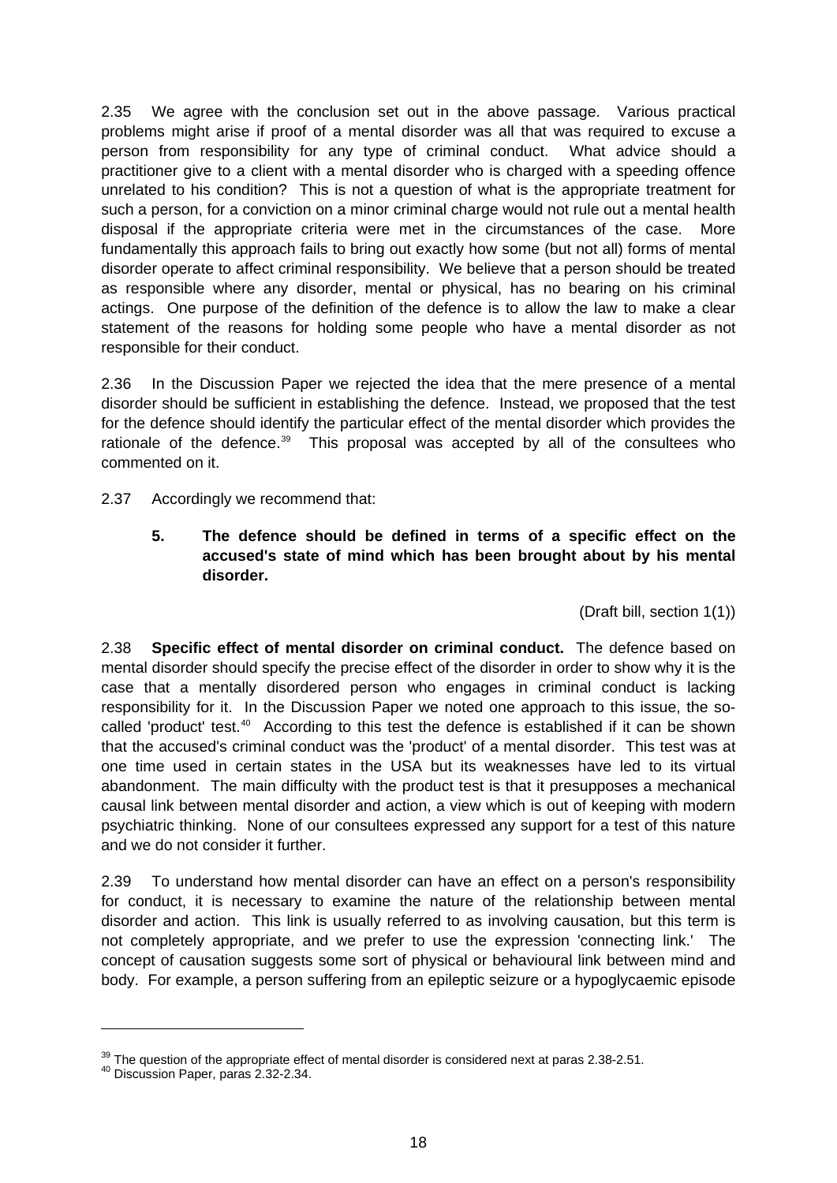2.35 We agree with the conclusion set out in the above passage. Various practical problems might arise if proof of a mental disorder was all that was required to excuse a person from responsibility for any type of criminal conduct. What advice should a practitioner give to a client with a mental disorder who is charged with a speeding offence unrelated to his condition? This is not a question of what is the appropriate treatment for such a person, for a conviction on a minor criminal charge would not rule out a mental health disposal if the appropriate criteria were met in the circumstances of the case. More fundamentally this approach fails to bring out exactly how some (but not all) forms of mental disorder operate to affect criminal responsibility. We believe that a person should be treated as responsible where any disorder, mental or physical, has no bearing on his criminal actings. One purpose of the definition of the defence is to allow the law to make a clear statement of the reasons for holding some people who have a mental disorder as not responsible for their conduct.

2.36 In the Discussion Paper we rejected the idea that the mere presence of a mental disorder should be sufficient in establishing the defence. Instead, we proposed that the test for the defence should identify the particular effect of the mental disorder which provides the rationale of the defence.[39] This proposal was accepted by all of the consultees who commented on it.

2.37 Accordingly we recommend that:

> **5. The defence should be defined in terms of a specific effect on the accused's state of mind which has been brought about by his mental disorder.**
>
> (Draft bill, section 1(1))

2.38 **Specific effect of mental disorder on criminal conduct.** The defence based on mental disorder should specify the precise effect of the disorder in order to show why it is the case that a mentally disordered person who engages in criminal conduct is lacking responsibility for it. In the Discussion Paper we noted one approach to this issue, the so-called 'product' test.[40] According to this test the defence is established if it can be shown that the accused's criminal conduct was the 'product' of a mental disorder. This test was at one time used in certain states in the USA but its weaknesses have led to its virtual abandonment. The main difficulty with the product test is that it presupposes a mechanical causal link between mental disorder and action, a view which is out of keeping with modern psychiatric thinking. None of our consultees expressed any support for a test of this nature and we do not consider it further.

2.39 To understand how mental disorder can have an effect on a person's responsibility for conduct, it is necessary to examine the nature of the relationship between mental disorder and action. This link is usually referred to as involving causation, but this term is not completely appropriate, and we prefer to use the expression 'connecting link.' The concept of causation suggests some sort of physical or behavioural link between mind and body. For example, a person suffering from an epileptic seizure or a hypoglycaemic episode

---

[39] The question of the appropriate effect of mental disorder is considered next at paras 2.38-2.51.

[40] Discussion Paper, paras 2.32-2.34.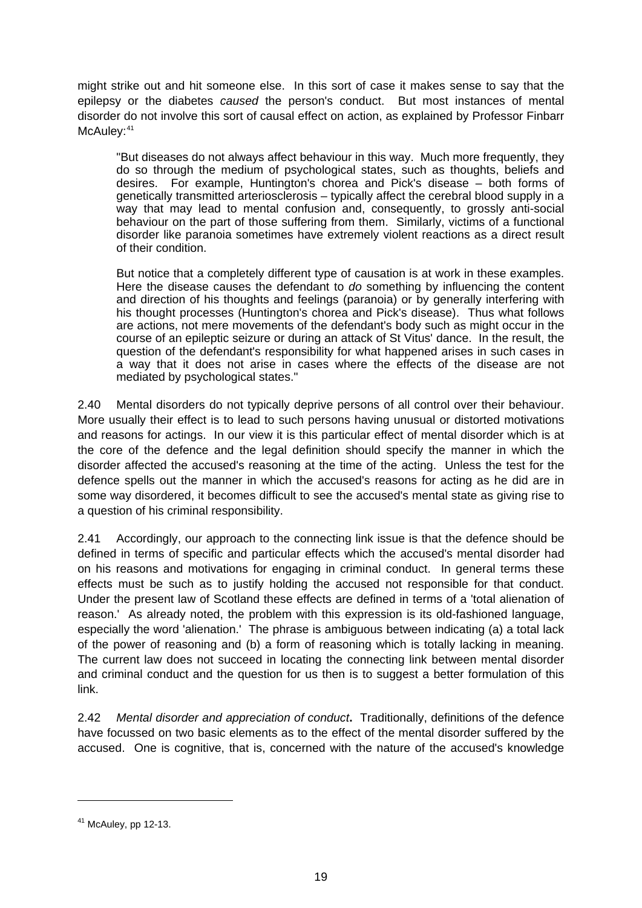might strike out and hit someone else. In this sort of case it makes sense to say that the epilepsy or the diabetes *caused* the person's conduct. But most instances of mental disorder do not involve this sort of causal effect on action, as explained by Professor Finbarr McAuley:[41]

> "But diseases do not always affect behaviour in this way. Much more frequently, they do so through the medium of psychological states, such as thoughts, beliefs and desires. For example, Huntington's chorea and Pick's disease – both forms of genetically transmitted arteriosclerosis – typically affect the cerebral blood supply in a way that may lead to mental confusion and, consequently, to grossly anti-social behaviour on the part of those suffering from them. Similarly, victims of a functional disorder like paranoia sometimes have extremely violent reactions as a direct result of their condition.
>
> But notice that a completely different type of causation is at work in these examples. Here the disease causes the defendant to *do* something by influencing the content and direction of his thoughts and feelings (paranoia) or by generally interfering with his thought processes (Huntington's chorea and Pick's disease). Thus what follows are actions, not mere movements of the defendant's body such as might occur in the course of an epileptic seizure or during an attack of St Vitus' dance. In the result, the question of the defendant's responsibility for what happened arises in such cases in a way that it does not arise in cases where the effects of the disease are not mediated by psychological states."

2.40 Mental disorders do not typically deprive persons of all control over their behaviour. More usually their effect is to lead to such persons having unusual or distorted motivations and reasons for actings. In our view it is this particular effect of mental disorder which is at the core of the defence and the legal definition should specify the manner in which the disorder affected the accused's reasoning at the time of the acting. Unless the test for the defence spells out the manner in which the accused's reasons for acting as he did are in some way disordered, it becomes difficult to see the accused's mental state as giving rise to a question of his criminal responsibility.

2.41 Accordingly, our approach to the connecting link issue is that the defence should be defined in terms of specific and particular effects which the accused's mental disorder had on his reasons and motivations for engaging in criminal conduct. In general terms these effects must be such as to justify holding the accused not responsible for that conduct. Under the present law of Scotland these effects are defined in terms of a 'total alienation of reason.' As already noted, the problem with this expression is its old-fashioned language, especially the word 'alienation.' The phrase is ambiguous between indicating (a) a total lack of the power of reasoning and (b) a form of reasoning which is totally lacking in meaning. The current law does not succeed in locating the connecting link between mental disorder and criminal conduct and the question for us then is to suggest a better formulation of this link.

2.42 *Mental disorder and appreciation of conduct***.** Traditionally, definitions of the defence have focussed on two basic elements as to the effect of the mental disorder suffered by the accused. One is cognitive, that is, concerned with the nature of the accused's knowledge

---

[41] McAuley, pp 12-13.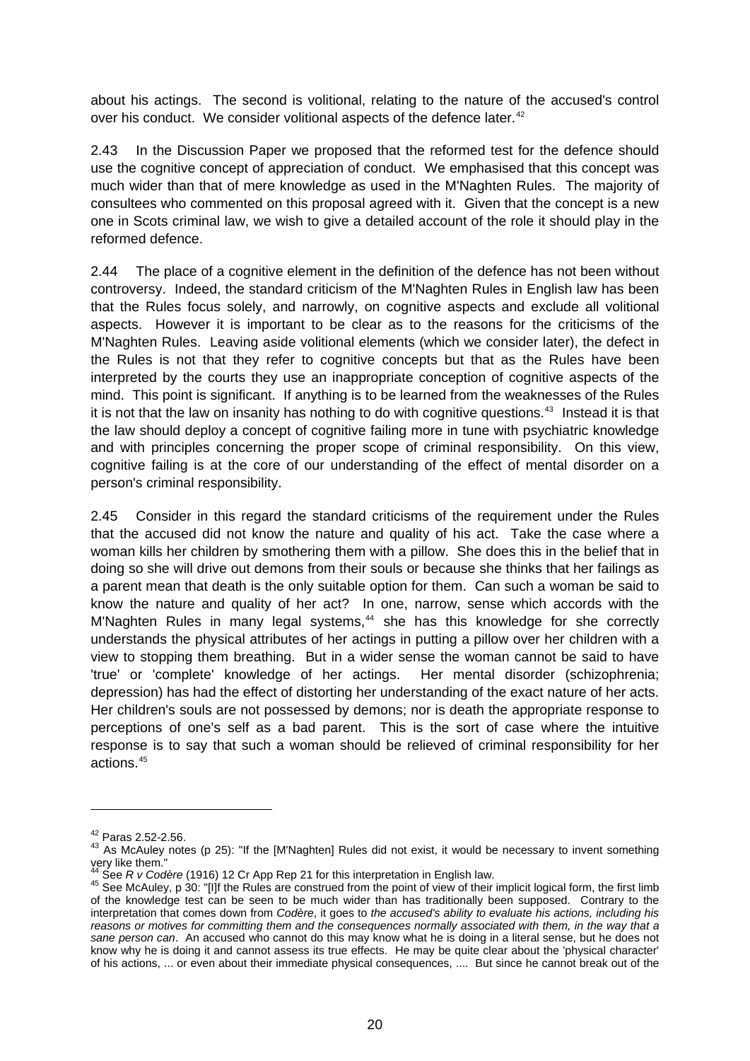about his actings. The second is volitional, relating to the nature of the accused's control over his conduct. We consider volitional aspects of the defence later.[42]

2.43 In the Discussion Paper we proposed that the reformed test for the defence should use the cognitive concept of appreciation of conduct. We emphasised that this concept was much wider than that of mere knowledge as used in the M'Naghten Rules. The majority of consultees who commented on this proposal agreed with it. Given that the concept is a new one in Scots criminal law, we wish to give a detailed account of the role it should play in the reformed defence.

2.44 The place of a cognitive element in the definition of the defence has not been without controversy. Indeed, the standard criticism of the M'Naghten Rules in English law has been that the Rules focus solely, and narrowly, on cognitive aspects and exclude all volitional aspects. However it is important to be clear as to the reasons for the criticisms of the M'Naghten Rules. Leaving aside volitional elements (which we consider later), the defect in the Rules is not that they refer to cognitive concepts but that as the Rules have been interpreted by the courts they use an inappropriate conception of cognitive aspects of the mind. This point is significant. If anything is to be learned from the weaknesses of the Rules it is not that the law on insanity has nothing to do with cognitive questions.[43] Instead it is that the law should deploy a concept of cognitive failing more in tune with psychiatric knowledge and with principles concerning the proper scope of criminal responsibility. On this view, cognitive failing is at the core of our understanding of the effect of mental disorder on a person's criminal responsibility.

2.45 Consider in this regard the standard criticisms of the requirement under the Rules that the accused did not know the nature and quality of his act. Take the case where a woman kills her children by smothering them with a pillow. She does this in the belief that in doing so she will drive out demons from their souls or because she thinks that her failings as a parent mean that death is the only suitable option for them. Can such a woman be said to know the nature and quality of her act? In one, narrow, sense which accords with the M'Naghten Rules in many legal systems,[44] she has this knowledge for she correctly understands the physical attributes of her actings in putting a pillow over her children with a view to stopping them breathing. But in a wider sense the woman cannot be said to have 'true' or 'complete' knowledge of her actings. Her mental disorder (schizophrenia; depression) has had the effect of distorting her understanding of the exact nature of her acts. Her children's souls are not possessed by demons; nor is death the appropriate response to perceptions of one's self as a bad parent. This is the sort of case where the intuitive response is to say that such a woman should be relieved of criminal responsibility for her actions.[45]

---

[42] Paras 2.52-2.56.

[43] As McAuley notes (p 25): "If the [M'Naghten] Rules did not exist, it would be necessary to invent something very like them."

[44] See *R v Codère* (1916) 12 Cr App Rep 21 for this interpretation in English law.

[45] See McAuley, p 30: "[I]f the Rules are construed from the point of view of their implicit logical form, the first limb of the knowledge test can be seen to be much wider than has traditionally been supposed. Contrary to the interpretation that comes down from *Codère*, it goes to *the accused's ability to evaluate his actions, including his reasons or motives for committing them and the consequences normally associated with them, in the way that a sane person can*. An accused who cannot do this may know what he is doing in a literal sense, but he does not know why he is doing it and cannot assess its true effects. He may be quite clear about the 'physical character' of his actions, ... or even about their immediate physical consequences, .... But since he cannot break out of the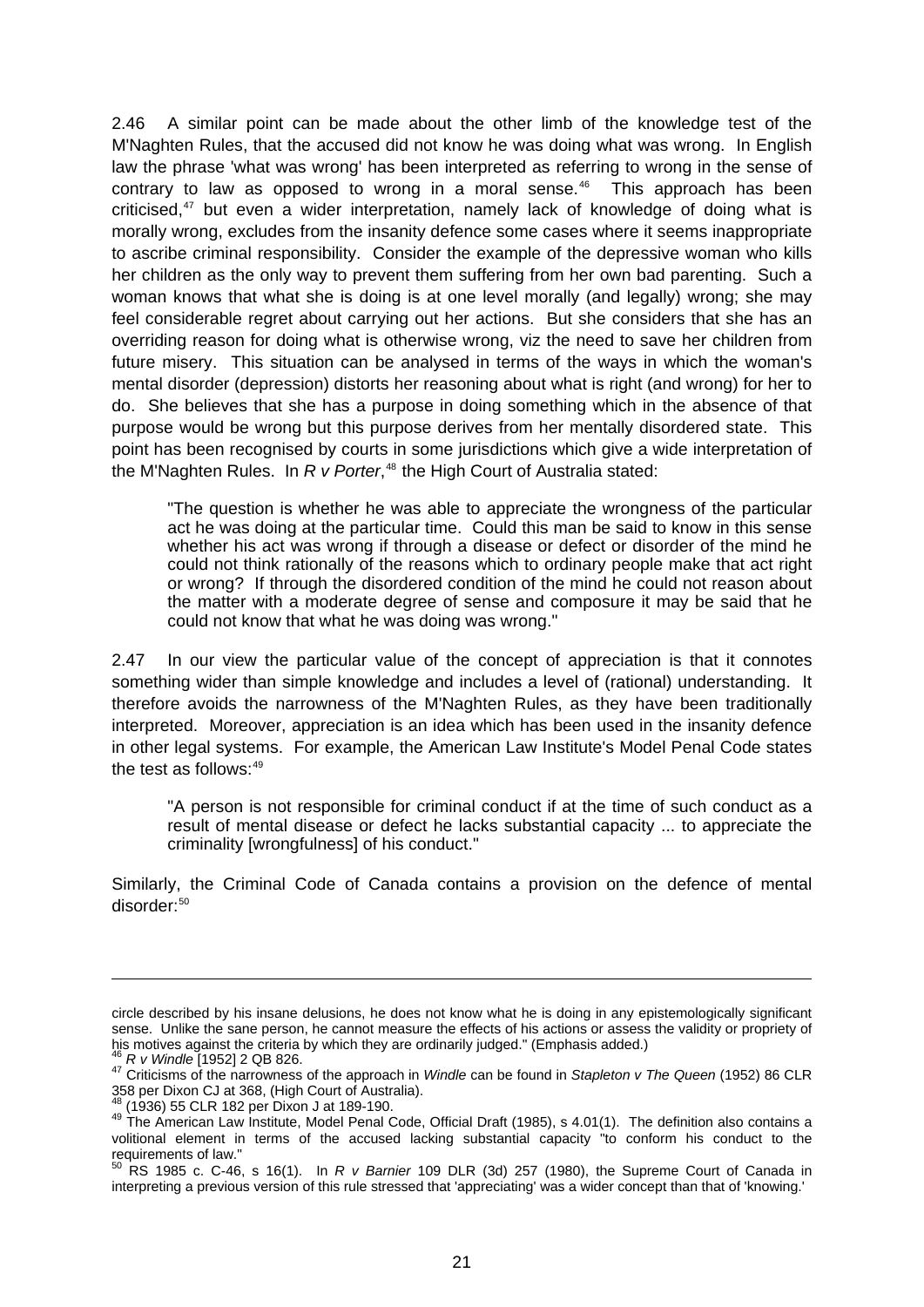2.46 A similar point can be made about the other limb of the knowledge test of the M'Naghten Rules, that the accused did not know he was doing what was wrong. In English law the phrase 'what was wrong' has been interpreted as referring to wrong in the sense of contrary to law as opposed to wrong in a moral sense.[46] This approach has been criticised,[47] but even a wider interpretation, namely lack of knowledge of doing what is morally wrong, excludes from the insanity defence some cases where it seems inappropriate to ascribe criminal responsibility. Consider the example of the depressive woman who kills her children as the only way to prevent them suffering from her own bad parenting. Such a woman knows that what she is doing is at one level morally (and legally) wrong; she may feel considerable regret about carrying out her actions. But she considers that she has an overriding reason for doing what is otherwise wrong, viz the need to save her children from future misery. This situation can be analysed in terms of the ways in which the woman's mental disorder (depression) distorts her reasoning about what is right (and wrong) for her to do. She believes that she has a purpose in doing something which in the absence of that purpose would be wrong but this purpose derives from her mentally disordered state. This point has been recognised by courts in some jurisdictions which give a wide interpretation of the M'Naghten Rules. In *R v Porter*,[48] the High Court of Australia stated:

> "The question is whether he was able to appreciate the wrongness of the particular act he was doing at the particular time. Could this man be said to know in this sense whether his act was wrong if through a disease or defect or disorder of the mind he could not think rationally of the reasons which to ordinary people make that act right or wrong? If through the disordered condition of the mind he could not reason about the matter with a moderate degree of sense and composure it may be said that he could not know that what he was doing was wrong."

2.47 In our view the particular value of the concept of appreciation is that it connotes something wider than simple knowledge and includes a level of (rational) understanding. It therefore avoids the narrowness of the M'Naghten Rules, as they have been traditionally interpreted. Moreover, appreciation is an idea which has been used in the insanity defence in other legal systems. For example, the American Law Institute's Model Penal Code states the test as follows:[49]

> "A person is not responsible for criminal conduct if at the time of such conduct as a result of mental disease or defect he lacks substantial capacity ... to appreciate the criminality [wrongfulness] of his conduct."

Similarly, the Criminal Code of Canada contains a provision on the defence of mental disorder:[50]

---

circle described by his insane delusions, he does not know what he is doing in any epistemologically significant sense. Unlike the sane person, he cannot measure the effects of his actions or assess the validity or propriety of his motives against the criteria by which they are ordinarily judged." (Emphasis added.)

[46] *R v Windle* [1952] 2 QB 826.

[47] Criticisms of the narrowness of the approach in *Windle* can be found in *Stapleton v The Queen* (1952) 86 CLR 358 per Dixon CJ at 368, (High Court of Australia).

[48] (1936) 55 CLR 182 per Dixon J at 189-190.

[49] The American Law Institute, Model Penal Code, Official Draft (1985), s 4.01(1). The definition also contains a volitional element in terms of the accused lacking substantial capacity "to conform his conduct to the requirements of law."

[50] RS 1985 c. C-46, s 16(1). In *R v Barnier* 109 DLR (3d) 257 (1980), the Supreme Court of Canada in interpreting a previous version of this rule stressed that 'appreciating' was a wider concept than that of 'knowing.'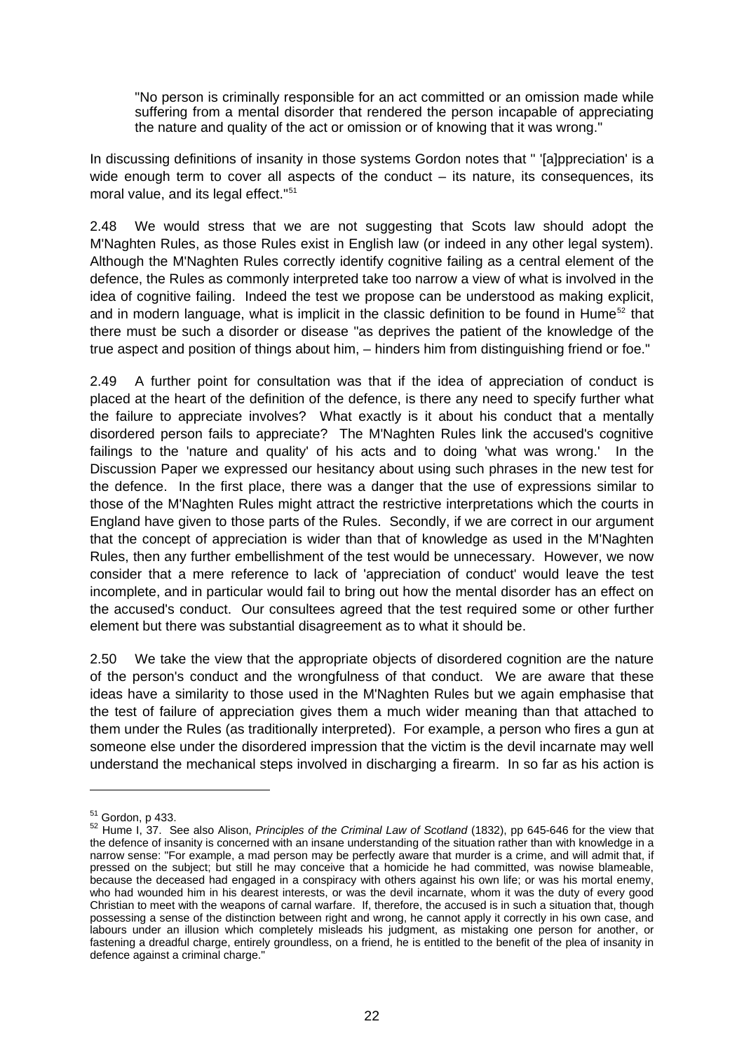> "No person is criminally responsible for an act committed or an omission made while suffering from a mental disorder that rendered the person incapable of appreciating the nature and quality of the act or omission or of knowing that it was wrong."

In discussing definitions of insanity in those systems Gordon notes that " '[a]ppreciation' is a wide enough term to cover all aspects of the conduct – its nature, its consequences, its moral value, and its legal effect."[51]

2.48 We would stress that we are not suggesting that Scots law should adopt the M'Naghten Rules, as those Rules exist in English law (or indeed in any other legal system). Although the M'Naghten Rules correctly identify cognitive failing as a central element of the defence, the Rules as commonly interpreted take too narrow a view of what is involved in the idea of cognitive failing. Indeed the test we propose can be understood as making explicit, and in modern language, what is implicit in the classic definition to be found in Hume[52] that there must be such a disorder or disease "as deprives the patient of the knowledge of the true aspect and position of things about him, – hinders him from distinguishing friend or foe."

2.49 A further point for consultation was that if the idea of appreciation of conduct is placed at the heart of the definition of the defence, is there any need to specify further what the failure to appreciate involves? What exactly is it about his conduct that a mentally disordered person fails to appreciate? The M'Naghten Rules link the accused's cognitive failings to the 'nature and quality' of his acts and to doing 'what was wrong.' In the Discussion Paper we expressed our hesitancy about using such phrases in the new test for the defence. In the first place, there was a danger that the use of expressions similar to those of the M'Naghten Rules might attract the restrictive interpretations which the courts in England have given to those parts of the Rules. Secondly, if we are correct in our argument that the concept of appreciation is wider than that of knowledge as used in the M'Naghten Rules, then any further embellishment of the test would be unnecessary. However, we now consider that a mere reference to lack of 'appreciation of conduct' would leave the test incomplete, and in particular would fail to bring out how the mental disorder has an effect on the accused's conduct. Our consultees agreed that the test required some or other further element but there was substantial disagreement as to what it should be.

2.50 We take the view that the appropriate objects of disordered cognition are the nature of the person's conduct and the wrongfulness of that conduct. We are aware that these ideas have a similarity to those used in the M'Naghten Rules but we again emphasise that the test of failure of appreciation gives them a much wider meaning than that attached to them under the Rules (as traditionally interpreted). For example, a person who fires a gun at someone else under the disordered impression that the victim is the devil incarnate may well understand the mechanical steps involved in discharging a firearm. In so far as his action is

---

[51] Gordon, p 433.

[52] Hume I, 37. See also Alison, *Principles of the Criminal Law of Scotland* (1832), pp 645-646 for the view that the defence of insanity is concerned with an insane understanding of the situation rather than with knowledge in a narrow sense: "For example, a mad person may be perfectly aware that murder is a crime, and will admit that, if pressed on the subject; but still he may conceive that a homicide he had committed, was nowise blameable, because the deceased had engaged in a conspiracy with others against his own life; or was his mortal enemy, who had wounded him in his dearest interests, or was the devil incarnate, whom it was the duty of every good Christian to meet with the weapons of carnal warfare. If, therefore, the accused is in such a situation that, though possessing a sense of the distinction between right and wrong, he cannot apply it correctly in his own case, and labours under an illusion which completely misleads his judgment, as mistaking one person for another, or fastening a dreadful charge, entirely groundless, on a friend, he is entitled to the benefit of the plea of insanity in defence against a criminal charge."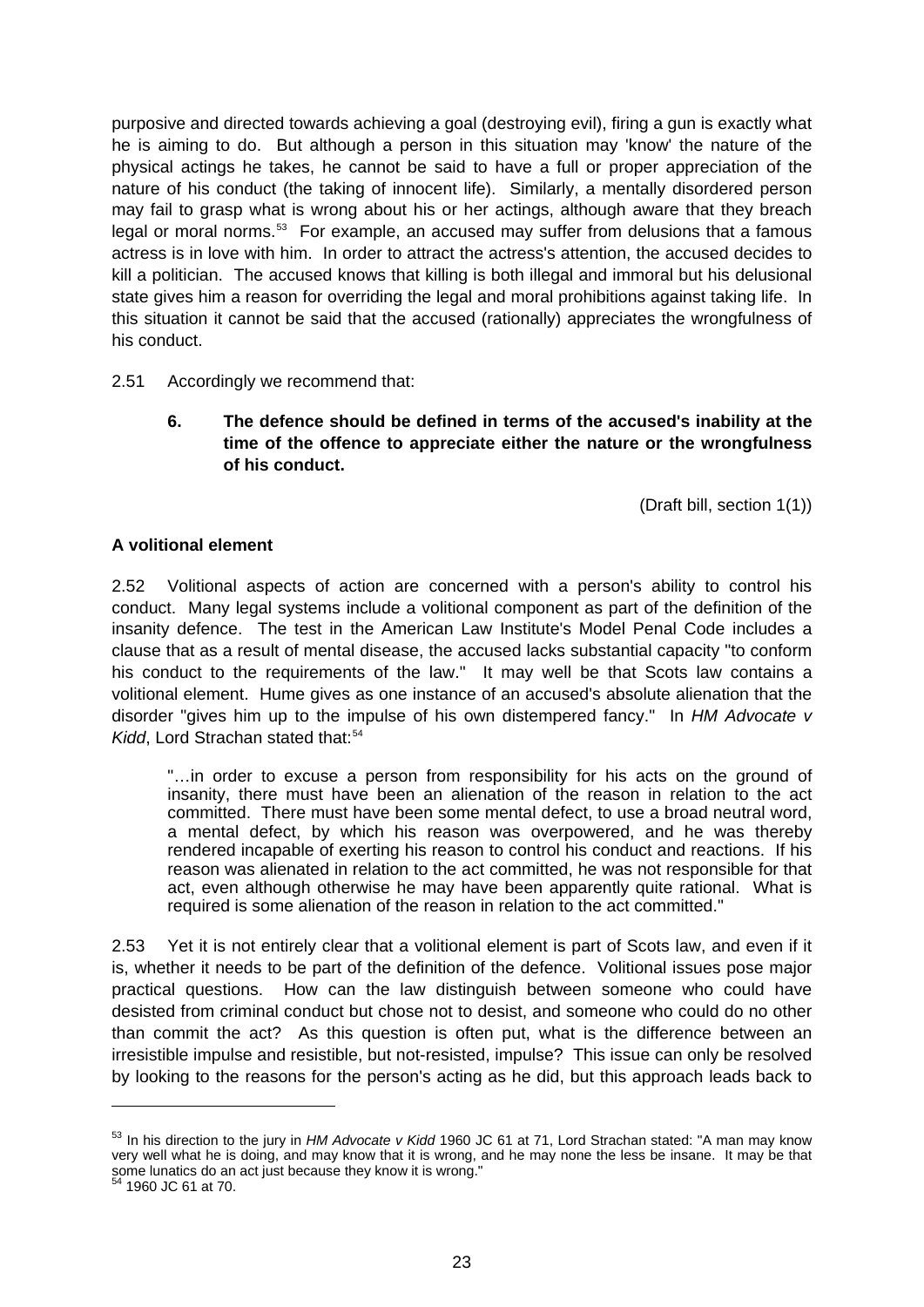purposive and directed towards achieving a goal (destroying evil), firing a gun is exactly what he is aiming to do. But although a person in this situation may 'know' the nature of the physical actings he takes, he cannot be said to have a full or proper appreciation of the nature of his conduct (the taking of innocent life). Similarly, a mentally disordered person may fail to grasp what is wrong about his or her actings, although aware that they breach legal or moral norms.[53] For example, an accused may suffer from delusions that a famous actress is in love with him. In order to attract the actress's attention, the accused decides to kill a politician. The accused knows that killing is both illegal and immoral but his delusional state gives him a reason for overriding the legal and moral prohibitions against taking life. In this situation it cannot be said that the accused (rationally) appreciates the wrongfulness of his conduct.

2.51 Accordingly we recommend that:

> **6. The defence should be defined in terms of the accused's inability at the time of the offence to appreciate either the nature or the wrongfulness of his conduct.**
>
> (Draft bill, section 1(1))

**A volitional element**

2.52 Volitional aspects of action are concerned with a person's ability to control his conduct. Many legal systems include a volitional component as part of the definition of the insanity defence. The test in the American Law Institute's Model Penal Code includes a clause that as a result of mental disease, the accused lacks substantial capacity "to conform his conduct to the requirements of the law." It may well be that Scots law contains a volitional element. Hume gives as one instance of an accused's absolute alienation that the disorder "gives him up to the impulse of his own distempered fancy." In *HM Advocate v Kidd*, Lord Strachan stated that:[54]

> "…in order to excuse a person from responsibility for his acts on the ground of insanity, there must have been an alienation of the reason in relation to the act committed. There must have been some mental defect, to use a broad neutral word, a mental defect, by which his reason was overpowered, and he was thereby rendered incapable of exerting his reason to control his conduct and reactions. If his reason was alienated in relation to the act committed, he was not responsible for that act, even although otherwise he may have been apparently quite rational. What is required is some alienation of the reason in relation to the act committed."

2.53 Yet it is not entirely clear that a volitional element is part of Scots law, and even if it is, whether it needs to be part of the definition of the defence. Volitional issues pose major practical questions. How can the law distinguish between someone who could have desisted from criminal conduct but chose not to desist, and someone who could do no other than commit the act? As this question is often put, what is the difference between an irresistible impulse and resistible, but not-resisted, impulse? This issue can only be resolved by looking to the reasons for the person's acting as he did, but this approach leads back to

---

[53] In his direction to the jury in *HM Advocate v Kidd* 1960 JC 61 at 71, Lord Strachan stated: "A man may know very well what he is doing, and may know that it is wrong, and he may none the less be insane. It may be that some lunatics do an act just because they know it is wrong."

[54] 1960 JC 61 at 70.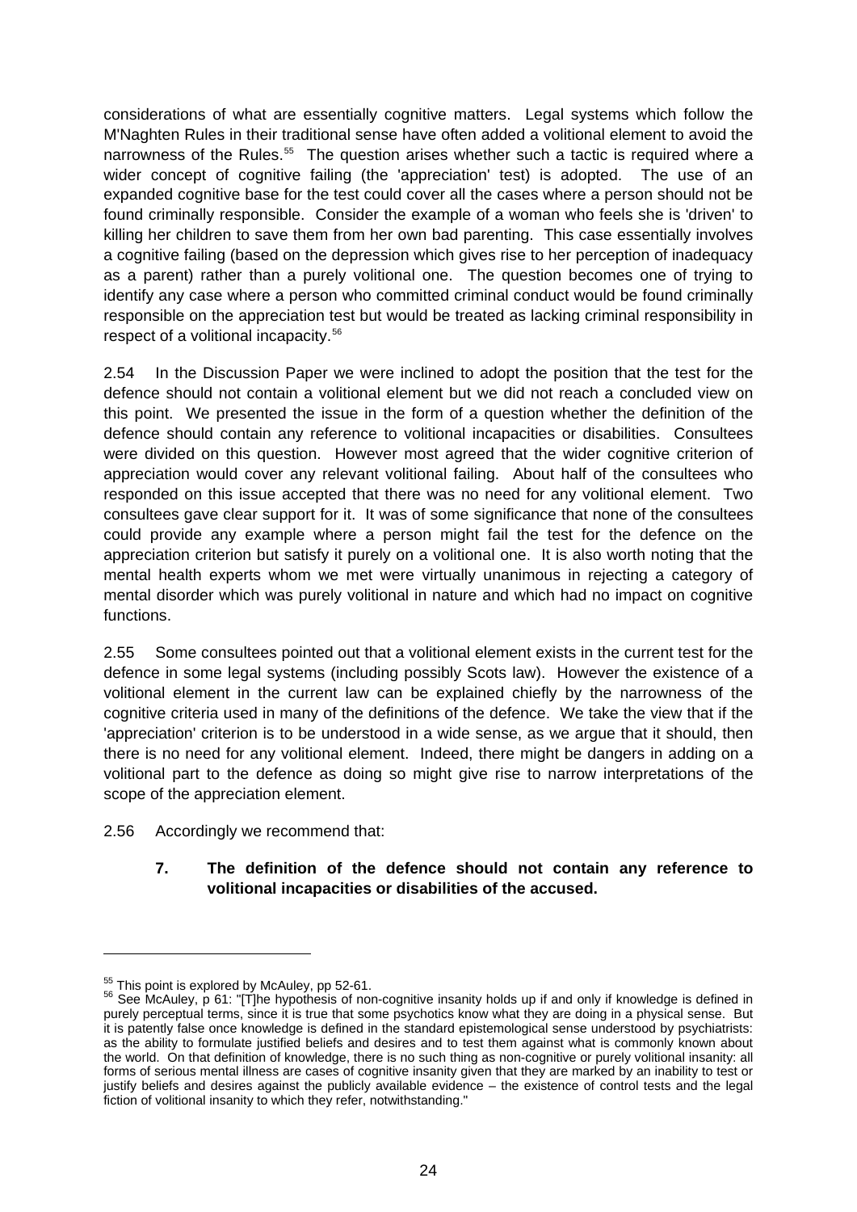considerations of what are essentially cognitive matters. Legal systems which follow the M'Naghten Rules in their traditional sense have often added a volitional element to avoid the narrowness of the Rules.[55] The question arises whether such a tactic is required where a wider concept of cognitive failing (the 'appreciation' test) is adopted. The use of an expanded cognitive base for the test could cover all the cases where a person should not be found criminally responsible. Consider the example of a woman who feels she is 'driven' to killing her children to save them from her own bad parenting. This case essentially involves a cognitive failing (based on the depression which gives rise to her perception of inadequacy as a parent) rather than a purely volitional one. The question becomes one of trying to identify any case where a person who committed criminal conduct would be found criminally responsible on the appreciation test but would be treated as lacking criminal responsibility in respect of a volitional incapacity.[56]

2.54 In the Discussion Paper we were inclined to adopt the position that the test for the defence should not contain a volitional element but we did not reach a concluded view on this point. We presented the issue in the form of a question whether the definition of the defence should contain any reference to volitional incapacities or disabilities. Consultees were divided on this question. However most agreed that the wider cognitive criterion of appreciation would cover any relevant volitional failing. About half of the consultees who responded on this issue accepted that there was no need for any volitional element. Two consultees gave clear support for it. It was of some significance that none of the consultees could provide any example where a person might fail the test for the defence on the appreciation criterion but satisfy it purely on a volitional one. It is also worth noting that the mental health experts whom we met were virtually unanimous in rejecting a category of mental disorder which was purely volitional in nature and which had no impact on cognitive functions.

2.55 Some consultees pointed out that a volitional element exists in the current test for the defence in some legal systems (including possibly Scots law). However the existence of a volitional element in the current law can be explained chiefly by the narrowness of the cognitive criteria used in many of the definitions of the defence. We take the view that if the 'appreciation' criterion is to be understood in a wide sense, as we argue that it should, then there is no need for any volitional element. Indeed, there might be dangers in adding on a volitional part to the defence as doing so might give rise to narrow interpretations of the scope of the appreciation element.

2.56 Accordingly we recommend that:

> **7. The definition of the defence should not contain any reference to volitional incapacities or disabilities of the accused.**

---

[55] This point is explored by McAuley, pp 52-61.

[56] See McAuley, p 61: "[T]he hypothesis of non-cognitive insanity holds up if and only if knowledge is defined in purely perceptual terms, since it is true that some psychotics know what they are doing in a physical sense. But it is patently false once knowledge is defined in the standard epistemological sense understood by psychiatrists: as the ability to formulate justified beliefs and desires and to test them against what is commonly known about the world. On that definition of knowledge, there is no such thing as non-cognitive or purely volitional insanity: all forms of serious mental illness are cases of cognitive insanity given that they are marked by an inability to test or justify beliefs and desires against the publicly available evidence – the existence of control tests and the legal fiction of volitional insanity to which they refer, notwithstanding."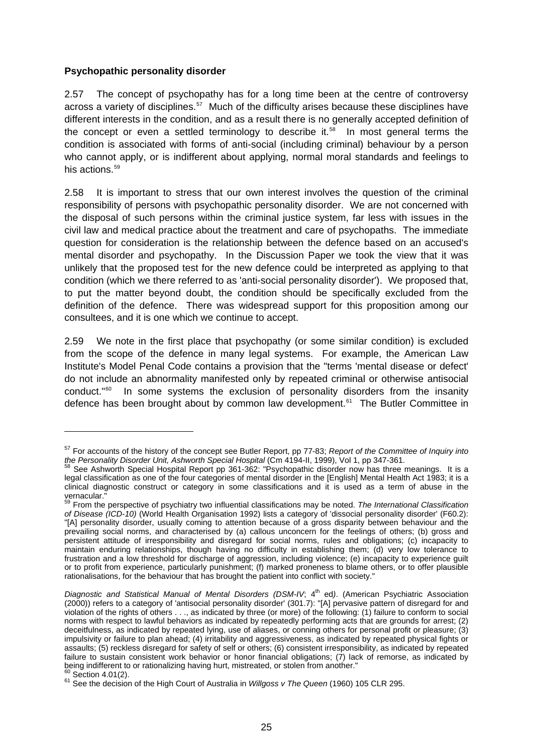**Psychopathic personality disorder**

2.57 The concept of psychopathy has for a long time been at the centre of controversy across a variety of disciplines.[57] Much of the difficulty arises because these disciplines have different interests in the condition, and as a result there is no generally accepted definition of the concept or even a settled terminology to describe it.[58] In most general terms the condition is associated with forms of anti-social (including criminal) behaviour by a person who cannot apply, or is indifferent about applying, normal moral standards and feelings to his actions.[59]

2.58 It is important to stress that our own interest involves the question of the criminal responsibility of persons with psychopathic personality disorder. We are not concerned with the disposal of such persons within the criminal justice system, far less with issues in the civil law and medical practice about the treatment and care of psychopaths. The immediate question for consideration is the relationship between the defence based on an accused's mental disorder and psychopathy. In the Discussion Paper we took the view that it was unlikely that the proposed test for the new defence could be interpreted as applying to that condition (which we there referred to as 'anti-social personality disorder'). We proposed that, to put the matter beyond doubt, the condition should be specifically excluded from the definition of the defence. There was widespread support for this proposition among our consultees, and it is one which we continue to accept.

2.59 We note in the first place that psychopathy (or some similar condition) is excluded from the scope of the defence in many legal systems. For example, the American Law Institute's Model Penal Code contains a provision that the "terms 'mental disease or defect' do not include an abnormality manifested only by repeated criminal or otherwise antisocial conduct."[60] In some systems the exclusion of personality disorders from the insanity defence has been brought about by common law development.[61] The Butler Committee in

---

[57] For accounts of the history of the concept see Butler Report, pp 77-83; *Report of the Committee of Inquiry into the Personality Disorder Unit, Ashworth Special Hospital* (Cm 4194-II, 1999), Vol 1, pp 347-361.

[58] See Ashworth Special Hospital Report pp 361-362: "Psychopathic disorder now has three meanings. It is a legal classification as one of the four categories of mental disorder in the [English] Mental Health Act 1983; it is a clinical diagnostic construct or category in some classifications and it is used as a term of abuse in the vernacular."

[59] From the perspective of psychiatry two influential classifications may be noted. *The International Classification of Disease (ICD-10)* (World Health Organisation 1992) lists a category of 'dissocial personality disorder' (F60.2): "[A] personality disorder, usually coming to attention because of a gross disparity between behaviour and the prevailing social norms, and characterised by (a) callous unconcern for the feelings of others; (b) gross and persistent attitude of irresponsibility and disregard for social norms, rules and obligations; (c) incapacity to maintain enduring relationships, though having no difficulty in establishing them; (d) very low tolerance to frustration and a low threshold for discharge of aggression, including violence; (e) incapacity to experience guilt or to profit from experience, particularly punishment; (f) marked proneness to blame others, or to offer plausible rationalisations, for the behaviour that has brought the patient into conflict with society."

*Diagnostic and Statistical Manual of Mental Disorders (DSM-IV*; 4th ed*)*. (American Psychiatric Association (2000)) refers to a category of 'antisocial personality disorder' (301.7): "[A] pervasive pattern of disregard for and violation of the rights of others . . ., as indicated by three (or more) of the following: (1) failure to conform to social norms with respect to lawful behaviors as indicated by repeatedly performing acts that are grounds for arrest; (2) deceitfulness, as indicated by repeated lying, use of aliases, or conning others for personal profit or pleasure; (3) impulsivity or failure to plan ahead; (4) irritability and aggressiveness, as indicated by repeated physical fights or assaults; (5) reckless disregard for safety of self or others; (6) consistent irresponsibility, as indicated by repeated failure to sustain consistent work behavior or honor financial obligations; (7) lack of remorse, as indicated by being indifferent to or rationalizing having hurt, mistreated, or stolen from another."

[60] Section 4.01(2).

[61] See the decision of the High Court of Australia in *Willgoss v The Queen* (1960) 105 CLR 295.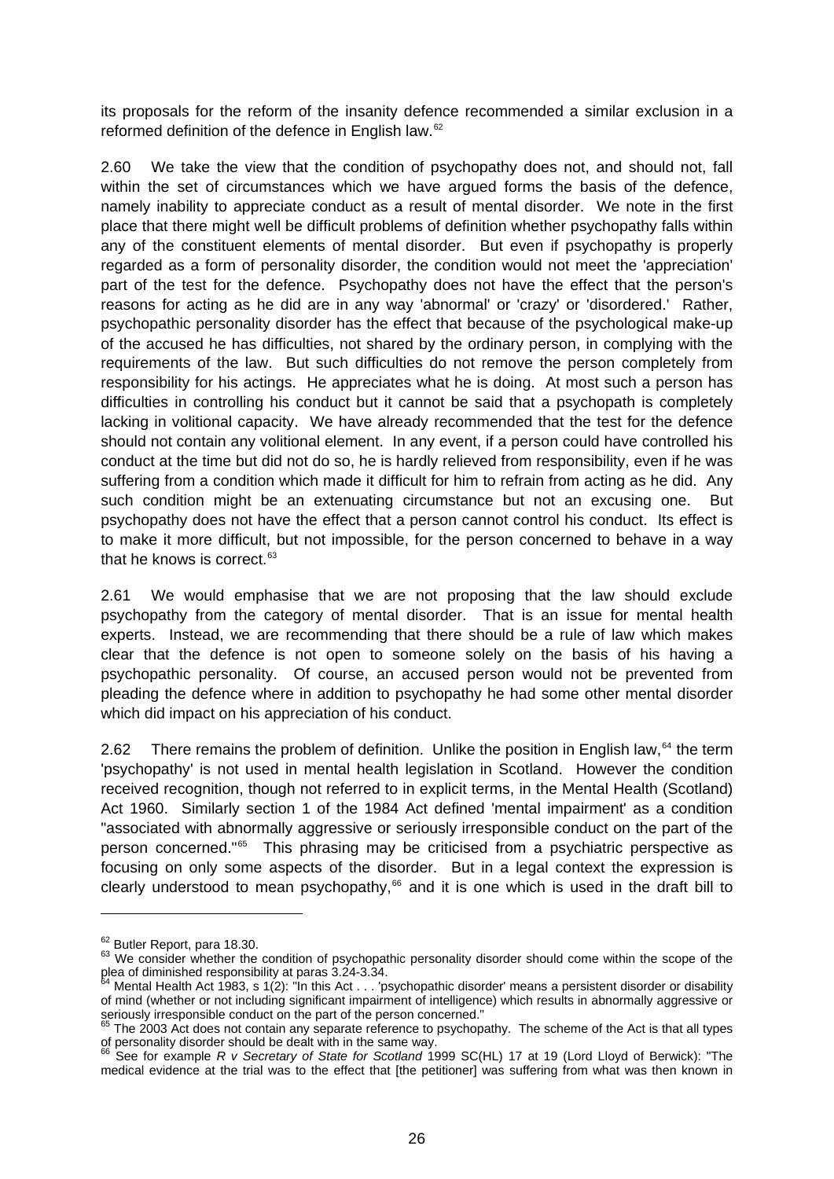its proposals for the reform of the insanity defence recommended a similar exclusion in a reformed definition of the defence in English law.[62]

2.60 We take the view that the condition of psychopathy does not, and should not, fall within the set of circumstances which we have argued forms the basis of the defence, namely inability to appreciate conduct as a result of mental disorder. We note in the first place that there might well be difficult problems of definition whether psychopathy falls within any of the constituent elements of mental disorder. But even if psychopathy is properly regarded as a form of personality disorder, the condition would not meet the 'appreciation' part of the test for the defence. Psychopathy does not have the effect that the person's reasons for acting as he did are in any way 'abnormal' or 'crazy' or 'disordered.' Rather, psychopathic personality disorder has the effect that because of the psychological make-up of the accused he has difficulties, not shared by the ordinary person, in complying with the requirements of the law. But such difficulties do not remove the person completely from responsibility for his actings. He appreciates what he is doing. At most such a person has difficulties in controlling his conduct but it cannot be said that a psychopath is completely lacking in volitional capacity. We have already recommended that the test for the defence should not contain any volitional element. In any event, if a person could have controlled his conduct at the time but did not do so, he is hardly relieved from responsibility, even if he was suffering from a condition which made it difficult for him to refrain from acting as he did. Any such condition might be an extenuating circumstance but not an excusing one. But psychopathy does not have the effect that a person cannot control his conduct. Its effect is to make it more difficult, but not impossible, for the person concerned to behave in a way that he knows is correct.[63]

2.61 We would emphasise that we are not proposing that the law should exclude psychopathy from the category of mental disorder. That is an issue for mental health experts. Instead, we are recommending that there should be a rule of law which makes clear that the defence is not open to someone solely on the basis of his having a psychopathic personality. Of course, an accused person would not be prevented from pleading the defence where in addition to psychopathy he had some other mental disorder which did impact on his appreciation of his conduct.

2.62 There remains the problem of definition. Unlike the position in English law,[64] the term 'psychopathy' is not used in mental health legislation in Scotland. However the condition received recognition, though not referred to in explicit terms, in the Mental Health (Scotland) Act 1960. Similarly section 1 of the 1984 Act defined 'mental impairment' as a condition "associated with abnormally aggressive or seriously irresponsible conduct on the part of the person concerned."[65] This phrasing may be criticised from a psychiatric perspective as focusing on only some aspects of the disorder. But in a legal context the expression is clearly understood to mean psychopathy,[66] and it is one which is used in the draft bill to

---

[62] Butler Report, para 18.30.

[63] We consider whether the condition of psychopathic personality disorder should come within the scope of the plea of diminished responsibility at paras 3.24-3.34.

[64] Mental Health Act 1983, s 1(2): "In this Act . . . 'psychopathic disorder' means a persistent disorder or disability of mind (whether or not including significant impairment of intelligence) which results in abnormally aggressive or seriously irresponsible conduct on the part of the person concerned."

[65] The 2003 Act does not contain any separate reference to psychopathy. The scheme of the Act is that all types of personality disorder should be dealt with in the same way.

[66] See for example *R v Secretary of State for Scotland* 1999 SC(HL) 17 at 19 (Lord Lloyd of Berwick): "The medical evidence at the trial was to the effect that [the petitioner] was suffering from what was then known in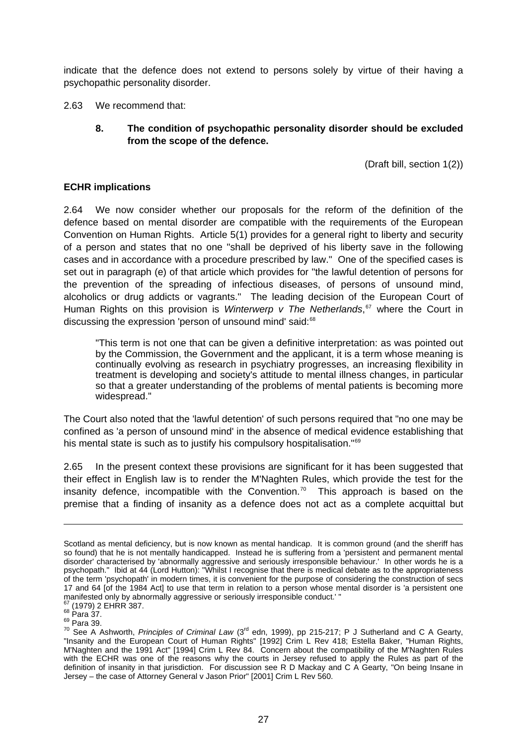indicate that the defence does not extend to persons solely by virtue of their having a psychopathic personality disorder.

2.63 We recommend that:

> **8. The condition of psychopathic personality disorder should be excluded from the scope of the defence.**
>
> (Draft bill, section 1(2))

**ECHR implications**

2.64 We now consider whether our proposals for the reform of the definition of the defence based on mental disorder are compatible with the requirements of the European Convention on Human Rights. Article 5(1) provides for a general right to liberty and security of a person and states that no one "shall be deprived of his liberty save in the following cases and in accordance with a procedure prescribed by law." One of the specified cases is set out in paragraph (e) of that article which provides for "the lawful detention of persons for the prevention of the spreading of infectious diseases, of persons of unsound mind, alcoholics or drug addicts or vagrants." The leading decision of the European Court of Human Rights on this provision is *Winterwerp v The Netherlands*,[67] where the Court in discussing the expression 'person of unsound mind' said:[68]

> "This term is not one that can be given a definitive interpretation: as was pointed out by the Commission, the Government and the applicant, it is a term whose meaning is continually evolving as research in psychiatry progresses, an increasing flexibility in treatment is developing and society's attitude to mental illness changes, in particular so that a greater understanding of the problems of mental patients is becoming more widespread."

The Court also noted that the 'lawful detention' of such persons required that "no one may be confined as 'a person of unsound mind' in the absence of medical evidence establishing that his mental state is such as to justify his compulsory hospitalisation."[69]

2.65 In the present context these provisions are significant for it has been suggested that their effect in English law is to render the M'Naghten Rules, which provide the test for the insanity defence, incompatible with the Convention.[70] This approach is based on the premise that a finding of insanity as a defence does not act as a complete acquittal but

---

Scotland as mental deficiency, but is now known as mental handicap. It is common ground (and the sheriff has so found) that he is not mentally handicapped. Instead he is suffering from a 'persistent and permanent mental disorder' characterised by 'abnormally aggressive and seriously irresponsible behaviour.' In other words he is a psychopath." Ibid at 44 (Lord Hutton): "Whilst I recognise that there is medical debate as to the appropriateness of the term 'psychopath' in modern times, it is convenient for the purpose of considering the construction of secs 17 and 64 [of the 1984 Act] to use that term in relation to a person whose mental disorder is 'a persistent one manifested only by abnormally aggressive or seriously irresponsible conduct.' "

[67] (1979) 2 EHRR 387.

[68] Para 37.

[69] Para 39.

[70] See A Ashworth, *Principles of Criminal Law* (3rd edn, 1999), pp 215-217; P J Sutherland and C A Gearty, "Insanity and the European Court of Human Rights" [1992] Crim L Rev 418; Estella Baker, "Human Rights, M'Naghten and the 1991 Act" [1994] Crim L Rev 84. Concern about the compatibility of the M'Naghten Rules with the ECHR was one of the reasons why the courts in Jersey refused to apply the Rules as part of the definition of insanity in that jurisdiction. For discussion see R D Mackay and C A Gearty, "On being Insane in Jersey – the case of Attorney General v Jason Prior" [2001] Crim L Rev 560.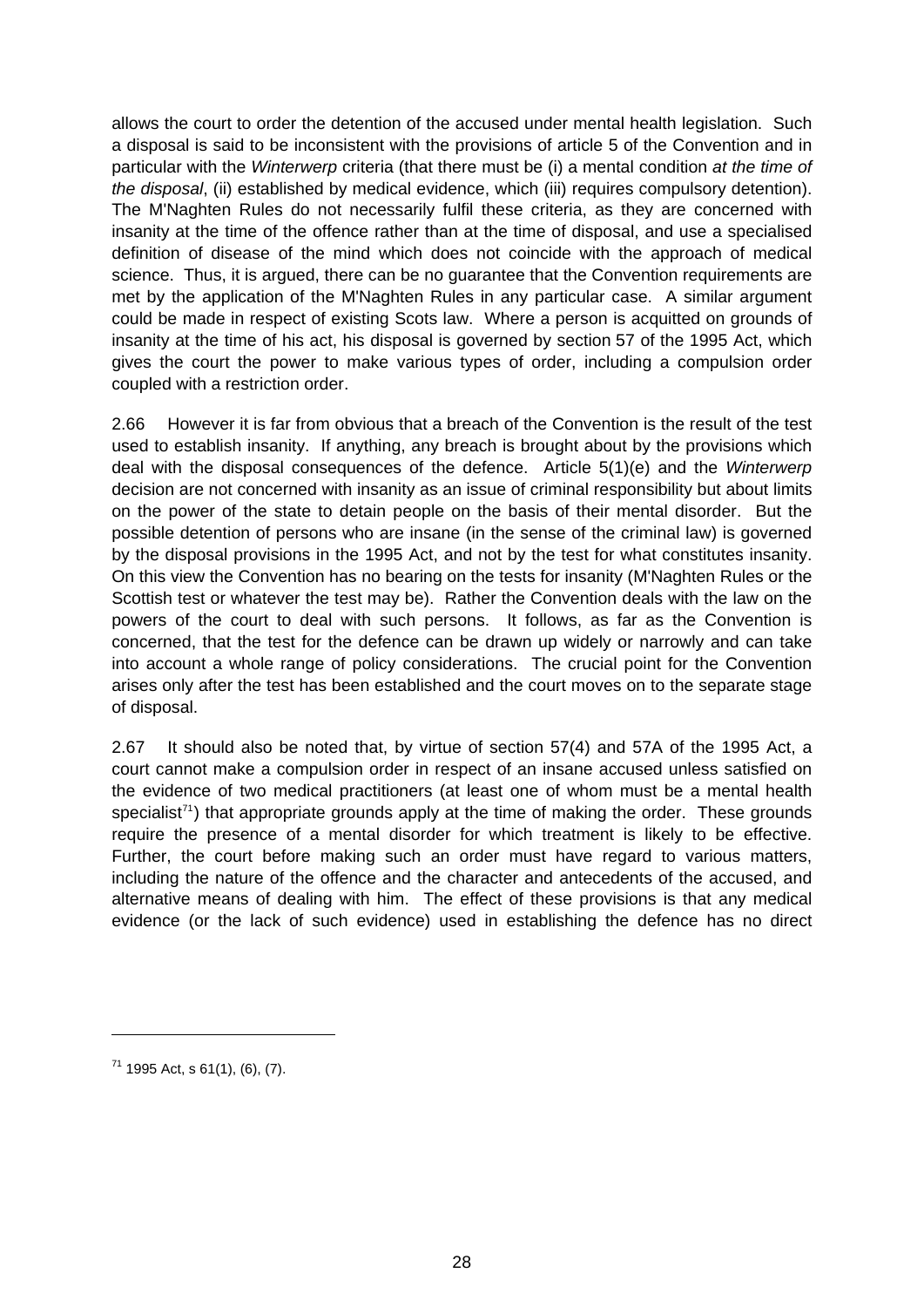allows the court to order the detention of the accused under mental health legislation. Such a disposal is said to be inconsistent with the provisions of article 5 of the Convention and in particular with the *Winterwerp* criteria (that there must be (i) a mental condition *at the time of the disposal*, (ii) established by medical evidence, which (iii) requires compulsory detention). The M'Naghten Rules do not necessarily fulfil these criteria, as they are concerned with insanity at the time of the offence rather than at the time of disposal, and use a specialised definition of disease of the mind which does not coincide with the approach of medical science. Thus, it is argued, there can be no guarantee that the Convention requirements are met by the application of the M'Naghten Rules in any particular case. A similar argument could be made in respect of existing Scots law. Where a person is acquitted on grounds of insanity at the time of his act, his disposal is governed by section 57 of the 1995 Act, which gives the court the power to make various types of order, including a compulsion order coupled with a restriction order.

2.66 However it is far from obvious that a breach of the Convention is the result of the test used to establish insanity. If anything, any breach is brought about by the provisions which deal with the disposal consequences of the defence. Article 5(1)(e) and the *Winterwerp* decision are not concerned with insanity as an issue of criminal responsibility but about limits on the power of the state to detain people on the basis of their mental disorder. But the possible detention of persons who are insane (in the sense of the criminal law) is governed by the disposal provisions in the 1995 Act, and not by the test for what constitutes insanity. On this view the Convention has no bearing on the tests for insanity (M'Naghten Rules or the Scottish test or whatever the test may be). Rather the Convention deals with the law on the powers of the court to deal with such persons. It follows, as far as the Convention is concerned, that the test for the defence can be drawn up widely or narrowly and can take into account a whole range of policy considerations. The crucial point for the Convention arises only after the test has been established and the court moves on to the separate stage of disposal.

2.67 It should also be noted that, by virtue of section 57(4) and 57A of the 1995 Act, a court cannot make a compulsion order in respect of an insane accused unless satisfied on the evidence of two medical practitioners (at least one of whom must be a mental health specialist[71]) that appropriate grounds apply at the time of making the order. These grounds require the presence of a mental disorder for which treatment is likely to be effective. Further, the court before making such an order must have regard to various matters, including the nature of the offence and the character and antecedents of the accused, and alternative means of dealing with him. The effect of these provisions is that any medical evidence (or the lack of such evidence) used in establishing the defence has no direct

---

[71] 1995 Act, s 61(1), (6), (7).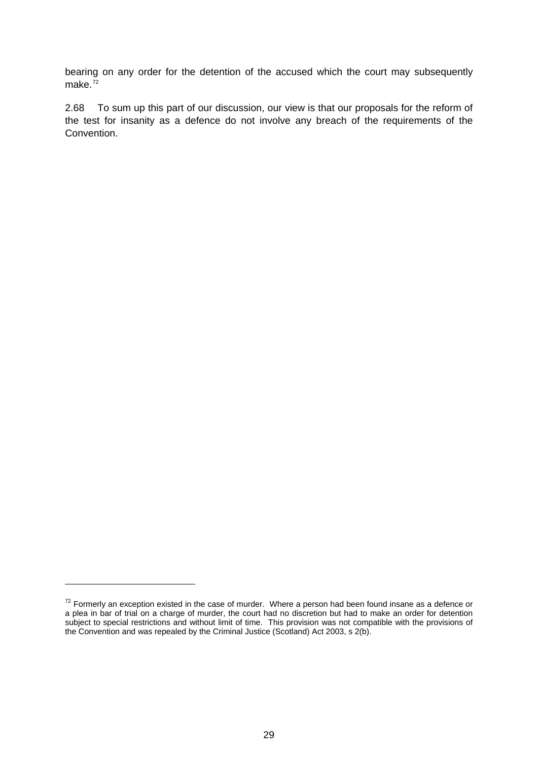bearing on any order for the detention of the accused which the court may subsequently make.[72]

2.68 To sum up this part of our discussion, our view is that our proposals for the reform of the test for insanity as a defence do not involve any breach of the requirements of the Convention.

---

[72] Formerly an exception existed in the case of murder. Where a person had been found insane as a defence or a plea in bar of trial on a charge of murder, the court had no discretion but had to make an order for detention subject to special restrictions and without limit of time. This provision was not compatible with the provisions of the Convention and was repealed by the Criminal Justice (Scotland) Act 2003, s 2(b).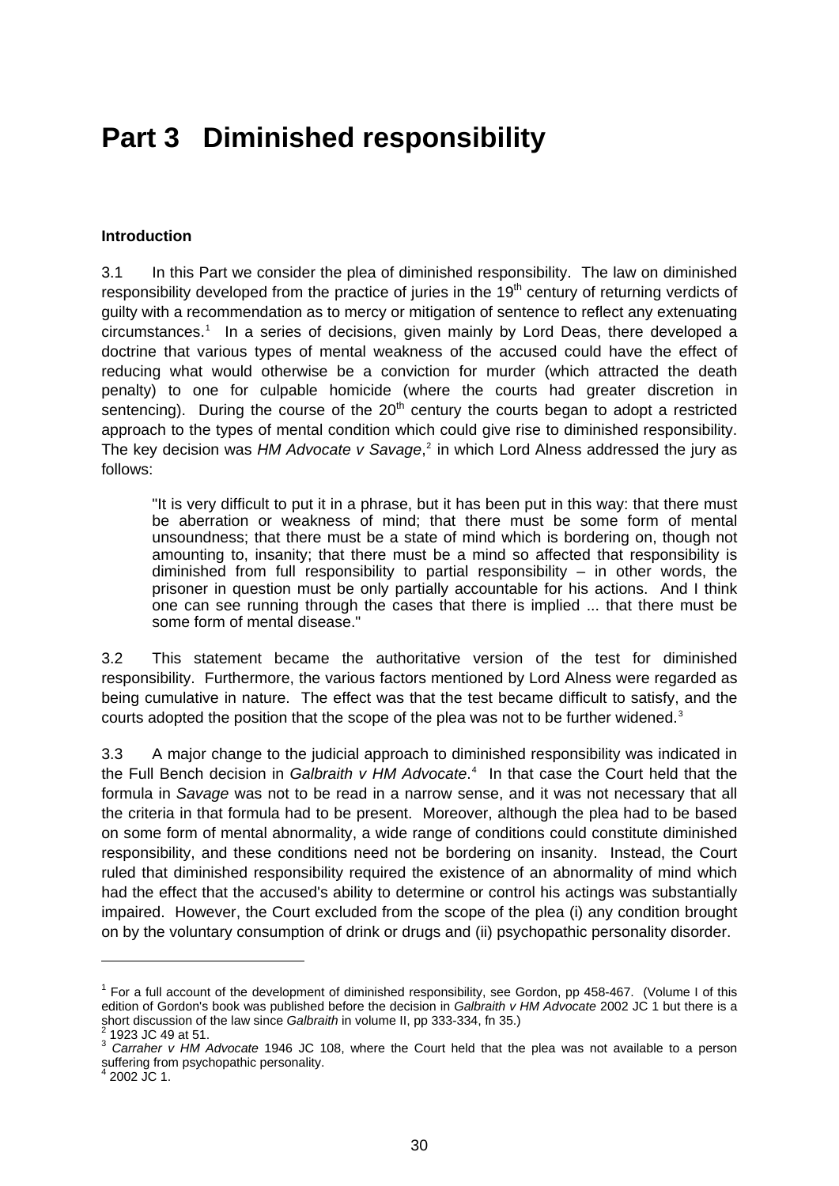# Part 3 Diminished responsibility

**Introduction**

3.1 In this Part we consider the plea of diminished responsibility. The law on diminished responsibility developed from the practice of juries in the 19th century of returning verdicts of guilty with a recommendation as to mercy or mitigation of sentence to reflect any extenuating circumstances.[1] In a series of decisions, given mainly by Lord Deas, there developed a doctrine that various types of mental weakness of the accused could have the effect of reducing what would otherwise be a conviction for murder (which attracted the death penalty) to one for culpable homicide (where the courts had greater discretion in sentencing). During the course of the 20th century the courts began to adopt a restricted approach to the types of mental condition which could give rise to diminished responsibility. The key decision was *HM Advocate v Savage*,[2] in which Lord Alness addressed the jury as follows:

> "It is very difficult to put it in a phrase, but it has been put in this way: that there must be aberration or weakness of mind; that there must be some form of mental unsoundness; that there must be a state of mind which is bordering on, though not amounting to, insanity; that there must be a mind so affected that responsibility is diminished from full responsibility to partial responsibility – in other words, the prisoner in question must be only partially accountable for his actions. And I think one can see running through the cases that there is implied ... that there must be some form of mental disease."

3.2 This statement became the authoritative version of the test for diminished responsibility. Furthermore, the various factors mentioned by Lord Alness were regarded as being cumulative in nature. The effect was that the test became difficult to satisfy, and the courts adopted the position that the scope of the plea was not to be further widened.[3]

3.3 A major change to the judicial approach to diminished responsibility was indicated in the Full Bench decision in *Galbraith v HM Advocate*.[4] In that case the Court held that the formula in *Savage* was not to be read in a narrow sense, and it was not necessary that all the criteria in that formula had to be present. Moreover, although the plea had to be based on some form of mental abnormality, a wide range of conditions could constitute diminished responsibility, and these conditions need not be bordering on insanity. Instead, the Court ruled that diminished responsibility required the existence of an abnormality of mind which had the effect that the accused's ability to determine or control his actings was substantially impaired. However, the Court excluded from the scope of the plea (i) any condition brought on by the voluntary consumption of drink or drugs and (ii) psychopathic personality disorder.

---

[1] For a full account of the development of diminished responsibility, see Gordon, pp 458-467. (Volume I of this edition of Gordon's book was published before the decision in *Galbraith v HM Advocate* 2002 JC 1 but there is a short discussion of the law since *Galbraith* in volume II, pp 333-334, fn 35.)

[2] 1923 JC 49 at 51.

[3] *Carraher v HM Advocate* 1946 JC 108, where the Court held that the plea was not available to a person suffering from psychopathic personality.

[4] 2002 JC 1.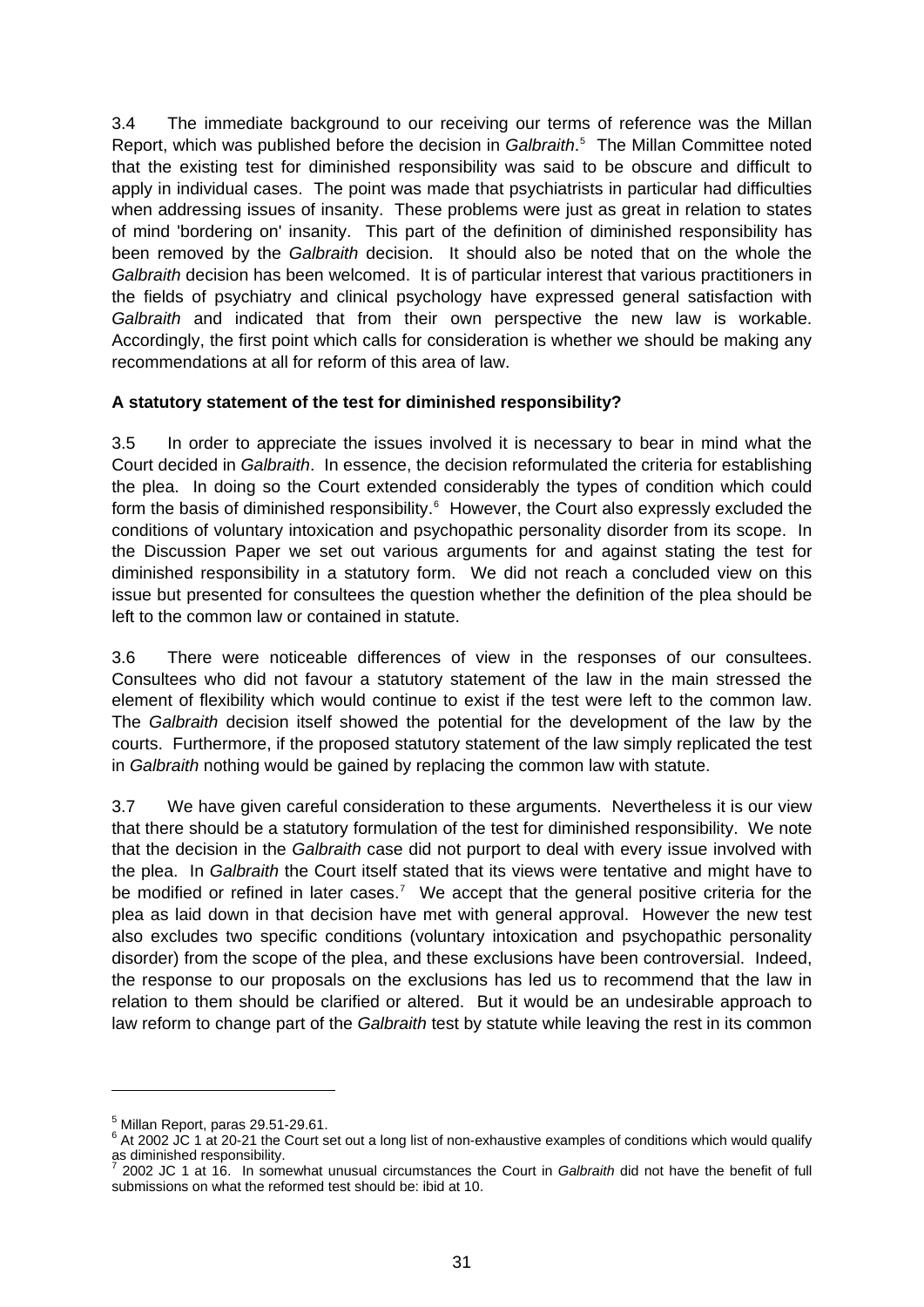3.4 The immediate background to our receiving our terms of reference was the Millan Report, which was published before the decision in *Galbraith*.[5] The Millan Committee noted that the existing test for diminished responsibility was said to be obscure and difficult to apply in individual cases. The point was made that psychiatrists in particular had difficulties when addressing issues of insanity. These problems were just as great in relation to states of mind 'bordering on' insanity. This part of the definition of diminished responsibility has been removed by the *Galbraith* decision. It should also be noted that on the whole the *Galbraith* decision has been welcomed. It is of particular interest that various practitioners in the fields of psychiatry and clinical psychology have expressed general satisfaction with *Galbraith* and indicated that from their own perspective the new law is workable. Accordingly, the first point which calls for consideration is whether we should be making any recommendations at all for reform of this area of law.

**A statutory statement of the test for diminished responsibility?**

3.5 In order to appreciate the issues involved it is necessary to bear in mind what the Court decided in *Galbraith*. In essence, the decision reformulated the criteria for establishing the plea. In doing so the Court extended considerably the types of condition which could form the basis of diminished responsibility.[6] However, the Court also expressly excluded the conditions of voluntary intoxication and psychopathic personality disorder from its scope. In the Discussion Paper we set out various arguments for and against stating the test for diminished responsibility in a statutory form. We did not reach a concluded view on this issue but presented for consultees the question whether the definition of the plea should be left to the common law or contained in statute.

3.6 There were noticeable differences of view in the responses of our consultees. Consultees who did not favour a statutory statement of the law in the main stressed the element of flexibility which would continue to exist if the test were left to the common law. The *Galbraith* decision itself showed the potential for the development of the law by the courts. Furthermore, if the proposed statutory statement of the law simply replicated the test in *Galbraith* nothing would be gained by replacing the common law with statute.

3.7 We have given careful consideration to these arguments. Nevertheless it is our view that there should be a statutory formulation of the test for diminished responsibility. We note that the decision in the *Galbraith* case did not purport to deal with every issue involved with the plea. In *Galbraith* the Court itself stated that its views were tentative and might have to be modified or refined in later cases.[7] We accept that the general positive criteria for the plea as laid down in that decision have met with general approval. However the new test also excludes two specific conditions (voluntary intoxication and psychopathic personality disorder) from the scope of the plea, and these exclusions have been controversial. Indeed, the response to our proposals on the exclusions has led us to recommend that the law in relation to them should be clarified or altered. But it would be an undesirable approach to law reform to change part of the *Galbraith* test by statute while leaving the rest in its common

---

[5] Millan Report, paras 29.51-29.61.

[6] At 2002 JC 1 at 20-21 the Court set out a long list of non-exhaustive examples of conditions which would qualify as diminished responsibility.

[7] 2002 JC 1 at 16. In somewhat unusual circumstances the Court in *Galbraith* did not have the benefit of full submissions on what the reformed test should be: ibid at 10.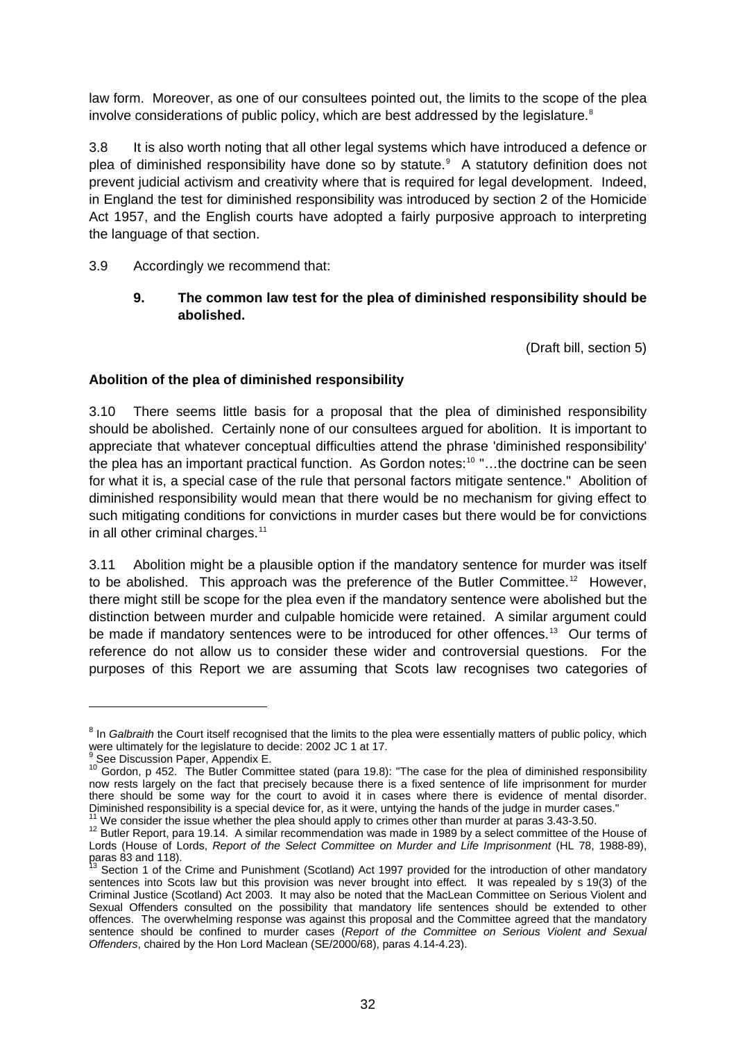law form. Moreover, as one of our consultees pointed out, the limits to the scope of the plea involve considerations of public policy, which are best addressed by the legislature.[8]

3.8 It is also worth noting that all other legal systems which have introduced a defence or plea of diminished responsibility have done so by statute.[9] A statutory definition does not prevent judicial activism and creativity where that is required for legal development. Indeed, in England the test for diminished responsibility was introduced by section 2 of the Homicide Act 1957, and the English courts have adopted a fairly purposive approach to interpreting the language of that section.

3.9 Accordingly we recommend that:

> **9. The common law test for the plea of diminished responsibility should be abolished.**
>
> (Draft bill, section 5)

**Abolition of the plea of diminished responsibility**

3.10 There seems little basis for a proposal that the plea of diminished responsibility should be abolished. Certainly none of our consultees argued for abolition. It is important to appreciate that whatever conceptual difficulties attend the phrase 'diminished responsibility' the plea has an important practical function. As Gordon notes:[10] "…the doctrine can be seen for what it is, a special case of the rule that personal factors mitigate sentence." Abolition of diminished responsibility would mean that there would be no mechanism for giving effect to such mitigating conditions for convictions in murder cases but there would be for convictions in all other criminal charges.[11]

3.11 Abolition might be a plausible option if the mandatory sentence for murder was itself to be abolished. This approach was the preference of the Butler Committee.[12] However, there might still be scope for the plea even if the mandatory sentence were abolished but the distinction between murder and culpable homicide were retained. A similar argument could be made if mandatory sentences were to be introduced for other offences.[13] Our terms of reference do not allow us to consider these wider and controversial questions. For the purposes of this Report we are assuming that Scots law recognises two categories of

---

[8] In *Galbraith* the Court itself recognised that the limits to the plea were essentially matters of public policy, which were ultimately for the legislature to decide: 2002 JC 1 at 17.

[9] See Discussion Paper, Appendix E.

[10] Gordon, p 452. The Butler Committee stated (para 19.8): "The case for the plea of diminished responsibility now rests largely on the fact that precisely because there is a fixed sentence of life imprisonment for murder there should be some way for the court to avoid it in cases where there is evidence of mental disorder. Diminished responsibility is a special device for, as it were, untying the hands of the judge in murder cases."

[11] We consider the issue whether the plea should apply to crimes other than murder at paras 3.43-3.50.

[12] Butler Report, para 19.14. A similar recommendation was made in 1989 by a select committee of the House of Lords (House of Lords, *Report of the Select Committee on Murder and Life Imprisonment* (HL 78, 1988-89), paras 83 and 118).

[13] Section 1 of the Crime and Punishment (Scotland) Act 1997 provided for the introduction of other mandatory sentences into Scots law but this provision was never brought into effect. It was repealed by s 19(3) of the Criminal Justice (Scotland) Act 2003. It may also be noted that the MacLean Committee on Serious Violent and Sexual Offenders consulted on the possibility that mandatory life sentences should be extended to other offences. The overwhelming response was against this proposal and the Committee agreed that the mandatory sentence should be confined to murder cases (*Report of the Committee on Serious Violent and Sexual Offenders*, chaired by the Hon Lord Maclean (SE/2000/68), paras 4.14-4.23).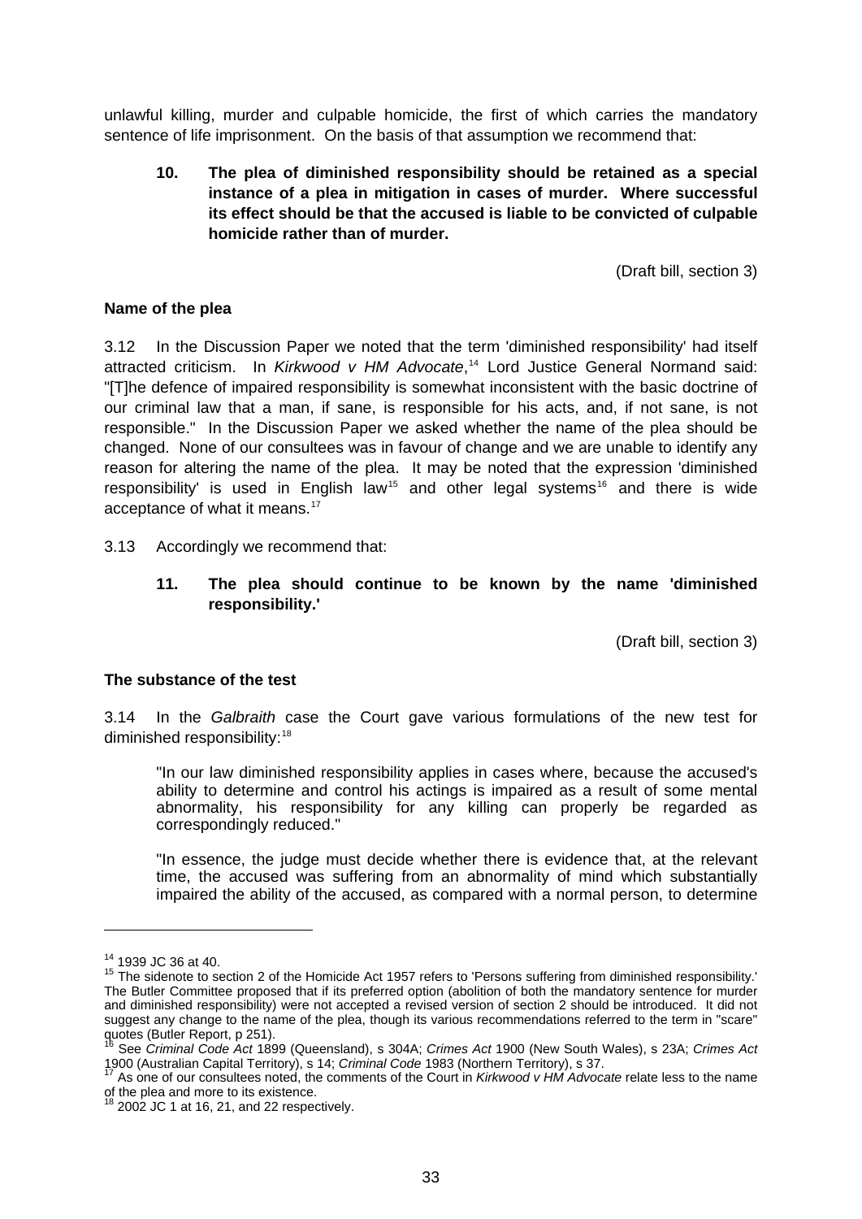unlawful killing, murder and culpable homicide, the first of which carries the mandatory sentence of life imprisonment. On the basis of that assumption we recommend that:

> **10. The plea of diminished responsibility should be retained as a special instance of a plea in mitigation in cases of murder. Where successful its effect should be that the accused is liable to be convicted of culpable homicide rather than of murder.**

(Draft bill, section 3)

**Name of the plea**

3.12 In the Discussion Paper we noted that the term 'diminished responsibility' had itself attracted criticism. In *Kirkwood v HM Advocate*,[14] Lord Justice General Normand said: "[T]he defence of impaired responsibility is somewhat inconsistent with the basic doctrine of our criminal law that a man, if sane, is responsible for his acts, and, if not sane, is not responsible." In the Discussion Paper we asked whether the name of the plea should be changed. None of our consultees was in favour of change and we are unable to identify any reason for altering the name of the plea. It may be noted that the expression 'diminished responsibility' is used in English law[15] and other legal systems[16] and there is wide acceptance of what it means.[17]

3.13 Accordingly we recommend that:

> **11. The plea should continue to be known by the name 'diminished responsibility.'**

(Draft bill, section 3)

**The substance of the test**

3.14 In the *Galbraith* case the Court gave various formulations of the new test for diminished responsibility:[18]

> "In our law diminished responsibility applies in cases where, because the accused's ability to determine and control his actings is impaired as a result of some mental abnormality, his responsibility for any killing can properly be regarded as correspondingly reduced."
>
> "In essence, the judge must decide whether there is evidence that, at the relevant time, the accused was suffering from an abnormality of mind which substantially impaired the ability of the accused, as compared with a normal person, to determine

---

[14] 1939 JC 36 at 40.

[15] The sidenote to section 2 of the Homicide Act 1957 refers to 'Persons suffering from diminished responsibility.' The Butler Committee proposed that if its preferred option (abolition of both the mandatory sentence for murder and diminished responsibility) were not accepted a revised version of section 2 should be introduced. It did not suggest any change to the name of the plea, though its various recommendations referred to the term in "scare" quotes (Butler Report, p 251).

[16] See *Criminal Code Act* 1899 (Queensland), s 304A; *Crimes Act* 1900 (New South Wales), s 23A; *Crimes Act* 1900 (Australian Capital Territory), s 14; *Criminal Code* 1983 (Northern Territory), s 37.

[17] As one of our consultees noted, the comments of the Court in *Kirkwood v HM Advocate* relate less to the name of the plea and more to its existence.

[18] 2002 JC 1 at 16, 21, and 22 respectively.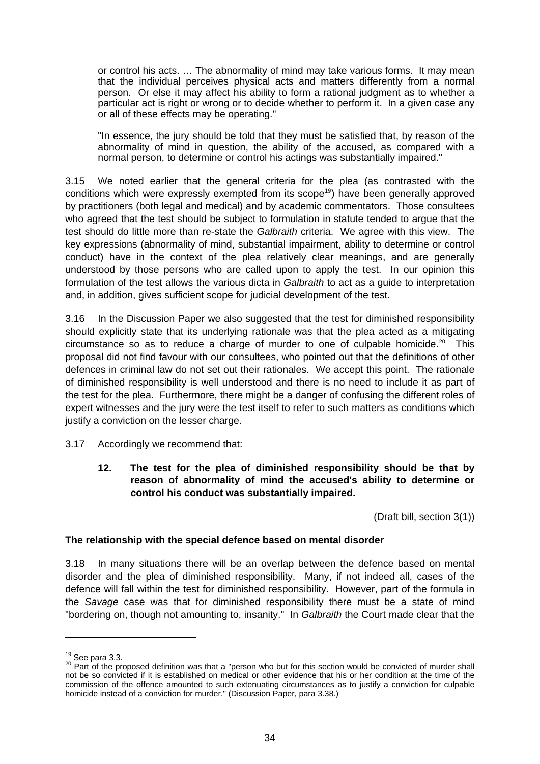> or control his acts. … The abnormality of mind may take various forms. It may mean that the individual perceives physical acts and matters differently from a normal person. Or else it may affect his ability to form a rational judgment as to whether a particular act is right or wrong or to decide whether to perform it. In a given case any or all of these effects may be operating."
>
> "In essence, the jury should be told that they must be satisfied that, by reason of the abnormality of mind in question, the ability of the accused, as compared with a normal person, to determine or control his actings was substantially impaired."

3.15 We noted earlier that the general criteria for the plea (as contrasted with the conditions which were expressly exempted from its scope[19]) have been generally approved by practitioners (both legal and medical) and by academic commentators. Those consultees who agreed that the test should be subject to formulation in statute tended to argue that the test should do little more than re-state the *Galbraith* criteria. We agree with this view. The key expressions (abnormality of mind, substantial impairment, ability to determine or control conduct) have in the context of the plea relatively clear meanings, and are generally understood by those persons who are called upon to apply the test. In our opinion this formulation of the test allows the various dicta in *Galbraith* to act as a guide to interpretation and, in addition, gives sufficient scope for judicial development of the test.

3.16 In the Discussion Paper we also suggested that the test for diminished responsibility should explicitly state that its underlying rationale was that the plea acted as a mitigating circumstance so as to reduce a charge of murder to one of culpable homicide.[20] This proposal did not find favour with our consultees, who pointed out that the definitions of other defences in criminal law do not set out their rationales. We accept this point. The rationale of diminished responsibility is well understood and there is no need to include it as part of the test for the plea. Furthermore, there might be a danger of confusing the different roles of expert witnesses and the jury were the test itself to refer to such matters as conditions which justify a conviction on the lesser charge.

3.17 Accordingly we recommend that:

> **12. The test for the plea of diminished responsibility should be that by reason of abnormality of mind the accused's ability to determine or control his conduct was substantially impaired.**
>
> (Draft bill, section 3(1))

**The relationship with the special defence based on mental disorder**

3.18 In many situations there will be an overlap between the defence based on mental disorder and the plea of diminished responsibility. Many, if not indeed all, cases of the defence will fall within the test for diminished responsibility. However, part of the formula in the *Savage* case was that for diminished responsibility there must be a state of mind "bordering on, though not amounting to, insanity." In *Galbraith* the Court made clear that the

---

[19] See para 3.3.

[20] Part of the proposed definition was that a "person who but for this section would be convicted of murder shall not be so convicted if it is established on medical or other evidence that his or her condition at the time of the commission of the offence amounted to such extenuating circumstances as to justify a conviction for culpable homicide instead of a conviction for murder." (Discussion Paper, para 3.38.)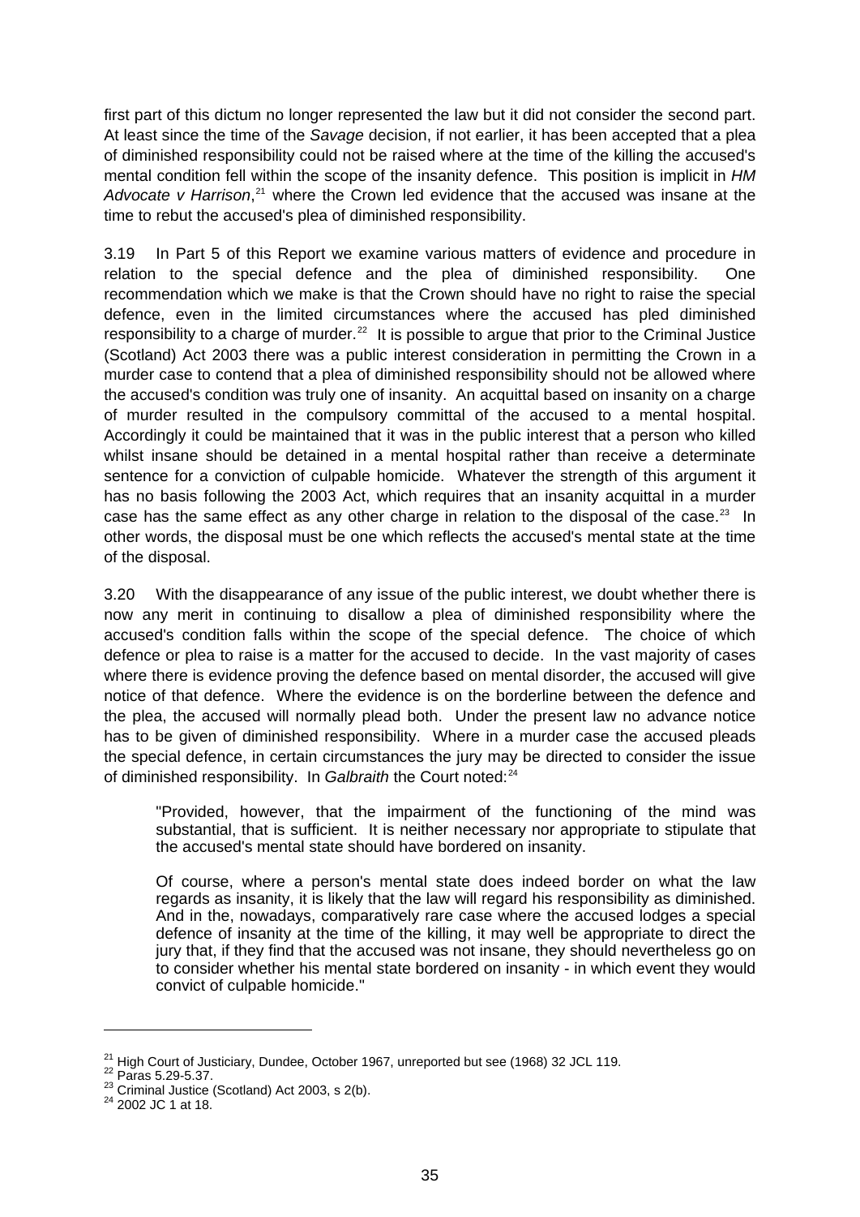first part of this dictum no longer represented the law but it did not consider the second part. At least since the time of the *Savage* decision, if not earlier, it has been accepted that a plea of diminished responsibility could not be raised where at the time of the killing the accused's mental condition fell within the scope of the insanity defence. This position is implicit in *HM Advocate v Harrison*,[21] where the Crown led evidence that the accused was insane at the time to rebut the accused's plea of diminished responsibility.

3.19 In Part 5 of this Report we examine various matters of evidence and procedure in relation to the special defence and the plea of diminished responsibility. One recommendation which we make is that the Crown should have no right to raise the special defence, even in the limited circumstances where the accused has pled diminished responsibility to a charge of murder.[22] It is possible to argue that prior to the Criminal Justice (Scotland) Act 2003 there was a public interest consideration in permitting the Crown in a murder case to contend that a plea of diminished responsibility should not be allowed where the accused's condition was truly one of insanity. An acquittal based on insanity on a charge of murder resulted in the compulsory committal of the accused to a mental hospital. Accordingly it could be maintained that it was in the public interest that a person who killed whilst insane should be detained in a mental hospital rather than receive a determinate sentence for a conviction of culpable homicide. Whatever the strength of this argument it has no basis following the 2003 Act, which requires that an insanity acquittal in a murder case has the same effect as any other charge in relation to the disposal of the case.[23] In other words, the disposal must be one which reflects the accused's mental state at the time of the disposal.

3.20 With the disappearance of any issue of the public interest, we doubt whether there is now any merit in continuing to disallow a plea of diminished responsibility where the accused's condition falls within the scope of the special defence. The choice of which defence or plea to raise is a matter for the accused to decide. In the vast majority of cases where there is evidence proving the defence based on mental disorder, the accused will give notice of that defence. Where the evidence is on the borderline between the defence and the plea, the accused will normally plead both. Under the present law no advance notice has to be given of diminished responsibility. Where in a murder case the accused pleads the special defence, in certain circumstances the jury may be directed to consider the issue of diminished responsibility. In *Galbraith* the Court noted:[24]

> "Provided, however, that the impairment of the functioning of the mind was substantial, that is sufficient. It is neither necessary nor appropriate to stipulate that the accused's mental state should have bordered on insanity.
>
> Of course, where a person's mental state does indeed border on what the law regards as insanity, it is likely that the law will regard his responsibility as diminished. And in the, nowadays, comparatively rare case where the accused lodges a special defence of insanity at the time of the killing, it may well be appropriate to direct the jury that, if they find that the accused was not insane, they should nevertheless go on to consider whether his mental state bordered on insanity - in which event they would convict of culpable homicide."

---

[21] High Court of Justiciary, Dundee, October 1967, unreported but see (1968) 32 JCL 119.

[22] Paras 5.29-5.37.

[23] Criminal Justice (Scotland) Act 2003, s 2(b).

[24] 2002 JC 1 at 18.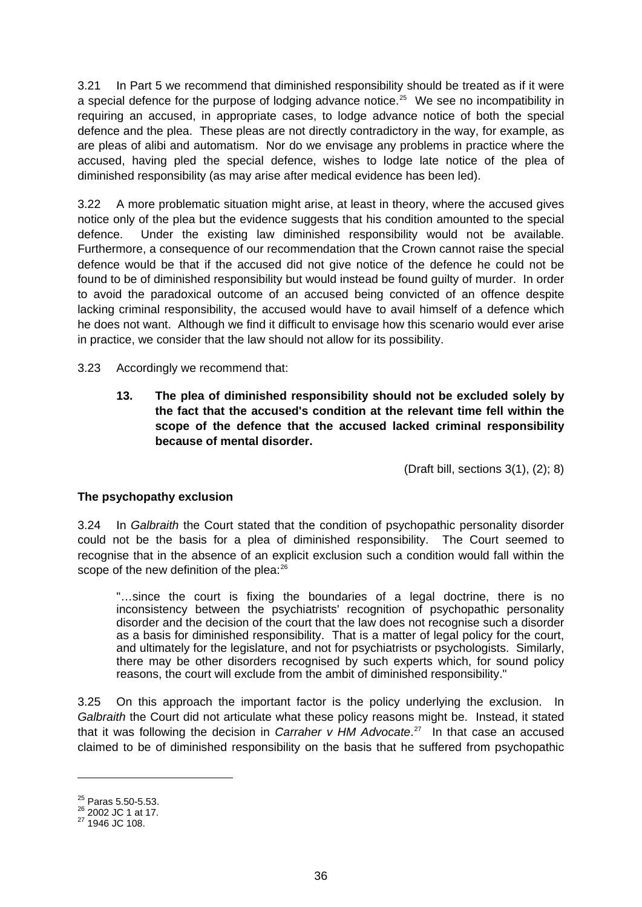3.21 In Part 5 we recommend that diminished responsibility should be treated as if it were a special defence for the purpose of lodging advance notice.[25] We see no incompatibility in requiring an accused, in appropriate cases, to lodge advance notice of both the special defence and the plea. These pleas are not directly contradictory in the way, for example, as are pleas of alibi and automatism. Nor do we envisage any problems in practice where the accused, having pled the special defence, wishes to lodge late notice of the plea of diminished responsibility (as may arise after medical evidence has been led).

3.22 A more problematic situation might arise, at least in theory, where the accused gives notice only of the plea but the evidence suggests that his condition amounted to the special defence. Under the existing law diminished responsibility would not be available. Furthermore, a consequence of our recommendation that the Crown cannot raise the special defence would be that if the accused did not give notice of the defence he could not be found to be of diminished responsibility but would instead be found guilty of murder. In order to avoid the paradoxical outcome of an accused being convicted of an offence despite lacking criminal responsibility, the accused would have to avail himself of a defence which he does not want. Although we find it difficult to envisage how this scenario would ever arise in practice, we consider that the law should not allow for its possibility.

3.23 Accordingly we recommend that:

> **13. The plea of diminished responsibility should not be excluded solely by the fact that the accused's condition at the relevant time fell within the scope of the defence that the accused lacked criminal responsibility because of mental disorder.**

(Draft bill, sections 3(1), (2); 8)

**The psychopathy exclusion**

3.24 In *Galbraith* the Court stated that the condition of psychopathic personality disorder could not be the basis for a plea of diminished responsibility. The Court seemed to recognise that in the absence of an explicit exclusion such a condition would fall within the scope of the new definition of the plea:[26]

> "…since the court is fixing the boundaries of a legal doctrine, there is no inconsistency between the psychiatrists' recognition of psychopathic personality disorder and the decision of the court that the law does not recognise such a disorder as a basis for diminished responsibility. That is a matter of legal policy for the court, and ultimately for the legislature, and not for psychiatrists or psychologists. Similarly, there may be other disorders recognised by such experts which, for sound policy reasons, the court will exclude from the ambit of diminished responsibility."

3.25 On this approach the important factor is the policy underlying the exclusion. In *Galbraith* the Court did not articulate what these policy reasons might be. Instead, it stated that it was following the decision in *Carraher v HM Advocate*.[27] In that case an accused claimed to be of diminished responsibility on the basis that he suffered from psychopathic

---

[25] Paras 5.50-5.53.
[26] 2002 JC 1 at 17.
[27] 1946 JC 108.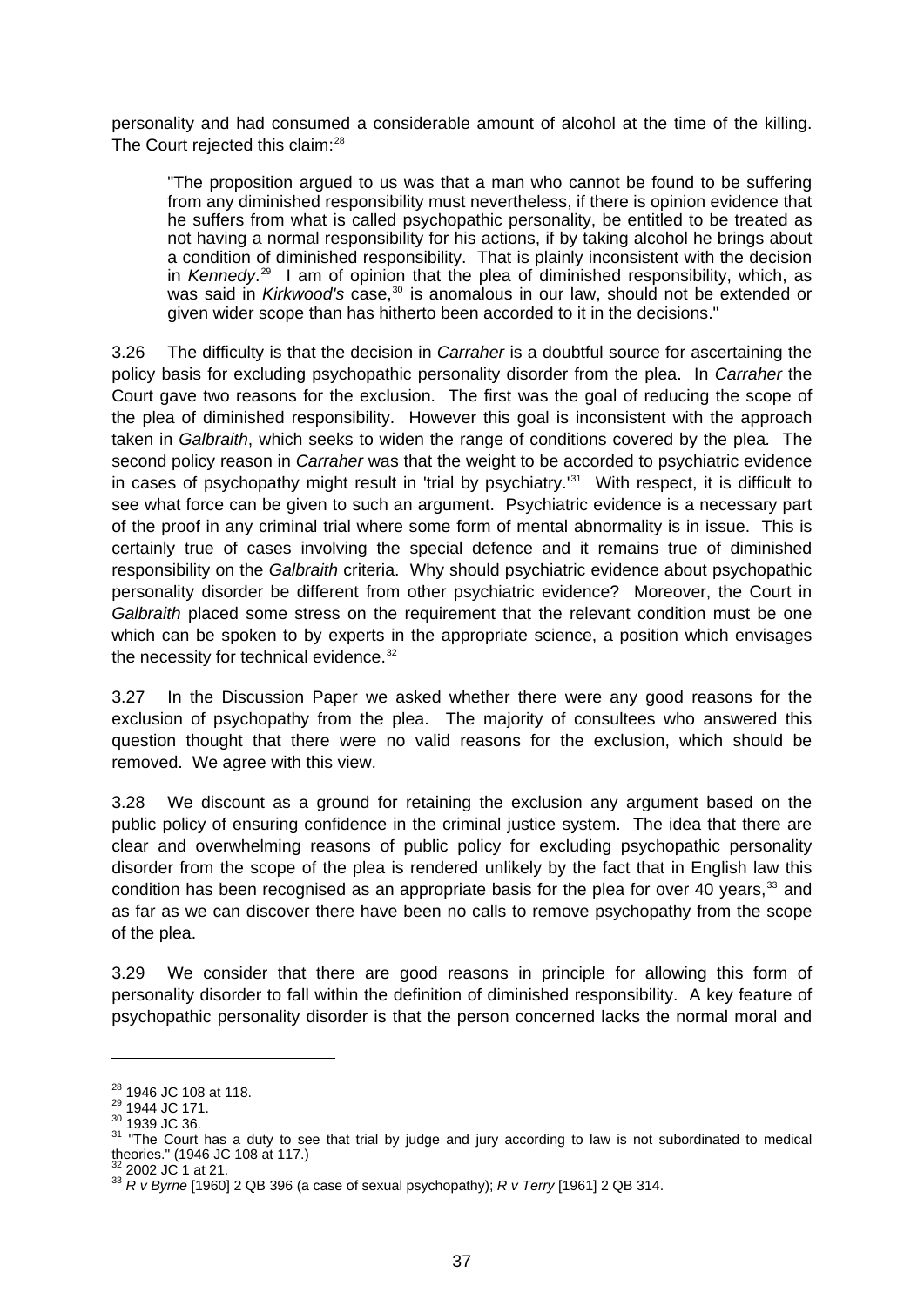personality and had consumed a considerable amount of alcohol at the time of the killing. The Court rejected this claim:[28]

> "The proposition argued to us was that a man who cannot be found to be suffering from any diminished responsibility must nevertheless, if there is opinion evidence that he suffers from what is called psychopathic personality, be entitled to be treated as not having a normal responsibility for his actions, if by taking alcohol he brings about a condition of diminished responsibility. That is plainly inconsistent with the decision in *Kennedy*.[29] I am of opinion that the plea of diminished responsibility, which, as was said in *Kirkwood's* case,[30] is anomalous in our law, should not be extended or given wider scope than has hitherto been accorded to it in the decisions."

3.26 The difficulty is that the decision in *Carraher* is a doubtful source for ascertaining the policy basis for excluding psychopathic personality disorder from the plea. In *Carraher* the Court gave two reasons for the exclusion. The first was the goal of reducing the scope of the plea of diminished responsibility. However this goal is inconsistent with the approach taken in *Galbraith*, which seeks to widen the range of conditions covered by the plea. The second policy reason in *Carraher* was that the weight to be accorded to psychiatric evidence in cases of psychopathy might result in 'trial by psychiatry.'[31] With respect, it is difficult to see what force can be given to such an argument. Psychiatric evidence is a necessary part of the proof in any criminal trial where some form of mental abnormality is in issue. This is certainly true of cases involving the special defence and it remains true of diminished responsibility on the *Galbraith* criteria. Why should psychiatric evidence about psychopathic personality disorder be different from other psychiatric evidence? Moreover, the Court in *Galbraith* placed some stress on the requirement that the relevant condition must be one which can be spoken to by experts in the appropriate science, a position which envisages the necessity for technical evidence.[32]

3.27 In the Discussion Paper we asked whether there were any good reasons for the exclusion of psychopathy from the plea. The majority of consultees who answered this question thought that there were no valid reasons for the exclusion, which should be removed. We agree with this view.

3.28 We discount as a ground for retaining the exclusion any argument based on the public policy of ensuring confidence in the criminal justice system. The idea that there are clear and overwhelming reasons of public policy for excluding psychopathic personality disorder from the scope of the plea is rendered unlikely by the fact that in English law this condition has been recognised as an appropriate basis for the plea for over 40 years,[33] and as far as we can discover there have been no calls to remove psychopathy from the scope of the plea.

3.29 We consider that there are good reasons in principle for allowing this form of personality disorder to fall within the definition of diminished responsibility. A key feature of psychopathic personality disorder is that the person concerned lacks the normal moral and

---

[28] 1946 JC 108 at 118.

[29] 1944 JC 171.

[30] 1939 JC 36.

[31] "The Court has a duty to see that trial by judge and jury according to law is not subordinated to medical theories." (1946 JC 108 at 117.)

[32] 2002 JC 1 at 21.

[33] *R v Byrne* [1960] 2 QB 396 (a case of sexual psychopathy); *R v Terry* [1961] 2 QB 314.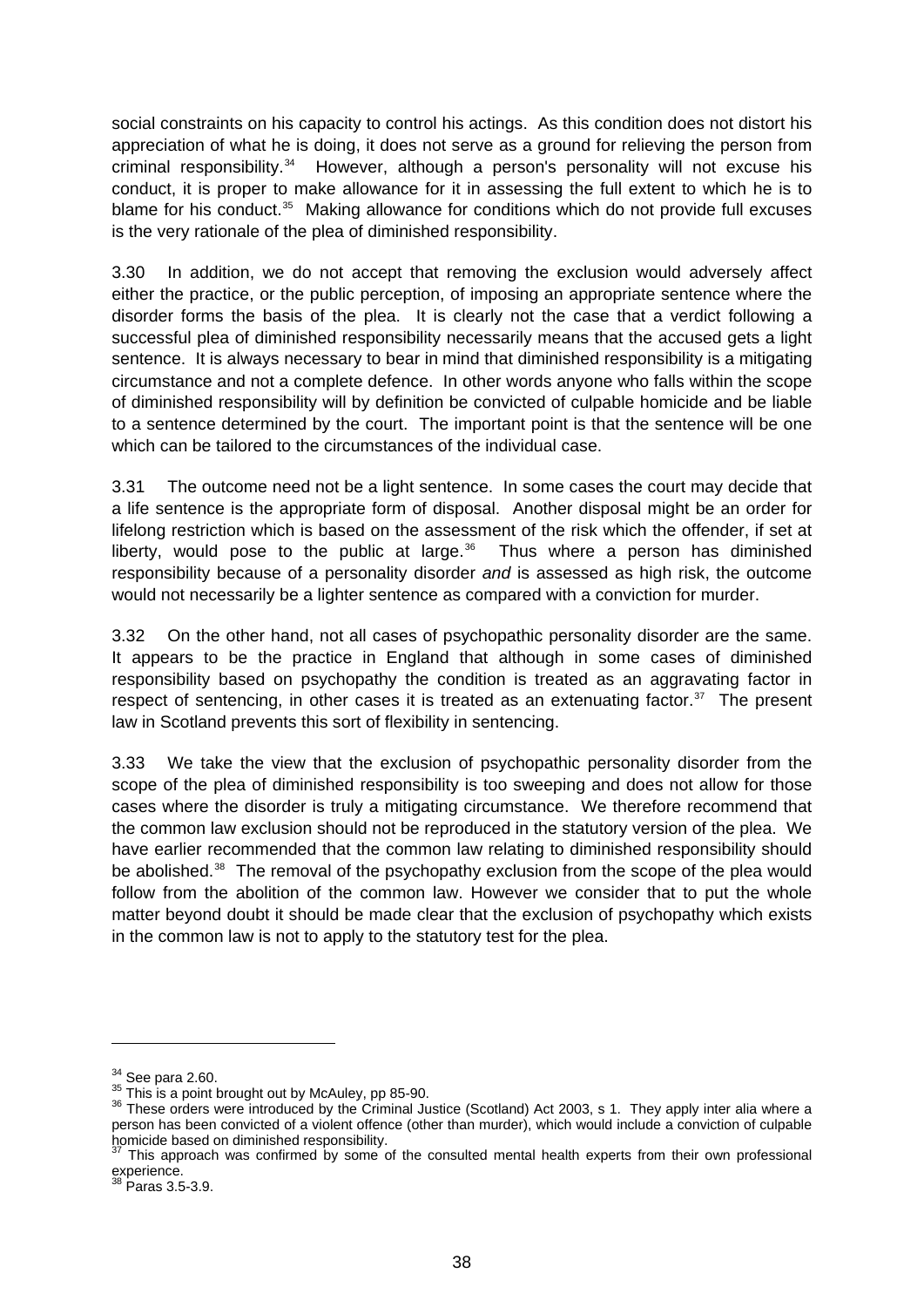social constraints on his capacity to control his actings. As this condition does not distort his appreciation of what he is doing, it does not serve as a ground for relieving the person from criminal responsibility.[34] However, although a person's personality will not excuse his conduct, it is proper to make allowance for it in assessing the full extent to which he is to blame for his conduct.[35] Making allowance for conditions which do not provide full excuses is the very rationale of the plea of diminished responsibility.

3.30 In addition, we do not accept that removing the exclusion would adversely affect either the practice, or the public perception, of imposing an appropriate sentence where the disorder forms the basis of the plea. It is clearly not the case that a verdict following a successful plea of diminished responsibility necessarily means that the accused gets a light sentence. It is always necessary to bear in mind that diminished responsibility is a mitigating circumstance and not a complete defence. In other words anyone who falls within the scope of diminished responsibility will by definition be convicted of culpable homicide and be liable to a sentence determined by the court. The important point is that the sentence will be one which can be tailored to the circumstances of the individual case.

3.31 The outcome need not be a light sentence. In some cases the court may decide that a life sentence is the appropriate form of disposal. Another disposal might be an order for lifelong restriction which is based on the assessment of the risk which the offender, if set at liberty, would pose to the public at large.[36] Thus where a person has diminished responsibility because of a personality disorder *and* is assessed as high risk, the outcome would not necessarily be a lighter sentence as compared with a conviction for murder.

3.32 On the other hand, not all cases of psychopathic personality disorder are the same. It appears to be the practice in England that although in some cases of diminished responsibility based on psychopathy the condition is treated as an aggravating factor in respect of sentencing, in other cases it is treated as an extenuating factor.[37] The present law in Scotland prevents this sort of flexibility in sentencing.

3.33 We take the view that the exclusion of psychopathic personality disorder from the scope of the plea of diminished responsibility is too sweeping and does not allow for those cases where the disorder is truly a mitigating circumstance. We therefore recommend that the common law exclusion should not be reproduced in the statutory version of the plea. We have earlier recommended that the common law relating to diminished responsibility should be abolished.[38] The removal of the psychopathy exclusion from the scope of the plea would follow from the abolition of the common law. However we consider that to put the whole matter beyond doubt it should be made clear that the exclusion of psychopathy which exists in the common law is not to apply to the statutory test for the plea.

---

[34] See para 2.60.

[35] This is a point brought out by McAuley, pp 85-90.

[36] These orders were introduced by the Criminal Justice (Scotland) Act 2003, s 1. They apply inter alia where a person has been convicted of a violent offence (other than murder), which would include a conviction of culpable homicide based on diminished responsibility.

[37] This approach was confirmed by some of the consulted mental health experts from their own professional experience.

[38] Paras 3.5-3.9.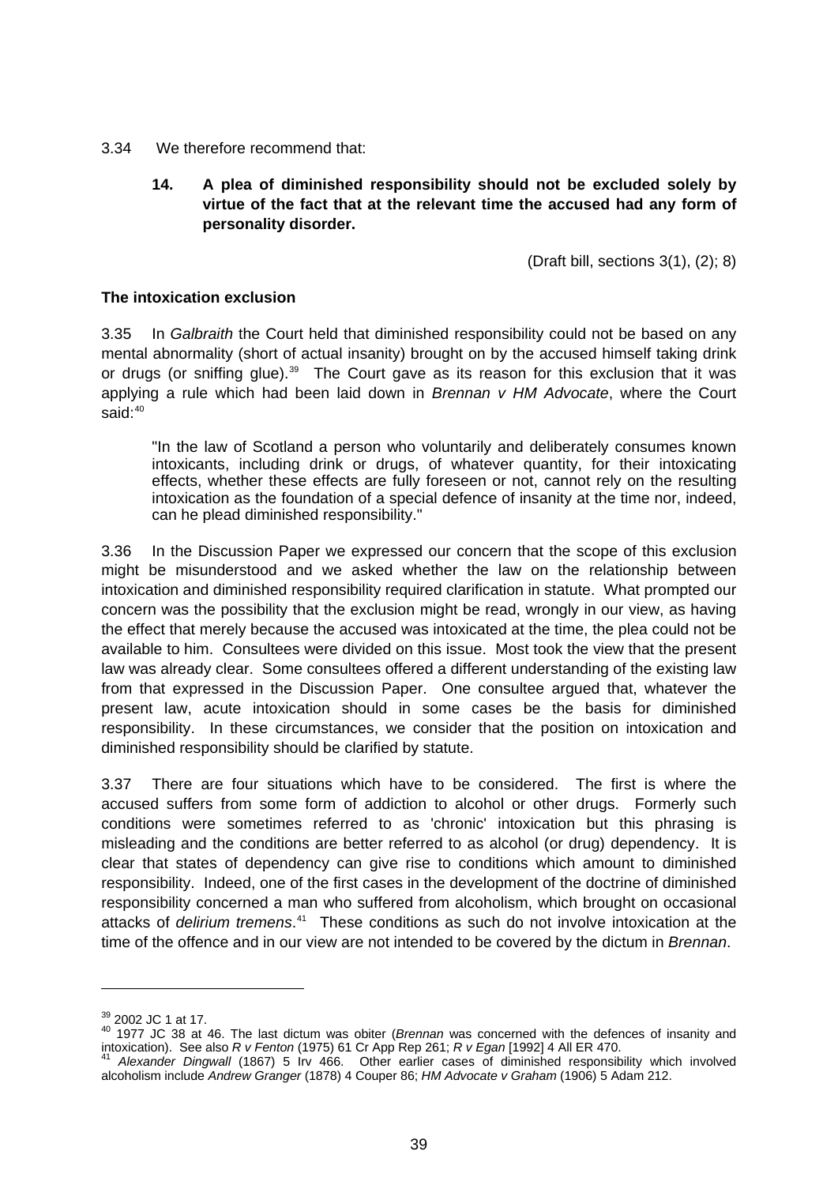3.34 We therefore recommend that:

> **14. A plea of diminished responsibility should not be excluded solely by virtue of the fact that at the relevant time the accused had any form of personality disorder.**
>
> (Draft bill, sections 3(1), (2); 8)

**The intoxication exclusion**

3.35 In *Galbraith* the Court held that diminished responsibility could not be based on any mental abnormality (short of actual insanity) brought on by the accused himself taking drink or drugs (or sniffing glue).[39] The Court gave as its reason for this exclusion that it was applying a rule which had been laid down in *Brennan v HM Advocate*, where the Court said:[40]

> "In the law of Scotland a person who voluntarily and deliberately consumes known intoxicants, including drink or drugs, of whatever quantity, for their intoxicating effects, whether these effects are fully foreseen or not, cannot rely on the resulting intoxication as the foundation of a special defence of insanity at the time nor, indeed, can he plead diminished responsibility."

3.36 In the Discussion Paper we expressed our concern that the scope of this exclusion might be misunderstood and we asked whether the law on the relationship between intoxication and diminished responsibility required clarification in statute. What prompted our concern was the possibility that the exclusion might be read, wrongly in our view, as having the effect that merely because the accused was intoxicated at the time, the plea could not be available to him. Consultees were divided on this issue. Most took the view that the present law was already clear. Some consultees offered a different understanding of the existing law from that expressed in the Discussion Paper. One consultee argued that, whatever the present law, acute intoxication should in some cases be the basis for diminished responsibility. In these circumstances, we consider that the position on intoxication and diminished responsibility should be clarified by statute.

3.37 There are four situations which have to be considered. The first is where the accused suffers from some form of addiction to alcohol or other drugs. Formerly such conditions were sometimes referred to as 'chronic' intoxication but this phrasing is misleading and the conditions are better referred to as alcohol (or drug) dependency. It is clear that states of dependency can give rise to conditions which amount to diminished responsibility. Indeed, one of the first cases in the development of the doctrine of diminished responsibility concerned a man who suffered from alcoholism, which brought on occasional attacks of *delirium tremens*.[41] These conditions as such do not involve intoxication at the time of the offence and in our view are not intended to be covered by the dictum in *Brennan*.

---

[39] 2002 JC 1 at 17.

[40] 1977 JC 38 at 46. The last dictum was obiter (*Brennan* was concerned with the defences of insanity and intoxication). See also *R v Fenton* (1975) 61 Cr App Rep 261; *R v Egan* [1992] 4 All ER 470.

[41] *Alexander Dingwall* (1867) 5 Irv 466. Other earlier cases of diminished responsibility which involved alcoholism include *Andrew Granger* (1878) 4 Couper 86; *HM Advocate v Graham* (1906) 5 Adam 212.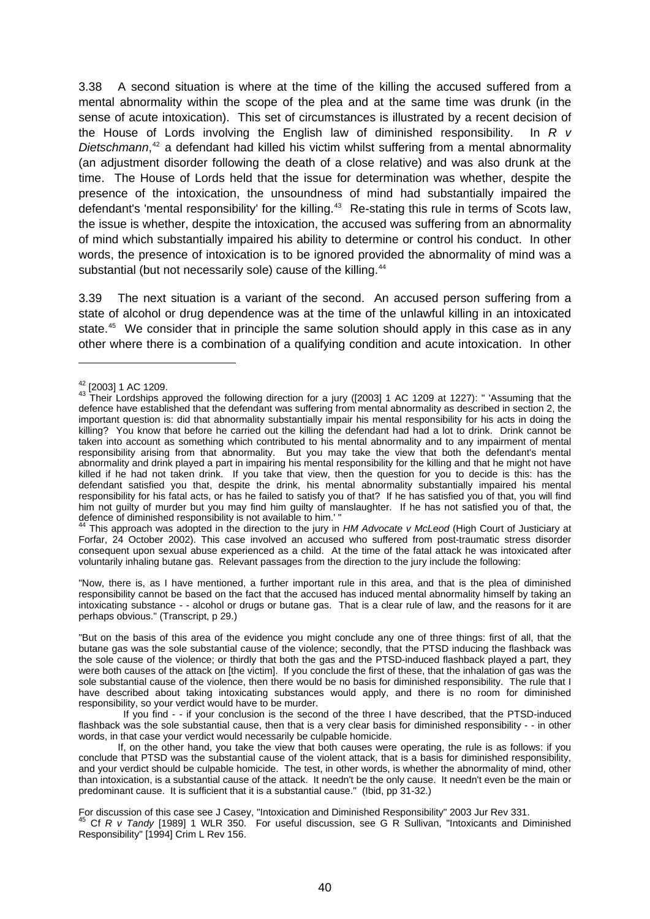3.38 A second situation is where at the time of the killing the accused suffered from a mental abnormality within the scope of the plea and at the same time was drunk (in the sense of acute intoxication). This set of circumstances is illustrated by a recent decision of the House of Lords involving the English law of diminished responsibility. In *R v Dietschmann*,[42] a defendant had killed his victim whilst suffering from a mental abnormality (an adjustment disorder following the death of a close relative) and was also drunk at the time. The House of Lords held that the issue for determination was whether, despite the presence of the intoxication, the unsoundness of mind had substantially impaired the defendant's 'mental responsibility' for the killing.[43] Re-stating this rule in terms of Scots law, the issue is whether, despite the intoxication, the accused was suffering from an abnormality of mind which substantially impaired his ability to determine or control his conduct. In other words, the presence of intoxication is to be ignored provided the abnormality of mind was a substantial (but not necessarily sole) cause of the killing.[44]

3.39 The next situation is a variant of the second. An accused person suffering from a state of alcohol or drug dependence was at the time of the unlawful killing in an intoxicated state.[45] We consider that in principle the same solution should apply in this case as in any other where there is a combination of a qualifying condition and acute intoxication. In other

---

[42] [2003] 1 AC 1209.

[43] Their Lordships approved the following direction for a jury ([2003] 1 AC 1209 at 1227): " 'Assuming that the defence have established that the defendant was suffering from mental abnormality as described in section 2, the important question is: did that abnormality substantially impair his mental responsibility for his acts in doing the killing? You know that before he carried out the killing the defendant had had a lot to drink. Drink cannot be taken into account as something which contributed to his mental abnormality and to any impairment of mental responsibility arising from that abnormality. But you may take the view that both the defendant's mental abnormality and drink played a part in impairing his mental responsibility for the killing and that he might not have killed if he had not taken drink. If you take that view, then the question for you to decide is this: has the defendant satisfied you that, despite the drink, his mental abnormality substantially impaired his mental responsibility for his fatal acts, or has he failed to satisfy you of that? If he has satisfied you of that, you will find him not guilty of murder but you may find him guilty of manslaughter. If he has not satisfied you of that, the defence of diminished responsibility is not available to him.' "

[44] This approach was adopted in the direction to the jury in *HM Advocate v McLeod* (High Court of Justiciary at Forfar, 24 October 2002). This case involved an accused who suffered from post-traumatic stress disorder consequent upon sexual abuse experienced as a child. At the time of the fatal attack he was intoxicated after voluntarily inhaling butane gas. Relevant passages from the direction to the jury include the following:

"Now, there is, as I have mentioned, a further important rule in this area, and that is the plea of diminished responsibility cannot be based on the fact that the accused has induced mental abnormality himself by taking an intoxicating substance - - alcohol or drugs or butane gas. That is a clear rule of law, and the reasons for it are perhaps obvious." (Transcript, p 29.)

"But on the basis of this area of the evidence you might conclude any one of three things: first of all, that the butane gas was the sole substantial cause of the violence; secondly, that the PTSD inducing the flashback was the sole cause of the violence; or thirdly that both the gas and the PTSD-induced flashback played a part, they were both causes of the attack on [the victim]. If you conclude the first of these, that the inhalation of gas was the sole substantial cause of the violence, then there would be no basis for diminished responsibility. The rule that I have described about taking intoxicating substances would apply, and there is no room for diminished responsibility, so your verdict would have to be murder.

If you find - - if your conclusion is the second of the three I have described, that the PTSD-induced flashback was the sole substantial cause, then that is a very clear basis for diminished responsibility - - in other words, in that case your verdict would necessarily be culpable homicide.

If, on the other hand, you take the view that both causes were operating, the rule is as follows: if you conclude that PTSD was the substantial cause of the violent attack, that is a basis for diminished responsibility, and your verdict should be culpable homicide. The test, in other words, is whether the abnormality of mind, other than intoxication, is a substantial cause of the attack. It needn't be the only cause. It needn't even be the main or predominant cause. It is sufficient that it is a substantial cause." (Ibid, pp 31-32.)

For discussion of this case see J Casey, "Intoxication and Diminished Responsibility" 2003 Jur Rev 331.

[45] Cf *R v Tandy* [1989] 1 WLR 350. For useful discussion, see G R Sullivan, "Intoxicants and Diminished Responsibility" [1994] Crim L Rev 156.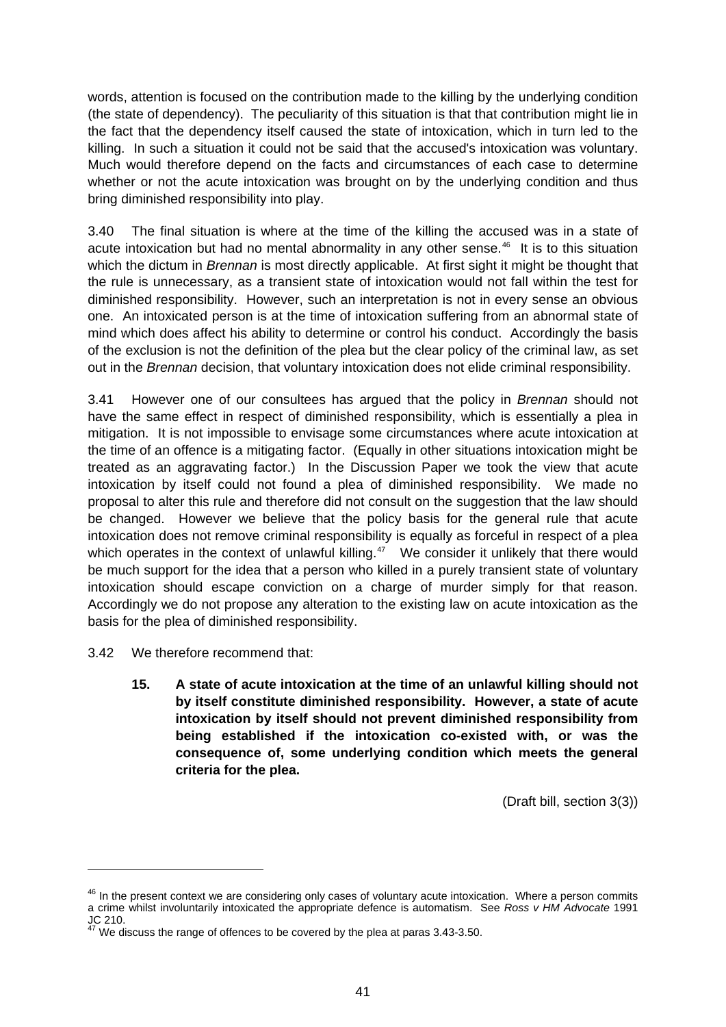words, attention is focused on the contribution made to the killing by the underlying condition (the state of dependency). The peculiarity of this situation is that that contribution might lie in the fact that the dependency itself caused the state of intoxication, which in turn led to the killing. In such a situation it could not be said that the accused's intoxication was voluntary. Much would therefore depend on the facts and circumstances of each case to determine whether or not the acute intoxication was brought on by the underlying condition and thus bring diminished responsibility into play.

3.40 The final situation is where at the time of the killing the accused was in a state of acute intoxication but had no mental abnormality in any other sense.[46] It is to this situation which the dictum in *Brennan* is most directly applicable. At first sight it might be thought that the rule is unnecessary, as a transient state of intoxication would not fall within the test for diminished responsibility. However, such an interpretation is not in every sense an obvious one. An intoxicated person is at the time of intoxication suffering from an abnormal state of mind which does affect his ability to determine or control his conduct. Accordingly the basis of the exclusion is not the definition of the plea but the clear policy of the criminal law, as set out in the *Brennan* decision, that voluntary intoxication does not elide criminal responsibility.

3.41 However one of our consultees has argued that the policy in *Brennan* should not have the same effect in respect of diminished responsibility, which is essentially a plea in mitigation. It is not impossible to envisage some circumstances where acute intoxication at the time of an offence is a mitigating factor. (Equally in other situations intoxication might be treated as an aggravating factor.) In the Discussion Paper we took the view that acute intoxication by itself could not found a plea of diminished responsibility. We made no proposal to alter this rule and therefore did not consult on the suggestion that the law should be changed. However we believe that the policy basis for the general rule that acute intoxication does not remove criminal responsibility is equally as forceful in respect of a plea which operates in the context of unlawful killing.[47] We consider it unlikely that there would be much support for the idea that a person who killed in a purely transient state of voluntary intoxication should escape conviction on a charge of murder simply for that reason. Accordingly we do not propose any alteration to the existing law on acute intoxication as the basis for the plea of diminished responsibility.

3.42 We therefore recommend that:

> **15. A state of acute intoxication at the time of an unlawful killing should not by itself constitute diminished responsibility. However, a state of acute intoxication by itself should not prevent diminished responsibility from being established if the intoxication co-existed with, or was the consequence of, some underlying condition which meets the general criteria for the plea.**
>
> (Draft bill, section 3(3))

---

[46] In the present context we are considering only cases of voluntary acute intoxication. Where a person commits a crime whilst involuntarily intoxicated the appropriate defence is automatism. See *Ross v HM Advocate* 1991 JC 210.

[47] We discuss the range of offences to be covered by the plea at paras 3.43-3.50.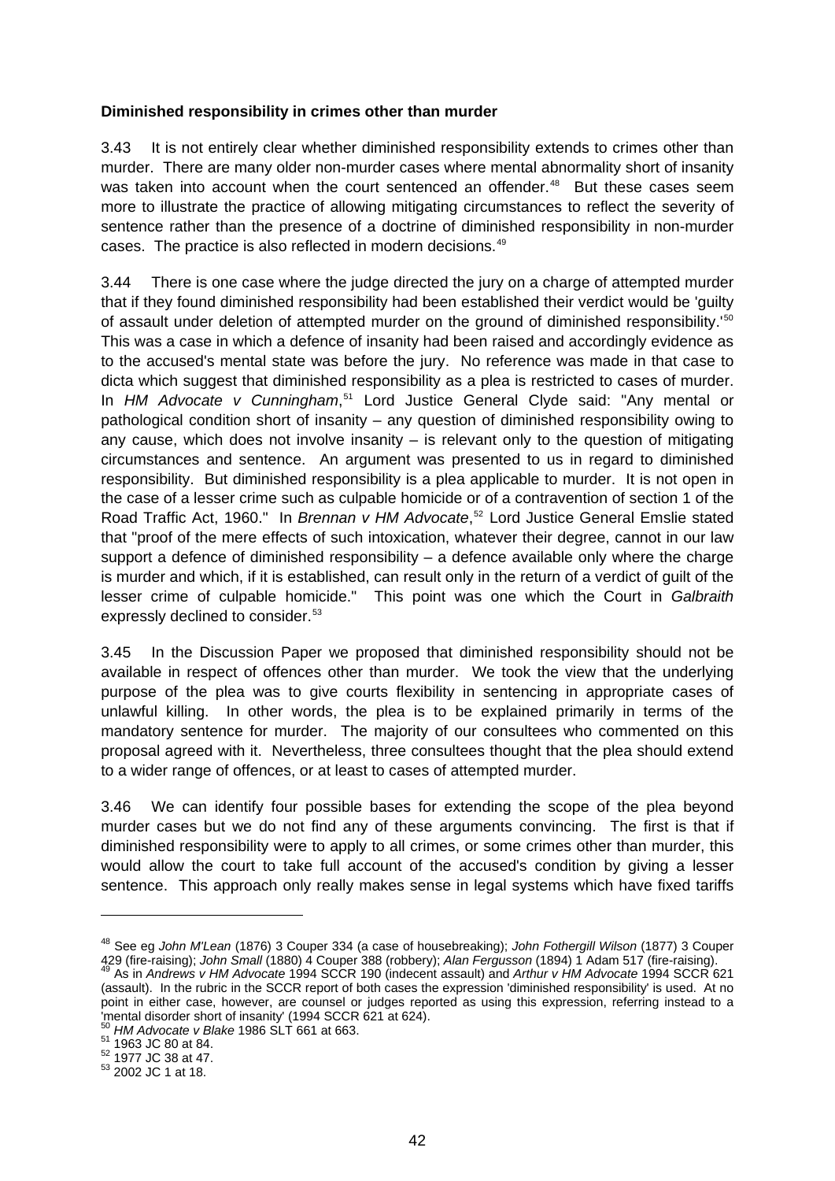**Diminished responsibility in crimes other than murder**

3.43 It is not entirely clear whether diminished responsibility extends to crimes other than murder. There are many older non-murder cases where mental abnormality short of insanity was taken into account when the court sentenced an offender.[48] But these cases seem more to illustrate the practice of allowing mitigating circumstances to reflect the severity of sentence rather than the presence of a doctrine of diminished responsibility in non-murder cases. The practice is also reflected in modern decisions.[49]

3.44 There is one case where the judge directed the jury on a charge of attempted murder that if they found diminished responsibility had been established their verdict would be 'guilty of assault under deletion of attempted murder on the ground of diminished responsibility.'[50] This was a case in which a defence of insanity had been raised and accordingly evidence as to the accused's mental state was before the jury. No reference was made in that case to dicta which suggest that diminished responsibility as a plea is restricted to cases of murder. In *HM Advocate v Cunningham*,[51] Lord Justice General Clyde said: "Any mental or pathological condition short of insanity – any question of diminished responsibility owing to any cause, which does not involve insanity – is relevant only to the question of mitigating circumstances and sentence. An argument was presented to us in regard to diminished responsibility. But diminished responsibility is a plea applicable to murder. It is not open in the case of a lesser crime such as culpable homicide or of a contravention of section 1 of the Road Traffic Act, 1960." In *Brennan v HM Advocate*,[52] Lord Justice General Emslie stated that "proof of the mere effects of such intoxication, whatever their degree, cannot in our law support a defence of diminished responsibility – a defence available only where the charge is murder and which, if it is established, can result only in the return of a verdict of guilt of the lesser crime of culpable homicide." This point was one which the Court in *Galbraith* expressly declined to consider.[53]

3.45 In the Discussion Paper we proposed that diminished responsibility should not be available in respect of offences other than murder. We took the view that the underlying purpose of the plea was to give courts flexibility in sentencing in appropriate cases of unlawful killing. In other words, the plea is to be explained primarily in terms of the mandatory sentence for murder. The majority of our consultees who commented on this proposal agreed with it. Nevertheless, three consultees thought that the plea should extend to a wider range of offences, or at least to cases of attempted murder.

3.46 We can identify four possible bases for extending the scope of the plea beyond murder cases but we do not find any of these arguments convincing. The first is that if diminished responsibility were to apply to all crimes, or some crimes other than murder, this would allow the court to take full account of the accused's condition by giving a lesser sentence. This approach only really makes sense in legal systems which have fixed tariffs

---

[48] See eg *John M'Lean* (1876) 3 Couper 334 (a case of housebreaking); *John Fothergill Wilson* (1877) 3 Couper 429 (fire-raising); *John Small* (1880) 4 Couper 388 (robbery); *Alan Fergusson* (1894) 1 Adam 517 (fire-raising).

[49] As in *Andrews v HM Advocate* 1994 SCCR 190 (indecent assault) and *Arthur v HM Advocate* 1994 SCCR 621 (assault). In the rubric in the SCCR report of both cases the expression 'diminished responsibility' is used. At no point in either case, however, are counsel or judges reported as using this expression, referring instead to a 'mental disorder short of insanity' (1994 SCCR 621 at 624).

[50] *HM Advocate v Blake* 1986 SLT 661 at 663.

[51] 1963 JC 80 at 84.

[52] 1977 JC 38 at 47.

[53] 2002 JC 1 at 18.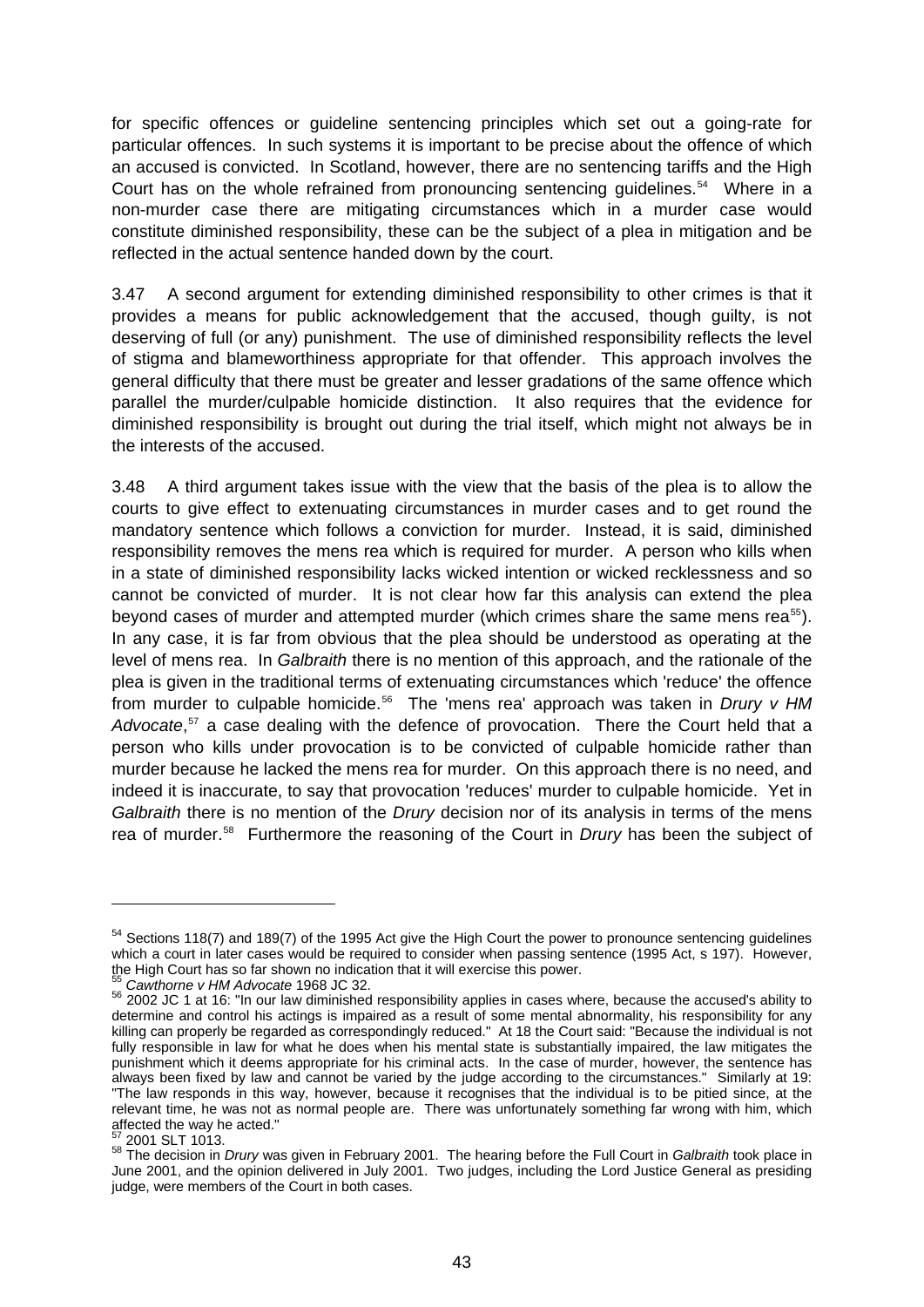for specific offences or guideline sentencing principles which set out a going-rate for particular offences. In such systems it is important to be precise about the offence of which an accused is convicted. In Scotland, however, there are no sentencing tariffs and the High Court has on the whole refrained from pronouncing sentencing guidelines.[54] Where in a non-murder case there are mitigating circumstances which in a murder case would constitute diminished responsibility, these can be the subject of a plea in mitigation and be reflected in the actual sentence handed down by the court.

3.47 A second argument for extending diminished responsibility to other crimes is that it provides a means for public acknowledgement that the accused, though guilty, is not deserving of full (or any) punishment. The use of diminished responsibility reflects the level of stigma and blameworthiness appropriate for that offender. This approach involves the general difficulty that there must be greater and lesser gradations of the same offence which parallel the murder/culpable homicide distinction. It also requires that the evidence for diminished responsibility is brought out during the trial itself, which might not always be in the interests of the accused.

3.48 A third argument takes issue with the view that the basis of the plea is to allow the courts to give effect to extenuating circumstances in murder cases and to get round the mandatory sentence which follows a conviction for murder. Instead, it is said, diminished responsibility removes the mens rea which is required for murder. A person who kills when in a state of diminished responsibility lacks wicked intention or wicked recklessness and so cannot be convicted of murder. It is not clear how far this analysis can extend the plea beyond cases of murder and attempted murder (which crimes share the same mens rea[55]). In any case, it is far from obvious that the plea should be understood as operating at the level of mens rea. In *Galbraith* there is no mention of this approach, and the rationale of the plea is given in the traditional terms of extenuating circumstances which 'reduce' the offence from murder to culpable homicide.[56] The 'mens rea' approach was taken in *Drury v HM Advocate*,[57] a case dealing with the defence of provocation. There the Court held that a person who kills under provocation is to be convicted of culpable homicide rather than murder because he lacked the mens rea for murder. On this approach there is no need, and indeed it is inaccurate, to say that provocation 'reduces' murder to culpable homicide. Yet in *Galbraith* there is no mention of the *Drury* decision nor of its analysis in terms of the mens rea of murder.[58] Furthermore the reasoning of the Court in *Drury* has been the subject of

---

[54] Sections 118(7) and 189(7) of the 1995 Act give the High Court the power to pronounce sentencing guidelines which a court in later cases would be required to consider when passing sentence (1995 Act, s 197). However, the High Court has so far shown no indication that it will exercise this power.

[55] *Cawthorne v HM Advocate* 1968 JC 32.

[56] 2002 JC 1 at 16: "In our law diminished responsibility applies in cases where, because the accused's ability to determine and control his actings is impaired as a result of some mental abnormality, his responsibility for any killing can properly be regarded as correspondingly reduced." At 18 the Court said: "Because the individual is not fully responsible in law for what he does when his mental state is substantially impaired, the law mitigates the punishment which it deems appropriate for his criminal acts. In the case of murder, however, the sentence has always been fixed by law and cannot be varied by the judge according to the circumstances." Similarly at 19: "The law responds in this way, however, because it recognises that the individual is to be pitied since, at the relevant time, he was not as normal people are. There was unfortunately something far wrong with him, which affected the way he acted."

[57] 2001 SLT 1013.

[58] The decision in *Drury* was given in February 2001. The hearing before the Full Court in *Galbraith* took place in June 2001, and the opinion delivered in July 2001. Two judges, including the Lord Justice General as presiding judge, were members of the Court in both cases.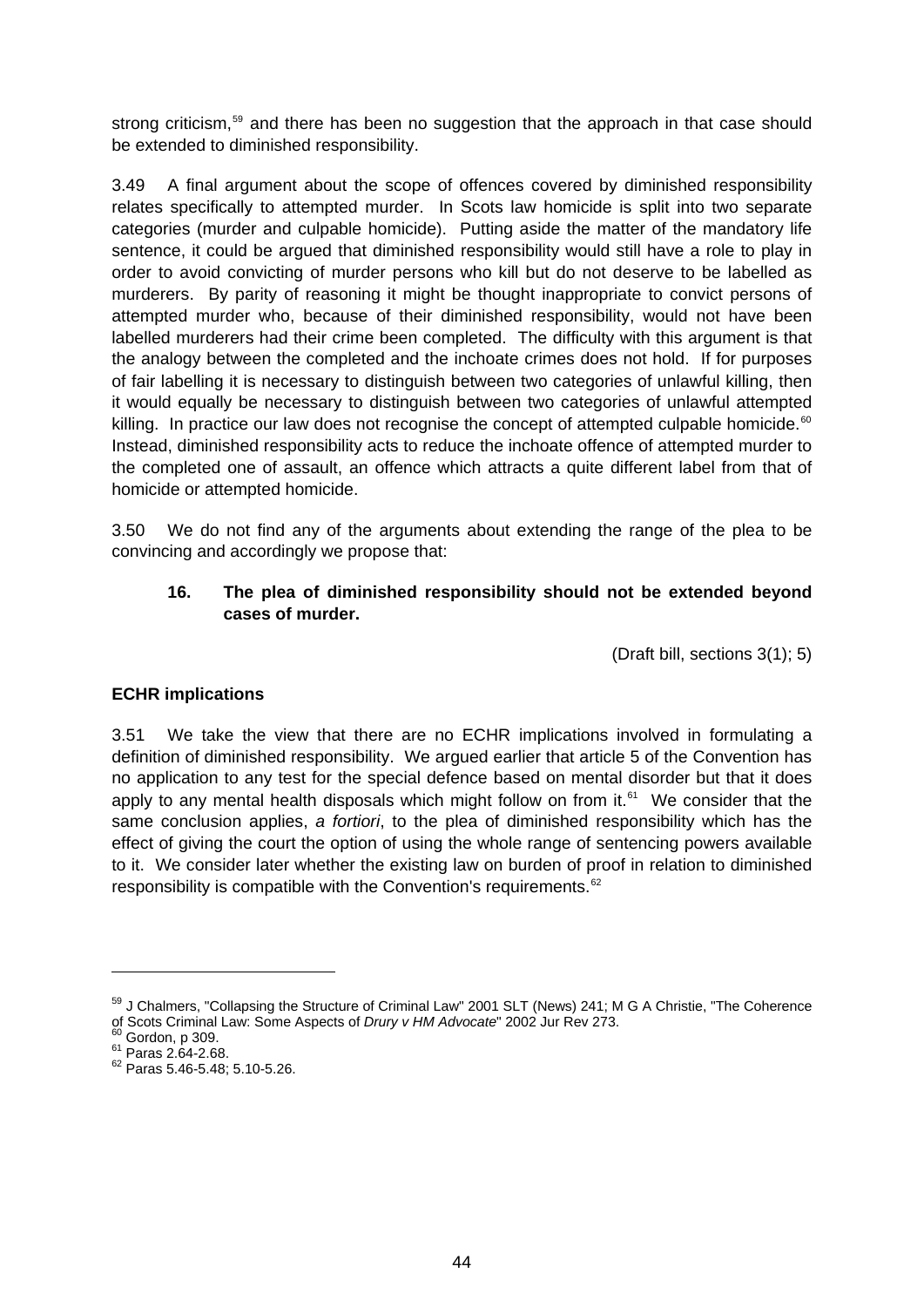strong criticism,[59] and there has been no suggestion that the approach in that case should be extended to diminished responsibility.

3.49 A final argument about the scope of offences covered by diminished responsibility relates specifically to attempted murder. In Scots law homicide is split into two separate categories (murder and culpable homicide). Putting aside the matter of the mandatory life sentence, it could be argued that diminished responsibility would still have a role to play in order to avoid convicting of murder persons who kill but do not deserve to be labelled as murderers. By parity of reasoning it might be thought inappropriate to convict persons of attempted murder who, because of their diminished responsibility, would not have been labelled murderers had their crime been completed. The difficulty with this argument is that the analogy between the completed and the inchoate crimes does not hold. If for purposes of fair labelling it is necessary to distinguish between two categories of unlawful killing, then it would equally be necessary to distinguish between two categories of unlawful attempted killing. In practice our law does not recognise the concept of attempted culpable homicide.[60] Instead, diminished responsibility acts to reduce the inchoate offence of attempted murder to the completed one of assault, an offence which attracts a quite different label from that of homicide or attempted homicide.

3.50 We do not find any of the arguments about extending the range of the plea to be convincing and accordingly we propose that:

> **16. The plea of diminished responsibility should not be extended beyond cases of murder.**

(Draft bill, sections 3(1); 5)

**ECHR implications**

3.51 We take the view that there are no ECHR implications involved in formulating a definition of diminished responsibility. We argued earlier that article 5 of the Convention has no application to any test for the special defence based on mental disorder but that it does apply to any mental health disposals which might follow on from it.[61] We consider that the same conclusion applies, *a fortiori*, to the plea of diminished responsibility which has the effect of giving the court the option of using the whole range of sentencing powers available to it. We consider later whether the existing law on burden of proof in relation to diminished responsibility is compatible with the Convention's requirements.[62]

---

[59] J Chalmers, "Collapsing the Structure of Criminal Law" 2001 SLT (News) 241; M G A Christie, "The Coherence of Scots Criminal Law: Some Aspects of *Drury v HM Advocate*" 2002 Jur Rev 273.

[60] Gordon, p 309.

[61] Paras 2.64-2.68.

[62] Paras 5.46-5.48; 5.10-5.26.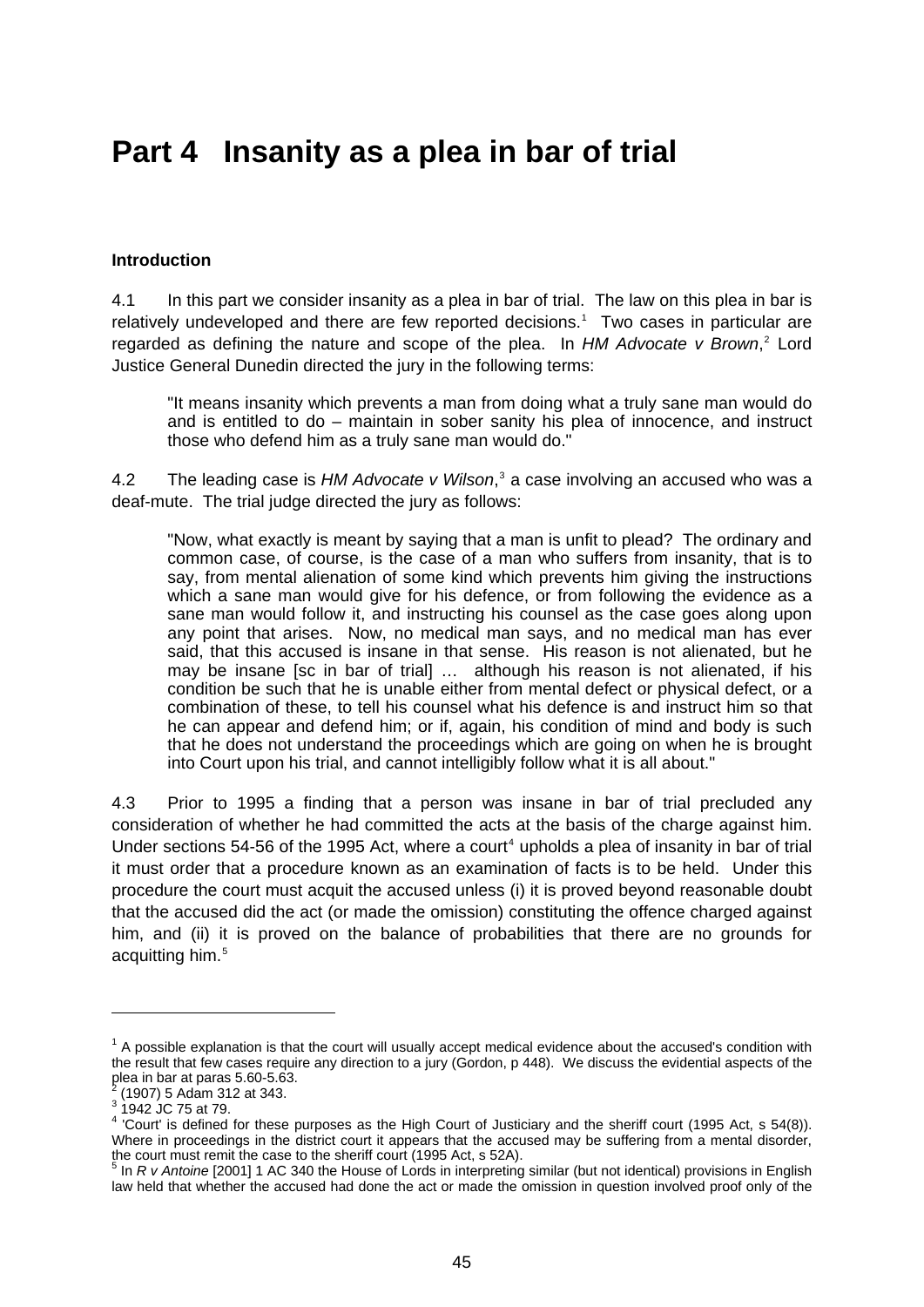# Part 4 Insanity as a plea in bar of trial

**Introduction**

4.1 In this part we consider insanity as a plea in bar of trial. The law on this plea in bar is relatively undeveloped and there are few reported decisions.[1] Two cases in particular are regarded as defining the nature and scope of the plea. In *HM Advocate v Brown*,[2] Lord Justice General Dunedin directed the jury in the following terms:

> "It means insanity which prevents a man from doing what a truly sane man would do and is entitled to do – maintain in sober sanity his plea of innocence, and instruct those who defend him as a truly sane man would do."

4.2 The leading case is *HM Advocate v Wilson*,[3] a case involving an accused who was a deaf-mute. The trial judge directed the jury as follows:

> "Now, what exactly is meant by saying that a man is unfit to plead? The ordinary and common case, of course, is the case of a man who suffers from insanity, that is to say, from mental alienation of some kind which prevents him giving the instructions which a sane man would give for his defence, or from following the evidence as a sane man would follow it, and instructing his counsel as the case goes along upon any point that arises. Now, no medical man says, and no medical man has ever said, that this accused is insane in that sense. His reason is not alienated, but he may be insane [sc in bar of trial] … although his reason is not alienated, if his condition be such that he is unable either from mental defect or physical defect, or a combination of these, to tell his counsel what his defence is and instruct him so that he can appear and defend him; or if, again, his condition of mind and body is such that he does not understand the proceedings which are going on when he is brought into Court upon his trial, and cannot intelligibly follow what it is all about."

4.3 Prior to 1995 a finding that a person was insane in bar of trial precluded any consideration of whether he had committed the acts at the basis of the charge against him. Under sections 54-56 of the 1995 Act, where a court[4] upholds a plea of insanity in bar of trial it must order that a procedure known as an examination of facts is to be held. Under this procedure the court must acquit the accused unless (i) it is proved beyond reasonable doubt that the accused did the act (or made the omission) constituting the offence charged against him, and (ii) it is proved on the balance of probabilities that there are no grounds for acquitting him.[5]

---

[1] A possible explanation is that the court will usually accept medical evidence about the accused's condition with the result that few cases require any direction to a jury (Gordon, p 448). We discuss the evidential aspects of the plea in bar at paras 5.60-5.63.

[2] (1907) 5 Adam 312 at 343.

[3] 1942 JC 75 at 79.

[4] 'Court' is defined for these purposes as the High Court of Justiciary and the sheriff court (1995 Act, s 54(8)). Where in proceedings in the district court it appears that the accused may be suffering from a mental disorder, the court must remit the case to the sheriff court (1995 Act, s 52A).

[5] In *R v Antoine* [2001] 1 AC 340 the House of Lords in interpreting similar (but not identical) provisions in English law held that whether the accused had done the act or made the omission in question involved proof only of the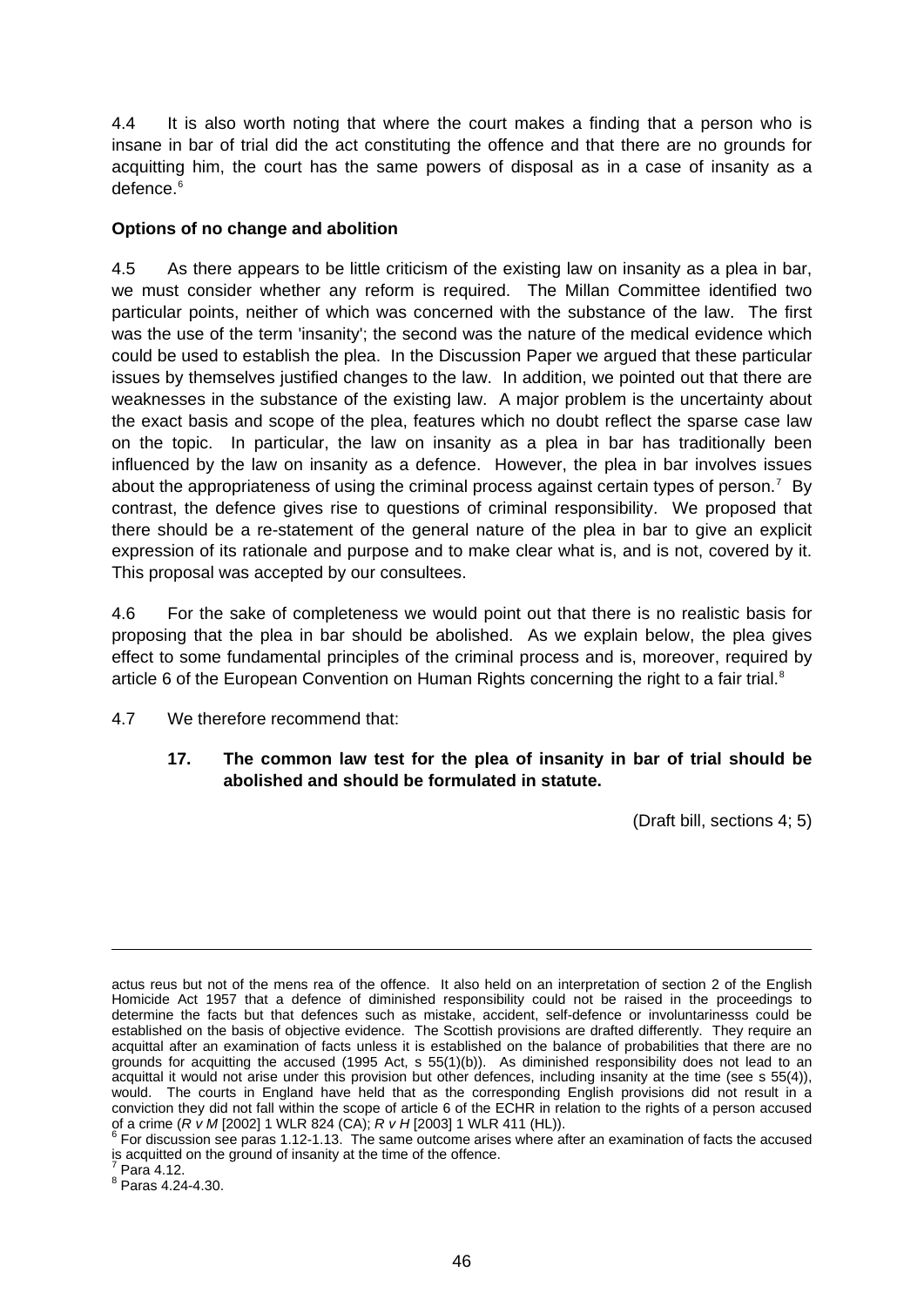4.4 It is also worth noting that where the court makes a finding that a person who is insane in bar of trial did the act constituting the offence and that there are no grounds for acquitting him, the court has the same powers of disposal as in a case of insanity as a defence.[6]

**Options of no change and abolition**

4.5 As there appears to be little criticism of the existing law on insanity as a plea in bar, we must consider whether any reform is required. The Millan Committee identified two particular points, neither of which was concerned with the substance of the law. The first was the use of the term 'insanity'; the second was the nature of the medical evidence which could be used to establish the plea. In the Discussion Paper we argued that these particular issues by themselves justified changes to the law. In addition, we pointed out that there are weaknesses in the substance of the existing law. A major problem is the uncertainty about the exact basis and scope of the plea, features which no doubt reflect the sparse case law on the topic. In particular, the law on insanity as a plea in bar has traditionally been influenced by the law on insanity as a defence. However, the plea in bar involves issues about the appropriateness of using the criminal process against certain types of person.[7] By contrast, the defence gives rise to questions of criminal responsibility. We proposed that there should be a re-statement of the general nature of the plea in bar to give an explicit expression of its rationale and purpose and to make clear what is, and is not, covered by it. This proposal was accepted by our consultees.

4.6 For the sake of completeness we would point out that there is no realistic basis for proposing that the plea in bar should be abolished. As we explain below, the plea gives effect to some fundamental principles of the criminal process and is, moreover, required by article 6 of the European Convention on Human Rights concerning the right to a fair trial.[8]

4.7 We therefore recommend that:

> **17. The common law test for the plea of insanity in bar of trial should be abolished and should be formulated in statute.**
>
> (Draft bill, sections 4; 5)

---

actus reus but not of the mens rea of the offence. It also held on an interpretation of section 2 of the English Homicide Act 1957 that a defence of diminished responsibility could not be raised in the proceedings to determine the facts but that defences such as mistake, accident, self-defence or involuntarinesss could be established on the basis of objective evidence. The Scottish provisions are drafted differently. They require an acquittal after an examination of facts unless it is established on the balance of probabilities that there are no grounds for acquitting the accused (1995 Act, s 55(1)(b)). As diminished responsibility does not lead to an acquittal it would not arise under this provision but other defences, including insanity at the time (see s 55(4)), would. The courts in England have held that as the corresponding English provisions did not result in a conviction they did not fall within the scope of article 6 of the ECHR in relation to the rights of a person accused of a crime (*R v M* [2002] 1 WLR 824 (CA); *R v H* [2003] 1 WLR 411 (HL)).

[6] For discussion see paras 1.12-1.13. The same outcome arises where after an examination of facts the accused is acquitted on the ground of insanity at the time of the offence.

[7] Para 4.12.

[8] Paras 4.24-4.30.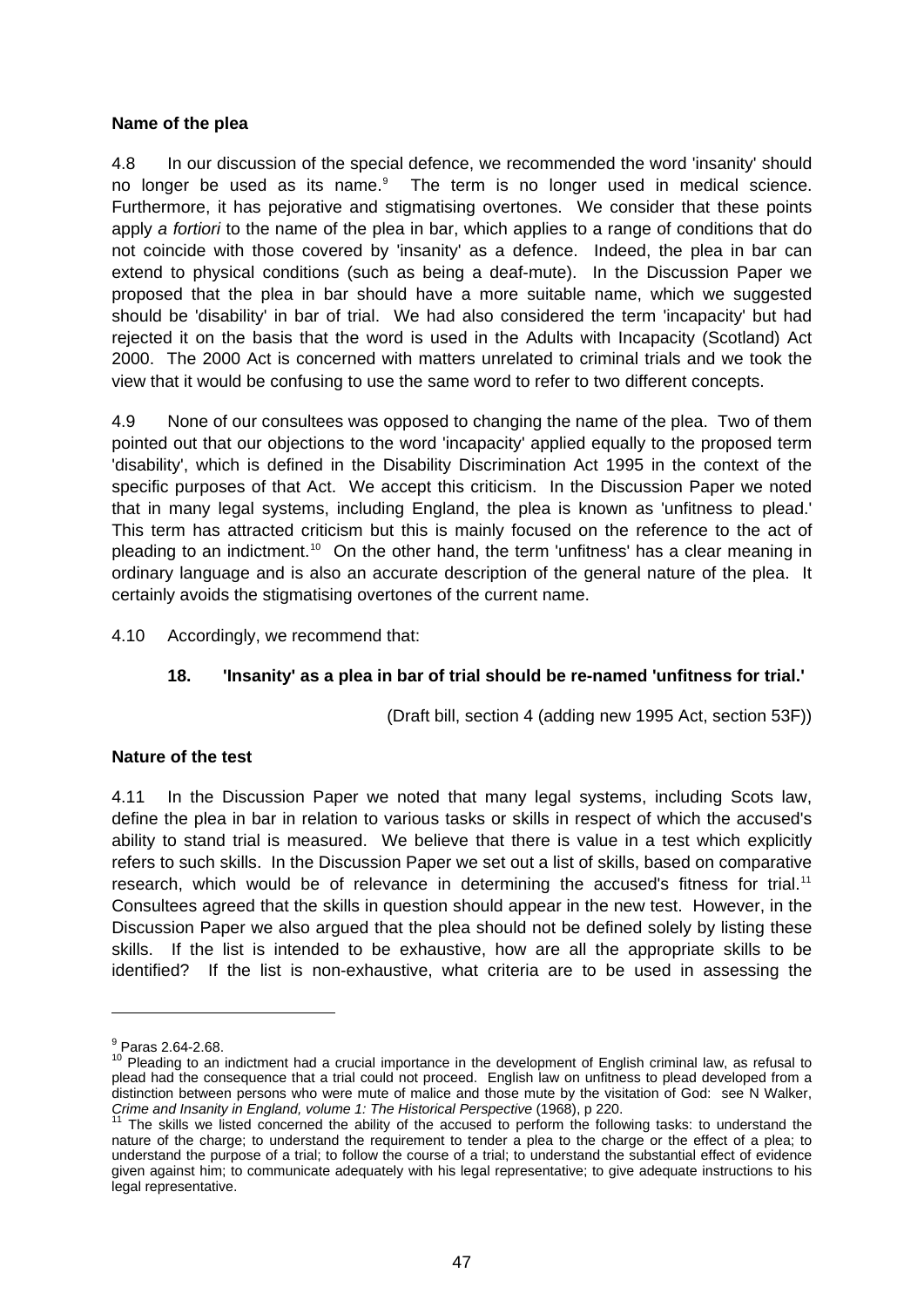**Name of the plea**

4.8 In our discussion of the special defence, we recommended the word 'insanity' should no longer be used as its name.[9] The term is no longer used in medical science. Furthermore, it has pejorative and stigmatising overtones. We consider that these points apply *a fortiori* to the name of the plea in bar, which applies to a range of conditions that do not coincide with those covered by 'insanity' as a defence. Indeed, the plea in bar can extend to physical conditions (such as being a deaf-mute). In the Discussion Paper we proposed that the plea in bar should have a more suitable name, which we suggested should be 'disability' in bar of trial. We had also considered the term 'incapacity' but had rejected it on the basis that the word is used in the Adults with Incapacity (Scotland) Act 2000. The 2000 Act is concerned with matters unrelated to criminal trials and we took the view that it would be confusing to use the same word to refer to two different concepts.

4.9 None of our consultees was opposed to changing the name of the plea. Two of them pointed out that our objections to the word 'incapacity' applied equally to the proposed term 'disability', which is defined in the Disability Discrimination Act 1995 in the context of the specific purposes of that Act. We accept this criticism. In the Discussion Paper we noted that in many legal systems, including England, the plea is known as 'unfitness to plead.' This term has attracted criticism but this is mainly focused on the reference to the act of pleading to an indictment.[10] On the other hand, the term 'unfitness' has a clear meaning in ordinary language and is also an accurate description of the general nature of the plea. It certainly avoids the stigmatising overtones of the current name.

4.10 Accordingly, we recommend that:

**18. 'Insanity' as a plea in bar of trial should be re-named 'unfitness for trial.'**

(Draft bill, section 4 (adding new 1995 Act, section 53F))

**Nature of the test**

4.11 In the Discussion Paper we noted that many legal systems, including Scots law, define the plea in bar in relation to various tasks or skills in respect of which the accused's ability to stand trial is measured. We believe that there is value in a test which explicitly refers to such skills. In the Discussion Paper we set out a list of skills, based on comparative research, which would be of relevance in determining the accused's fitness for trial.[11] Consultees agreed that the skills in question should appear in the new test. However, in the Discussion Paper we also argued that the plea should not be defined solely by listing these skills. If the list is intended to be exhaustive, how are all the appropriate skills to be identified? If the list is non-exhaustive, what criteria are to be used in assessing the

---

[9] Paras 2.64-2.68.

[10] Pleading to an indictment had a crucial importance in the development of English criminal law, as refusal to plead had the consequence that a trial could not proceed. English law on unfitness to plead developed from a distinction between persons who were mute of malice and those mute by the visitation of God: see N Walker, *Crime and Insanity in England, volume 1: The Historical Perspective* (1968), p 220.

[11] The skills we listed concerned the ability of the accused to perform the following tasks: to understand the nature of the charge; to understand the requirement to tender a plea to the charge or the effect of a plea; to understand the purpose of a trial; to follow the course of a trial; to understand the substantial effect of evidence given against him; to communicate adequately with his legal representative; to give adequate instructions to his legal representative.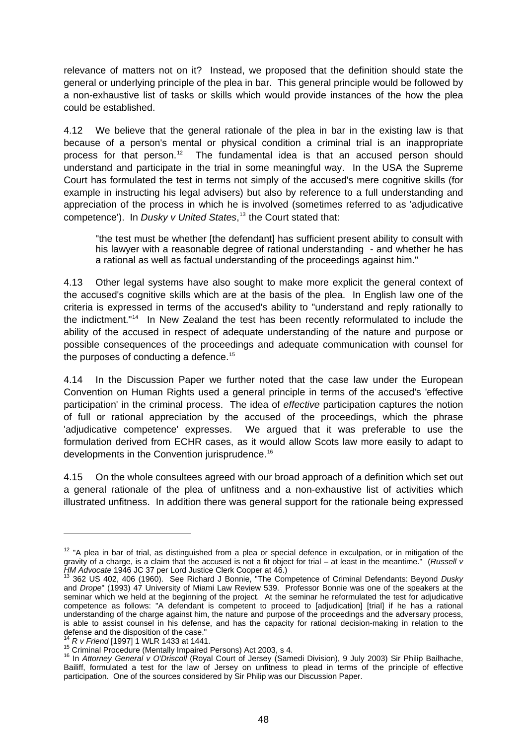relevance of matters not on it? Instead, we proposed that the definition should state the general or underlying principle of the plea in bar. This general principle would be followed by a non-exhaustive list of tasks or skills which would provide instances of the how the plea could be established.

4.12 We believe that the general rationale of the plea in bar in the existing law is that because of a person's mental or physical condition a criminal trial is an inappropriate process for that person.[12] The fundamental idea is that an accused person should understand and participate in the trial in some meaningful way. In the USA the Supreme Court has formulated the test in terms not simply of the accused's mere cognitive skills (for example in instructing his legal advisers) but also by reference to a full understanding and appreciation of the process in which he is involved (sometimes referred to as 'adjudicative competence'). In *Dusky v United States*,[13] the Court stated that:

> "the test must be whether [the defendant] has sufficient present ability to consult with his lawyer with a reasonable degree of rational understanding - and whether he has a rational as well as factual understanding of the proceedings against him."

4.13 Other legal systems have also sought to make more explicit the general context of the accused's cognitive skills which are at the basis of the plea. In English law one of the criteria is expressed in terms of the accused's ability to "understand and reply rationally to the indictment."[14] In New Zealand the test has been recently reformulated to include the ability of the accused in respect of adequate understanding of the nature and purpose or possible consequences of the proceedings and adequate communication with counsel for the purposes of conducting a defence.[15]

4.14 In the Discussion Paper we further noted that the case law under the European Convention on Human Rights used a general principle in terms of the accused's 'effective participation' in the criminal process. The idea of *effective* participation captures the notion of full or rational appreciation by the accused of the proceedings, which the phrase 'adjudicative competence' expresses. We argued that it was preferable to use the formulation derived from ECHR cases, as it would allow Scots law more easily to adapt to developments in the Convention jurisprudence.[16]

4.15 On the whole consultees agreed with our broad approach of a definition which set out a general rationale of the plea of unfitness and a non-exhaustive list of activities which illustrated unfitness. In addition there was general support for the rationale being expressed

---

[12] "A plea in bar of trial, as distinguished from a plea or special defence in exculpation, or in mitigation of the gravity of a charge, is a claim that the accused is not a fit object for trial – at least in the meantime." (*Russell v HM Advocate* 1946 JC 37 per Lord Justice Clerk Cooper at 46.)

[13] 362 US 402, 406 (1960). See Richard J Bonnie, "The Competence of Criminal Defendants: Beyond *Dusky* and *Drope*" (1993) 47 University of Miami Law Review 539. Professor Bonnie was one of the speakers at the seminar which we held at the beginning of the project. At the seminar he reformulated the test for adjudicative competence as follows: "A defendant is competent to proceed to [adjudication] [trial] if he has a rational understanding of the charge against him, the nature and purpose of the proceedings and the adversary process, is able to assist counsel in his defense, and has the capacity for rational decision-making in relation to the defense and the disposition of the case."

[14] *R v Friend* [1997] 1 WLR 1433 at 1441.

[15] Criminal Procedure (Mentally Impaired Persons) Act 2003, s 4.

[16] In *Attorney General v O'Driscoll* (Royal Court of Jersey (Samedi Division), 9 July 2003) Sir Philip Bailhache, Bailiff, formulated a test for the law of Jersey on unfitness to plead in terms of the principle of effective participation. One of the sources considered by Sir Philip was our Discussion Paper.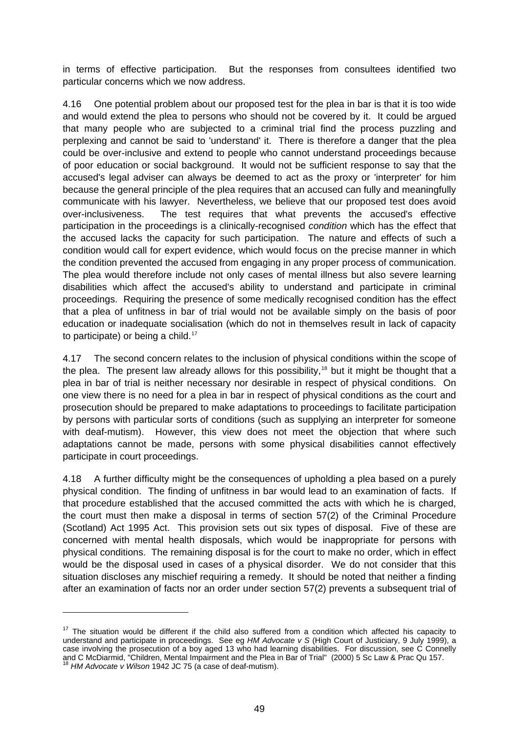in terms of effective participation. But the responses from consultees identified two particular concerns which we now address.

4.16 One potential problem about our proposed test for the plea in bar is that it is too wide and would extend the plea to persons who should not be covered by it. It could be argued that many people who are subjected to a criminal trial find the process puzzling and perplexing and cannot be said to 'understand' it. There is therefore a danger that the plea could be over-inclusive and extend to people who cannot understand proceedings because of poor education or social background. It would not be sufficient response to say that the accused's legal adviser can always be deemed to act as the proxy or 'interpreter' for him because the general principle of the plea requires that an accused can fully and meaningfully communicate with his lawyer. Nevertheless, we believe that our proposed test does avoid over-inclusiveness. The test requires that what prevents the accused's effective participation in the proceedings is a clinically-recognised *condition* which has the effect that the accused lacks the capacity for such participation. The nature and effects of such a condition would call for expert evidence, which would focus on the precise manner in which the condition prevented the accused from engaging in any proper process of communication. The plea would therefore include not only cases of mental illness but also severe learning disabilities which affect the accused's ability to understand and participate in criminal proceedings. Requiring the presence of some medically recognised condition has the effect that a plea of unfitness in bar of trial would not be available simply on the basis of poor education or inadequate socialisation (which do not in themselves result in lack of capacity to participate) or being a child.[17]

4.17 The second concern relates to the inclusion of physical conditions within the scope of the plea. The present law already allows for this possibility,[18] but it might be thought that a plea in bar of trial is neither necessary nor desirable in respect of physical conditions. On one view there is no need for a plea in bar in respect of physical conditions as the court and prosecution should be prepared to make adaptations to proceedings to facilitate participation by persons with particular sorts of conditions (such as supplying an interpreter for someone with deaf-mutism). However, this view does not meet the objection that where such adaptations cannot be made, persons with some physical disabilities cannot effectively participate in court proceedings.

4.18 A further difficulty might be the consequences of upholding a plea based on a purely physical condition. The finding of unfitness in bar would lead to an examination of facts. If that procedure established that the accused committed the acts with which he is charged, the court must then make a disposal in terms of section 57(2) of the Criminal Procedure (Scotland) Act 1995 Act. This provision sets out six types of disposal. Five of these are concerned with mental health disposals, which would be inappropriate for persons with physical conditions. The remaining disposal is for the court to make no order, which in effect would be the disposal used in cases of a physical disorder. We do not consider that this situation discloses any mischief requiring a remedy. It should be noted that neither a finding after an examination of facts nor an order under section 57(2) prevents a subsequent trial of

---

[17] The situation would be different if the child also suffered from a condition which affected his capacity to understand and participate in proceedings. See eg *HM Advocate v S* (High Court of Justiciary, 9 July 1999), a case involving the prosecution of a boy aged 13 who had learning disabilities. For discussion, see C Connelly and C McDiarmid, "Children, Mental Impairment and the Plea in Bar of Trial" (2000) 5 Sc Law & Prac Qu 157.

[18] *HM Advocate v Wilson* 1942 JC 75 (a case of deaf-mutism).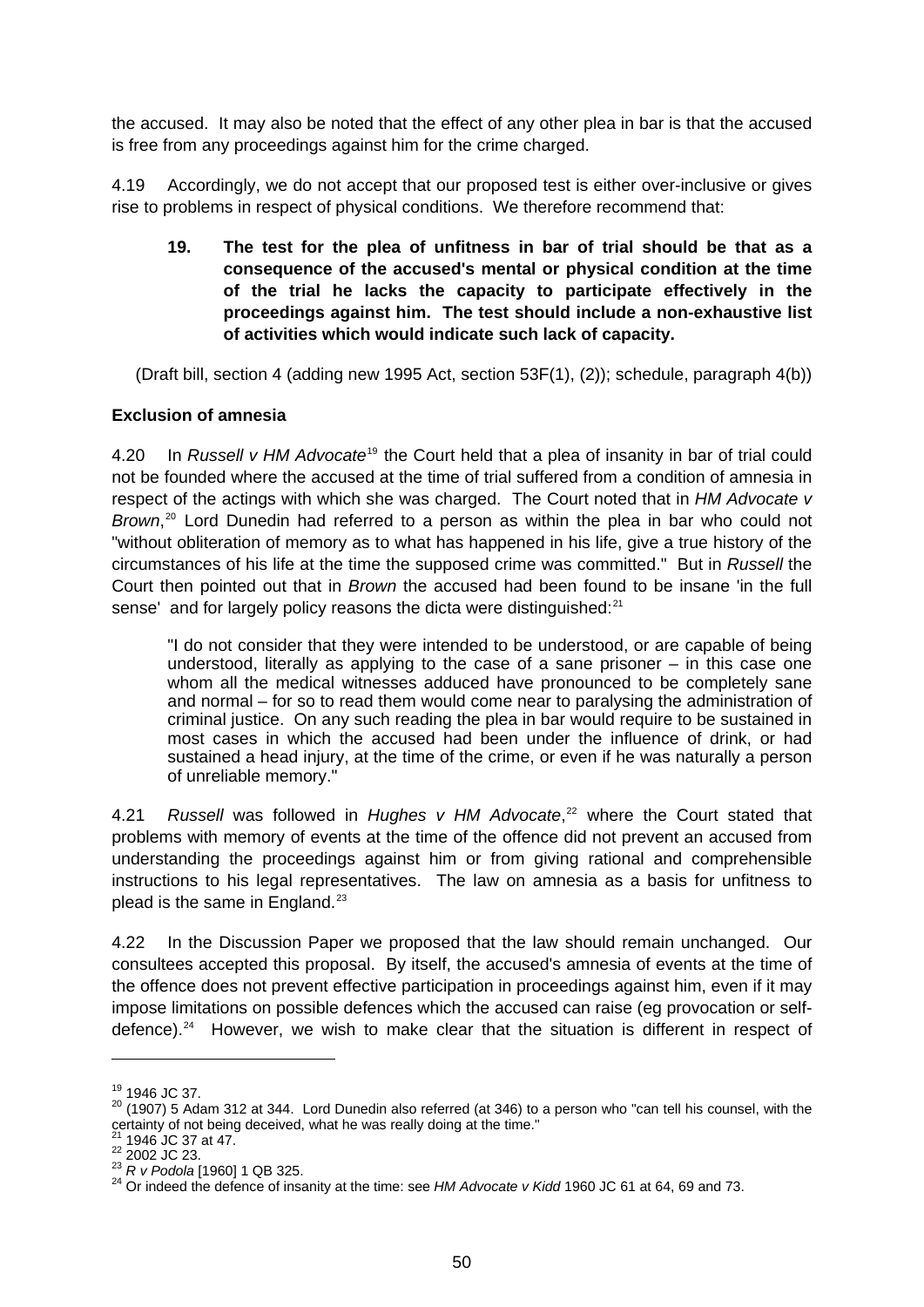the accused. It may also be noted that the effect of any other plea in bar is that the accused is free from any proceedings against him for the crime charged.

4.19 Accordingly, we do not accept that our proposed test is either over-inclusive or gives rise to problems in respect of physical conditions. We therefore recommend that:

> **19. The test for the plea of unfitness in bar of trial should be that as a consequence of the accused's mental or physical condition at the time of the trial he lacks the capacity to participate effectively in the proceedings against him. The test should include a non-exhaustive list of activities which would indicate such lack of capacity.**

(Draft bill, section 4 (adding new 1995 Act, section 53F(1), (2)); schedule, paragraph 4(b))

**Exclusion of amnesia**

4.20 In *Russell v HM Advocate*[19] the Court held that a plea of insanity in bar of trial could not be founded where the accused at the time of trial suffered from a condition of amnesia in respect of the actings with which she was charged. The Court noted that in *HM Advocate v Brown*,[20] Lord Dunedin had referred to a person as within the plea in bar who could not "without obliteration of memory as to what has happened in his life, give a true history of the circumstances of his life at the time the supposed crime was committed." But in *Russell* the Court then pointed out that in *Brown* the accused had been found to be insane 'in the full sense' and for largely policy reasons the dicta were distinguished:[21]

> "I do not consider that they were intended to be understood, or are capable of being understood, literally as applying to the case of a sane prisoner – in this case one whom all the medical witnesses adduced have pronounced to be completely sane and normal – for so to read them would come near to paralysing the administration of criminal justice. On any such reading the plea in bar would require to be sustained in most cases in which the accused had been under the influence of drink, or had sustained a head injury, at the time of the crime, or even if he was naturally a person of unreliable memory."

4.21 *Russell* was followed in *Hughes v HM Advocate*,[22] where the Court stated that problems with memory of events at the time of the offence did not prevent an accused from understanding the proceedings against him or from giving rational and comprehensible instructions to his legal representatives. The law on amnesia as a basis for unfitness to plead is the same in England.[23]

4.22 In the Discussion Paper we proposed that the law should remain unchanged. Our consultees accepted this proposal. By itself, the accused's amnesia of events at the time of the offence does not prevent effective participation in proceedings against him, even if it may impose limitations on possible defences which the accused can raise (eg provocation or self-defence).[24] However, we wish to make clear that the situation is different in respect of

---

[19] 1946 JC 37.

[20] (1907) 5 Adam 312 at 344. Lord Dunedin also referred (at 346) to a person who "can tell his counsel, with the certainty of not being deceived, what he was really doing at the time."

[21] 1946 JC 37 at 47.

[22] 2002 JC 23.

[23] *R v Podola* [1960] 1 QB 325.

[24] Or indeed the defence of insanity at the time: see *HM Advocate v Kidd* 1960 JC 61 at 64, 69 and 73.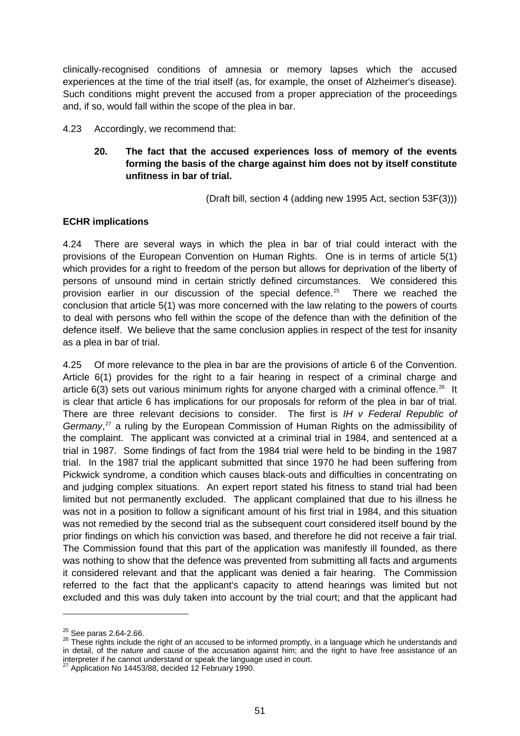clinically-recognised conditions of amnesia or memory lapses which the accused experiences at the time of the trial itself (as, for example, the onset of Alzheimer's disease). Such conditions might prevent the accused from a proper appreciation of the proceedings and, if so, would fall within the scope of the plea in bar.

4.23 Accordingly, we recommend that:

> **20. The fact that the accused experiences loss of memory of the events forming the basis of the charge against him does not by itself constitute unfitness in bar of trial.**
>
> (Draft bill, section 4 (adding new 1995 Act, section 53F(3)))

**ECHR implications**

4.24 There are several ways in which the plea in bar of trial could interact with the provisions of the European Convention on Human Rights. One is in terms of article 5(1) which provides for a right to freedom of the person but allows for deprivation of the liberty of persons of unsound mind in certain strictly defined circumstances. We considered this provision earlier in our discussion of the special defence.[25] There we reached the conclusion that article 5(1) was more concerned with the law relating to the powers of courts to deal with persons who fell within the scope of the defence than with the definition of the defence itself. We believe that the same conclusion applies in respect of the test for insanity as a plea in bar of trial.

4.25 Of more relevance to the plea in bar are the provisions of article 6 of the Convention. Article 6(1) provides for the right to a fair hearing in respect of a criminal charge and article 6(3) sets out various minimum rights for anyone charged with a criminal offence.[26] It is clear that article 6 has implications for our proposals for reform of the plea in bar of trial. There are three relevant decisions to consider. The first is *IH v Federal Republic of Germany*,[27] a ruling by the European Commission of Human Rights on the admissibility of the complaint. The applicant was convicted at a criminal trial in 1984, and sentenced at a trial in 1987. Some findings of fact from the 1984 trial were held to be binding in the 1987 trial. In the 1987 trial the applicant submitted that since 1970 he had been suffering from Pickwick syndrome, a condition which causes black-outs and difficulties in concentrating on and judging complex situations. An expert report stated his fitness to stand trial had been limited but not permanently excluded. The applicant complained that due to his illness he was not in a position to follow a significant amount of his first trial in 1984, and this situation was not remedied by the second trial as the subsequent court considered itself bound by the prior findings on which his conviction was based, and therefore he did not receive a fair trial. The Commission found that this part of the application was manifestly ill founded, as there was nothing to show that the defence was prevented from submitting all facts and arguments it considered relevant and that the applicant was denied a fair hearing. The Commission referred to the fact that the applicant's capacity to attend hearings was limited but not excluded and this was duly taken into account by the trial court; and that the applicant had

---

[25] See paras 2.64-2.66.

[26] These rights include the right of an accused to be informed promptly, in a language which he understands and in detail, of the nature and cause of the accusation against him; and the right to have free assistance of an interpreter if he cannot understand or speak the language used in court.

[27] Application No 14453/88, decided 12 February 1990.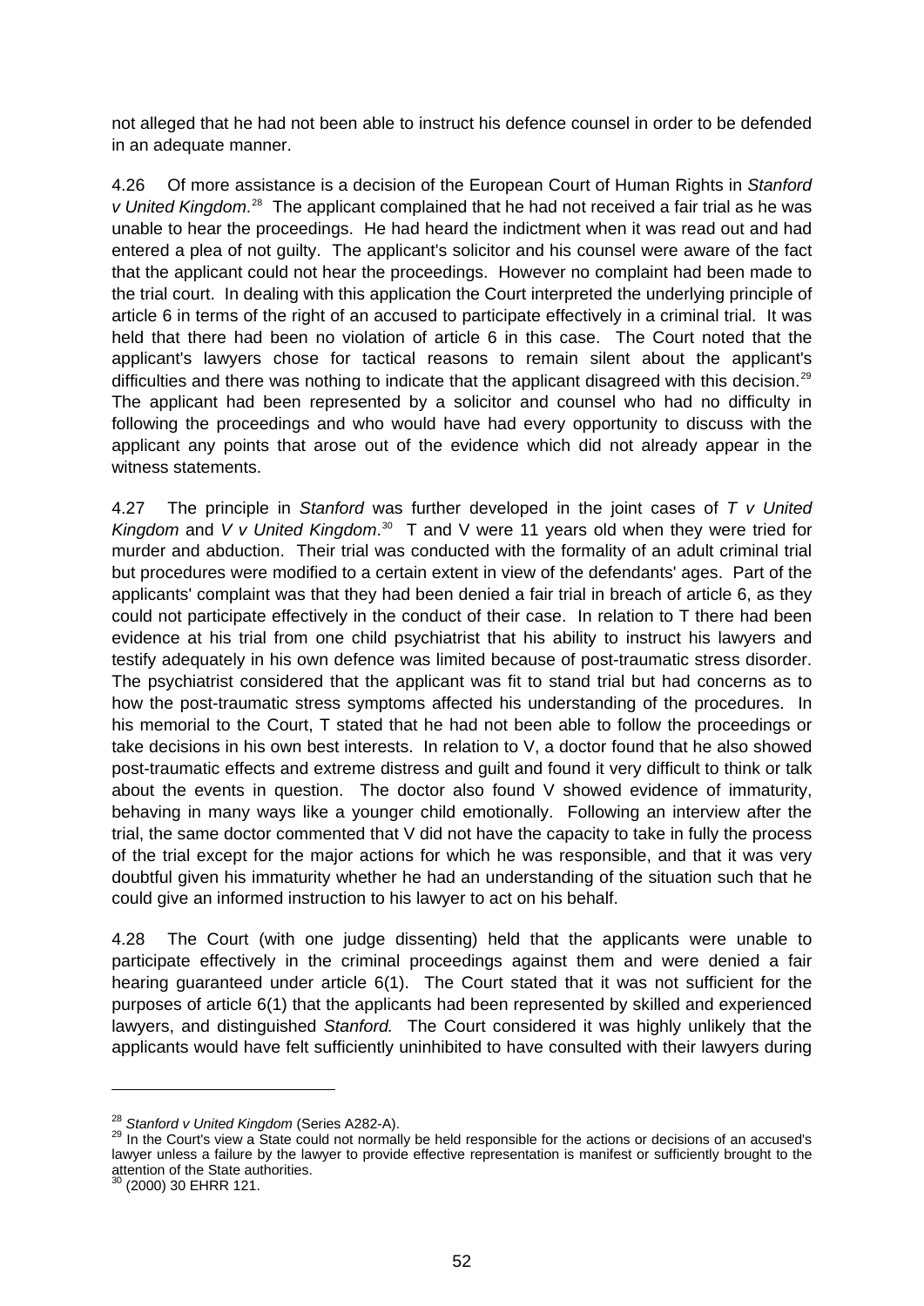not alleged that he had not been able to instruct his defence counsel in order to be defended in an adequate manner.

4.26 Of more assistance is a decision of the European Court of Human Rights in *Stanford v United Kingdom*.[28] The applicant complained that he had not received a fair trial as he was unable to hear the proceedings. He had heard the indictment when it was read out and had entered a plea of not guilty. The applicant's solicitor and his counsel were aware of the fact that the applicant could not hear the proceedings. However no complaint had been made to the trial court. In dealing with this application the Court interpreted the underlying principle of article 6 in terms of the right of an accused to participate effectively in a criminal trial. It was held that there had been no violation of article 6 in this case. The Court noted that the applicant's lawyers chose for tactical reasons to remain silent about the applicant's difficulties and there was nothing to indicate that the applicant disagreed with this decision.[29] The applicant had been represented by a solicitor and counsel who had no difficulty in following the proceedings and who would have had every opportunity to discuss with the applicant any points that arose out of the evidence which did not already appear in the witness statements.

4.27 The principle in *Stanford* was further developed in the joint cases of *T v United Kingdom* and *V v United Kingdom*.[30] T and V were 11 years old when they were tried for murder and abduction. Their trial was conducted with the formality of an adult criminal trial but procedures were modified to a certain extent in view of the defendants' ages. Part of the applicants' complaint was that they had been denied a fair trial in breach of article 6, as they could not participate effectively in the conduct of their case. In relation to T there had been evidence at his trial from one child psychiatrist that his ability to instruct his lawyers and testify adequately in his own defence was limited because of post-traumatic stress disorder. The psychiatrist considered that the applicant was fit to stand trial but had concerns as to how the post-traumatic stress symptoms affected his understanding of the procedures. In his memorial to the Court, T stated that he had not been able to follow the proceedings or take decisions in his own best interests. In relation to V, a doctor found that he also showed post-traumatic effects and extreme distress and guilt and found it very difficult to think or talk about the events in question. The doctor also found V showed evidence of immaturity, behaving in many ways like a younger child emotionally. Following an interview after the trial, the same doctor commented that V did not have the capacity to take in fully the process of the trial except for the major actions for which he was responsible, and that it was very doubtful given his immaturity whether he had an understanding of the situation such that he could give an informed instruction to his lawyer to act on his behalf.

4.28 The Court (with one judge dissenting) held that the applicants were unable to participate effectively in the criminal proceedings against them and were denied a fair hearing guaranteed under article 6(1). The Court stated that it was not sufficient for the purposes of article 6(1) that the applicants had been represented by skilled and experienced lawyers, and distinguished *Stanford.* The Court considered it highly unlikely that the applicants would have felt sufficiently uninhibited to have consulted with their lawyers during

---

[28] *Stanford v United Kingdom* (Series A282-A).

[29] In the Court's view a State could not normally be held responsible for the actions or decisions of an accused's lawyer unless a failure by the lawyer to provide effective representation is manifest or sufficiently brought to the attention of the State authorities.

[30] (2000) 30 EHRR 121.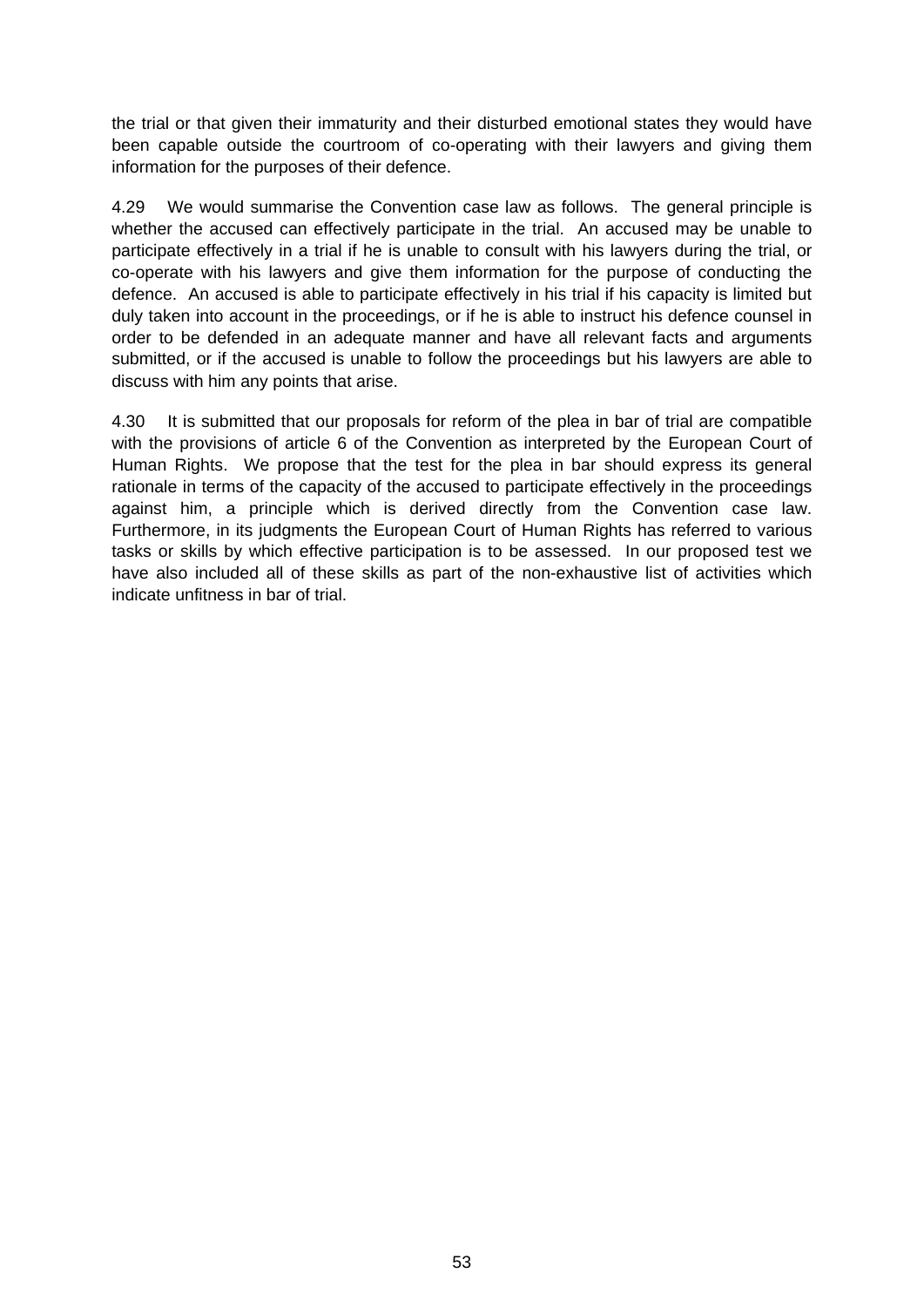the trial or that given their immaturity and their disturbed emotional states they would have been capable outside the courtroom of co-operating with their lawyers and giving them information for the purposes of their defence.

4.29 We would summarise the Convention case law as follows. The general principle is whether the accused can effectively participate in the trial. An accused may be unable to participate effectively in a trial if he is unable to consult with his lawyers during the trial, or co-operate with his lawyers and give them information for the purpose of conducting the defence. An accused is able to participate effectively in his trial if his capacity is limited but duly taken into account in the proceedings, or if he is able to instruct his defence counsel in order to be defended in an adequate manner and have all relevant facts and arguments submitted, or if the accused is unable to follow the proceedings but his lawyers are able to discuss with him any points that arise.

4.30 It is submitted that our proposals for reform of the plea in bar of trial are compatible with the provisions of article 6 of the Convention as interpreted by the European Court of Human Rights. We propose that the test for the plea in bar should express its general rationale in terms of the capacity of the accused to participate effectively in the proceedings against him, a principle which is derived directly from the Convention case law. Furthermore, in its judgments the European Court of Human Rights has referred to various tasks or skills by which effective participation is to be assessed. In our proposed test we have also included all of these skills as part of the non-exhaustive list of activities which indicate unfitness in bar of trial.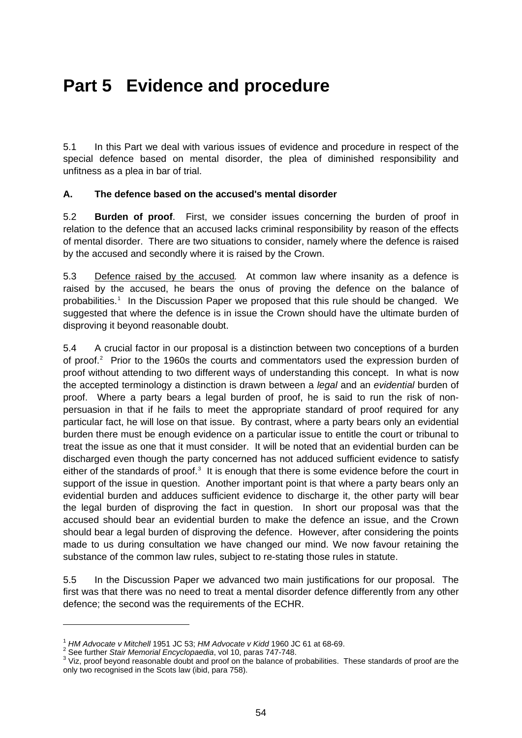# Part 5 Evidence and procedure

5.1 In this Part we deal with various issues of evidence and procedure in respect of the special defence based on mental disorder, the plea of diminished responsibility and unfitness as a plea in bar of trial.

**A. The defence based on the accused's mental disorder**

5.2 **Burden of proof**. First, we consider issues concerning the burden of proof in relation to the defence that an accused lacks criminal responsibility by reason of the effects of mental disorder. There are two situations to consider, namely where the defence is raised by the accused and secondly where it is raised by the Crown.

5.3 Defence raised by the accused*.* At common law where insanity as a defence is raised by the accused, he bears the onus of proving the defence on the balance of probabilities.[1] In the Discussion Paper we proposed that this rule should be changed. We suggested that where the defence is in issue the Crown should have the ultimate burden of disproving it beyond reasonable doubt.

5.4 A crucial factor in our proposal is a distinction between two conceptions of a burden of proof.[2] Prior to the 1960s the courts and commentators used the expression burden of proof without attending to two different ways of understanding this concept. In what is now the accepted terminology a distinction is drawn between a *legal* and an *evidential* burden of proof. Where a party bears a legal burden of proof, he is said to run the risk of non-persuasion in that if he fails to meet the appropriate standard of proof required for any particular fact, he will lose on that issue. By contrast, where a party bears only an evidential burden there must be enough evidence on a particular issue to entitle the court or tribunal to treat the issue as one that it must consider. It will be noted that an evidential burden can be discharged even though the party concerned has not adduced sufficient evidence to satisfy either of the standards of proof.[3] It is enough that there is some evidence before the court in support of the issue in question. Another important point is that where a party bears only an evidential burden and adduces sufficient evidence to discharge it, the other party will bear the legal burden of disproving the fact in question. In short our proposal was that the accused should bear an evidential burden to make the defence an issue, and the Crown should bear a legal burden of disproving the defence. However, after considering the points made to us during consultation we have changed our mind. We now favour retaining the substance of the common law rules, subject to re-stating those rules in statute.

5.5 In the Discussion Paper we advanced two main justifications for our proposal. The first was that there was no need to treat a mental disorder defence differently from any other defence; the second was the requirements of the ECHR.

---

[1] *HM Advocate v Mitchell* 1951 JC 53; *HM Advocate v Kidd* 1960 JC 61 at 68-69.

[2] See further *Stair Memorial Encyclopaedia*, vol 10, paras 747-748.

[3] Viz, proof beyond reasonable doubt and proof on the balance of probabilities. These standards of proof are the only two recognised in the Scots law (ibid, para 758).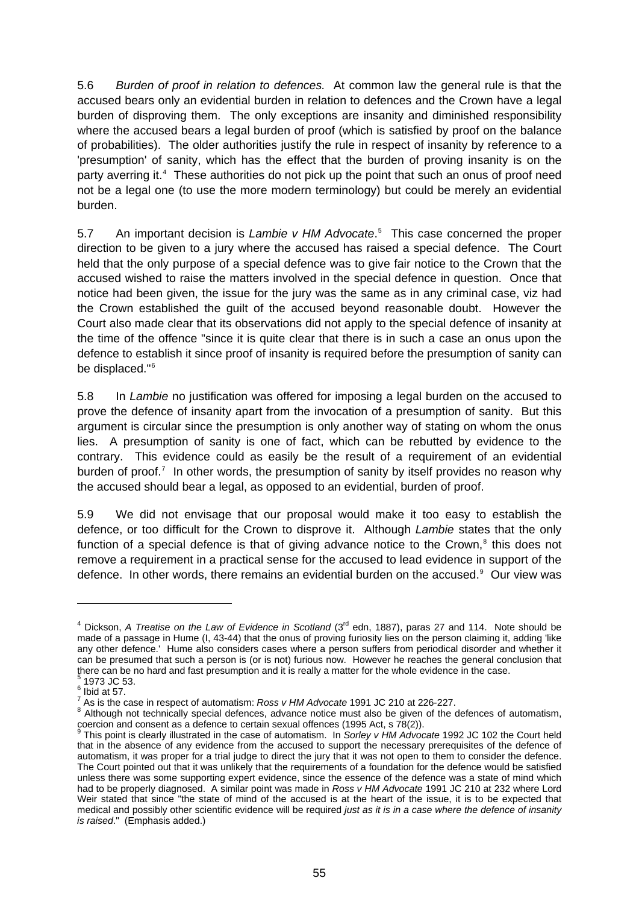5.6 *Burden of proof in relation to defences.* At common law the general rule is that the accused bears only an evidential burden in relation to defences and the Crown have a legal burden of disproving them. The only exceptions are insanity and diminished responsibility where the accused bears a legal burden of proof (which is satisfied by proof on the balance of probabilities). The older authorities justify the rule in respect of insanity by reference to a 'presumption' of sanity, which has the effect that the burden of proving insanity is on the party averring it.[4] These authorities do not pick up the point that such an onus of proof need not be a legal one (to use the more modern terminology) but could be merely an evidential burden.

5.7 An important decision is *Lambie v HM Advocate*.[5] This case concerned the proper direction to be given to a jury where the accused has raised a special defence. The Court held that the only purpose of a special defence was to give fair notice to the Crown that the accused wished to raise the matters involved in the special defence in question. Once that notice had been given, the issue for the jury was the same as in any criminal case, viz had the Crown established the guilt of the accused beyond reasonable doubt. However the Court also made clear that its observations did not apply to the special defence of insanity at the time of the offence "since it is quite clear that there is in such a case an onus upon the defence to establish it since proof of insanity is required before the presumption of sanity can be displaced."[6]

5.8 In *Lambie* no justification was offered for imposing a legal burden on the accused to prove the defence of insanity apart from the invocation of a presumption of sanity. But this argument is circular since the presumption is only another way of stating on whom the onus lies. A presumption of sanity is one of fact, which can be rebutted by evidence to the contrary. This evidence could as easily be the result of a requirement of an evidential burden of proof.[7] In other words, the presumption of sanity by itself provides no reason why the accused should bear a legal, as opposed to an evidential, burden of proof.

5.9 We did not envisage that our proposal would make it too easy to establish the defence, or too difficult for the Crown to disprove it. Although *Lambie* states that the only function of a special defence is that of giving advance notice to the Crown,[8] this does not remove a requirement in a practical sense for the accused to lead evidence in support of the defence. In other words, there remains an evidential burden on the accused.[9] Our view was

---

[4] Dickson, *A Treatise on the Law of Evidence in Scotland* (3rd edn, 1887), paras 27 and 114. Note should be made of a passage in Hume (I, 43-44) that the onus of proving furiosity lies on the person claiming it, adding 'like any other defence.' Hume also considers cases where a person suffers from periodical disorder and whether it can be presumed that such a person is (or is not) furious now. However he reaches the general conclusion that there can be no hard and fast presumption and it is really a matter for the whole evidence in the case.

[5] 1973 JC 53.

[6] Ibid at 57.

[7] As is the case in respect of automatism: *Ross v HM Advocate* 1991 JC 210 at 226-227.

[8] Although not technically special defences, advance notice must also be given of the defences of automatism, coercion and consent as a defence to certain sexual offences (1995 Act, s 78(2)).

[9] This point is clearly illustrated in the case of automatism. In *Sorley v HM Advocate* 1992 JC 102 the Court held that in the absence of any evidence from the accused to support the necessary prerequisites of the defence of automatism, it was proper for a trial judge to direct the jury that it was not open to them to consider the defence. The Court pointed out that it was unlikely that the requirements of a foundation for the defence would be satisfied unless there was some supporting expert evidence, since the essence of the defence was a state of mind which had to be properly diagnosed. A similar point was made in *Ross v HM Advocate* 1991 JC 210 at 232 where Lord Weir stated that since "the state of mind of the accused is at the heart of the issue, it is to be expected that medical and possibly other scientific evidence will be required *just as it is in a case where the defence of insanity is raised*." (Emphasis added.)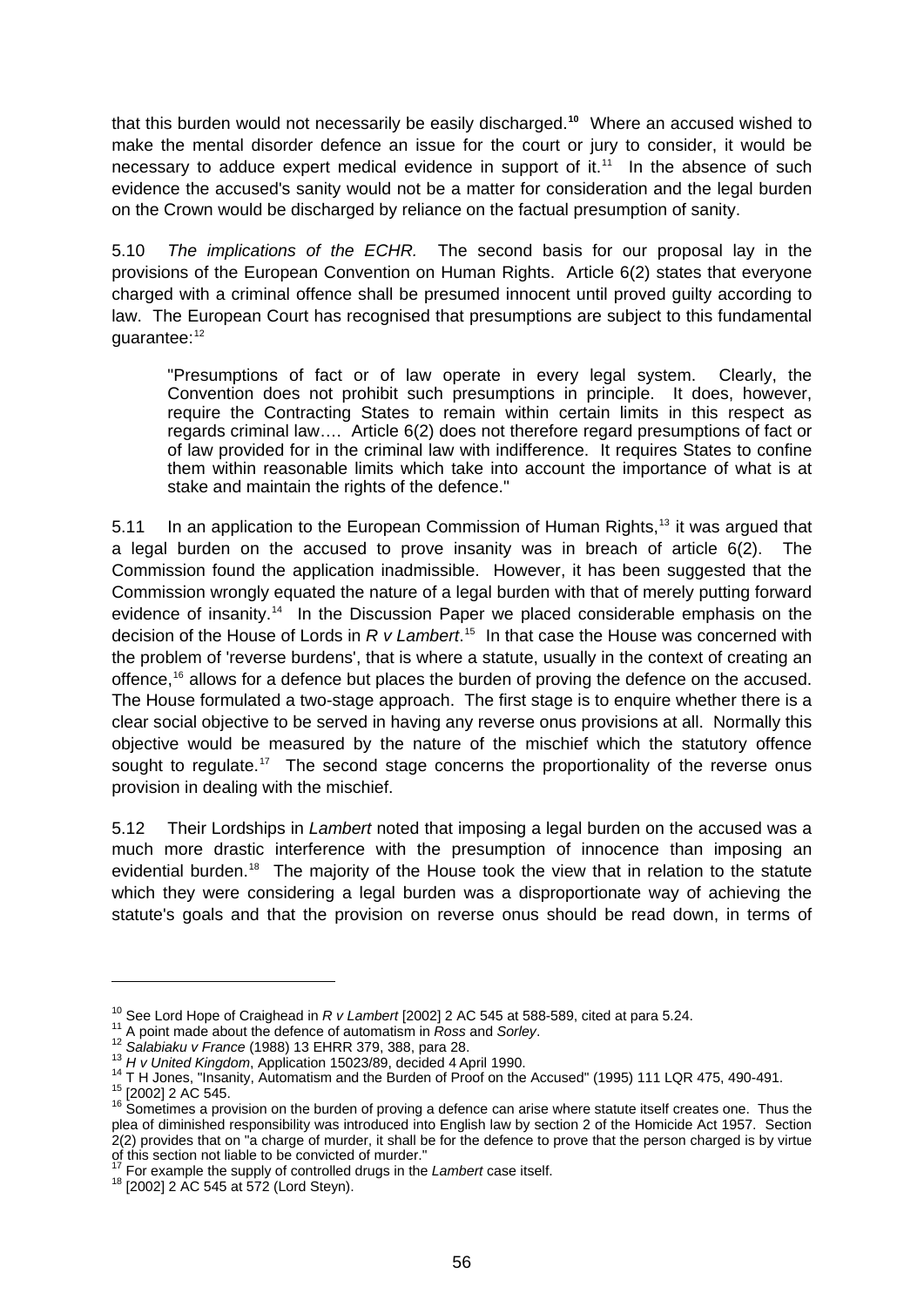that this burden would not necessarily be easily discharged.[10] Where an accused wished to make the mental disorder defence an issue for the court or jury to consider, it would be necessary to adduce expert medical evidence in support of it.[11] In the absence of such evidence the accused's sanity would not be a matter for consideration and the legal burden on the Crown would be discharged by reliance on the factual presumption of sanity.

5.10 *The implications of the ECHR.* The second basis for our proposal lay in the provisions of the European Convention on Human Rights. Article 6(2) states that everyone charged with a criminal offence shall be presumed innocent until proved guilty according to law. The European Court has recognised that presumptions are subject to this fundamental guarantee:[12]

> "Presumptions of fact or of law operate in every legal system. Clearly, the Convention does not prohibit such presumptions in principle. It does, however, require the Contracting States to remain within certain limits in this respect as regards criminal law…. Article 6(2) does not therefore regard presumptions of fact or of law provided for in the criminal law with indifference. It requires States to confine them within reasonable limits which take into account the importance of what is at stake and maintain the rights of the defence."

5.11 In an application to the European Commission of Human Rights,[13] it was argued that a legal burden on the accused to prove insanity was in breach of article 6(2). The Commission found the application inadmissible. However, it has been suggested that the Commission wrongly equated the nature of a legal burden with that of merely putting forward evidence of insanity.[14] In the Discussion Paper we placed considerable emphasis on the decision of the House of Lords in *R v Lambert*.[15] In that case the House was concerned with the problem of 'reverse burdens', that is where a statute, usually in the context of creating an offence,[16] allows for a defence but places the burden of proving the defence on the accused. The House formulated a two-stage approach. The first stage is to enquire whether there is a clear social objective to be served in having any reverse onus provisions at all. Normally this objective would be measured by the nature of the mischief which the statutory offence sought to regulate.[17] The second stage concerns the proportionality of the reverse onus provision in dealing with the mischief.

5.12 Their Lordships in *Lambert* noted that imposing a legal burden on the accused was a much more drastic interference with the presumption of innocence than imposing an evidential burden.[18] The majority of the House took the view that in relation to the statute which they were considering a legal burden was a disproportionate way of achieving the statute's goals and that the provision on reverse onus should be read down, in terms of

---

[10] See Lord Hope of Craighead in *R v Lambert* [2002] 2 AC 545 at 588-589, cited at para 5.24.

[11] A point made about the defence of automatism in *Ross* and *Sorley*.

[12] *Salabiaku v France* (1988) 13 EHRR 379, 388, para 28.

[13] *H v United Kingdom*, Application 15023/89, decided 4 April 1990.

[14] T H Jones, "Insanity, Automatism and the Burden of Proof on the Accused" (1995) 111 LQR 475, 490-491.

[15] [2002] 2 AC 545.

[16] Sometimes a provision on the burden of proving a defence can arise where statute itself creates one. Thus the plea of diminished responsibility was introduced into English law by section 2 of the Homicide Act 1957. Section 2(2) provides that on "a charge of murder, it shall be for the defence to prove that the person charged is by virtue of this section not liable to be convicted of murder."

[17] For example the supply of controlled drugs in the *Lambert* case itself.

[18] [2002] 2 AC 545 at 572 (Lord Steyn).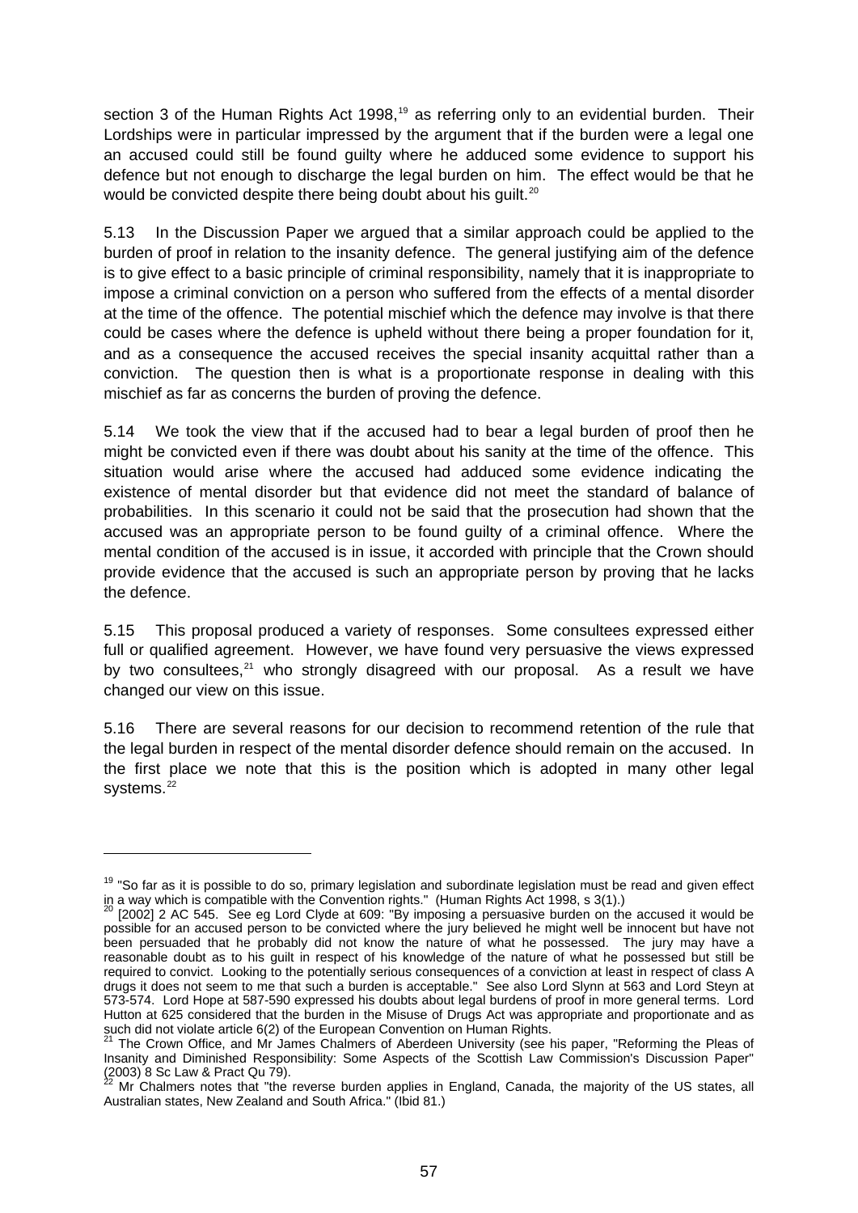section 3 of the Human Rights Act 1998,[19] as referring only to an evidential burden. Their Lordships were in particular impressed by the argument that if the burden were a legal one an accused could still be found guilty where he adduced some evidence to support his defence but not enough to discharge the legal burden on him. The effect would be that he would be convicted despite there being doubt about his guilt.[20]

5.13 In the Discussion Paper we argued that a similar approach could be applied to the burden of proof in relation to the insanity defence. The general justifying aim of the defence is to give effect to a basic principle of criminal responsibility, namely that it is inappropriate to impose a criminal conviction on a person who suffered from the effects of a mental disorder at the time of the offence. The potential mischief which the defence may involve is that there could be cases where the defence is upheld without there being a proper foundation for it, and as a consequence the accused receives the special insanity acquittal rather than a conviction. The question then is what is a proportionate response in dealing with this mischief as far as concerns the burden of proving the defence.

5.14 We took the view that if the accused had to bear a legal burden of proof then he might be convicted even if there was doubt about his sanity at the time of the offence. This situation would arise where the accused had adduced some evidence indicating the existence of mental disorder but that evidence did not meet the standard of balance of probabilities. In this scenario it could not be said that the prosecution had shown that the accused was an appropriate person to be found guilty of a criminal offence. Where the mental condition of the accused is in issue, it accorded with principle that the Crown should provide evidence that the accused is such an appropriate person by proving that he lacks the defence.

5.15 This proposal produced a variety of responses. Some consultees expressed either full or qualified agreement. However, we have found very persuasive the views expressed by two consultees,[21] who strongly disagreed with our proposal. As a result we have changed our view on this issue.

5.16 There are several reasons for our decision to recommend retention of the rule that the legal burden in respect of the mental disorder defence should remain on the accused. In the first place we note that this is the position which is adopted in many other legal systems.[22]

---

[19] "So far as it is possible to do so, primary legislation and subordinate legislation must be read and given effect in a way which is compatible with the Convention rights." (Human Rights Act 1998, s 3(1).)

[20] [2002] 2 AC 545. See eg Lord Clyde at 609: "By imposing a persuasive burden on the accused it would be possible for an accused person to be convicted where the jury believed he might well be innocent but have not been persuaded that he probably did not know the nature of what he possessed. The jury may have a reasonable doubt as to his guilt in respect of his knowledge of the nature of what he possessed but still be required to convict. Looking to the potentially serious consequences of a conviction at least in respect of class A drugs it does not seem to me that such a burden is acceptable." See also Lord Slynn at 563 and Lord Steyn at 573-574. Lord Hope at 587-590 expressed his doubts about legal burdens of proof in more general terms. Lord Hutton at 625 considered that the burden in the Misuse of Drugs Act was appropriate and proportionate and as such did not violate article 6(2) of the European Convention on Human Rights.

[21] The Crown Office, and Mr James Chalmers of Aberdeen University (see his paper, "Reforming the Pleas of Insanity and Diminished Responsibility: Some Aspects of the Scottish Law Commission's Discussion Paper" (2003) 8 Sc Law & Pract Qu 79).

[22] Mr Chalmers notes that "the reverse burden applies in England, Canada, the majority of the US states, all Australian states, New Zealand and South Africa." (Ibid 81.)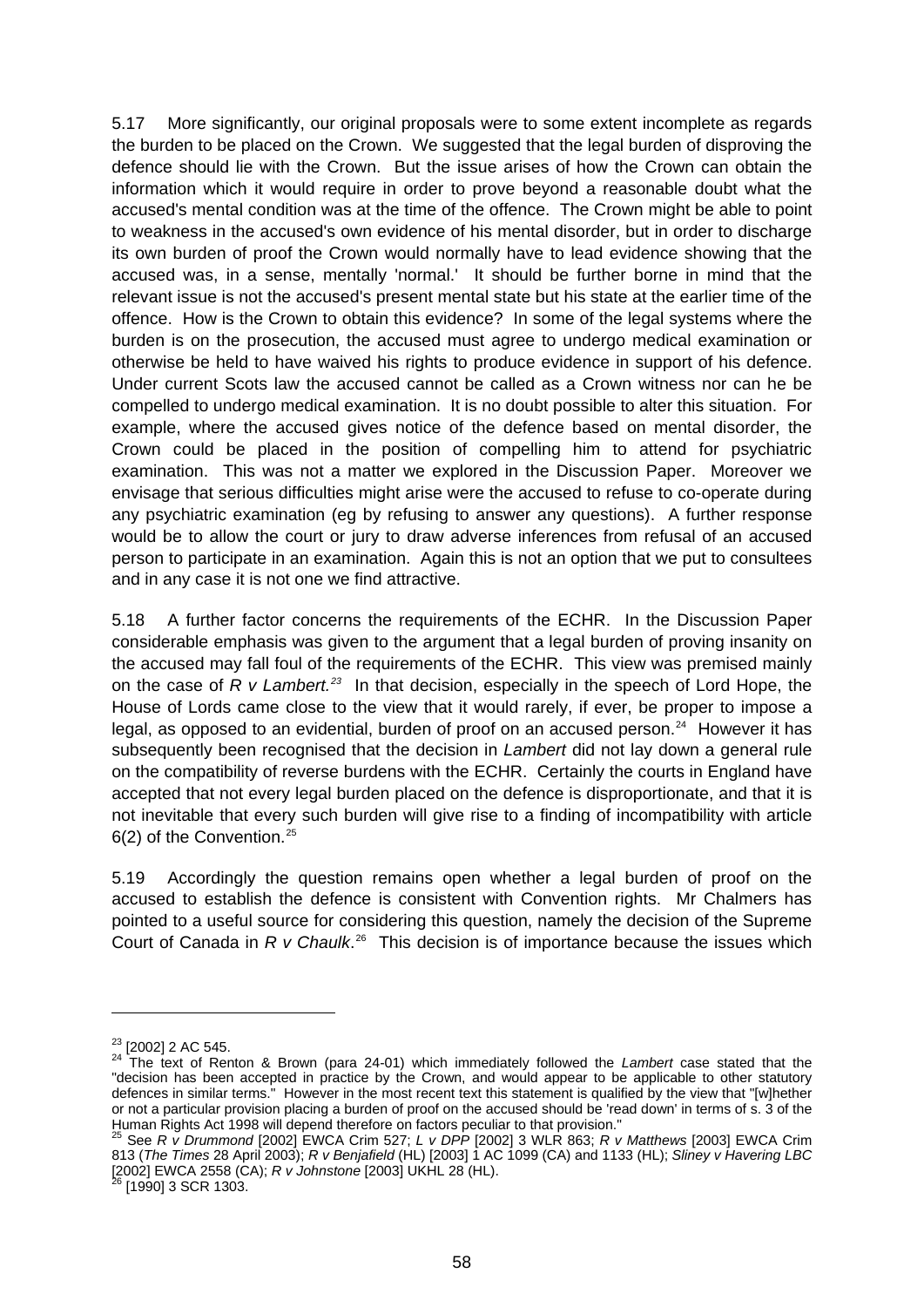5.17 More significantly, our original proposals were to some extent incomplete as regards the burden to be placed on the Crown. We suggested that the legal burden of disproving the defence should lie with the Crown. But the issue arises of how the Crown can obtain the information which it would require in order to prove beyond a reasonable doubt what the accused's mental condition was at the time of the offence. The Crown might be able to point to weakness in the accused's own evidence of his mental disorder, but in order to discharge its own burden of proof the Crown would normally have to lead evidence showing that the accused was, in a sense, mentally 'normal.' It should be further borne in mind that the relevant issue is not the accused's present mental state but his state at the earlier time of the offence. How is the Crown to obtain this evidence? In some of the legal systems where the burden is on the prosecution, the accused must agree to undergo medical examination or otherwise be held to have waived his rights to produce evidence in support of his defence. Under current Scots law the accused cannot be called as a Crown witness nor can he be compelled to undergo medical examination. It is no doubt possible to alter this situation. For example, where the accused gives notice of the defence based on mental disorder, the Crown could be placed in the position of compelling him to attend for psychiatric examination. This was not a matter we explored in the Discussion Paper. Moreover we envisage that serious difficulties might arise were the accused to refuse to co-operate during any psychiatric examination (eg by refusing to answer any questions). A further response would be to allow the court or jury to draw adverse inferences from refusal of an accused person to participate in an examination. Again this is not an option that we put to consultees and in any case it is not one we find attractive.

5.18 A further factor concerns the requirements of the ECHR. In the Discussion Paper considerable emphasis was given to the argument that a legal burden of proving insanity on the accused may fall foul of the requirements of the ECHR. This view was premised mainly on the case of *R v Lambert.*[23] In that decision, especially in the speech of Lord Hope, the House of Lords came close to the view that it would rarely, if ever, be proper to impose a legal, as opposed to an evidential, burden of proof on an accused person.[24] However it has subsequently been recognised that the decision in *Lambert* did not lay down a general rule on the compatibility of reverse burdens with the ECHR. Certainly the courts in England have accepted that not every legal burden placed on the defence is disproportionate, and that it is not inevitable that every such burden will give rise to a finding of incompatibility with article 6(2) of the Convention.[25]

5.19 Accordingly the question remains open whether a legal burden of proof on the accused to establish the defence is consistent with Convention rights. Mr Chalmers has pointed to a useful source for considering this question, namely the decision of the Supreme Court of Canada in *R v Chaulk*.[26] This decision is of importance because the issues which

---

[23] [2002] 2 AC 545.

[24] The text of Renton & Brown (para 24-01) which immediately followed the *Lambert* case stated that the "decision has been accepted in practice by the Crown, and would appear to be applicable to other statutory defences in similar terms." However in the most recent text this statement is qualified by the view that "[w]hether or not a particular provision placing a burden of proof on the accused should be 'read down' in terms of s. 3 of the Human Rights Act 1998 will depend therefore on factors peculiar to that provision."

[25] See *R v Drummond* [2002] EWCA Crim 527; *L v DPP* [2002] 3 WLR 863; *R v Matthews* [2003] EWCA Crim 813 (*The Times* 28 April 2003); *R v Benjafield* (HL) [2003] 1 AC 1099 (CA) and 1133 (HL); *Sliney v Havering LBC* [2002] EWCA 2558 (CA); *R v Johnstone* [2003] UKHL 28 (HL).

[26] [1990] 3 SCR 1303.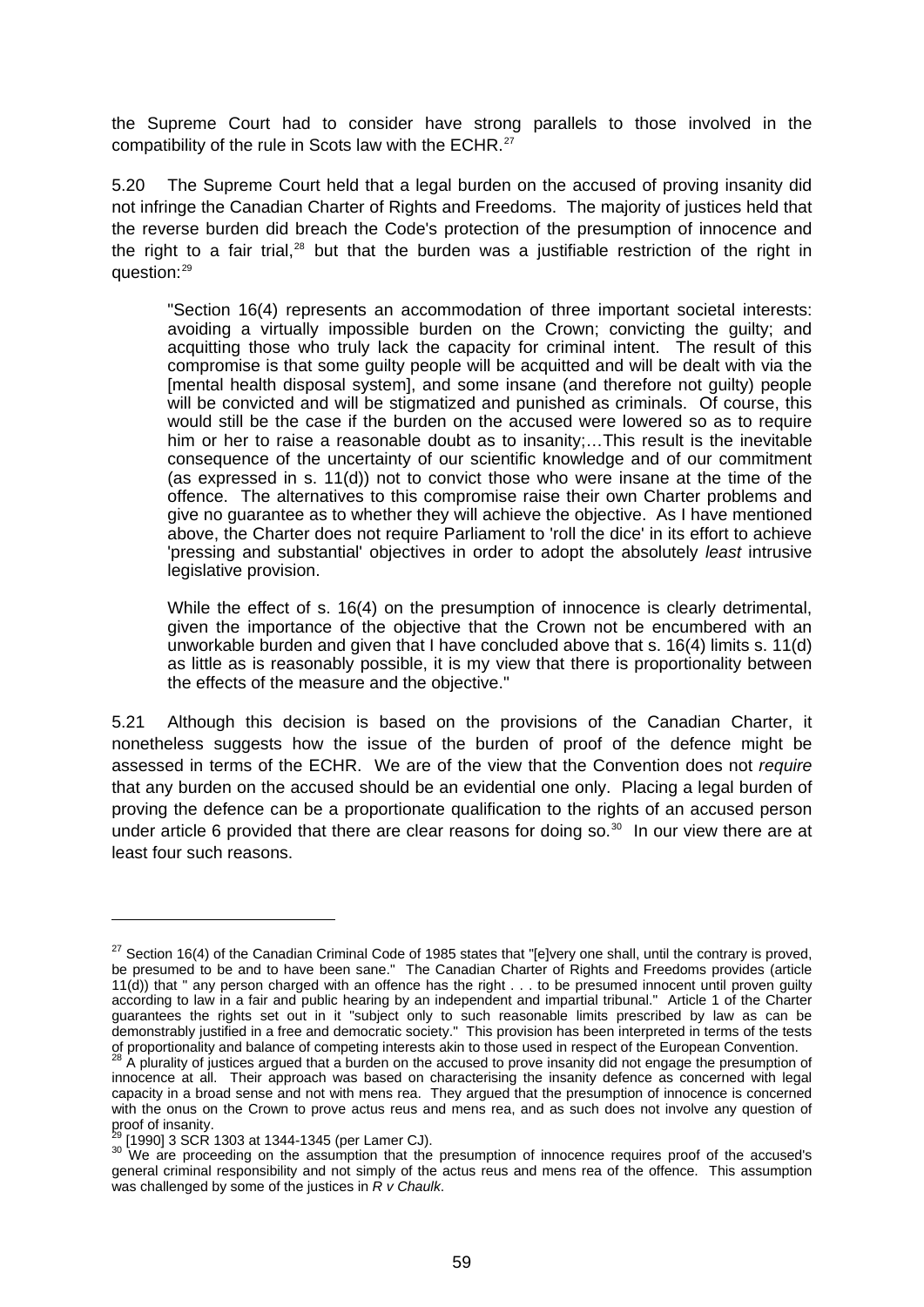the Supreme Court had to consider have strong parallels to those involved in the compatibility of the rule in Scots law with the ECHR.[27]

5.20 The Supreme Court held that a legal burden on the accused of proving insanity did not infringe the Canadian Charter of Rights and Freedoms. The majority of justices held that the reverse burden did breach the Code's protection of the presumption of innocence and the right to a fair trial,[28] but that the burden was a justifiable restriction of the right in question:[29]

> "Section 16(4) represents an accommodation of three important societal interests: avoiding a virtually impossible burden on the Crown; convicting the guilty; and acquitting those who truly lack the capacity for criminal intent. The result of this compromise is that some guilty people will be acquitted and will be dealt with via the [mental health disposal system], and some insane (and therefore not guilty) people will be convicted and will be stigmatized and punished as criminals. Of course, this would still be the case if the burden on the accused were lowered so as to require him or her to raise a reasonable doubt as to insanity;…This result is the inevitable consequence of the uncertainty of our scientific knowledge and of our commitment (as expressed in s. 11(d)) not to convict those who were insane at the time of the offence. The alternatives to this compromise raise their own Charter problems and give no guarantee as to whether they will achieve the objective. As I have mentioned above, the Charter does not require Parliament to 'roll the dice' in its effort to achieve 'pressing and substantial' objectives in order to adopt the absolutely *least* intrusive legislative provision.
>
> While the effect of s. 16(4) on the presumption of innocence is clearly detrimental, given the importance of the objective that the Crown not be encumbered with an unworkable burden and given that I have concluded above that s. 16(4) limits s. 11(d) as little as is reasonably possible, it is my view that there is proportionality between the effects of the measure and the objective."

5.21 Although this decision is based on the provisions of the Canadian Charter, it nonetheless suggests how the issue of the burden of proof of the defence might be assessed in terms of the ECHR. We are of the view that the Convention does not *require* that any burden on the accused should be an evidential one only. Placing a legal burden of proving the defence can be a proportionate qualification to the rights of an accused person under article 6 provided that there are clear reasons for doing so.[30] In our view there are at least four such reasons.

---

[27] Section 16(4) of the Canadian Criminal Code of 1985 states that "[e]very one shall, until the contrary is proved, be presumed to be and to have been sane." The Canadian Charter of Rights and Freedoms provides (article 11(d)) that " any person charged with an offence has the right . . . to be presumed innocent until proven guilty according to law in a fair and public hearing by an independent and impartial tribunal." Article 1 of the Charter guarantees the rights set out in it "subject only to such reasonable limits prescribed by law as can be demonstrably justified in a free and democratic society." This provision has been interpreted in terms of the tests of proportionality and balance of competing interests akin to those used in respect of the European Convention.

[28] A plurality of justices argued that a burden on the accused to prove insanity did not engage the presumption of innocence at all. Their approach was based on characterising the insanity defence as concerned with legal capacity in a broad sense and not with mens rea. They argued that the presumption of innocence is concerned with the onus on the Crown to prove actus reus and mens rea, and as such does not involve any question of proof of insanity.

[29] [1990] 3 SCR 1303 at 1344-1345 (per Lamer CJ).

[30] We are proceeding on the assumption that the presumption of innocence requires proof of the accused's general criminal responsibility and not simply of the actus reus and mens rea of the offence. This assumption was challenged by some of the justices in *R v Chaulk*.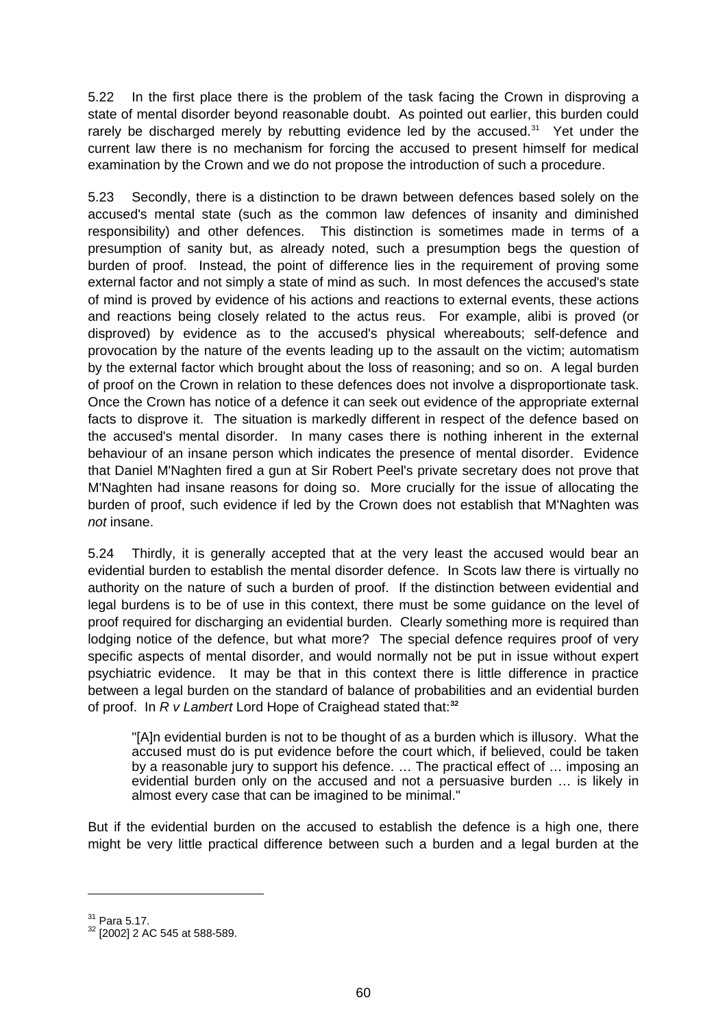5.22 In the first place there is the problem of the task facing the Crown in disproving a state of mental disorder beyond reasonable doubt. As pointed out earlier, this burden could rarely be discharged merely by rebutting evidence led by the accused.[31] Yet under the current law there is no mechanism for forcing the accused to present himself for medical examination by the Crown and we do not propose the introduction of such a procedure.

5.23 Secondly, there is a distinction to be drawn between defences based solely on the accused's mental state (such as the common law defences of insanity and diminished responsibility) and other defences. This distinction is sometimes made in terms of a presumption of sanity but, as already noted, such a presumption begs the question of burden of proof. Instead, the point of difference lies in the requirement of proving some external factor and not simply a state of mind as such. In most defences the accused's state of mind is proved by evidence of his actions and reactions to external events, these actions and reactions being closely related to the actus reus. For example, alibi is proved (or disproved) by evidence as to the accused's physical whereabouts; self-defence and provocation by the nature of the events leading up to the assault on the victim; automatism by the external factor which brought about the loss of reasoning; and so on. A legal burden of proof on the Crown in relation to these defences does not involve a disproportionate task. Once the Crown has notice of a defence it can seek out evidence of the appropriate external facts to disprove it. The situation is markedly different in respect of the defence based on the accused's mental disorder. In many cases there is nothing inherent in the external behaviour of an insane person which indicates the presence of mental disorder. Evidence that Daniel M'Naghten fired a gun at Sir Robert Peel's private secretary does not prove that M'Naghten had insane reasons for doing so. More crucially for the issue of allocating the burden of proof, such evidence if led by the Crown does not establish that M'Naghten was *not* insane.

5.24 Thirdly, it is generally accepted that at the very least the accused would bear an evidential burden to establish the mental disorder defence. In Scots law there is virtually no authority on the nature of such a burden of proof. If the distinction between evidential and legal burdens is to be of use in this context, there must be some guidance on the level of proof required for discharging an evidential burden. Clearly something more is required than lodging notice of the defence, but what more? The special defence requires proof of very specific aspects of mental disorder, and would normally not be put in issue without expert psychiatric evidence. It may be that in this context there is little difference in practice between a legal burden on the standard of balance of probabilities and an evidential burden of proof. In *R v Lambert* Lord Hope of Craighead stated that:[32]

> "[A]n evidential burden is not to be thought of as a burden which is illusory. What the accused must do is put evidence before the court which, if believed, could be taken by a reasonable jury to support his defence. … The practical effect of … imposing an evidential burden only on the accused and not a persuasive burden … is likely in almost every case that can be imagined to be minimal."

But if the evidential burden on the accused to establish the defence is a high one, there might be very little practical difference between such a burden and a legal burden at the

---

[31] Para 5.17.

[32] [2002] 2 AC 545 at 588-589.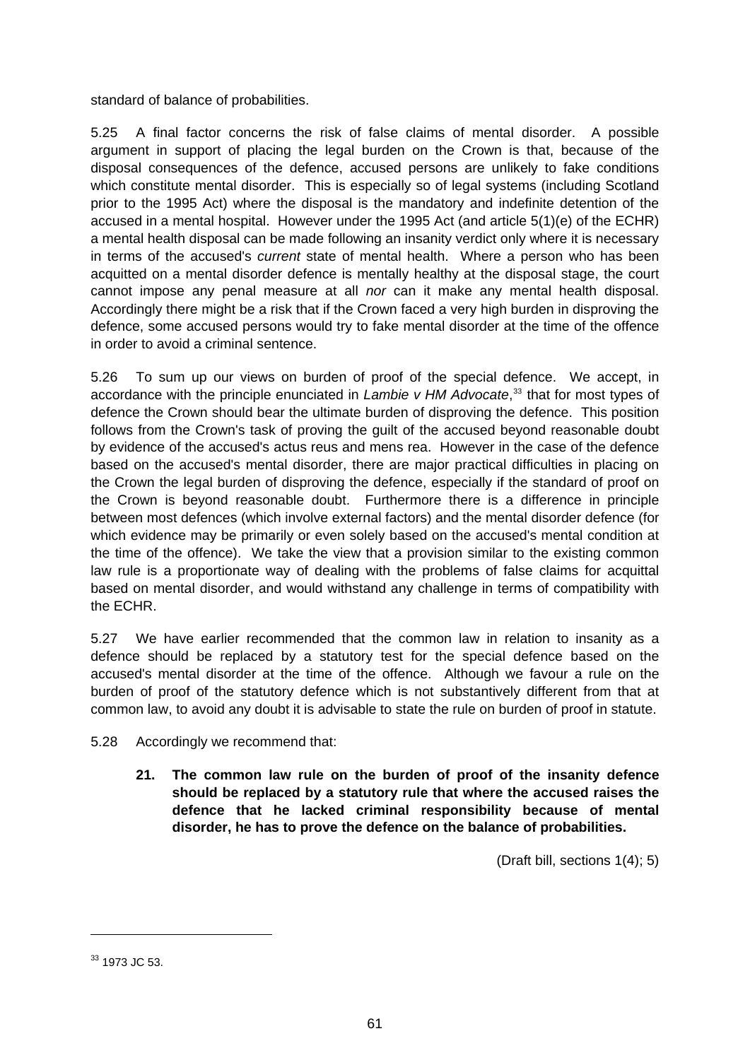standard of balance of probabilities.

5.25 A final factor concerns the risk of false claims of mental disorder. A possible argument in support of placing the legal burden on the Crown is that, because of the disposal consequences of the defence, accused persons are unlikely to fake conditions which constitute mental disorder. This is especially so of legal systems (including Scotland prior to the 1995 Act) where the disposal is the mandatory and indefinite detention of the accused in a mental hospital. However under the 1995 Act (and article 5(1)(e) of the ECHR) a mental health disposal can be made following an insanity verdict only where it is necessary in terms of the accused's *current* state of mental health. Where a person who has been acquitted on a mental disorder defence is mentally healthy at the disposal stage, the court cannot impose any penal measure at all *nor* can it make any mental health disposal. Accordingly there might be a risk that if the Crown faced a very high burden in disproving the defence, some accused persons would try to fake mental disorder at the time of the offence in order to avoid a criminal sentence.

5.26 To sum up our views on burden of proof of the special defence. We accept, in accordance with the principle enunciated in *Lambie v HM Advocate*,[33] that for most types of defence the Crown should bear the ultimate burden of disproving the defence. This position follows from the Crown's task of proving the guilt of the accused beyond reasonable doubt by evidence of the accused's actus reus and mens rea. However in the case of the defence based on the accused's mental disorder, there are major practical difficulties in placing on the Crown the legal burden of disproving the defence, especially if the standard of proof on the Crown is beyond reasonable doubt. Furthermore there is a difference in principle between most defences (which involve external factors) and the mental disorder defence (for which evidence may be primarily or even solely based on the accused's mental condition at the time of the offence). We take the view that a provision similar to the existing common law rule is a proportionate way of dealing with the problems of false claims for acquittal based on mental disorder, and would withstand any challenge in terms of compatibility with the ECHR.

5.27 We have earlier recommended that the common law in relation to insanity as a defence should be replaced by a statutory test for the special defence based on the accused's mental disorder at the time of the offence. Although we favour a rule on the burden of proof of the statutory defence which is not substantively different from that at common law, to avoid any doubt it is advisable to state the rule on burden of proof in statute.

5.28 Accordingly we recommend that:

> **21. The common law rule on the burden of proof of the insanity defence should be replaced by a statutory rule that where the accused raises the defence that he lacked criminal responsibility because of mental disorder, he has to prove the defence on the balance of probabilities.**
>
> (Draft bill, sections 1(4); 5)

[33] 1973 JC 53.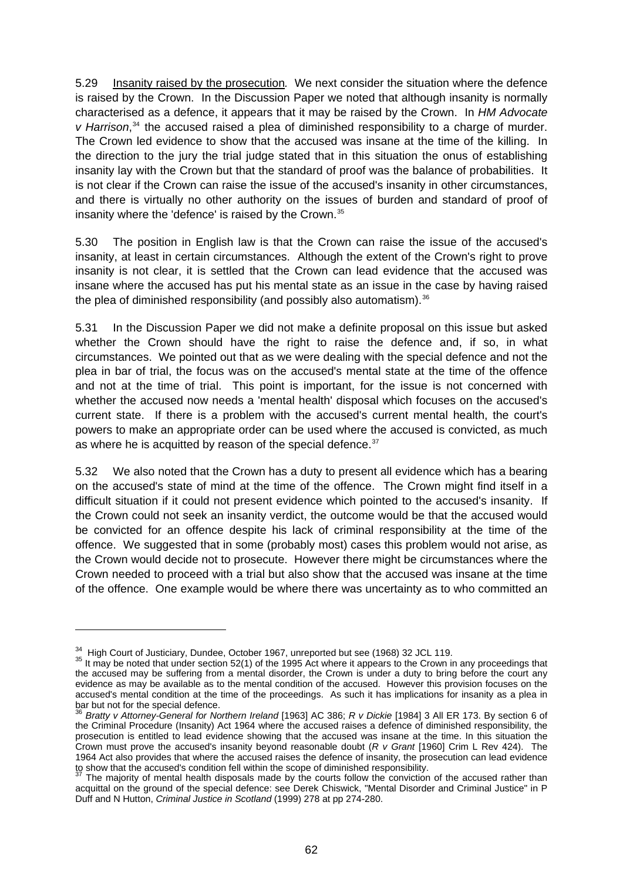5.29 Insanity raised by the prosecution. We next consider the situation where the defence is raised by the Crown. In the Discussion Paper we noted that although insanity is normally characterised as a defence, it appears that it may be raised by the Crown. In *HM Advocate v Harrison*,[34] the accused raised a plea of diminished responsibility to a charge of murder. The Crown led evidence to show that the accused was insane at the time of the killing. In the direction to the jury the trial judge stated that in this situation the onus of establishing insanity lay with the Crown but that the standard of proof was the balance of probabilities. It is not clear if the Crown can raise the issue of the accused's insanity in other circumstances, and there is virtually no other authority on the issues of burden and standard of proof of insanity where the 'defence' is raised by the Crown.[35]

5.30 The position in English law is that the Crown can raise the issue of the accused's insanity, at least in certain circumstances. Although the extent of the Crown's right to prove insanity is not clear, it is settled that the Crown can lead evidence that the accused was insane where the accused has put his mental state as an issue in the case by having raised the plea of diminished responsibility (and possibly also automatism).[36]

5.31 In the Discussion Paper we did not make a definite proposal on this issue but asked whether the Crown should have the right to raise the defence and, if so, in what circumstances. We pointed out that as we were dealing with the special defence and not the plea in bar of trial, the focus was on the accused's mental state at the time of the offence and not at the time of trial. This point is important, for the issue is not concerned with whether the accused now needs a 'mental health' disposal which focuses on the accused's current state. If there is a problem with the accused's current mental health, the court's powers to make an appropriate order can be used where the accused is convicted, as much as where he is acquitted by reason of the special defence.[37]

5.32 We also noted that the Crown has a duty to present all evidence which has a bearing on the accused's state of mind at the time of the offence. The Crown might find itself in a difficult situation if it could not present evidence which pointed to the accused's insanity. If the Crown could not seek an insanity verdict, the outcome would be that the accused would be convicted for an offence despite his lack of criminal responsibility at the time of the offence. We suggested that in some (probably most) cases this problem would not arise, as the Crown would decide not to prosecute. However there might be circumstances where the Crown needed to proceed with a trial but also show that the accused was insane at the time of the offence. One example would be where there was uncertainty as to who committed an

---

[34] High Court of Justiciary, Dundee, October 1967, unreported but see (1968) 32 JCL 119.

[35] It may be noted that under section 52(1) of the 1995 Act where it appears to the Crown in any proceedings that the accused may be suffering from a mental disorder, the Crown is under a duty to bring before the court any evidence as may be available as to the mental condition of the accused. However this provision focuses on the accused's mental condition at the time of the proceedings. As such it has implications for insanity as a plea in bar but not for the special defence.

[36] *Bratty v Attorney-General for Northern Ireland* [1963] AC 386; *R v Dickie* [1984] 3 All ER 173. By section 6 of the Criminal Procedure (Insanity) Act 1964 where the accused raises a defence of diminished responsibility, the prosecution is entitled to lead evidence showing that the accused was insane at the time. In this situation the Crown must prove the accused's insanity beyond reasonable doubt (*R v Grant* [1960] Crim L Rev 424). The 1964 Act also provides that where the accused raises the defence of insanity, the prosecution can lead evidence to show that the accused's condition fell within the scope of diminished responsibility.

[37] The majority of mental health disposals made by the courts follow the conviction of the accused rather than acquittal on the ground of the special defence: see Derek Chiswick, "Mental Disorder and Criminal Justice" in P Duff and N Hutton, *Criminal Justice in Scotland* (1999) 278 at pp 274-280.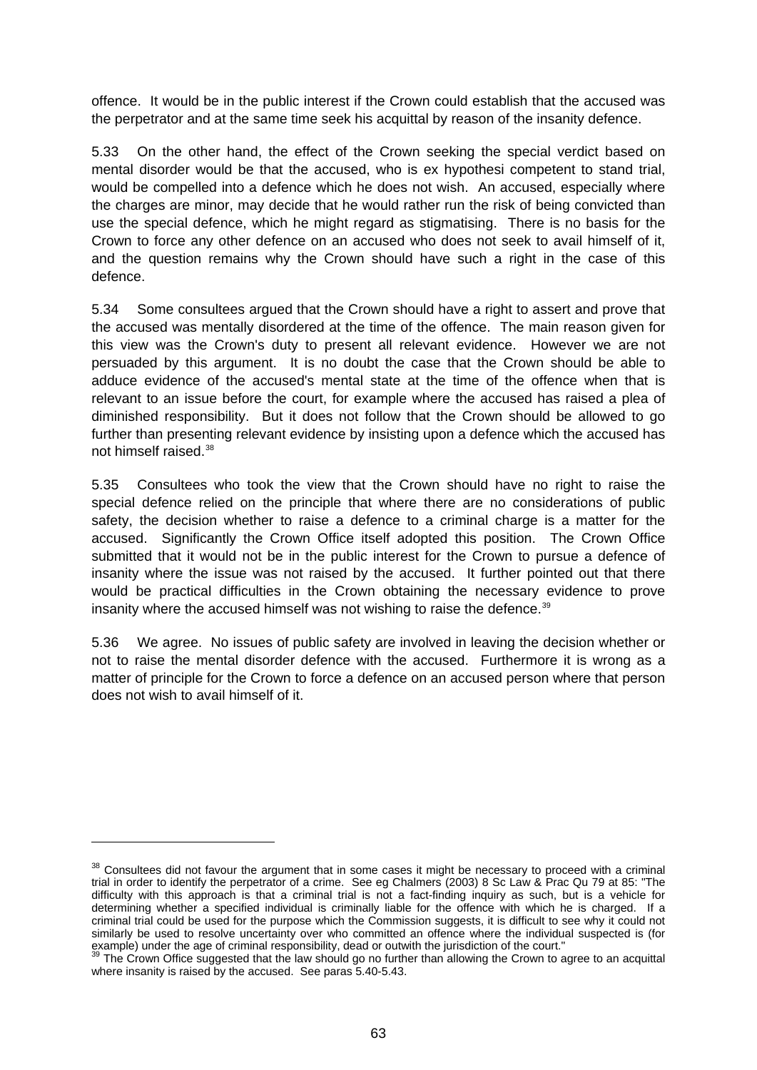offence. It would be in the public interest if the Crown could establish that the accused was the perpetrator and at the same time seek his acquittal by reason of the insanity defence.

5.33 On the other hand, the effect of the Crown seeking the special verdict based on mental disorder would be that the accused, who is ex hypothesi competent to stand trial, would be compelled into a defence which he does not wish. An accused, especially where the charges are minor, may decide that he would rather run the risk of being convicted than use the special defence, which he might regard as stigmatising. There is no basis for the Crown to force any other defence on an accused who does not seek to avail himself of it, and the question remains why the Crown should have such a right in the case of this defence.

5.34 Some consultees argued that the Crown should have a right to assert and prove that the accused was mentally disordered at the time of the offence. The main reason given for this view was the Crown's duty to present all relevant evidence. However we are not persuaded by this argument. It is no doubt the case that the Crown should be able to adduce evidence of the accused's mental state at the time of the offence when that is relevant to an issue before the court, for example where the accused has raised a plea of diminished responsibility. But it does not follow that the Crown should be allowed to go further than presenting relevant evidence by insisting upon a defence which the accused has not himself raised.[38]

5.35 Consultees who took the view that the Crown should have no right to raise the special defence relied on the principle that where there are no considerations of public safety, the decision whether to raise a defence to a criminal charge is a matter for the accused. Significantly the Crown Office itself adopted this position. The Crown Office submitted that it would not be in the public interest for the Crown to pursue a defence of insanity where the issue was not raised by the accused. It further pointed out that there would be practical difficulties in the Crown obtaining the necessary evidence to prove insanity where the accused himself was not wishing to raise the defence.[39]

5.36 We agree. No issues of public safety are involved in leaving the decision whether or not to raise the mental disorder defence with the accused. Furthermore it is wrong as a matter of principle for the Crown to force a defence on an accused person where that person does not wish to avail himself of it.

---

[38] Consultees did not favour the argument that in some cases it might be necessary to proceed with a criminal trial in order to identify the perpetrator of a crime. See eg Chalmers (2003) 8 Sc Law & Prac Qu 79 at 85: "The difficulty with this approach is that a criminal trial is not a fact-finding inquiry as such, but is a vehicle for determining whether a specified individual is criminally liable for the offence with which he is charged. If a criminal trial could be used for the purpose which the Commission suggests, it is difficult to see why it could not similarly be used to resolve uncertainty over who committed an offence where the individual suspected is (for example) under the age of criminal responsibility, dead or outwith the jurisdiction of the court."

[39] The Crown Office suggested that the law should go no further than allowing the Crown to agree to an acquittal where insanity is raised by the accused. See paras 5.40-5.43.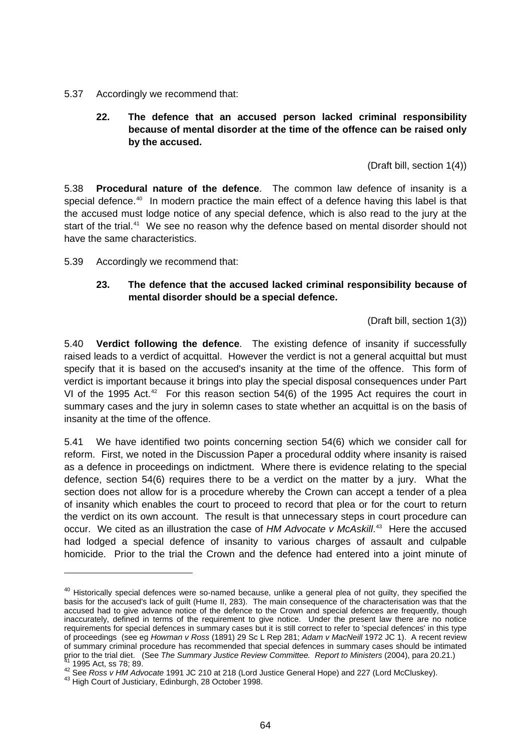5.37 Accordingly we recommend that:

> **22. The defence that an accused person lacked criminal responsibility because of mental disorder at the time of the offence can be raised only by the accused.**
>
> (Draft bill, section 1(4))

5.38 **Procedural nature of the defence**. The common law defence of insanity is a special defence.[40] In modern practice the main effect of a defence having this label is that the accused must lodge notice of any special defence, which is also read to the jury at the start of the trial.[41] We see no reason why the defence based on mental disorder should not have the same characteristics.

5.39 Accordingly we recommend that:

> **23. The defence that the accused lacked criminal responsibility because of mental disorder should be a special defence.**
>
> (Draft bill, section 1(3))

5.40 **Verdict following the defence**. The existing defence of insanity if successfully raised leads to a verdict of acquittal. However the verdict is not a general acquittal but must specify that it is based on the accused's insanity at the time of the offence. This form of verdict is important because it brings into play the special disposal consequences under Part VI of the 1995 Act.[42] For this reason section 54(6) of the 1995 Act requires the court in summary cases and the jury in solemn cases to state whether an acquittal is on the basis of insanity at the time of the offence.

5.41 We have identified two points concerning section 54(6) which we consider call for reform. First, we noted in the Discussion Paper a procedural oddity where insanity is raised as a defence in proceedings on indictment. Where there is evidence relating to the special defence, section 54(6) requires there to be a verdict on the matter by a jury. What the section does not allow for is a procedure whereby the Crown can accept a tender of a plea of insanity which enables the court to proceed to record that plea or for the court to return the verdict on its own account. The result is that unnecessary steps in court procedure can occur. We cited as an illustration the case of *HM Advocate v McAskill*.[43] Here the accused had lodged a special defence of insanity to various charges of assault and culpable homicide. Prior to the trial the Crown and the defence had entered into a joint minute of

---

[40] Historically special defences were so-named because, unlike a general plea of not guilty, they specified the basis for the accused's lack of guilt (Hume II, 283). The main consequence of the characterisation was that the accused had to give advance notice of the defence to the Crown and special defences are frequently, though inaccurately, defined in terms of the requirement to give notice. Under the present law there are no notice requirements for special defences in summary cases but it is still correct to refer to 'special defences' in this type of proceedings (see eg *Howman v Ross* (1891) 29 Sc L Rep 281; *Adam v MacNeill* 1972 JC 1). A recent review of summary criminal procedure has recommended that special defences in summary cases should be intimated prior to the trial diet. (See *The Summary Justice Review Committee. Report to Ministers* (2004), para 20.21.)

[41] 1995 Act, ss 78; 89.

[42] See *Ross v HM Advocate* 1991 JC 210 at 218 (Lord Justice General Hope) and 227 (Lord McCluskey).

[43] High Court of Justiciary, Edinburgh, 28 October 1998.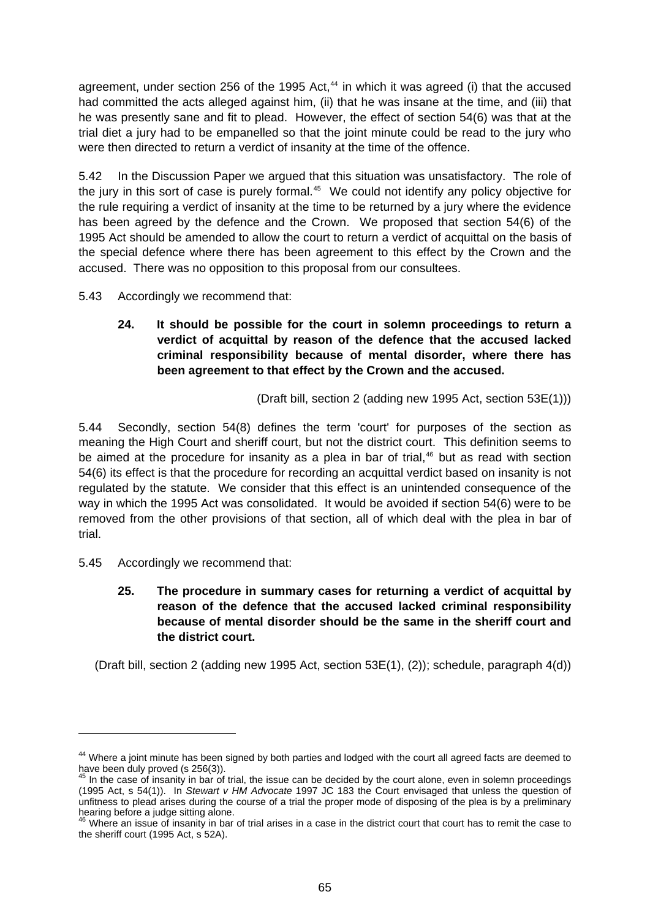agreement, under section 256 of the 1995 Act,[44] in which it was agreed (i) that the accused had committed the acts alleged against him, (ii) that he was insane at the time, and (iii) that he was presently sane and fit to plead. However, the effect of section 54(6) was that at the trial diet a jury had to be empanelled so that the joint minute could be read to the jury who were then directed to return a verdict of insanity at the time of the offence.

5.42 In the Discussion Paper we argued that this situation was unsatisfactory. The role of the jury in this sort of case is purely formal.[45] We could not identify any policy objective for the rule requiring a verdict of insanity at the time to be returned by a jury where the evidence has been agreed by the defence and the Crown. We proposed that section 54(6) of the 1995 Act should be amended to allow the court to return a verdict of acquittal on the basis of the special defence where there has been agreement to this effect by the Crown and the accused. There was no opposition to this proposal from our consultees.

5.43 Accordingly we recommend that:

> **24. It should be possible for the court in solemn proceedings to return a verdict of acquittal by reason of the defence that the accused lacked criminal responsibility because of mental disorder, where there has been agreement to that effect by the Crown and the accused.**
>
> (Draft bill, section 2 (adding new 1995 Act, section 53E(1)))

5.44 Secondly, section 54(8) defines the term 'court' for purposes of the section as meaning the High Court and sheriff court, but not the district court. This definition seems to be aimed at the procedure for insanity as a plea in bar of trial,[46] but as read with section 54(6) its effect is that the procedure for recording an acquittal verdict based on insanity is not regulated by the statute. We consider that this effect is an unintended consequence of the way in which the 1995 Act was consolidated. It would be avoided if section 54(6) were to be removed from the other provisions of that section, all of which deal with the plea in bar of trial.

5.45 Accordingly we recommend that:

> **25. The procedure in summary cases for returning a verdict of acquittal by reason of the defence that the accused lacked criminal responsibility because of mental disorder should be the same in the sheriff court and the district court.**
>
> (Draft bill, section 2 (adding new 1995 Act, section 53E(1), (2)); schedule, paragraph 4(d))

---

[44] Where a joint minute has been signed by both parties and lodged with the court all agreed facts are deemed to have been duly proved (s 256(3)).

[45] In the case of insanity in bar of trial, the issue can be decided by the court alone, even in solemn proceedings (1995 Act, s 54(1)). In *Stewart v HM Advocate* 1997 JC 183 the Court envisaged that unless the question of unfitness to plead arises during the course of a trial the proper mode of disposing of the plea is by a preliminary hearing before a judge sitting alone.

[46] Where an issue of insanity in bar of trial arises in a case in the district court that court has to remit the case to the sheriff court (1995 Act, s 52A).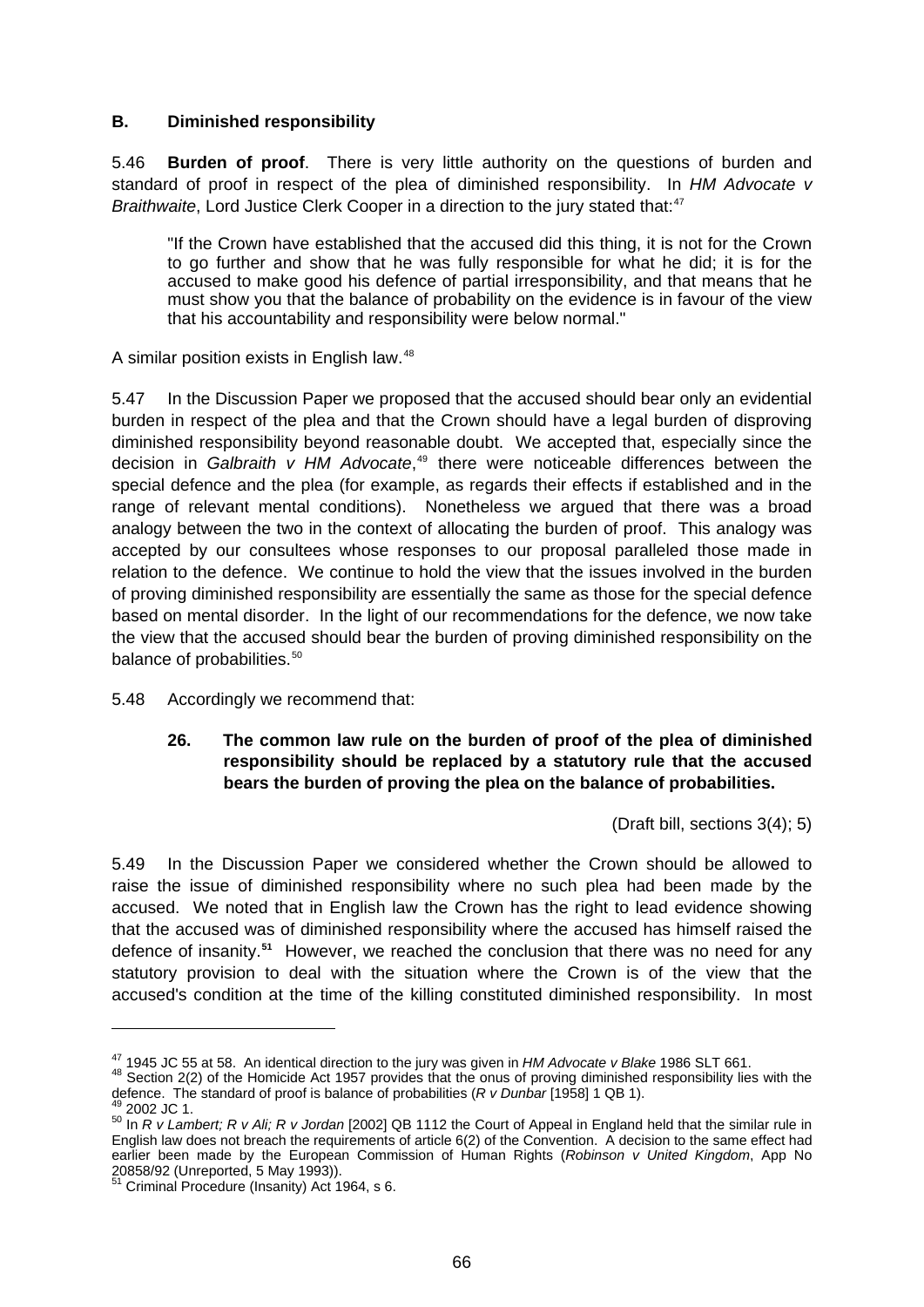## B. Diminished responsibility

5.46 **Burden of proof**. There is very little authority on the questions of burden and standard of proof in respect of the plea of diminished responsibility. In *HM Advocate v Braithwaite*, Lord Justice Clerk Cooper in a direction to the jury stated that:[47]

> "If the Crown have established that the accused did this thing, it is not for the Crown to go further and show that he was fully responsible for what he did; it is for the accused to make good his defence of partial irresponsibility, and that means that he must show you that the balance of probability on the evidence is in favour of the view that his accountability and responsibility were below normal."

A similar position exists in English law.[48]

5.47 In the Discussion Paper we proposed that the accused should bear only an evidential burden in respect of the plea and that the Crown should have a legal burden of disproving diminished responsibility beyond reasonable doubt. We accepted that, especially since the decision in *Galbraith v HM Advocate*,[49] there were noticeable differences between the special defence and the plea (for example, as regards their effects if established and in the range of relevant mental conditions). Nonetheless we argued that there was a broad analogy between the two in the context of allocating the burden of proof. This analogy was accepted by our consultees whose responses to our proposal paralleled those made in relation to the defence. We continue to hold the view that the issues involved in the burden of proving diminished responsibility are essentially the same as those for the special defence based on mental disorder. In the light of our recommendations for the defence, we now take the view that the accused should bear the burden of proving diminished responsibility on the balance of probabilities.[50]

5.48 Accordingly we recommend that:

> **26. The common law rule on the burden of proof of the plea of diminished responsibility should be replaced by a statutory rule that the accused bears the burden of proving the plea on the balance of probabilities.**

(Draft bill, sections 3(4); 5)

5.49 In the Discussion Paper we considered whether the Crown should be allowed to raise the issue of diminished responsibility where no such plea had been made by the accused. We noted that in English law the Crown has the right to lead evidence showing that the accused was of diminished responsibility where the accused has himself raised the defence of insanity.[51] However, we reached the conclusion that there was no need for any statutory provision to deal with the situation where the Crown is of the view that the accused's condition at the time of the killing constituted diminished responsibility. In most

---

[47] 1945 JC 55 at 58. An identical direction to the jury was given in *HM Advocate v Blake* 1986 SLT 661.

[48] Section 2(2) of the Homicide Act 1957 provides that the onus of proving diminished responsibility lies with the defence. The standard of proof is balance of probabilities (*R v Dunbar* [1958] 1 QB 1).

[49] 2002 JC 1.

[50] In *R v Lambert; R v Ali; R v Jordan* [2002] QB 1112 the Court of Appeal in England held that the similar rule in English law does not breach the requirements of article 6(2) of the Convention. A decision to the same effect had earlier been made by the European Commission of Human Rights (*Robinson v United Kingdom*, App No 20858/92 (Unreported, 5 May 1993)).

[51] Criminal Procedure (Insanity) Act 1964, s 6.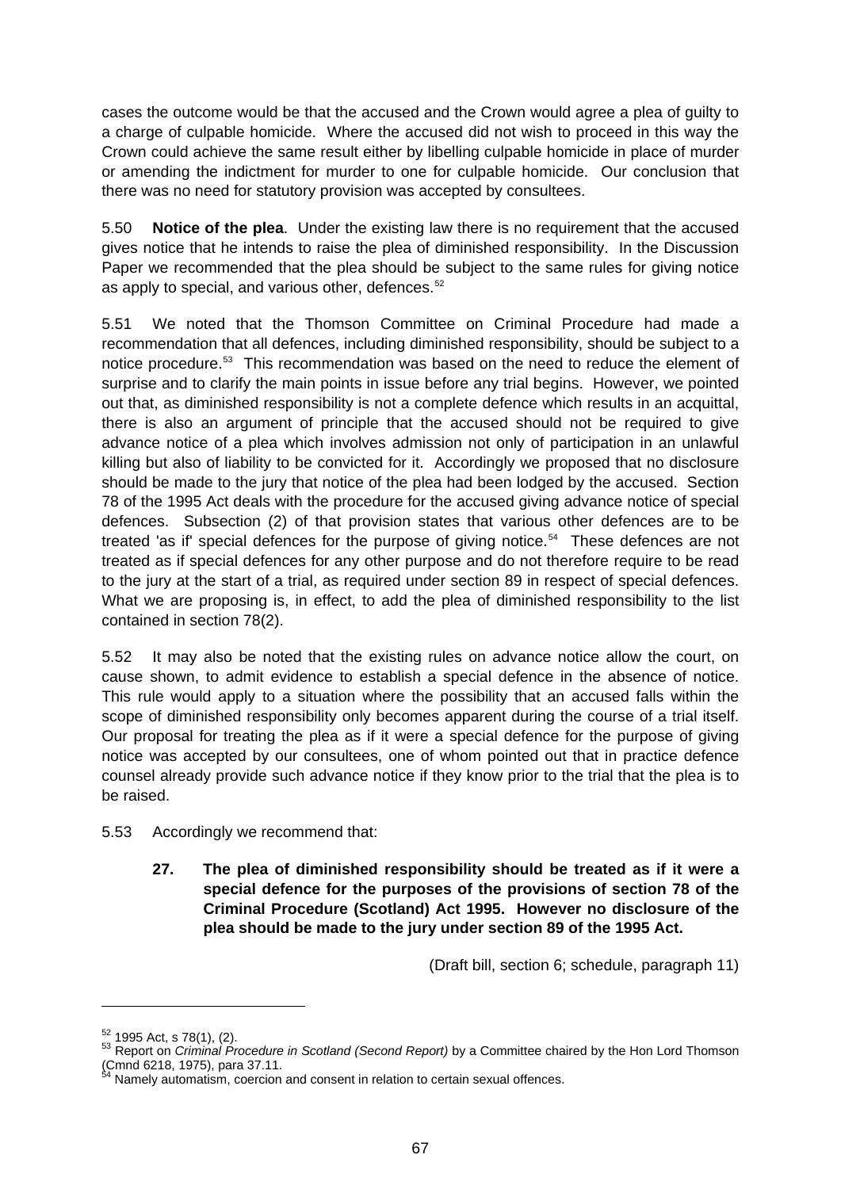cases the outcome would be that the accused and the Crown would agree a plea of guilty to a charge of culpable homicide. Where the accused did not wish to proceed in this way the Crown could achieve the same result either by libelling culpable homicide in place of murder or amending the indictment for murder to one for culpable homicide. Our conclusion that there was no need for statutory provision was accepted by consultees.

5.50 **Notice of the plea**. Under the existing law there is no requirement that the accused gives notice that he intends to raise the plea of diminished responsibility. In the Discussion Paper we recommended that the plea should be subject to the same rules for giving notice as apply to special, and various other, defences.[52]

5.51 We noted that the Thomson Committee on Criminal Procedure had made a recommendation that all defences, including diminished responsibility, should be subject to a notice procedure.[53] This recommendation was based on the need to reduce the element of surprise and to clarify the main points in issue before any trial begins. However, we pointed out that, as diminished responsibility is not a complete defence which results in an acquittal, there is also an argument of principle that the accused should not be required to give advance notice of a plea which involves admission not only of participation in an unlawful killing but also of liability to be convicted for it. Accordingly we proposed that no disclosure should be made to the jury that notice of the plea had been lodged by the accused. Section 78 of the 1995 Act deals with the procedure for the accused giving advance notice of special defences. Subsection (2) of that provision states that various other defences are to be treated 'as if' special defences for the purpose of giving notice.[54] These defences are not treated as if special defences for any other purpose and do not therefore require to be read to the jury at the start of a trial, as required under section 89 in respect of special defences. What we are proposing is, in effect, to add the plea of diminished responsibility to the list contained in section 78(2).

5.52 It may also be noted that the existing rules on advance notice allow the court, on cause shown, to admit evidence to establish a special defence in the absence of notice. This rule would apply to a situation where the possibility that an accused falls within the scope of diminished responsibility only becomes apparent during the course of a trial itself. Our proposal for treating the plea as if it were a special defence for the purpose of giving notice was accepted by our consultees, one of whom pointed out that in practice defence counsel already provide such advance notice if they know prior to the trial that the plea is to be raised.

5.53 Accordingly we recommend that:

> **27. The plea of diminished responsibility should be treated as if it were a special defence for the purposes of the provisions of section 78 of the Criminal Procedure (Scotland) Act 1995. However no disclosure of the plea should be made to the jury under section 89 of the 1995 Act.**

(Draft bill, section 6; schedule, paragraph 11)

---

[52] 1995 Act, s 78(1), (2).

[53] Report on *Criminal Procedure in Scotland (Second Report)* by a Committee chaired by the Hon Lord Thomson (Cmnd 6218, 1975), para 37.11.

[54] Namely automatism, coercion and consent in relation to certain sexual offences.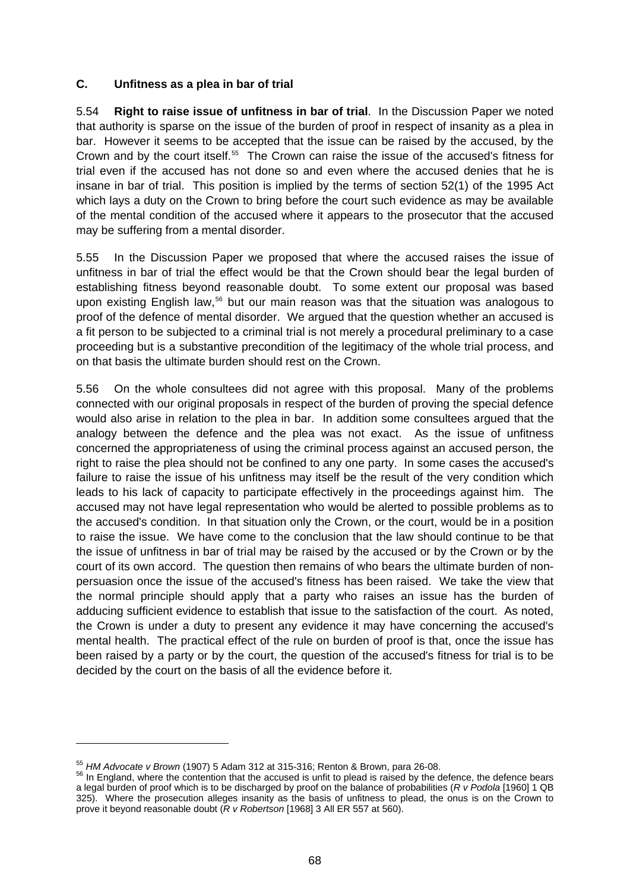### C. Unfitness as a plea in bar of trial

5.54 **Right to raise issue of unfitness in bar of trial**. In the Discussion Paper we noted that authority is sparse on the issue of the burden of proof in respect of insanity as a plea in bar. However it seems to be accepted that the issue can be raised by the accused, by the Crown and by the court itself.[55] The Crown can raise the issue of the accused's fitness for trial even if the accused has not done so and even where the accused denies that he is insane in bar of trial. This position is implied by the terms of section 52(1) of the 1995 Act which lays a duty on the Crown to bring before the court such evidence as may be available of the mental condition of the accused where it appears to the prosecutor that the accused may be suffering from a mental disorder.

5.55 In the Discussion Paper we proposed that where the accused raises the issue of unfitness in bar of trial the effect would be that the Crown should bear the legal burden of establishing fitness beyond reasonable doubt. To some extent our proposal was based upon existing English law,[56] but our main reason was that the situation was analogous to proof of the defence of mental disorder. We argued that the question whether an accused is a fit person to be subjected to a criminal trial is not merely a procedural preliminary to a case proceeding but is a substantive precondition of the legitimacy of the whole trial process, and on that basis the ultimate burden should rest on the Crown.

5.56 On the whole consultees did not agree with this proposal. Many of the problems connected with our original proposals in respect of the burden of proving the special defence would also arise in relation to the plea in bar. In addition some consultees argued that the analogy between the defence and the plea was not exact. As the issue of unfitness concerned the appropriateness of using the criminal process against an accused person, the right to raise the plea should not be confined to any one party. In some cases the accused's failure to raise the issue of his unfitness may itself be the result of the very condition which leads to his lack of capacity to participate effectively in the proceedings against him. The accused may not have legal representation who would be alerted to possible problems as to the accused's condition. In that situation only the Crown, or the court, would be in a position to raise the issue. We have come to the conclusion that the law should continue to be that the issue of unfitness in bar of trial may be raised by the accused or by the Crown or by the court of its own accord. The question then remains of who bears the ultimate burden of non-persuasion once the issue of the accused's fitness has been raised. We take the view that the normal principle should apply that a party who raises an issue has the burden of adducing sufficient evidence to establish that issue to the satisfaction of the court. As noted, the Crown is under a duty to present any evidence it may have concerning the accused's mental health. The practical effect of the rule on burden of proof is that, once the issue has been raised by a party or by the court, the question of the accused's fitness for trial is to be decided by the court on the basis of all the evidence before it.

---

[55] *HM Advocate v Brown* (1907) 5 Adam 312 at 315-316; Renton & Brown, para 26-08.

[56] In England, where the contention that the accused is unfit to plead is raised by the defence, the defence bears a legal burden of proof which is to be discharged by proof on the balance of probabilities (*R v Podola* [1960] 1 QB 325). Where the prosecution alleges insanity as the basis of unfitness to plead, the onus is on the Crown to prove it beyond reasonable doubt (*R v Robertson* [1968] 3 All ER 557 at 560).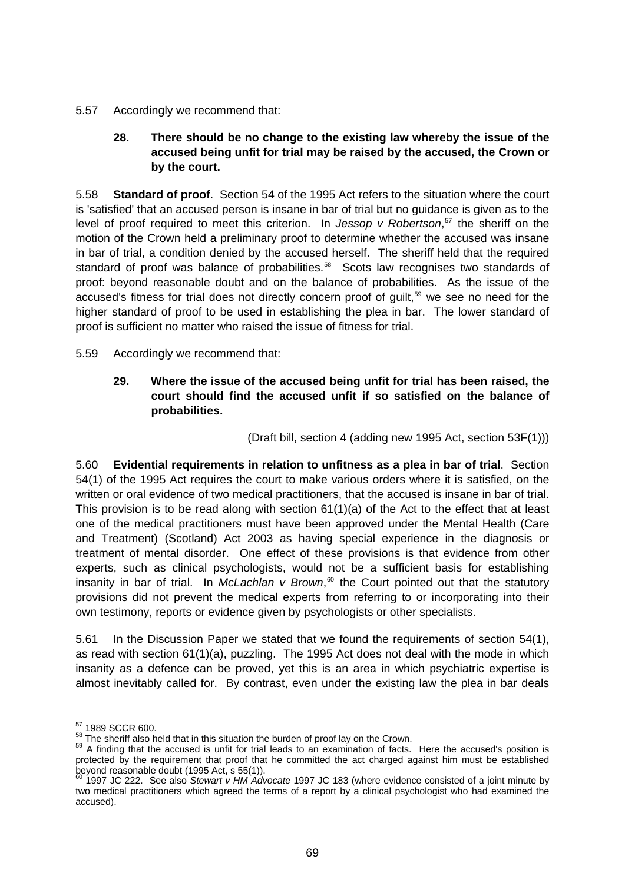5.57 Accordingly we recommend that:

> **28. There should be no change to the existing law whereby the issue of the accused being unfit for trial may be raised by the accused, the Crown or by the court.**

5.58 **Standard of proof**. Section 54 of the 1995 Act refers to the situation where the court is 'satisfied' that an accused person is insane in bar of trial but no guidance is given as to the level of proof required to meet this criterion. In *Jessop v Robertson*,[57] the sheriff on the motion of the Crown held a preliminary proof to determine whether the accused was insane in bar of trial, a condition denied by the accused herself. The sheriff held that the required standard of proof was balance of probabilities.[58] Scots law recognises two standards of proof: beyond reasonable doubt and on the balance of probabilities. As the issue of the accused's fitness for trial does not directly concern proof of guilt,[59] we see no need for the higher standard of proof to be used in establishing the plea in bar. The lower standard of proof is sufficient no matter who raised the issue of fitness for trial.

5.59 Accordingly we recommend that:

> **29. Where the issue of the accused being unfit for trial has been raised, the court should find the accused unfit if so satisfied on the balance of probabilities.**
>
> (Draft bill, section 4 (adding new 1995 Act, section 53F(1)))

5.60 **Evidential requirements in relation to unfitness as a plea in bar of trial**. Section 54(1) of the 1995 Act requires the court to make various orders where it is satisfied, on the written or oral evidence of two medical practitioners, that the accused is insane in bar of trial. This provision is to be read along with section 61(1)(a) of the Act to the effect that at least one of the medical practitioners must have been approved under the Mental Health (Care and Treatment) (Scotland) Act 2003 as having special experience in the diagnosis or treatment of mental disorder. One effect of these provisions is that evidence from other experts, such as clinical psychologists, would not be a sufficient basis for establishing insanity in bar of trial. In *McLachlan v Brown*,[60] the Court pointed out that the statutory provisions did not prevent the medical experts from referring to or incorporating into their own testimony, reports or evidence given by psychologists or other specialists.

5.61 In the Discussion Paper we stated that we found the requirements of section 54(1), as read with section 61(1)(a), puzzling. The 1995 Act does not deal with the mode in which insanity as a defence can be proved, yet this is an area in which psychiatric expertise is almost inevitably called for. By contrast, even under the existing law the plea in bar deals

---

[57] 1989 SCCR 600.

[58] The sheriff also held that in this situation the burden of proof lay on the Crown.

[59] A finding that the accused is unfit for trial leads to an examination of facts. Here the accused's position is protected by the requirement that proof that he committed the act charged against him must be established beyond reasonable doubt (1995 Act, s 55(1)).

[60] 1997 JC 222. See also *Stewart v HM Advocate* 1997 JC 183 (where evidence consisted of a joint minute by two medical practitioners which agreed the terms of a report by a clinical psychologist who had examined the accused).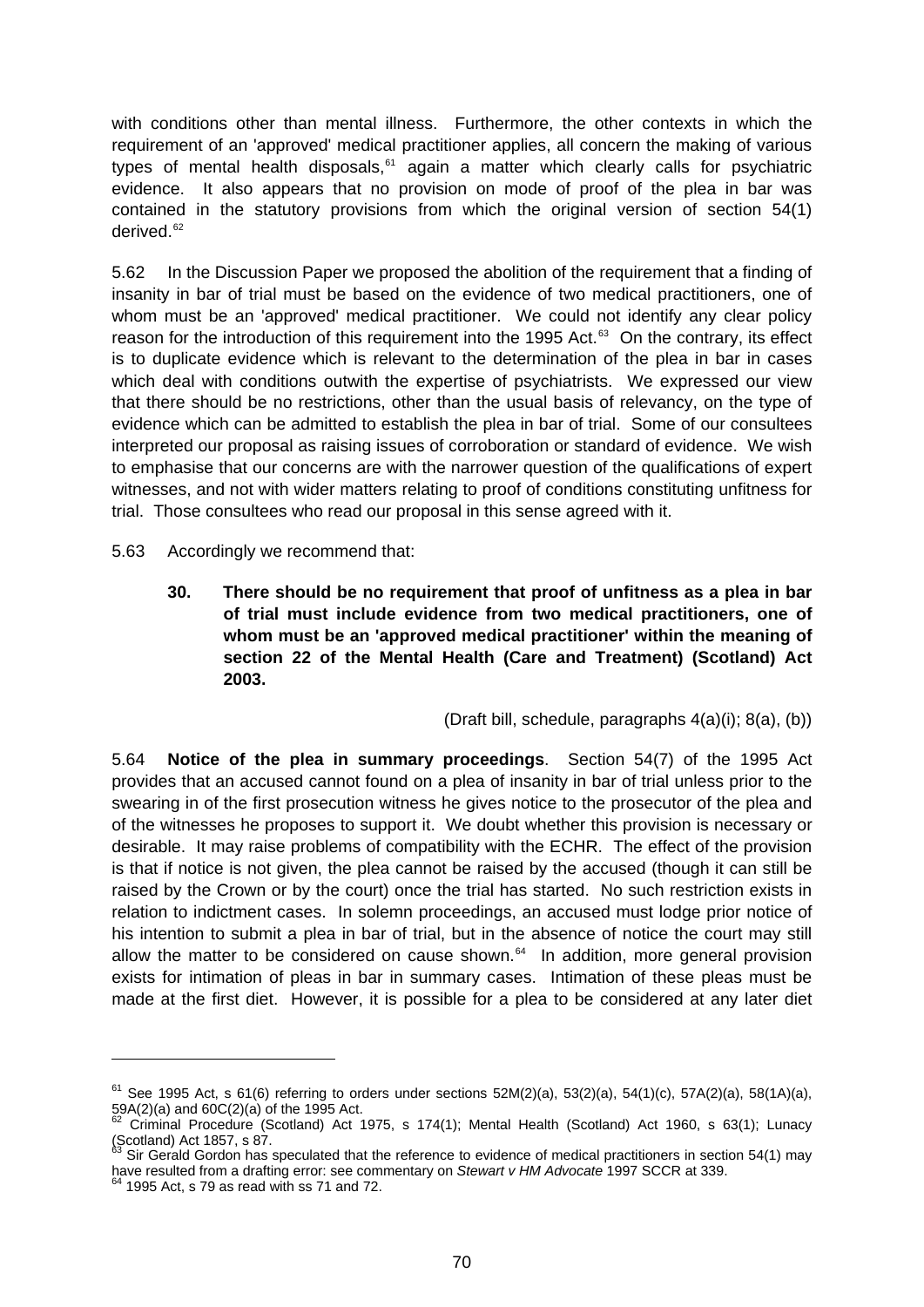with conditions other than mental illness. Furthermore, the other contexts in which the requirement of an 'approved' medical practitioner applies, all concern the making of various types of mental health disposals,[61] again a matter which clearly calls for psychiatric evidence. It also appears that no provision on mode of proof of the plea in bar was contained in the statutory provisions from which the original version of section 54(1) derived.[62]

5.62 In the Discussion Paper we proposed the abolition of the requirement that a finding of insanity in bar of trial must be based on the evidence of two medical practitioners, one of whom must be an 'approved' medical practitioner. We could not identify any clear policy reason for the introduction of this requirement into the 1995 Act.[63] On the contrary, its effect is to duplicate evidence which is relevant to the determination of the plea in bar in cases which deal with conditions outwith the expertise of psychiatrists. We expressed our view that there should be no restrictions, other than the usual basis of relevancy, on the type of evidence which can be admitted to establish the plea in bar of trial. Some of our consultees interpreted our proposal as raising issues of corroboration or standard of evidence. We wish to emphasise that our concerns are with the narrower question of the qualifications of expert witnesses, and not with wider matters relating to proof of conditions constituting unfitness for trial. Those consultees who read our proposal in this sense agreed with it.

5.63 Accordingly we recommend that:

> **30. There should be no requirement that proof of unfitness as a plea in bar of trial must include evidence from two medical practitioners, one of whom must be an 'approved medical practitioner' within the meaning of section 22 of the Mental Health (Care and Treatment) (Scotland) Act 2003.**
>
> (Draft bill, schedule, paragraphs 4(a)(i); 8(a), (b))

5.64 **Notice of the plea in summary proceedings**. Section 54(7) of the 1995 Act provides that an accused cannot found on a plea of insanity in bar of trial unless prior to the swearing in of the first prosecution witness he gives notice to the prosecutor of the plea and of the witnesses he proposes to support it. We doubt whether this provision is necessary or desirable. It may raise problems of compatibility with the ECHR. The effect of the provision is that if notice is not given, the plea cannot be raised by the accused (though it can still be raised by the Crown or by the court) once the trial has started. No such restriction exists in relation to indictment cases. In solemn proceedings, an accused must lodge prior notice of his intention to submit a plea in bar of trial, but in the absence of notice the court may still allow the matter to be considered on cause shown.[64] In addition, more general provision exists for intimation of pleas in bar in summary cases. Intimation of these pleas must be made at the first diet. However, it is possible for a plea to be considered at any later diet

[61] See 1995 Act, s 61(6) referring to orders under sections 52M(2)(a), 53(2)(a), 54(1)(c), 57A(2)(a), 58(1A)(a), 59A(2)(a) and 60C(2)(a) of the 1995 Act.

[62] Criminal Procedure (Scotland) Act 1975, s 174(1); Mental Health (Scotland) Act 1960, s 63(1); Lunacy (Scotland) Act 1857, s 87.

[63] Sir Gerald Gordon has speculated that the reference to evidence of medical practitioners in section 54(1) may have resulted from a drafting error: see commentary on *Stewart v HM Advocate* 1997 SCCR at 339.

[64] 1995 Act, s 79 as read with ss 71 and 72.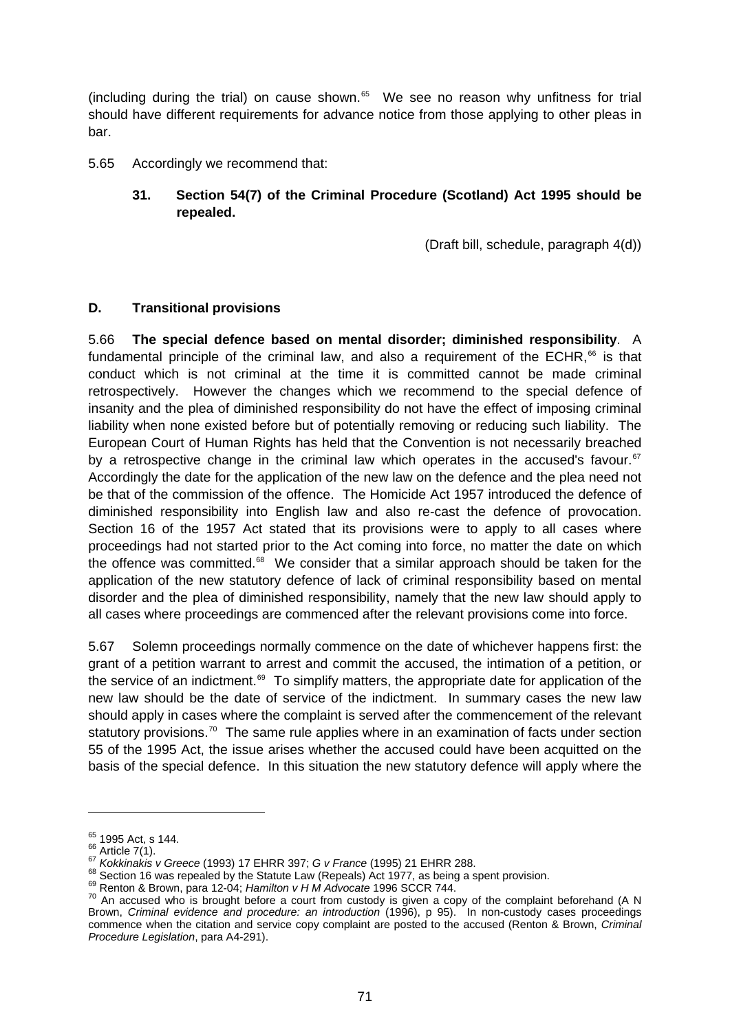(including during the trial) on cause shown.[65] We see no reason why unfitness for trial should have different requirements for advance notice from those applying to other pleas in bar.

5.65 Accordingly we recommend that:

> **31. Section 54(7) of the Criminal Procedure (Scotland) Act 1995 should be repealed.**
>
> (Draft bill, schedule, paragraph 4(d))

## D. Transitional provisions

5.66 **The special defence based on mental disorder; diminished responsibility**. A fundamental principle of the criminal law, and also a requirement of the ECHR,[66] is that conduct which is not criminal at the time it is committed cannot be made criminal retrospectively. However the changes which we recommend to the special defence of insanity and the plea of diminished responsibility do not have the effect of imposing criminal liability when none existed before but of potentially removing or reducing such liability. The European Court of Human Rights has held that the Convention is not necessarily breached by a retrospective change in the criminal law which operates in the accused's favour.[67] Accordingly the date for the application of the new law on the defence and the plea need not be that of the commission of the offence. The Homicide Act 1957 introduced the defence of diminished responsibility into English law and also re-cast the defence of provocation. Section 16 of the 1957 Act stated that its provisions were to apply to all cases where proceedings had not started prior to the Act coming into force, no matter the date on which the offence was committed.[68] We consider that a similar approach should be taken for the application of the new statutory defence of lack of criminal responsibility based on mental disorder and the plea of diminished responsibility, namely that the new law should apply to all cases where proceedings are commenced after the relevant provisions come into force.

5.67 Solemn proceedings normally commence on the date of whichever happens first: the grant of a petition warrant to arrest and commit the accused, the intimation of a petition, or the service of an indictment.[69] To simplify matters, the appropriate date for application of the new law should be the date of service of the indictment. In summary cases the new law should apply in cases where the complaint is served after the commencement of the relevant statutory provisions.[70] The same rule applies where in an examination of facts under section 55 of the 1995 Act, the issue arises whether the accused could have been acquitted on the basis of the special defence. In this situation the new statutory defence will apply where the

---

[65] 1995 Act, s 144.

[66] Article 7(1).

[67] *Kokkinakis v Greece* (1993) 17 EHRR 397; *G v France* (1995) 21 EHRR 288.

[68] Section 16 was repealed by the Statute Law (Repeals) Act 1977, as being a spent provision.

[69] Renton & Brown, para 12-04; *Hamilton v H M Advocate* 1996 SCCR 744.

[70] An accused who is brought before a court from custody is given a copy of the complaint beforehand (A N Brown, *Criminal evidence and procedure: an introduction* (1996), p 95). In non-custody cases proceedings commence when the citation and service copy complaint are posted to the accused (Renton & Brown, *Criminal Procedure Legislation*, para A4-291).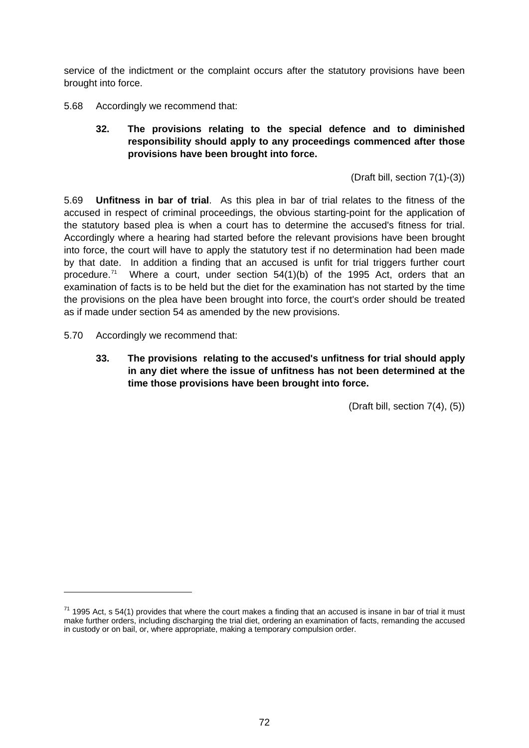service of the indictment or the complaint occurs after the statutory provisions have been brought into force.

5.68 Accordingly we recommend that:

> **32. The provisions relating to the special defence and to diminished responsibility should apply to any proceedings commenced after those provisions have been brought into force.**
>
> (Draft bill, section 7(1)-(3))

5.69 **Unfitness in bar of trial**. As this plea in bar of trial relates to the fitness of the accused in respect of criminal proceedings, the obvious starting-point for the application of the statutory based plea is when a court has to determine the accused's fitness for trial. Accordingly where a hearing had started before the relevant provisions have been brought into force, the court will have to apply the statutory test if no determination had been made by that date. In addition a finding that an accused is unfit for trial triggers further court procedure.[71] Where a court, under section 54(1)(b) of the 1995 Act, orders that an examination of facts is to be held but the diet for the examination has not started by the time the provisions on the plea have been brought into force, the court's order should be treated as if made under section 54 as amended by the new provisions.

5.70 Accordingly we recommend that:

> **33. The provisions relating to the accused's unfitness for trial should apply in any diet where the issue of unfitness has not been determined at the time those provisions have been brought into force.**
>
> (Draft bill, section 7(4), (5))

---

[71] 1995 Act, s 54(1) provides that where the court makes a finding that an accused is insane in bar of trial it must make further orders, including discharging the trial diet, ordering an examination of facts, remanding the accused in custody or on bail, or, where appropriate, making a temporary compulsion order.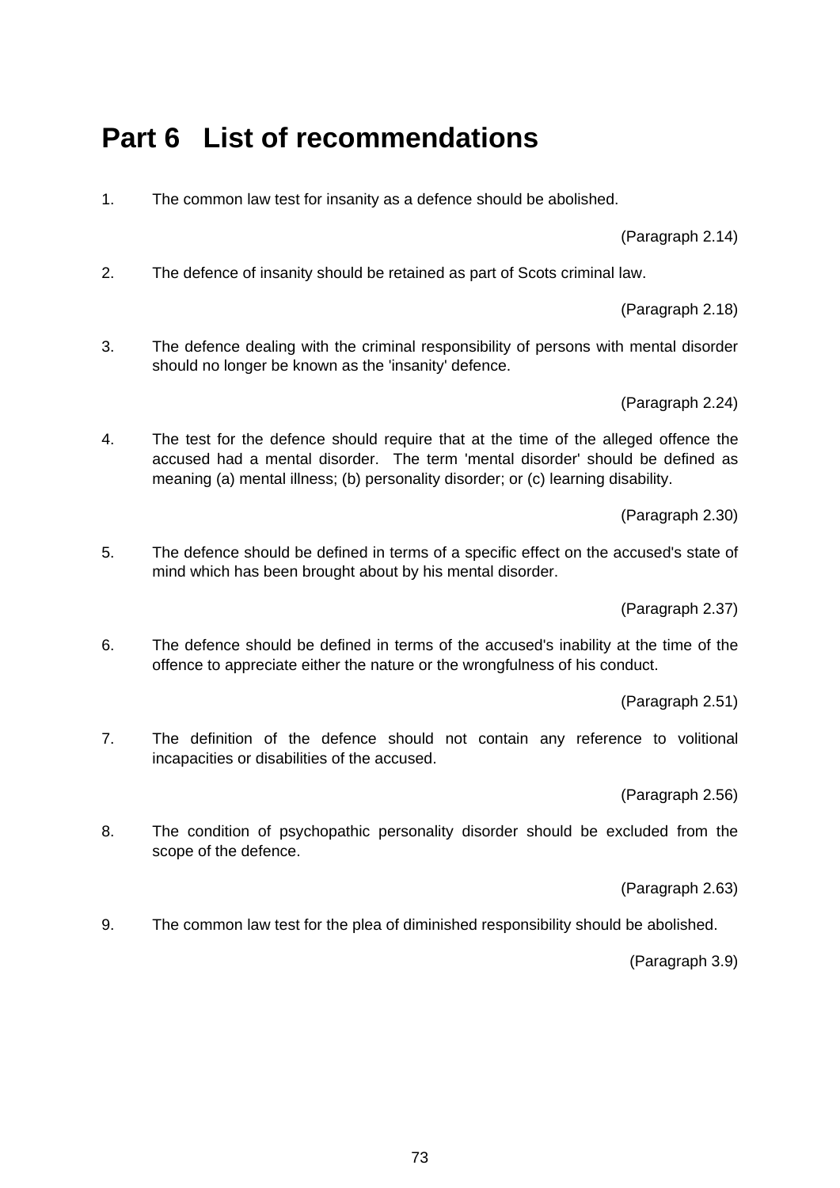# Part 6 List of recommendations

1. The common law test for insanity as a defence should be abolished.

   (Paragraph 2.14)

2. The defence of insanity should be retained as part of Scots criminal law.

   (Paragraph 2.18)

3. The defence dealing with the criminal responsibility of persons with mental disorder should no longer be known as the 'insanity' defence.

   (Paragraph 2.24)

4. The test for the defence should require that at the time of the alleged offence the accused had a mental disorder. The term 'mental disorder' should be defined as meaning (a) mental illness; (b) personality disorder; or (c) learning disability.

   (Paragraph 2.30)

5. The defence should be defined in terms of a specific effect on the accused's state of mind which has been brought about by his mental disorder.

   (Paragraph 2.37)

6. The defence should be defined in terms of the accused's inability at the time of the offence to appreciate either the nature or the wrongfulness of his conduct.

   (Paragraph 2.51)

7. The definition of the defence should not contain any reference to volitional incapacities or disabilities of the accused.

   (Paragraph 2.56)

8. The condition of psychopathic personality disorder should be excluded from the scope of the defence.

   (Paragraph 2.63)

9. The common law test for the plea of diminished responsibility should be abolished.

   (Paragraph 3.9)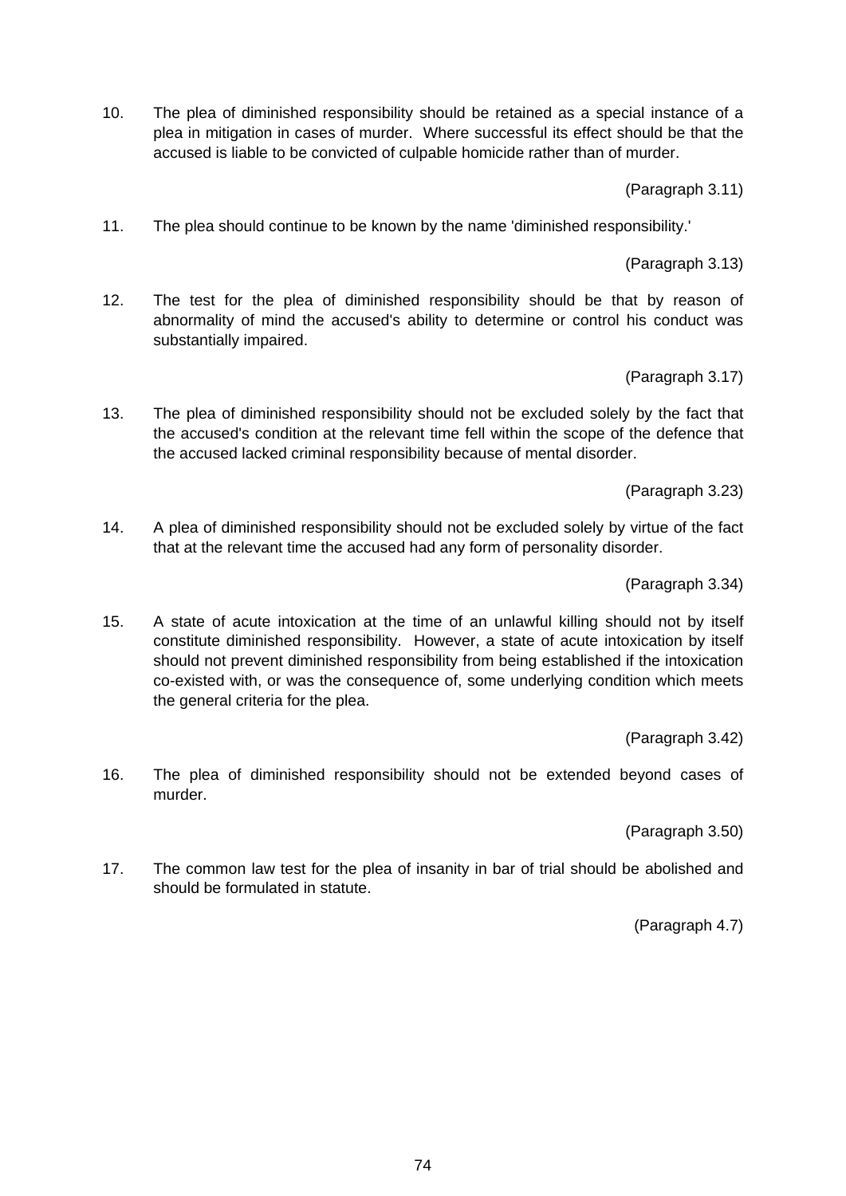10. The plea of diminished responsibility should be retained as a special instance of a plea in mitigation in cases of murder. Where successful its effect should be that the accused is liable to be convicted of culpable homicide rather than of murder.

(Paragraph 3.11)

11. The plea should continue to be known by the name 'diminished responsibility.'

(Paragraph 3.13)

12. The test for the plea of diminished responsibility should be that by reason of abnormality of mind the accused's ability to determine or control his conduct was substantially impaired.

(Paragraph 3.17)

13. The plea of diminished responsibility should not be excluded solely by the fact that the accused's condition at the relevant time fell within the scope of the defence that the accused lacked criminal responsibility because of mental disorder.

(Paragraph 3.23)

14. A plea of diminished responsibility should not be excluded solely by virtue of the fact that at the relevant time the accused had any form of personality disorder.

(Paragraph 3.34)

15. A state of acute intoxication at the time of an unlawful killing should not by itself constitute diminished responsibility. However, a state of acute intoxication by itself should not prevent diminished responsibility from being established if the intoxication co-existed with, or was the consequence of, some underlying condition which meets the general criteria for the plea.

(Paragraph 3.42)

16. The plea of diminished responsibility should not be extended beyond cases of murder.

(Paragraph 3.50)

17. The common law test for the plea of insanity in bar of trial should be abolished and should be formulated in statute.

(Paragraph 4.7)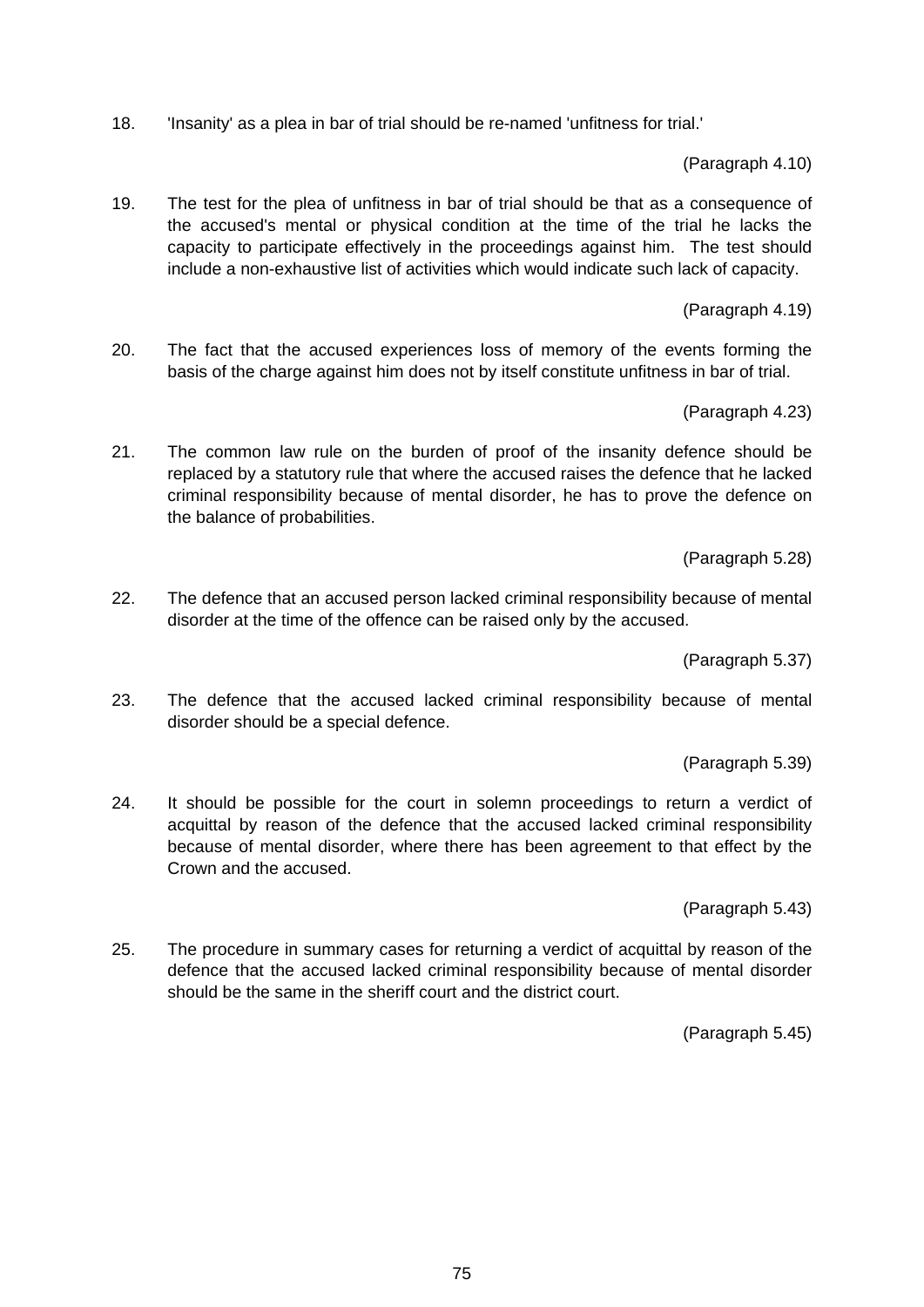18. 'Insanity' as a plea in bar of trial should be re-named 'unfitness for trial.'

(Paragraph 4.10)

19. The test for the plea of unfitness in bar of trial should be that as a consequence of the accused's mental or physical condition at the time of the trial he lacks the capacity to participate effectively in the proceedings against him. The test should include a non-exhaustive list of activities which would indicate such lack of capacity.

(Paragraph 4.19)

20. The fact that the accused experiences loss of memory of the events forming the basis of the charge against him does not by itself constitute unfitness in bar of trial.

(Paragraph 4.23)

21. The common law rule on the burden of proof of the insanity defence should be replaced by a statutory rule that where the accused raises the defence that he lacked criminal responsibility because of mental disorder, he has to prove the defence on the balance of probabilities.

(Paragraph 5.28)

22. The defence that an accused person lacked criminal responsibility because of mental disorder at the time of the offence can be raised only by the accused.

(Paragraph 5.37)

23. The defence that the accused lacked criminal responsibility because of mental disorder should be a special defence.

(Paragraph 5.39)

24. It should be possible for the court in solemn proceedings to return a verdict of acquittal by reason of the defence that the accused lacked criminal responsibility because of mental disorder, where there has been agreement to that effect by the Crown and the accused.

(Paragraph 5.43)

25. The procedure in summary cases for returning a verdict of acquittal by reason of the defence that the accused lacked criminal responsibility because of mental disorder should be the same in the sheriff court and the district court.

(Paragraph 5.45)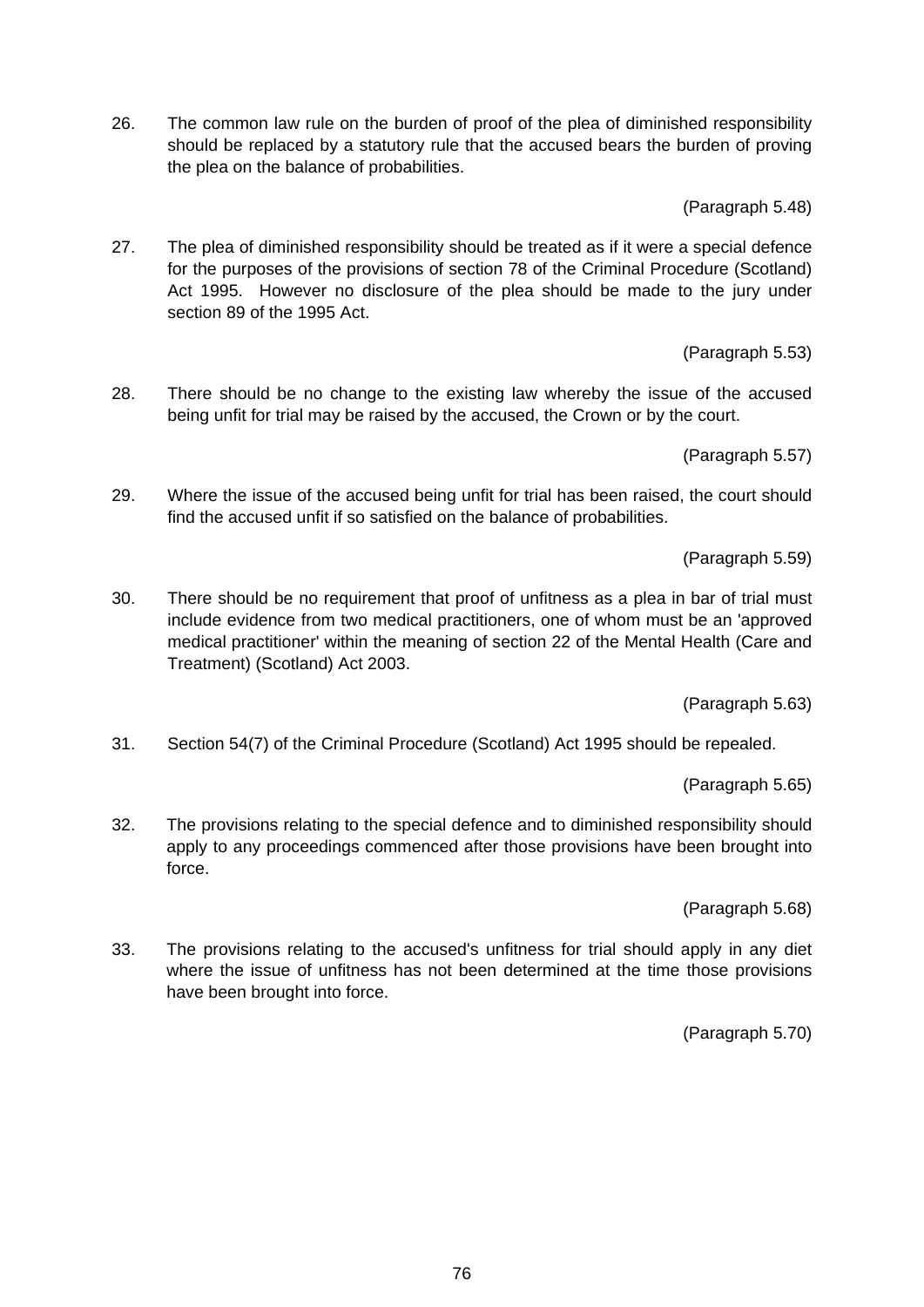26. The common law rule on the burden of proof of the plea of diminished responsibility should be replaced by a statutory rule that the accused bears the burden of proving the plea on the balance of probabilities.

(Paragraph 5.48)

27. The plea of diminished responsibility should be treated as if it were a special defence for the purposes of the provisions of section 78 of the Criminal Procedure (Scotland) Act 1995. However no disclosure of the plea should be made to the jury under section 89 of the 1995 Act.

(Paragraph 5.53)

28. There should be no change to the existing law whereby the issue of the accused being unfit for trial may be raised by the accused, the Crown or by the court.

(Paragraph 5.57)

29. Where the issue of the accused being unfit for trial has been raised, the court should find the accused unfit if so satisfied on the balance of probabilities.

(Paragraph 5.59)

30. There should be no requirement that proof of unfitness as a plea in bar of trial must include evidence from two medical practitioners, one of whom must be an 'approved medical practitioner' within the meaning of section 22 of the Mental Health (Care and Treatment) (Scotland) Act 2003.

(Paragraph 5.63)

31. Section 54(7) of the Criminal Procedure (Scotland) Act 1995 should be repealed.

(Paragraph 5.65)

32. The provisions relating to the special defence and to diminished responsibility should apply to any proceedings commenced after those provisions have been brought into force.

(Paragraph 5.68)

33. The provisions relating to the accused's unfitness for trial should apply in any diet where the issue of unfitness has not been determined at the time those provisions have been brought into force.

(Paragraph 5.70)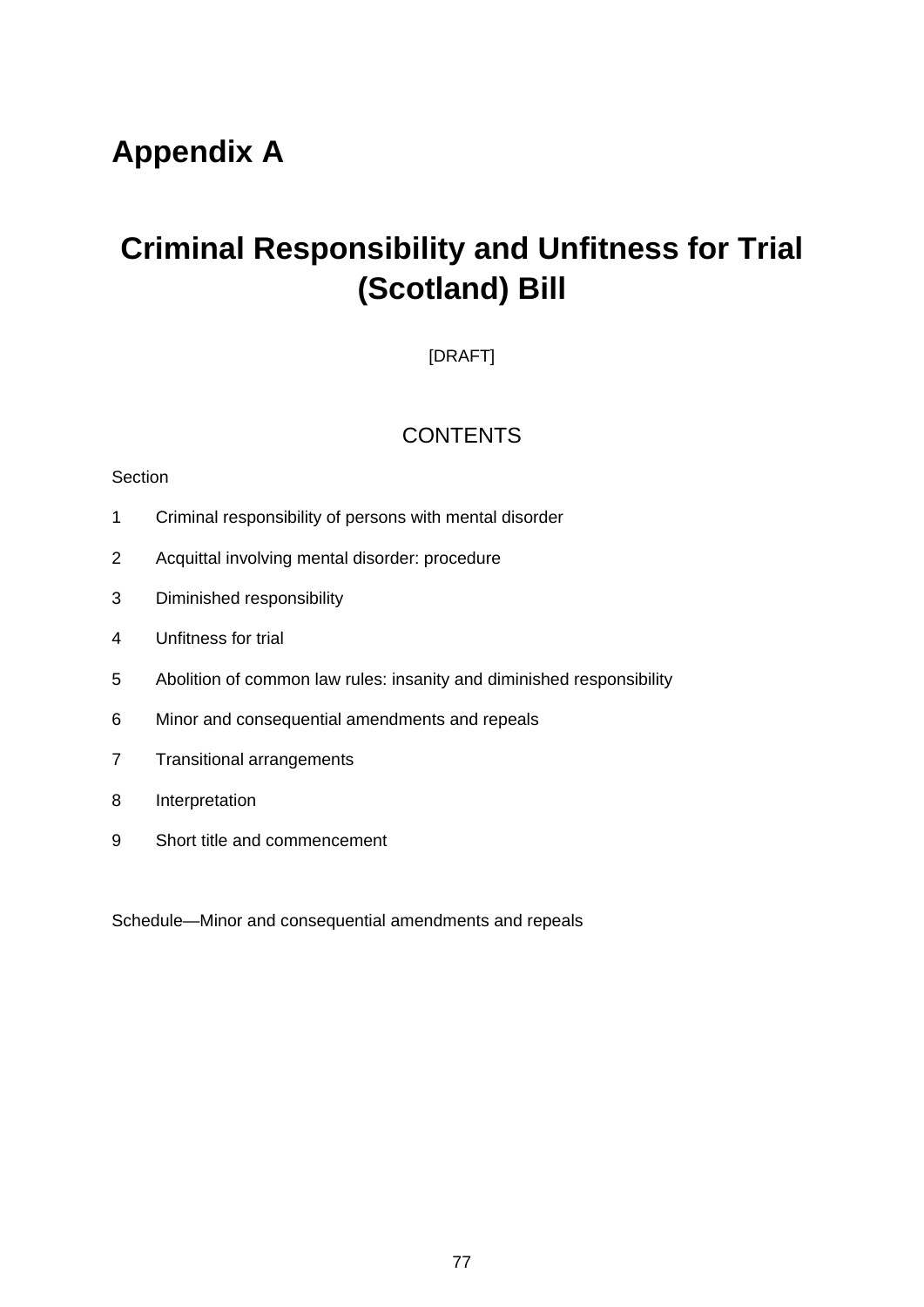# Appendix A

## Criminal Responsibility and Unfitness for Trial (Scotland) Bill

[DRAFT]

CONTENTS

Section

1 Criminal responsibility of persons with mental disorder

2 Acquittal involving mental disorder: procedure

3 Diminished responsibility

4 Unfitness for trial

5 Abolition of common law rules: insanity and diminished responsibility

6 Minor and consequential amendments and repeals

7 Transitional arrangements

8 Interpretation

9 Short title and commencement

Schedule—Minor and consequential amendments and repeals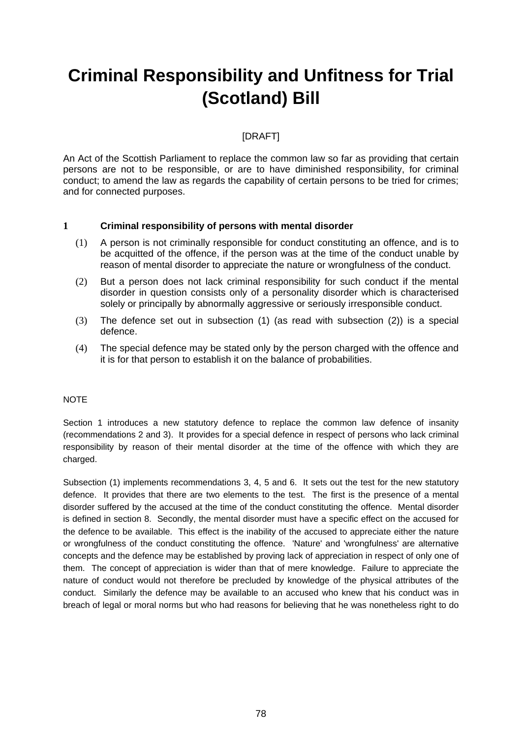# Criminal Responsibility and Unfitness for Trial (Scotland) Bill

[DRAFT]

An Act of the Scottish Parliament to replace the common law so far as providing that certain persons are not to be responsible, or are to have diminished responsibility, for criminal conduct; to amend the law as regards the capability of certain persons to be tried for crimes; and for connected purposes.

**1 Criminal responsibility of persons with mental disorder**

(1) A person is not criminally responsible for conduct constituting an offence, and is to be acquitted of the offence, if the person was at the time of the conduct unable by reason of mental disorder to appreciate the nature or wrongfulness of the conduct.

(2) But a person does not lack criminal responsibility for such conduct if the mental disorder in question consists only of a personality disorder which is characterised solely or principally by abnormally aggressive or seriously irresponsible conduct.

(3) The defence set out in subsection (1) (as read with subsection (2)) is a special defence.

(4) The special defence may be stated only by the person charged with the offence and it is for that person to establish it on the balance of probabilities.

NOTE

Section 1 introduces a new statutory defence to replace the common law defence of insanity (recommendations 2 and 3). It provides for a special defence in respect of persons who lack criminal responsibility by reason of their mental disorder at the time of the offence with which they are charged.

Subsection (1) implements recommendations 3, 4, 5 and 6. It sets out the test for the new statutory defence. It provides that there are two elements to the test. The first is the presence of a mental disorder suffered by the accused at the time of the conduct constituting the offence. Mental disorder is defined in section 8. Secondly, the mental disorder must have a specific effect on the accused for the defence to be available. This effect is the inability of the accused to appreciate either the nature or wrongfulness of the conduct constituting the offence. 'Nature' and 'wrongfulness' are alternative concepts and the defence may be established by proving lack of appreciation in respect of only one of them. The concept of appreciation is wider than that of mere knowledge. Failure to appreciate the nature of conduct would not therefore be precluded by knowledge of the physical attributes of the conduct. Similarly the defence may be available to an accused who knew that his conduct was in breach of legal or moral norms but who had reasons for believing that he was nonetheless right to do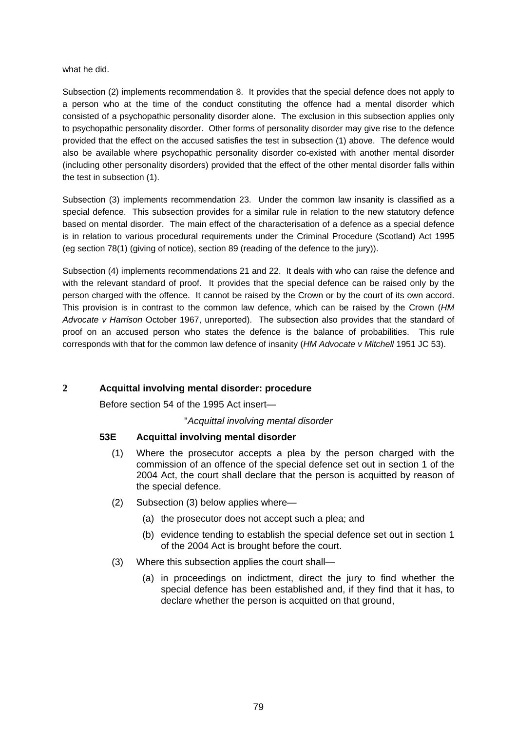what he did.

Subsection (2) implements recommendation 8. It provides that the special defence does not apply to a person who at the time of the conduct constituting the offence had a mental disorder which consisted of a psychopathic personality disorder alone. The exclusion in this subsection applies only to psychopathic personality disorder. Other forms of personality disorder may give rise to the defence provided that the effect on the accused satisfies the test in subsection (1) above. The defence would also be available where psychopathic personality disorder co-existed with another mental disorder (including other personality disorders) provided that the effect of the other mental disorder falls within the test in subsection (1).

Subsection (3) implements recommendation 23. Under the common law insanity is classified as a special defence. This subsection provides for a similar rule in relation to the new statutory defence based on mental disorder. The main effect of the characterisation of a defence as a special defence is in relation to various procedural requirements under the Criminal Procedure (Scotland) Act 1995 (eg section 78(1) (giving of notice), section 89 (reading of the defence to the jury)).

Subsection (4) implements recommendations 21 and 22. It deals with who can raise the defence and with the relevant standard of proof. It provides that the special defence can be raised only by the person charged with the offence. It cannot be raised by the Crown or by the court of its own accord. This provision is in contrast to the common law defence, which can be raised by the Crown (*HM Advocate v Harrison* October 1967, unreported). The subsection also provides that the standard of proof on an accused person who states the defence is the balance of probabilities. This rule corresponds with that for the common law defence of insanity (*HM Advocate v Mitchell* 1951 JC 53).

**2 Acquittal involving mental disorder: procedure**

Before section 54 of the 1995 Act insert—

"*Acquittal involving mental disorder*

**53E Acquittal involving mental disorder**

(1) Where the prosecutor accepts a plea by the person charged with the commission of an offence of the special defence set out in section 1 of the 2004 Act, the court shall declare that the person is acquitted by reason of the special defence.

(2) Subsection (3) below applies where—

(a) the prosecutor does not accept such a plea; and

(b) evidence tending to establish the special defence set out in section 1 of the 2004 Act is brought before the court.

(3) Where this subsection applies the court shall—

(a) in proceedings on indictment, direct the jury to find whether the special defence has been established and, if they find that it has, to declare whether the person is acquitted on that ground,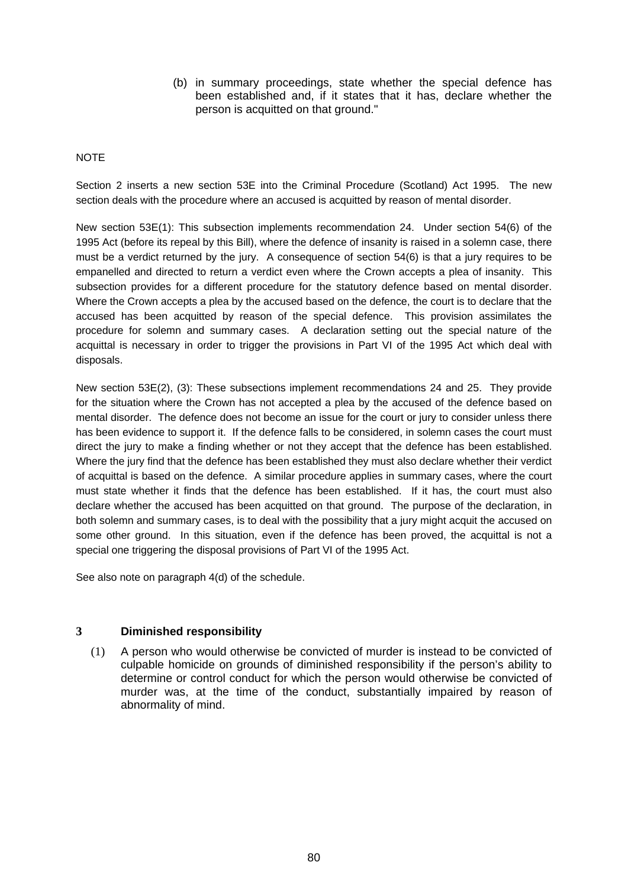(b) in summary proceedings, state whether the special defence has been established and, if it states that it has, declare whether the person is acquitted on that ground."

NOTE

Section 2 inserts a new section 53E into the Criminal Procedure (Scotland) Act 1995. The new section deals with the procedure where an accused is acquitted by reason of mental disorder.

New section 53E(1): This subsection implements recommendation 24. Under section 54(6) of the 1995 Act (before its repeal by this Bill), where the defence of insanity is raised in a solemn case, there must be a verdict returned by the jury. A consequence of section 54(6) is that a jury requires to be empanelled and directed to return a verdict even where the Crown accepts a plea of insanity. This subsection provides for a different procedure for the statutory defence based on mental disorder. Where the Crown accepts a plea by the accused based on the defence, the court is to declare that the accused has been acquitted by reason of the special defence. This provision assimilates the procedure for solemn and summary cases. A declaration setting out the special nature of the acquittal is necessary in order to trigger the provisions in Part VI of the 1995 Act which deal with disposals.

New section 53E(2), (3): These subsections implement recommendations 24 and 25. They provide for the situation where the Crown has not accepted a plea by the accused of the defence based on mental disorder. The defence does not become an issue for the court or jury to consider unless there has been evidence to support it. If the defence falls to be considered, in solemn cases the court must direct the jury to make a finding whether or not they accept that the defence has been established. Where the jury find that the defence has been established they must also declare whether their verdict of acquittal is based on the defence. A similar procedure applies in summary cases, where the court must state whether it finds that the defence has been established. If it has, the court must also declare whether the accused has been acquitted on that ground. The purpose of the declaration, in both solemn and summary cases, is to deal with the possibility that a jury might acquit the accused on some other ground. In this situation, even if the defence has been proved, the acquittal is not a special one triggering the disposal provisions of Part VI of the 1995 Act.

See also note on paragraph 4(d) of the schedule.

**3 Diminished responsibility**

(1) A person who would otherwise be convicted of murder is instead to be convicted of culpable homicide on grounds of diminished responsibility if the person's ability to determine or control conduct for which the person would otherwise be convicted of murder was, at the time of the conduct, substantially impaired by reason of abnormality of mind.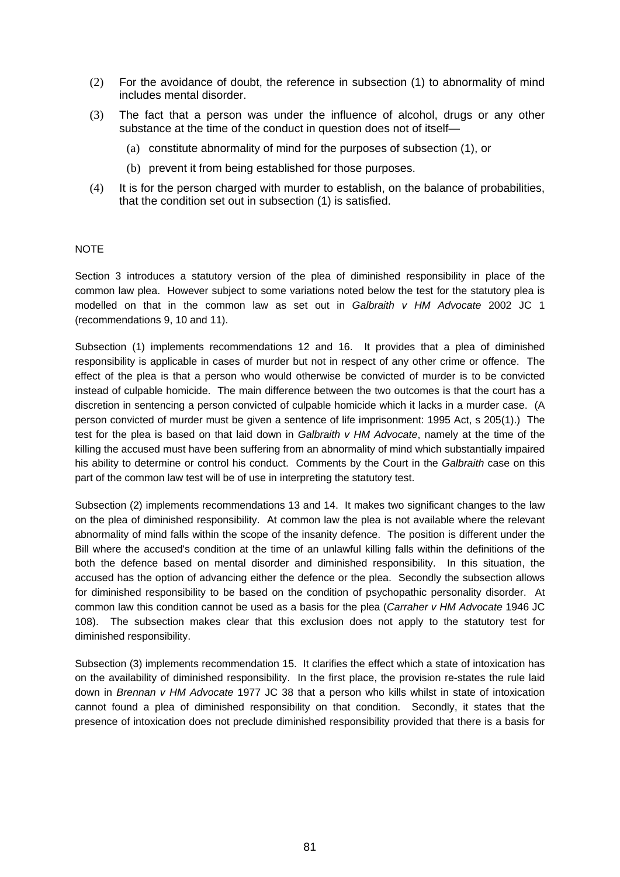(2) For the avoidance of doubt, the reference in subsection (1) to abnormality of mind includes mental disorder.

(3) The fact that a person was under the influence of alcohol, drugs or any other substance at the time of the conduct in question does not of itself—

  (a) constitute abnormality of mind for the purposes of subsection (1), or

  (b) prevent it from being established for those purposes.

(4) It is for the person charged with murder to establish, on the balance of probabilities, that the condition set out in subsection (1) is satisfied.

NOTE

Section 3 introduces a statutory version of the plea of diminished responsibility in place of the common law plea. However subject to some variations noted below the test for the statutory plea is modelled on that in the common law as set out in *Galbraith v HM Advocate* 2002 JC 1 (recommendations 9, 10 and 11).

Subsection (1) implements recommendations 12 and 16. It provides that a plea of diminished responsibility is applicable in cases of murder but not in respect of any other crime or offence. The effect of the plea is that a person who would otherwise be convicted of murder is to be convicted instead of culpable homicide. The main difference between the two outcomes is that the court has a discretion in sentencing a person convicted of culpable homicide which it lacks in a murder case. (A person convicted of murder must be given a sentence of life imprisonment: 1995 Act, s 205(1).) The test for the plea is based on that laid down in *Galbraith v HM Advocate*, namely at the time of the killing the accused must have been suffering from an abnormality of mind which substantially impaired his ability to determine or control his conduct. Comments by the Court in the *Galbraith* case on this part of the common law test will be of use in interpreting the statutory test.

Subsection (2) implements recommendations 13 and 14. It makes two significant changes to the law on the plea of diminished responsibility. At common law the plea is not available where the relevant abnormality of mind falls within the scope of the insanity defence. The position is different under the Bill where the accused's condition at the time of an unlawful killing falls within the definitions of the both the defence based on mental disorder and diminished responsibility. In this situation, the accused has the option of advancing either the defence or the plea. Secondly the subsection allows for diminished responsibility to be based on the condition of psychopathic personality disorder. At common law this condition cannot be used as a basis for the plea (*Carraher v HM Advocate* 1946 JC 108). The subsection makes clear that this exclusion does not apply to the statutory test for diminished responsibility.

Subsection (3) implements recommendation 15. It clarifies the effect which a state of intoxication has on the availability of diminished responsibility. In the first place, the provision re-states the rule laid down in *Brennan v HM Advocate* 1977 JC 38 that a person who kills whilst in state of intoxication cannot found a plea of diminished responsibility on that condition. Secondly, it states that the presence of intoxication does not preclude diminished responsibility provided that there is a basis for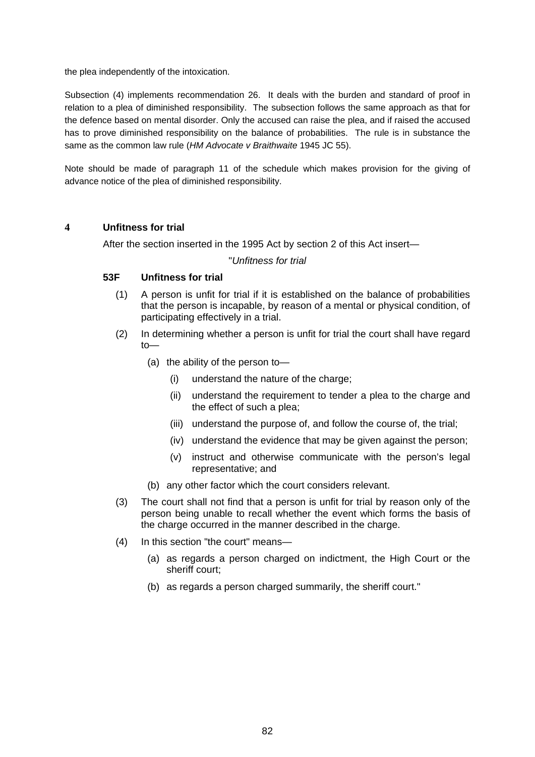the plea independently of the intoxication.

Subsection (4) implements recommendation 26. It deals with the burden and standard of proof in relation to a plea of diminished responsibility. The subsection follows the same approach as that for the defence based on mental disorder. Only the accused can raise the plea, and if raised the accused has to prove diminished responsibility on the balance of probabilities. The rule is in substance the same as the common law rule (*HM Advocate v Braithwaite* 1945 JC 55).

Note should be made of paragraph 11 of the schedule which makes provision for the giving of advance notice of the plea of diminished responsibility.

## 4 Unfitness for trial

After the section inserted in the 1995 Act by section 2 of this Act insert—

"*Unfitness for trial*

### 53F Unfitness for trial

(1) A person is unfit for trial if it is established on the balance of probabilities that the person is incapable, by reason of a mental or physical condition, of participating effectively in a trial.

(2) In determining whether a person is unfit for trial the court shall have regard to—

- (a) the ability of the person to—
  - (i) understand the nature of the charge;
  - (ii) understand the requirement to tender a plea to the charge and the effect of such a plea;
  - (iii) understand the purpose of, and follow the course of, the trial;
  - (iv) understand the evidence that may be given against the person;
  - (v) instruct and otherwise communicate with the person's legal representative; and
- (b) any other factor which the court considers relevant.

(3) The court shall not find that a person is unfit for trial by reason only of the person being unable to recall whether the event which forms the basis of the charge occurred in the manner described in the charge.

(4) In this section "the court" means—

- (a) as regards a person charged on indictment, the High Court or the sheriff court;
- (b) as regards a person charged summarily, the sheriff court."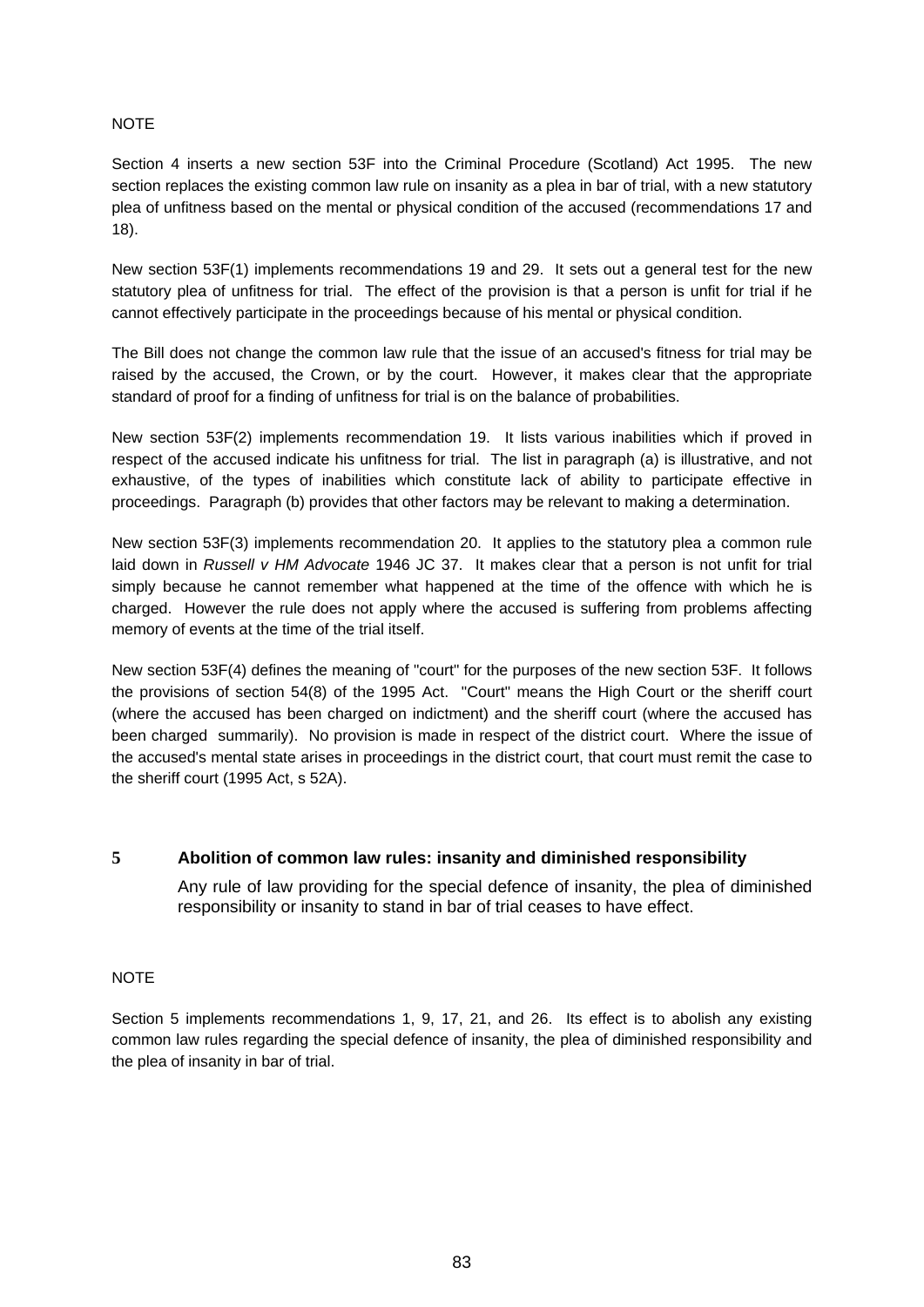NOTE

Section 4 inserts a new section 53F into the Criminal Procedure (Scotland) Act 1995. The new section replaces the existing common law rule on insanity as a plea in bar of trial, with a new statutory plea of unfitness based on the mental or physical condition of the accused (recommendations 17 and 18).

New section 53F(1) implements recommendations 19 and 29. It sets out a general test for the new statutory plea of unfitness for trial. The effect of the provision is that a person is unfit for trial if he cannot effectively participate in the proceedings because of his mental or physical condition.

The Bill does not change the common law rule that the issue of an accused's fitness for trial may be raised by the accused, the Crown, or by the court. However, it makes clear that the appropriate standard of proof for a finding of unfitness for trial is on the balance of probabilities.

New section 53F(2) implements recommendation 19. It lists various inabilities which if proved in respect of the accused indicate his unfitness for trial. The list in paragraph (a) is illustrative, and not exhaustive, of the types of inabilities which constitute lack of ability to participate effective in proceedings. Paragraph (b) provides that other factors may be relevant to making a determination.

New section 53F(3) implements recommendation 20. It applies to the statutory plea a common rule laid down in *Russell v HM Advocate* 1946 JC 37. It makes clear that a person is not unfit for trial simply because he cannot remember what happened at the time of the offence with which he is charged. However the rule does not apply where the accused is suffering from problems affecting memory of events at the time of the trial itself.

New section 53F(4) defines the meaning of "court" for the purposes of the new section 53F. It follows the provisions of section 54(8) of the 1995 Act. "Court" means the High Court or the sheriff court (where the accused has been charged on indictment) and the sheriff court (where the accused has been charged summarily). No provision is made in respect of the district court. Where the issue of the accused's mental state arises in proceedings in the district court, that court must remit the case to the sheriff court (1995 Act, s 52A).

### 5 Abolition of common law rules: insanity and diminished responsibility

Any rule of law providing for the special defence of insanity, the plea of diminished responsibility or insanity to stand in bar of trial ceases to have effect.

NOTE

Section 5 implements recommendations 1, 9, 17, 21, and 26. Its effect is to abolish any existing common law rules regarding the special defence of insanity, the plea of diminished responsibility and the plea of insanity in bar of trial.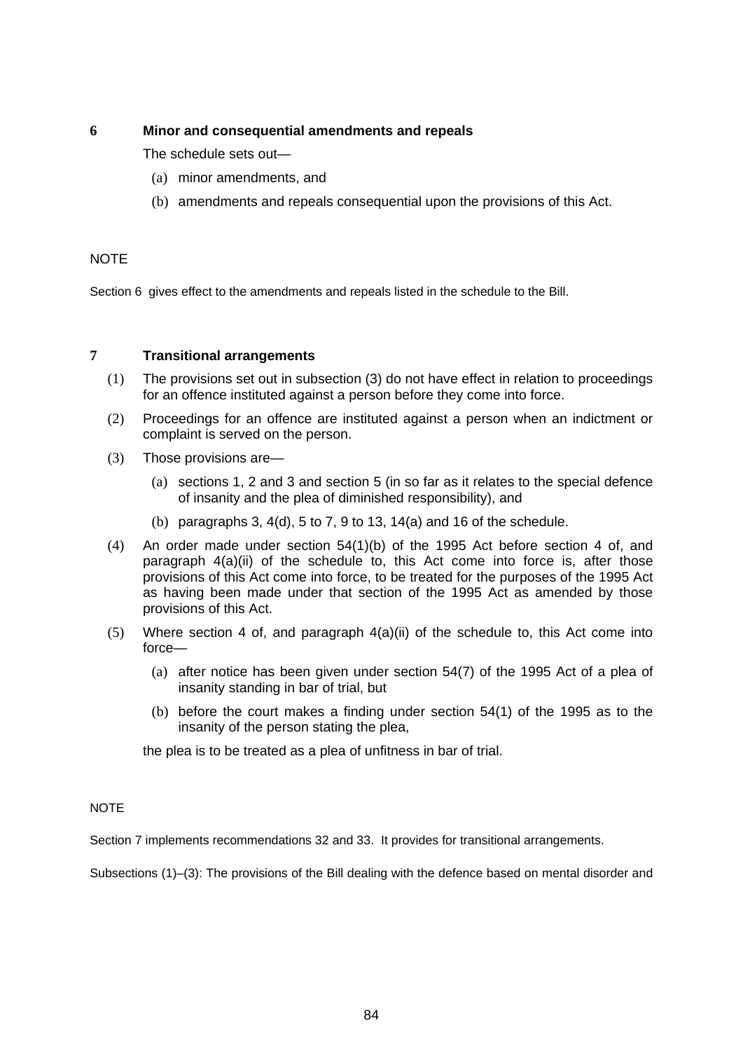**6 Minor and consequential amendments and repeals**

The schedule sets out—

(a) minor amendments, and

(b) amendments and repeals consequential upon the provisions of this Act.

NOTE

Section 6 gives effect to the amendments and repeals listed in the schedule to the Bill.

**7 Transitional arrangements**

(1) The provisions set out in subsection (3) do not have effect in relation to proceedings for an offence instituted against a person before they come into force.

(2) Proceedings for an offence are instituted against a person when an indictment or complaint is served on the person.

(3) Those provisions are—

(a) sections 1, 2 and 3 and section 5 (in so far as it relates to the special defence of insanity and the plea of diminished responsibility), and

(b) paragraphs 3, 4(d), 5 to 7, 9 to 13, 14(a) and 16 of the schedule.

(4) An order made under section 54(1)(b) of the 1995 Act before section 4 of, and paragraph 4(a)(ii) of the schedule to, this Act come into force is, after those provisions of this Act come into force, to be treated for the purposes of the 1995 Act as having been made under that section of the 1995 Act as amended by those provisions of this Act.

(5) Where section 4 of, and paragraph 4(a)(ii) of the schedule to, this Act come into force—

(a) after notice has been given under section 54(7) of the 1995 Act of a plea of insanity standing in bar of trial, but

(b) before the court makes a finding under section 54(1) of the 1995 as to the insanity of the person stating the plea,

the plea is to be treated as a plea of unfitness in bar of trial.

NOTE

Section 7 implements recommendations 32 and 33. It provides for transitional arrangements.

Subsections (1)–(3): The provisions of the Bill dealing with the defence based on mental disorder and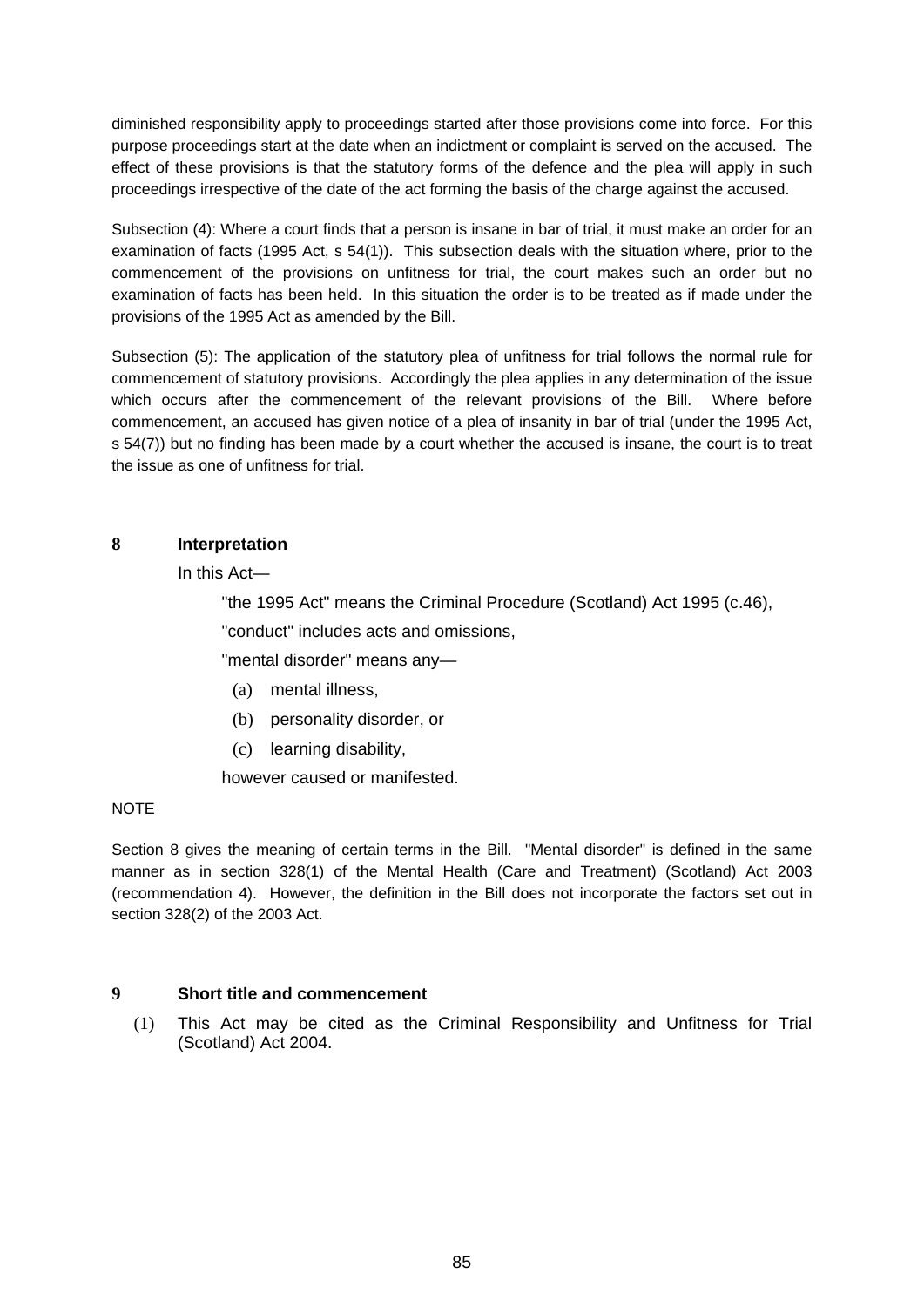diminished responsibility apply to proceedings started after those provisions come into force. For this purpose proceedings start at the date when an indictment or complaint is served on the accused. The effect of these provisions is that the statutory forms of the defence and the plea will apply in such proceedings irrespective of the date of the act forming the basis of the charge against the accused.

Subsection (4): Where a court finds that a person is insane in bar of trial, it must make an order for an examination of facts (1995 Act, s 54(1)). This subsection deals with the situation where, prior to the commencement of the provisions on unfitness for trial, the court makes such an order but no examination of facts has been held. In this situation the order is to be treated as if made under the provisions of the 1995 Act as amended by the Bill.

Subsection (5): The application of the statutory plea of unfitness for trial follows the normal rule for commencement of statutory provisions. Accordingly the plea applies in any determination of the issue which occurs after the commencement of the relevant provisions of the Bill. Where before commencement, an accused has given notice of a plea of insanity in bar of trial (under the 1995 Act, s 54(7)) but no finding has been made by a court whether the accused is insane, the court is to treat the issue as one of unfitness for trial.

### 8 Interpretation

In this Act—

"the 1995 Act" means the Criminal Procedure (Scotland) Act 1995 (c.46),

"conduct" includes acts and omissions,

"mental disorder" means any—

(a) mental illness,

(b) personality disorder, or

(c) learning disability,

however caused or manifested.

NOTE

Section 8 gives the meaning of certain terms in the Bill. "Mental disorder" is defined in the same manner as in section 328(1) of the Mental Health (Care and Treatment) (Scotland) Act 2003 (recommendation 4). However, the definition in the Bill does not incorporate the factors set out in section 328(2) of the 2003 Act.

### 9 Short title and commencement

(1) This Act may be cited as the Criminal Responsibility and Unfitness for Trial (Scotland) Act 2004.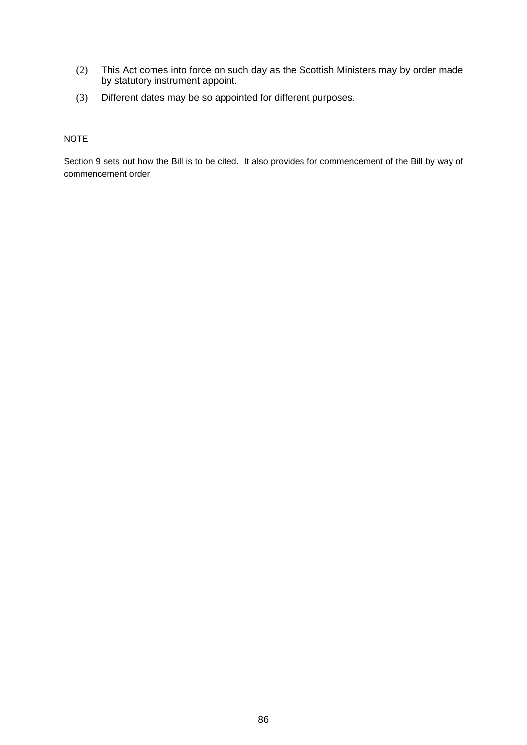(2) This Act comes into force on such day as the Scottish Ministers may by order made by statutory instrument appoint.

(3) Different dates may be so appointed for different purposes.

NOTE

Section 9 sets out how the Bill is to be cited. It also provides for commencement of the Bill by way of commencement order.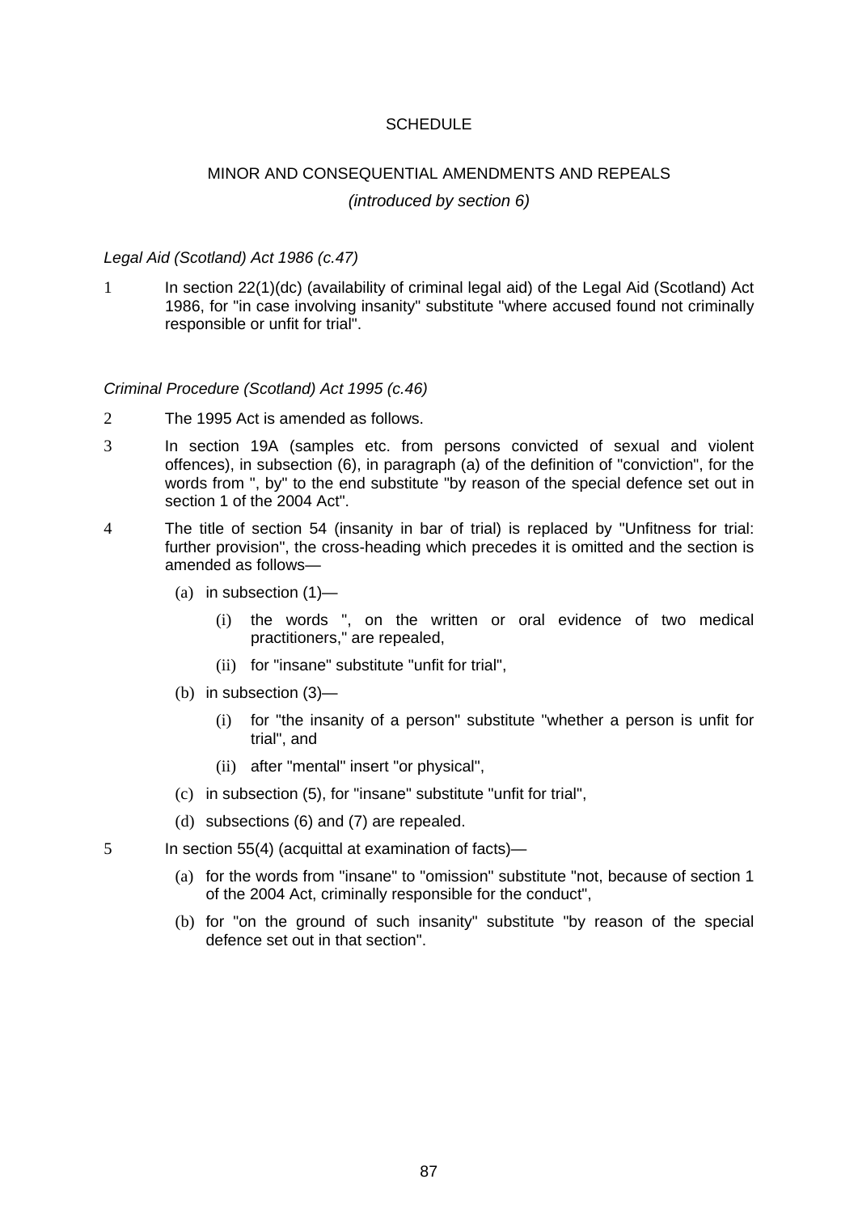# SCHEDULE

## MINOR AND CONSEQUENTIAL AMENDMENTS AND REPEALS

*(introduced by section 6)*

*Legal Aid (Scotland) Act 1986 (c.47)*

1 In section 22(1)(dc) (availability of criminal legal aid) of the Legal Aid (Scotland) Act 1986, for "in case involving insanity" substitute "where accused found not criminally responsible or unfit for trial".

*Criminal Procedure (Scotland) Act 1995 (c.46)*

2 The 1995 Act is amended as follows.

3 In section 19A (samples etc. from persons convicted of sexual and violent offences), in subsection (6), in paragraph (a) of the definition of "conviction", for the words from ", by" to the end substitute "by reason of the special defence set out in section 1 of the 2004 Act".

4 The title of section 54 (insanity in bar of trial) is replaced by "Unfitness for trial: further provision", the cross-heading which precedes it is omitted and the section is amended as follows—

- (a) in subsection (1)—
  - (i) the words ", on the written or oral evidence of two medical practitioners," are repealed,
  - (ii) for "insane" substitute "unfit for trial",
- (b) in subsection (3)—
  - (i) for "the insanity of a person" substitute "whether a person is unfit for trial", and
  - (ii) after "mental" insert "or physical",
- (c) in subsection (5), for "insane" substitute "unfit for trial",
- (d) subsections (6) and (7) are repealed.

5 In section 55(4) (acquittal at examination of facts)—

- (a) for the words from "insane" to "omission" substitute "not, because of section 1 of the 2004 Act, criminally responsible for the conduct",
- (b) for "on the ground of such insanity" substitute "by reason of the special defence set out in that section".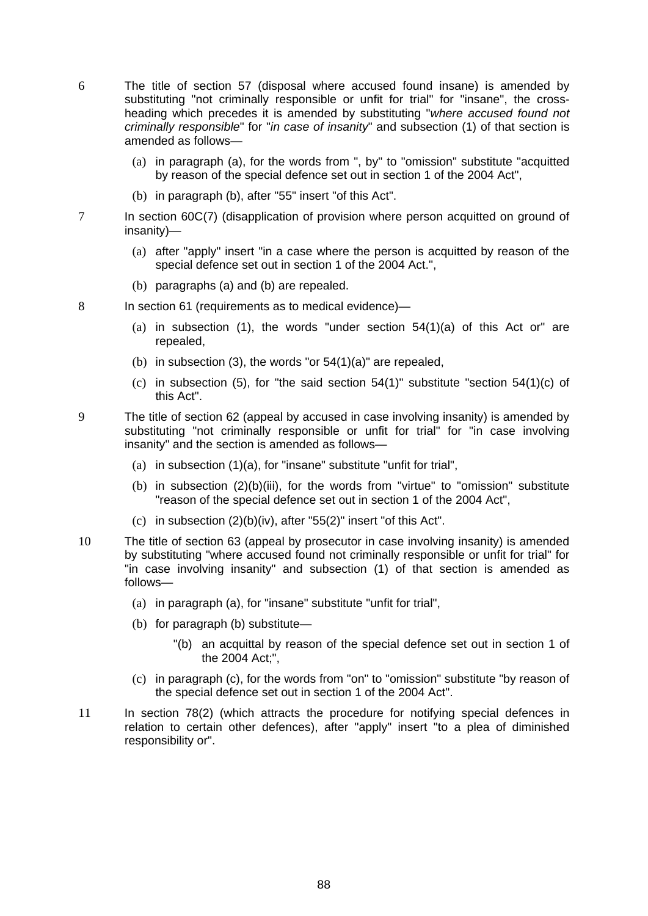6 The title of section 57 (disposal where accused found insane) is amended by substituting "not criminally responsible or unfit for trial" for "insane", the cross-heading which precedes it is amended by substituting "*where accused found not criminally responsible*" for "*in case of insanity*" and subsection (1) of that section is amended as follows—

(a) in paragraph (a), for the words from ", by" to "omission" substitute "acquitted by reason of the special defence set out in section 1 of the 2004 Act",

(b) in paragraph (b), after "55" insert "of this Act".

7 In section 60C(7) (disapplication of provision where person acquitted on ground of insanity)—

(a) after "apply" insert "in a case where the person is acquitted by reason of the special defence set out in section 1 of the 2004 Act.",

(b) paragraphs (a) and (b) are repealed.

8 In section 61 (requirements as to medical evidence)—

(a) in subsection (1), the words "under section 54(1)(a) of this Act or" are repealed,

(b) in subsection (3), the words "or 54(1)(a)" are repealed,

(c) in subsection (5), for "the said section 54(1)" substitute "section 54(1)(c) of this Act".

9 The title of section 62 (appeal by accused in case involving insanity) is amended by substituting "not criminally responsible or unfit for trial" for "in case involving insanity" and the section is amended as follows—

(a) in subsection (1)(a), for "insane" substitute "unfit for trial",

(b) in subsection (2)(b)(iii), for the words from "virtue" to "omission" substitute "reason of the special defence set out in section 1 of the 2004 Act",

(c) in subsection (2)(b)(iv), after "55(2)" insert "of this Act".

10 The title of section 63 (appeal by prosecutor in case involving insanity) is amended by substituting "where accused found not criminally responsible or unfit for trial" for "in case involving insanity" and subsection (1) of that section is amended as follows—

(a) in paragraph (a), for "insane" substitute "unfit for trial",

(b) for paragraph (b) substitute—

"(b) an acquittal by reason of the special defence set out in section 1 of the 2004 Act;",

(c) in paragraph (c), for the words from "on" to "omission" substitute "by reason of the special defence set out in section 1 of the 2004 Act".

11 In section 78(2) (which attracts the procedure for notifying special defences in relation to certain other defences), after "apply" insert "to a plea of diminished responsibility or".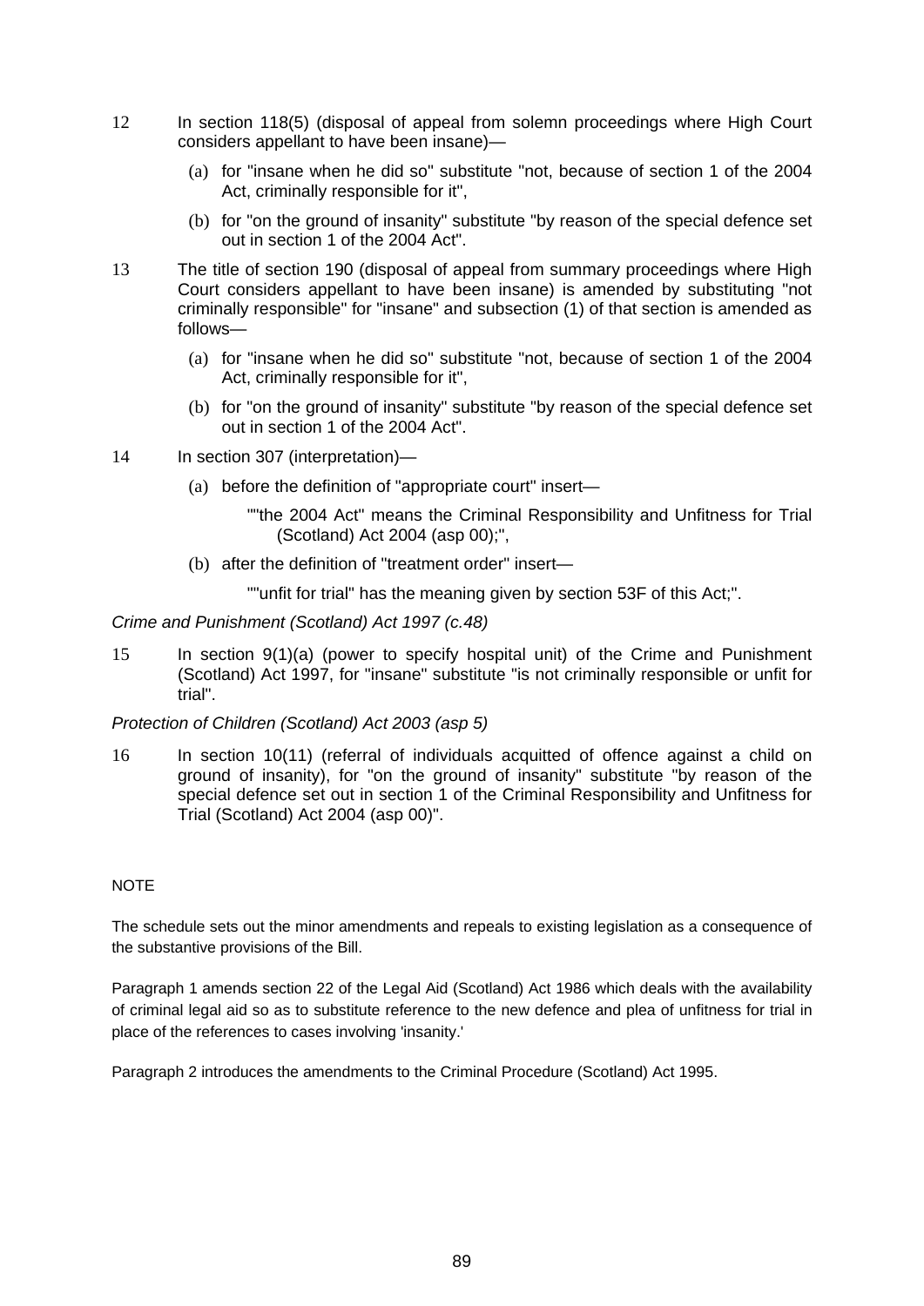12 In section 118(5) (disposal of appeal from solemn proceedings where High Court considers appellant to have been insane)—

(a) for "insane when he did so" substitute "not, because of section 1 of the 2004 Act, criminally responsible for it",

(b) for "on the ground of insanity" substitute "by reason of the special defence set out in section 1 of the 2004 Act".

13 The title of section 190 (disposal of appeal from summary proceedings where High Court considers appellant to have been insane) is amended by substituting "not criminally responsible" for "insane" and subsection (1) of that section is amended as follows—

(a) for "insane when he did so" substitute "not, because of section 1 of the 2004 Act, criminally responsible for it",

(b) for "on the ground of insanity" substitute "by reason of the special defence set out in section 1 of the 2004 Act".

14 In section 307 (interpretation)—

(a) before the definition of "appropriate court" insert—

""the 2004 Act" means the Criminal Responsibility and Unfitness for Trial (Scotland) Act 2004 (asp 00);",

(b) after the definition of "treatment order" insert—

""unfit for trial" has the meaning given by section 53F of this Act;".

*Crime and Punishment (Scotland) Act 1997 (c.48)*

15 In section 9(1)(a) (power to specify hospital unit) of the Crime and Punishment (Scotland) Act 1997, for "insane" substitute "is not criminally responsible or unfit for trial".

*Protection of Children (Scotland) Act 2003 (asp 5)*

16 In section 10(11) (referral of individuals acquitted of offence against a child on ground of insanity), for "on the ground of insanity" substitute "by reason of the special defence set out in section 1 of the Criminal Responsibility and Unfitness for Trial (Scotland) Act 2004 (asp 00)".

NOTE

The schedule sets out the minor amendments and repeals to existing legislation as a consequence of the substantive provisions of the Bill.

Paragraph 1 amends section 22 of the Legal Aid (Scotland) Act 1986 which deals with the availability of criminal legal aid so as to substitute reference to the new defence and plea of unfitness for trial in place of the references to cases involving 'insanity.'

Paragraph 2 introduces the amendments to the Criminal Procedure (Scotland) Act 1995.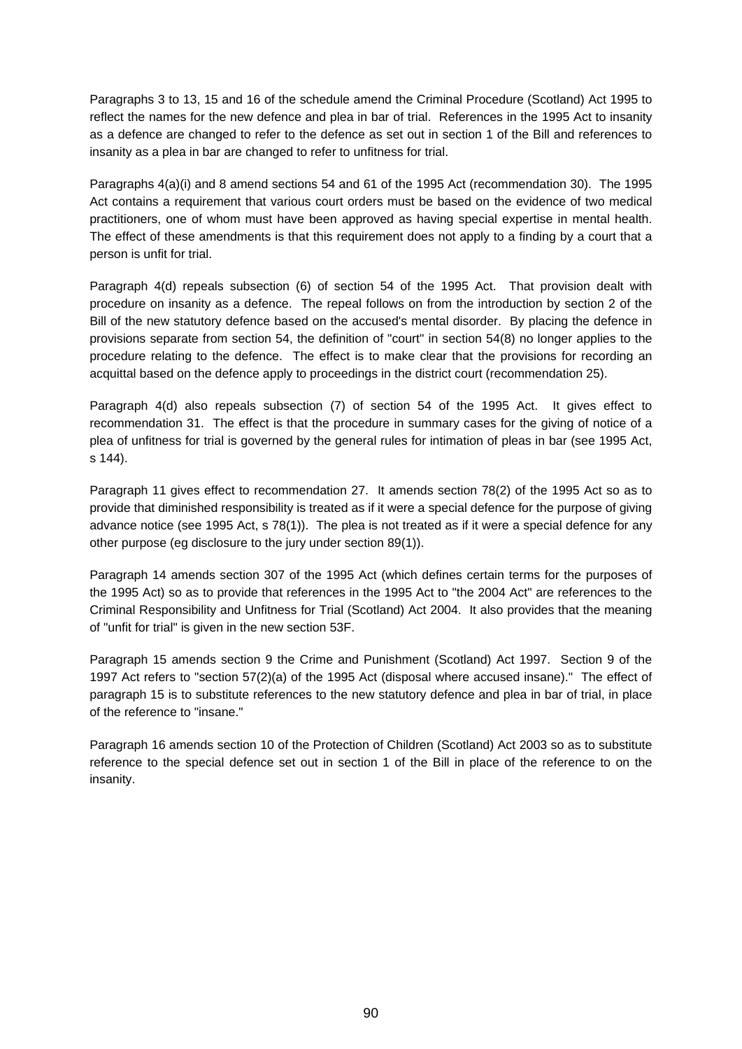Paragraphs 3 to 13, 15 and 16 of the schedule amend the Criminal Procedure (Scotland) Act 1995 to reflect the names for the new defence and plea in bar of trial. References in the 1995 Act to insanity as a defence are changed to refer to the defence as set out in section 1 of the Bill and references to insanity as a plea in bar are changed to refer to unfitness for trial.

Paragraphs 4(a)(i) and 8 amend sections 54 and 61 of the 1995 Act (recommendation 30). The 1995 Act contains a requirement that various court orders must be based on the evidence of two medical practitioners, one of whom must have been approved as having special expertise in mental health. The effect of these amendments is that this requirement does not apply to a finding by a court that a person is unfit for trial.

Paragraph 4(d) repeals subsection (6) of section 54 of the 1995 Act. That provision dealt with procedure on insanity as a defence. The repeal follows on from the introduction by section 2 of the Bill of the new statutory defence based on the accused's mental disorder. By placing the defence in provisions separate from section 54, the definition of "court" in section 54(8) no longer applies to the procedure relating to the defence. The effect is to make clear that the provisions for recording an acquittal based on the defence apply to proceedings in the district court (recommendation 25).

Paragraph 4(d) also repeals subsection (7) of section 54 of the 1995 Act. It gives effect to recommendation 31. The effect is that the procedure in summary cases for the giving of notice of a plea of unfitness for trial is governed by the general rules for intimation of pleas in bar (see 1995 Act, s 144).

Paragraph 11 gives effect to recommendation 27. It amends section 78(2) of the 1995 Act so as to provide that diminished responsibility is treated as if it were a special defence for the purpose of giving advance notice (see 1995 Act, s 78(1)). The plea is not treated as if it were a special defence for any other purpose (eg disclosure to the jury under section 89(1)).

Paragraph 14 amends section 307 of the 1995 Act (which defines certain terms for the purposes of the 1995 Act) so as to provide that references in the 1995 Act to "the 2004 Act" are references to the Criminal Responsibility and Unfitness for Trial (Scotland) Act 2004. It also provides that the meaning of "unfit for trial" is given in the new section 53F.

Paragraph 15 amends section 9 the Crime and Punishment (Scotland) Act 1997. Section 9 of the 1997 Act refers to "section 57(2)(a) of the 1995 Act (disposal where accused insane)." The effect of paragraph 15 is to substitute references to the new statutory defence and plea in bar of trial, in place of the reference to "insane."

Paragraph 16 amends section 10 of the Protection of Children (Scotland) Act 2003 so as to substitute reference to the special defence set out in section 1 of the Bill in place of the reference to on the insanity.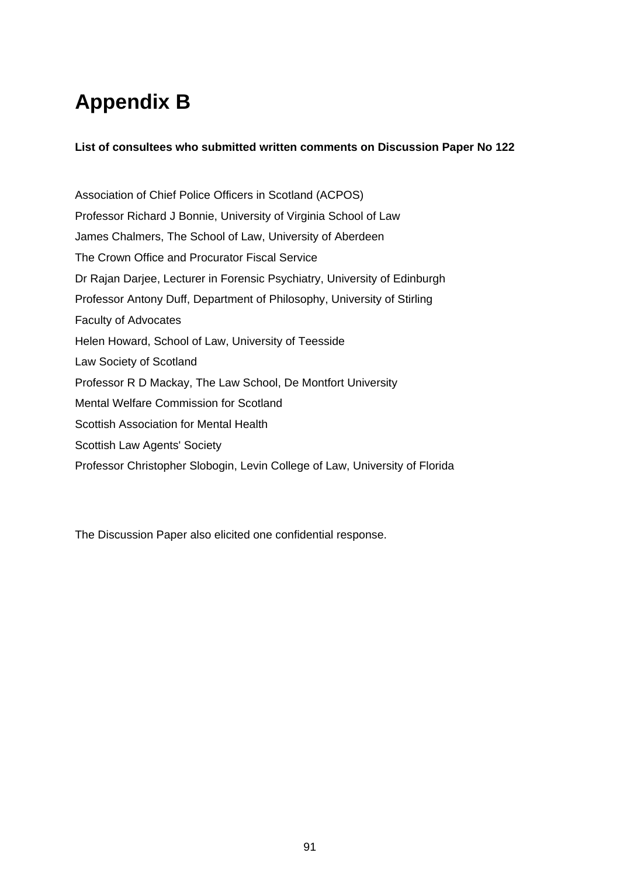# Appendix B

**List of consultees who submitted written comments on Discussion Paper No 122**

Association of Chief Police Officers in Scotland (ACPOS)

Professor Richard J Bonnie, University of Virginia School of Law

James Chalmers, The School of Law, University of Aberdeen

The Crown Office and Procurator Fiscal Service

Dr Rajan Darjee, Lecturer in Forensic Psychiatry, University of Edinburgh

Professor Antony Duff, Department of Philosophy, University of Stirling

Faculty of Advocates

Helen Howard, School of Law, University of Teesside

Law Society of Scotland

Professor R D Mackay, The Law School, De Montfort University

Mental Welfare Commission for Scotland

Scottish Association for Mental Health

Scottish Law Agents' Society

Professor Christopher Slobogin, Levin College of Law, University of Florida

The Discussion Paper also elicited one confidential response.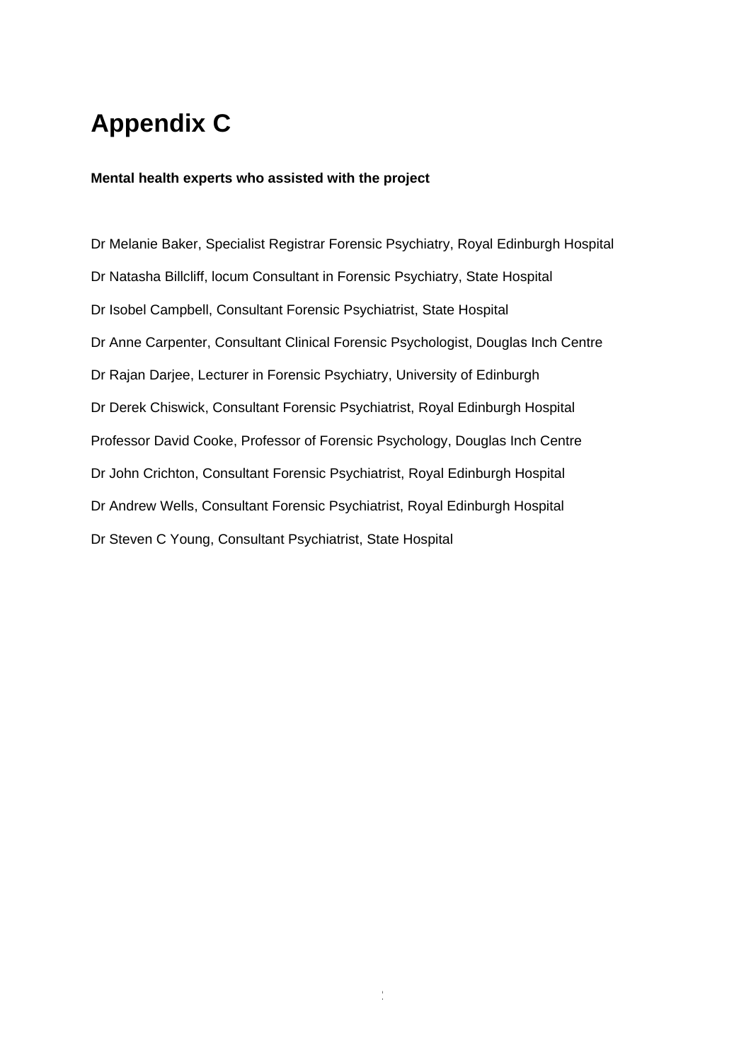# Appendix C

**Mental health experts who assisted with the project**

Dr Melanie Baker, Specialist Registrar Forensic Psychiatry, Royal Edinburgh Hospital

Dr Natasha Billcliff, locum Consultant in Forensic Psychiatry, State Hospital

Dr Isobel Campbell, Consultant Forensic Psychiatrist, State Hospital

Dr Anne Carpenter, Consultant Clinical Forensic Psychologist, Douglas Inch Centre

Dr Rajan Darjee, Lecturer in Forensic Psychiatry, University of Edinburgh

Dr Derek Chiswick, Consultant Forensic Psychiatrist, Royal Edinburgh Hospital

Professor David Cooke, Professor of Forensic Psychology, Douglas Inch Centre

Dr John Crichton, Consultant Forensic Psychiatrist, Royal Edinburgh Hospital

Dr Andrew Wells, Consultant Forensic Psychiatrist, Royal Edinburgh Hospital

Dr Steven C Young, Consultant Psychiatrist, State Hospital